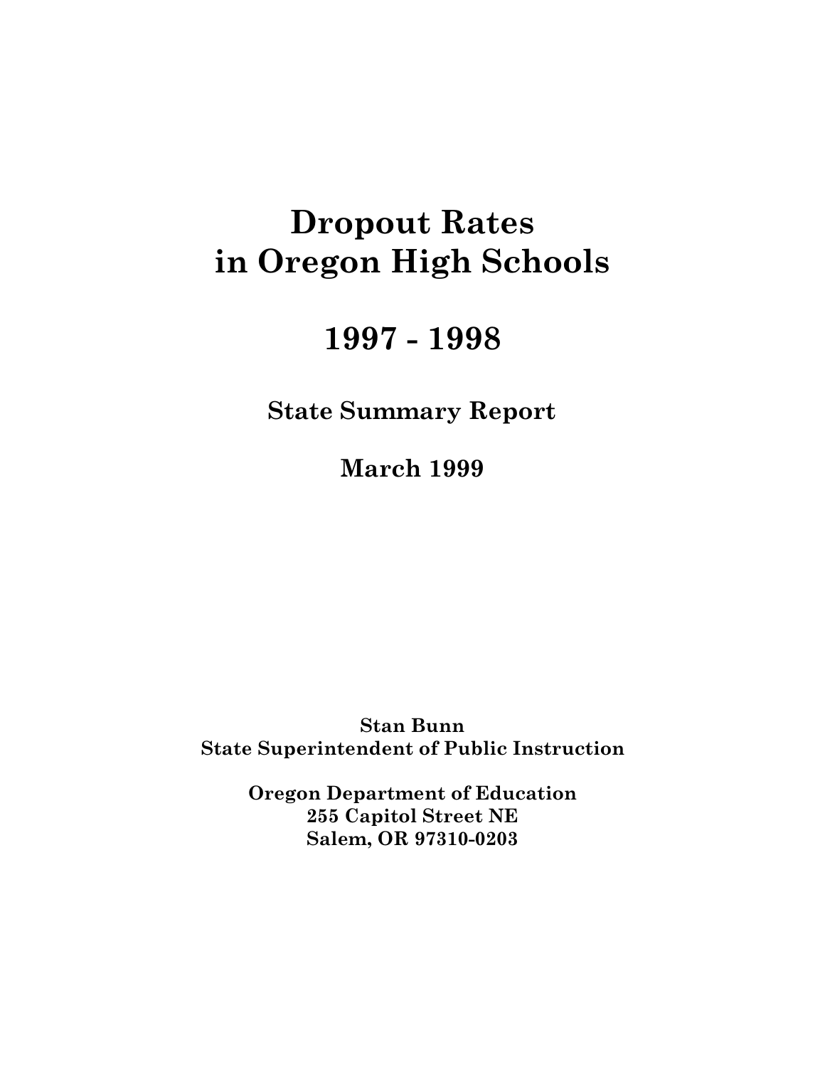# Dropout Rates in Oregon High Schools

# 1997 - 1998

## State Summary Report

## March 1999

**Stan Bunn**
**State Superintendent of Public Instruction**

**Oregon Department of Education**
**255 Capitol Street NE**
**Salem, OR 97310-0203**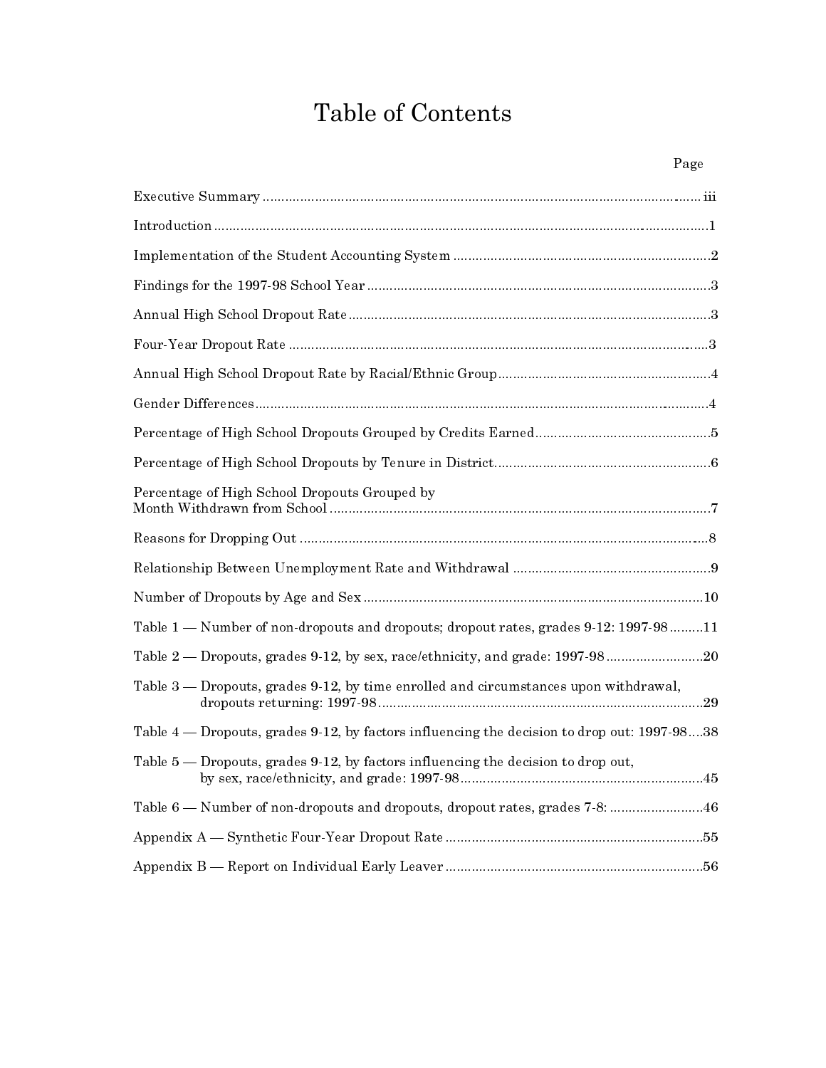# Table of Contents

| | Page |
|---|---|
| Executive Summary | iii |
| Introduction | 1 |
| Implementation of the Student Accounting System | 2 |
| Findings for the 1997-98 School Year | 3 |
| Annual High School Dropout Rate | 3 |
| Four-Year Dropout Rate | 3 |
| Annual High School Dropout Rate by Racial/Ethnic Group | 4 |
| Gender Differences | 4 |
| Percentage of High School Dropouts Grouped by Credits Earned | 5 |
| Percentage of High School Dropouts by Tenure in District | 6 |
| Percentage of High School Dropouts Grouped by Month Withdrawn from School | 7 |
| Reasons for Dropping Out | 8 |
| Relationship Between Unemployment Rate and Withdrawal | 9 |
| Number of Dropouts by Age and Sex | 10 |
| Table 1 — Number of non-dropouts and dropouts; dropout rates, grades 9-12: 1997-98 | 11 |
| Table 2 — Dropouts, grades 9-12, by sex, race/ethnicity, and grade: 1997-98 | 20 |
| Table 3 — Dropouts, grades 9-12, by time enrolled and circumstances upon withdrawal, dropouts returning: 1997-98 | 29 |
| Table 4 — Dropouts, grades 9-12, by factors influencing the decision to drop out: 1997-98 | 38 |
| Table 5 — Dropouts, grades 9-12, by factors influencing the decision to drop out, by sex, race/ethnicity, and grade: 1997-98 | 45 |
| Table 6 — Number of non-dropouts and dropouts, dropout rates, grades 7-8: | 46 |
| Appendix A — Synthetic Four-Year Dropout Rate | 55 |
| Appendix B — Report on Individual Early Leaver | 56 |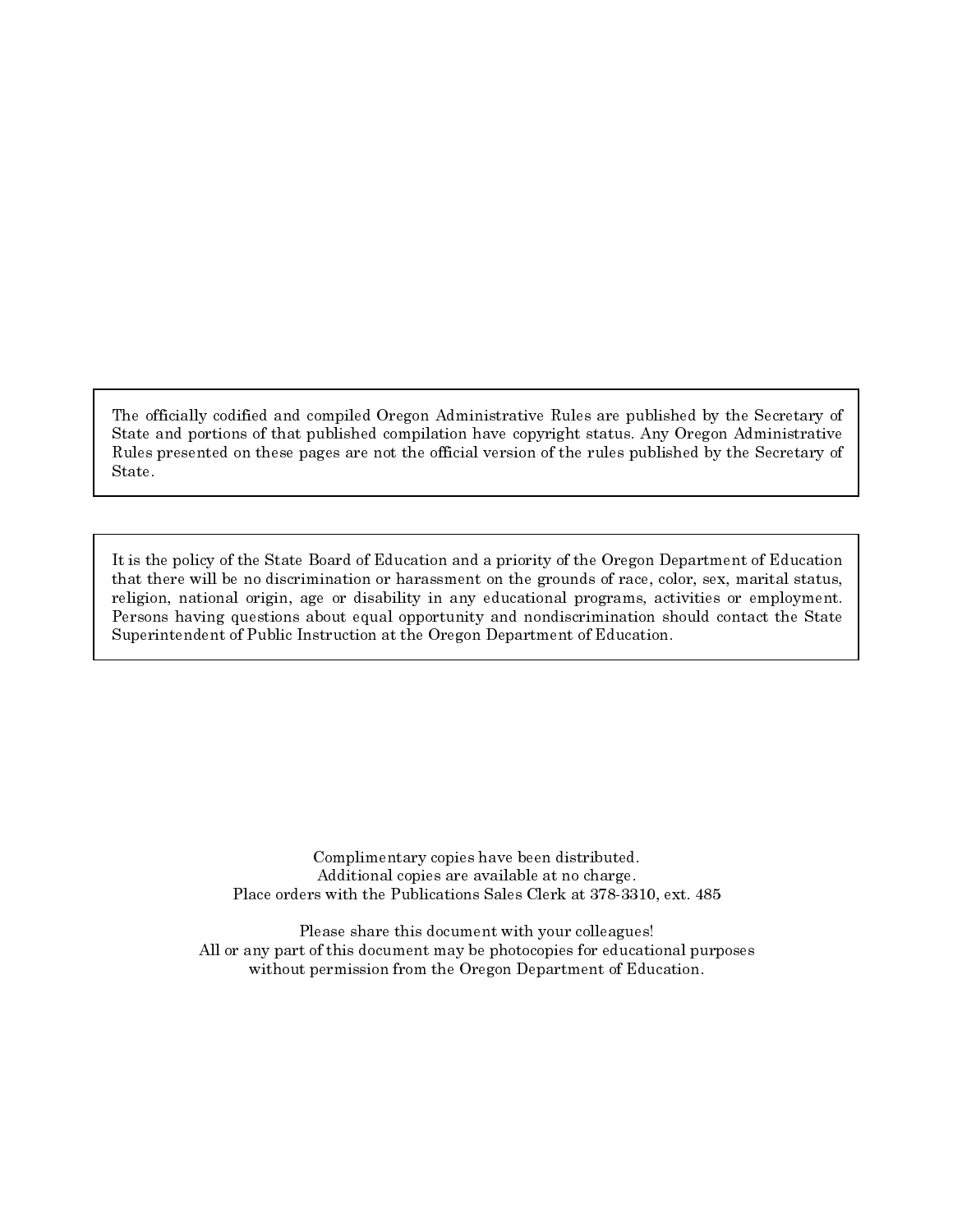The officially codified and compiled Oregon Administrative Rules are published by the Secretary of State and portions of that published compilation have copyright status. Any Oregon Administrative Rules presented on these pages are not the official version of the rules published by the Secretary of State.

It is the policy of the State Board of Education and a priority of the Oregon Department of Education that there will be no discrimination or harassment on the grounds of race, color, sex, marital status, religion, national origin, age or disability in any educational programs, activities or employment. Persons having questions about equal opportunity and nondiscrimination should contact the State Superintendent of Public Instruction at the Oregon Department of Education.

Complimentary copies have been distributed.
Additional copies are available at no charge.
Place orders with the Publications Sales Clerk at 378-3310, ext. 485

Please share this document with your colleagues!
All or any part of this document may be photocopies for educational purposes without permission from the Oregon Department of Education.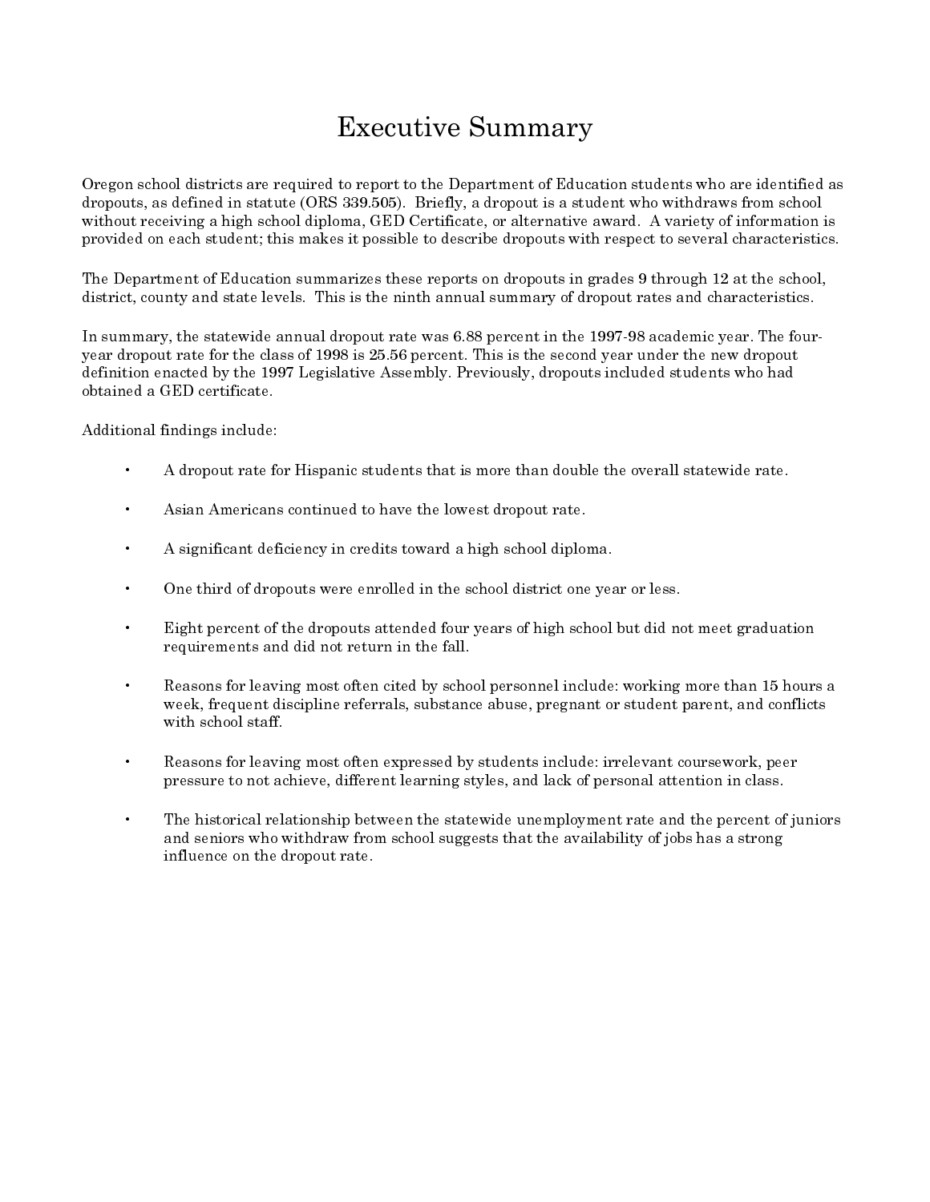# Executive Summary

Oregon school districts are required to report to the Department of Education students who are identified as dropouts, as defined in statute (ORS 339.505). Briefly, a dropout is a student who withdraws from school without receiving a high school diploma, GED Certificate, or alternative award. A variety of information is provided on each student; this makes it possible to describe dropouts with respect to several characteristics.

The Department of Education summarizes these reports on dropouts in grades 9 through 12 at the school, district, county and state levels. This is the ninth annual summary of dropout rates and characteristics.

In summary, the statewide annual dropout rate was 6.88 percent in the 1997-98 academic year. The four-year dropout rate for the class of 1998 is 25.56 percent. This is the second year under the new dropout definition enacted by the 1997 Legislative Assembly. Previously, dropouts included students who had obtained a GED certificate.

Additional findings include:

- A dropout rate for Hispanic students that is more than double the overall statewide rate.
- Asian Americans continued to have the lowest dropout rate.
- A significant deficiency in credits toward a high school diploma.
- One third of dropouts were enrolled in the school district one year or less.
- Eight percent of the dropouts attended four years of high school but did not meet graduation requirements and did not return in the fall.
- Reasons for leaving most often cited by school personnel include: working more than 15 hours a week, frequent discipline referrals, substance abuse, pregnant or student parent, and conflicts with school staff.
- Reasons for leaving most often expressed by students include: irrelevant coursework, peer pressure to not achieve, different learning styles, and lack of personal attention in class.
- The historical relationship between the statewide unemployment rate and the percent of juniors and seniors who withdraw from school suggests that the availability of jobs has a strong influence on the dropout rate.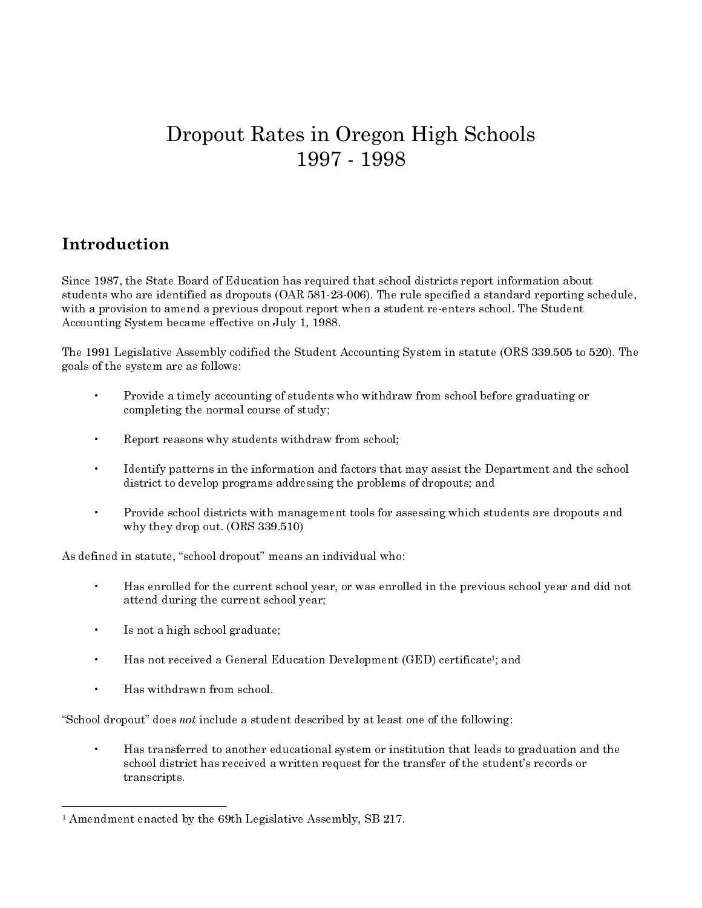# Dropout Rates in Oregon High Schools 1997 - 1998

## Introduction

Since 1987, the State Board of Education has required that school districts report information about students who are identified as dropouts (OAR 581-23-006). The rule specified a standard reporting schedule, with a provision to amend a previous dropout report when a student re-enters school. The Student Accounting System became effective on July 1, 1988.

The 1991 Legislative Assembly codified the Student Accounting System in statute (ORS 339.505 to 520). The goals of the system are as follows:

- Provide a timely accounting of students who withdraw from school before graduating or completing the normal course of study;
- Report reasons why students withdraw from school;
- Identify patterns in the information and factors that may assist the Department and the school district to develop programs addressing the problems of dropouts; and
- Provide school districts with management tools for assessing which students are dropouts and why they drop out. (ORS 339.510)

As defined in statute, "school dropout" means an individual who:

- Has enrolled for the current school year, or was enrolled in the previous school year and did not attend during the current school year;
- Is not a high school graduate;
- Has not received a General Education Development (GED) certificate[1]; and
- Has withdrawn from school.

"School dropout" does *not* include a student described by at least one of the following:

- Has transferred to another educational system or institution that leads to graduation and the school district has received a written request for the transfer of the student's records or transcripts.

---

[1] Amendment enacted by the 69th Legislative Assembly, SB 217.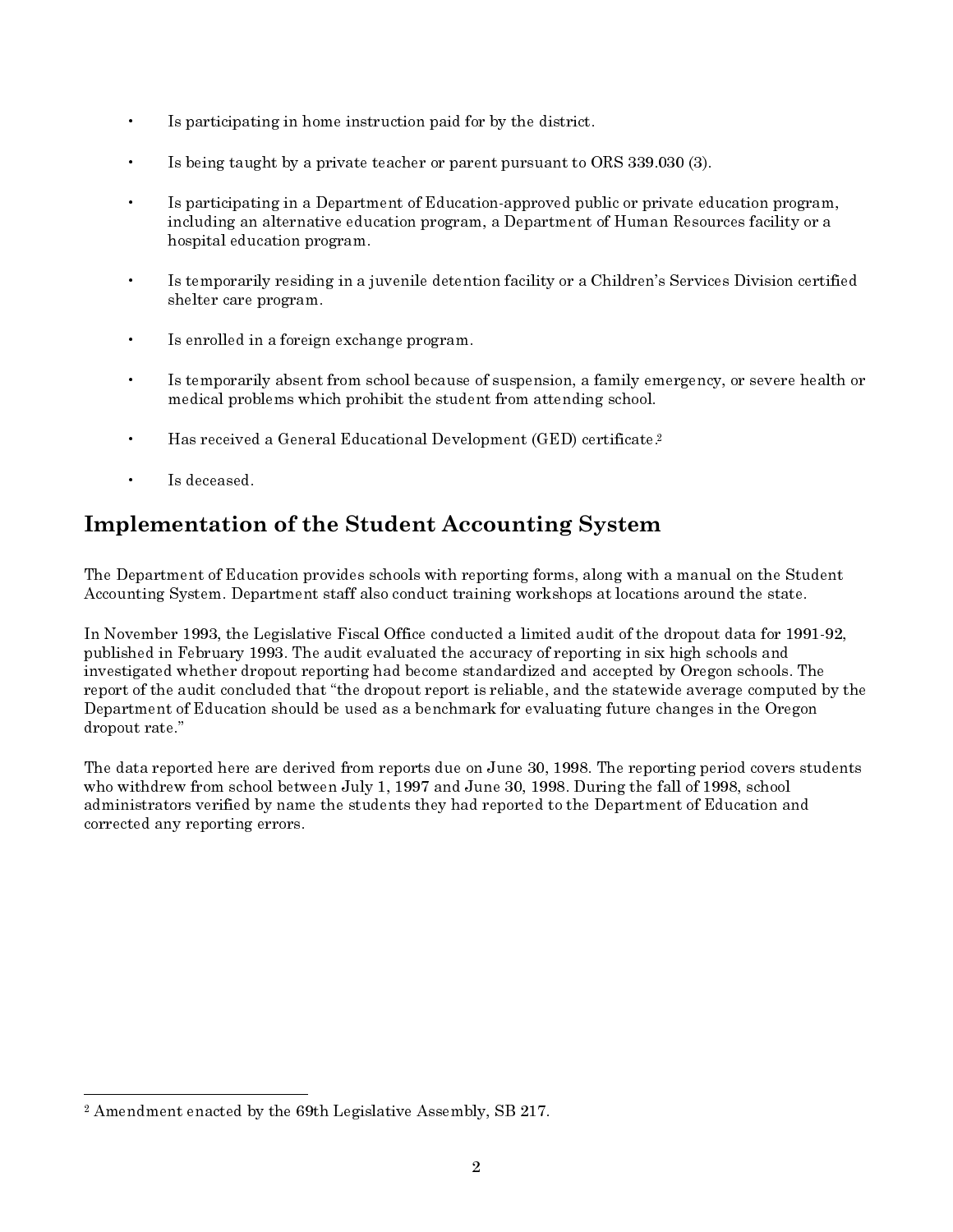- Is participating in home instruction paid for by the district.
- Is being taught by a private teacher or parent pursuant to ORS 339.030 (3).
- Is participating in a Department of Education-approved public or private education program, including an alternative education program, a Department of Human Resources facility or a hospital education program.
- Is temporarily residing in a juvenile detention facility or a Children's Services Division certified shelter care program.
- Is enrolled in a foreign exchange program.
- Is temporarily absent from school because of suspension, a family emergency, or severe health or medical problems which prohibit the student from attending school.
- Has received a General Educational Development (GED) certificate.[2]
- Is deceased.

## Implementation of the Student Accounting System

The Department of Education provides schools with reporting forms, along with a manual on the Student Accounting System. Department staff also conduct training workshops at locations around the state.

In November 1993, the Legislative Fiscal Office conducted a limited audit of the dropout data for 1991-92, published in February 1993. The audit evaluated the accuracy of reporting in six high schools and investigated whether dropout reporting had become standardized and accepted by Oregon schools. The report of the audit concluded that "the dropout report is reliable, and the statewide average computed by the Department of Education should be used as a benchmark for evaluating future changes in the Oregon dropout rate."

The data reported here are derived from reports due on June 30, 1998. The reporting period covers students who withdrew from school between July 1, 1997 and June 30, 1998. During the fall of 1998, school administrators verified by name the students they had reported to the Department of Education and corrected any reporting errors.

---

[2] Amendment enacted by the 69th Legislative Assembly, SB 217.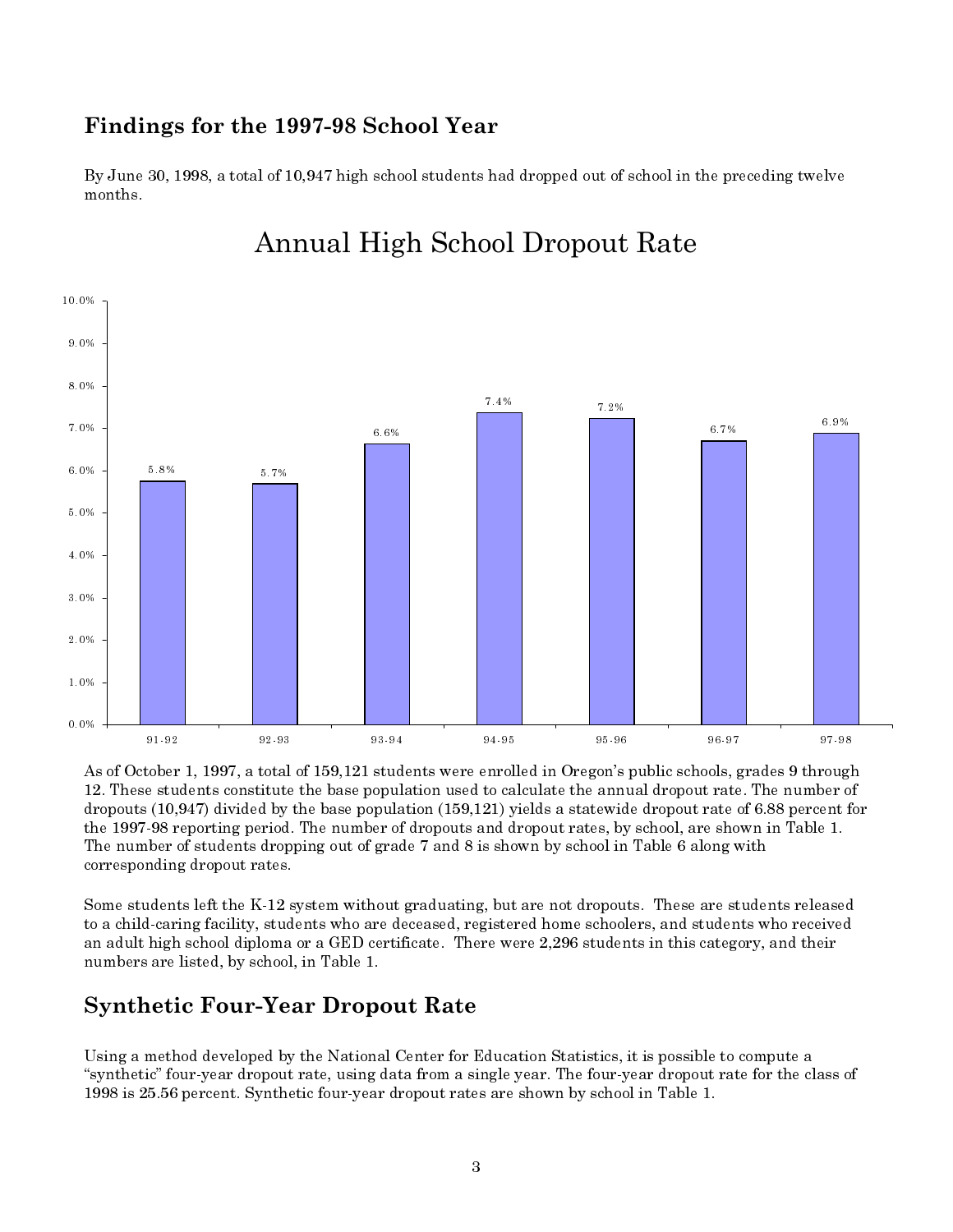## Findings for the 1997-98 School Year

By June 30, 1998, a total of 10,947 high school students had dropped out of school in the preceding twelve months.

Annual High School Dropout Rate

| Year | Dropout Rate |
|---|---|
| 91-92 | 5.8% |
| 92-93 | 5.7% |
| 93-94 | 6.6% |
| 94-95 | 7.4% |
| 95-96 | 7.2% |
| 96-97 | 6.7% |
| 97-98 | 6.9% |

As of October 1, 1997, a total of 159,121 students were enrolled in Oregon's public schools, grades 9 through 12. These students constitute the base population used to calculate the annual dropout rate. The number of dropouts (10,947) divided by the base population (159,121) yields a statewide dropout rate of 6.88 percent for the 1997-98 reporting period. The number of dropouts and dropout rates, by school, are shown in Table 1. The number of students dropping out of grade 7 and 8 is shown by school in Table 6 along with corresponding dropout rates.

Some students left the K-12 system without graduating, but are not dropouts. These are students released to a child-caring facility, students who are deceased, registered home schoolers, and students who received an adult high school diploma or a GED certificate. There were 2,296 students in this category, and their numbers are listed, by school, in Table 1.

## Synthetic Four-Year Dropout Rate

Using a method developed by the National Center for Education Statistics, it is possible to compute a "synthetic" four-year dropout rate, using data from a single year. The four-year dropout rate for the class of 1998 is 25.56 percent. Synthetic four-year dropout rates are shown by school in Table 1.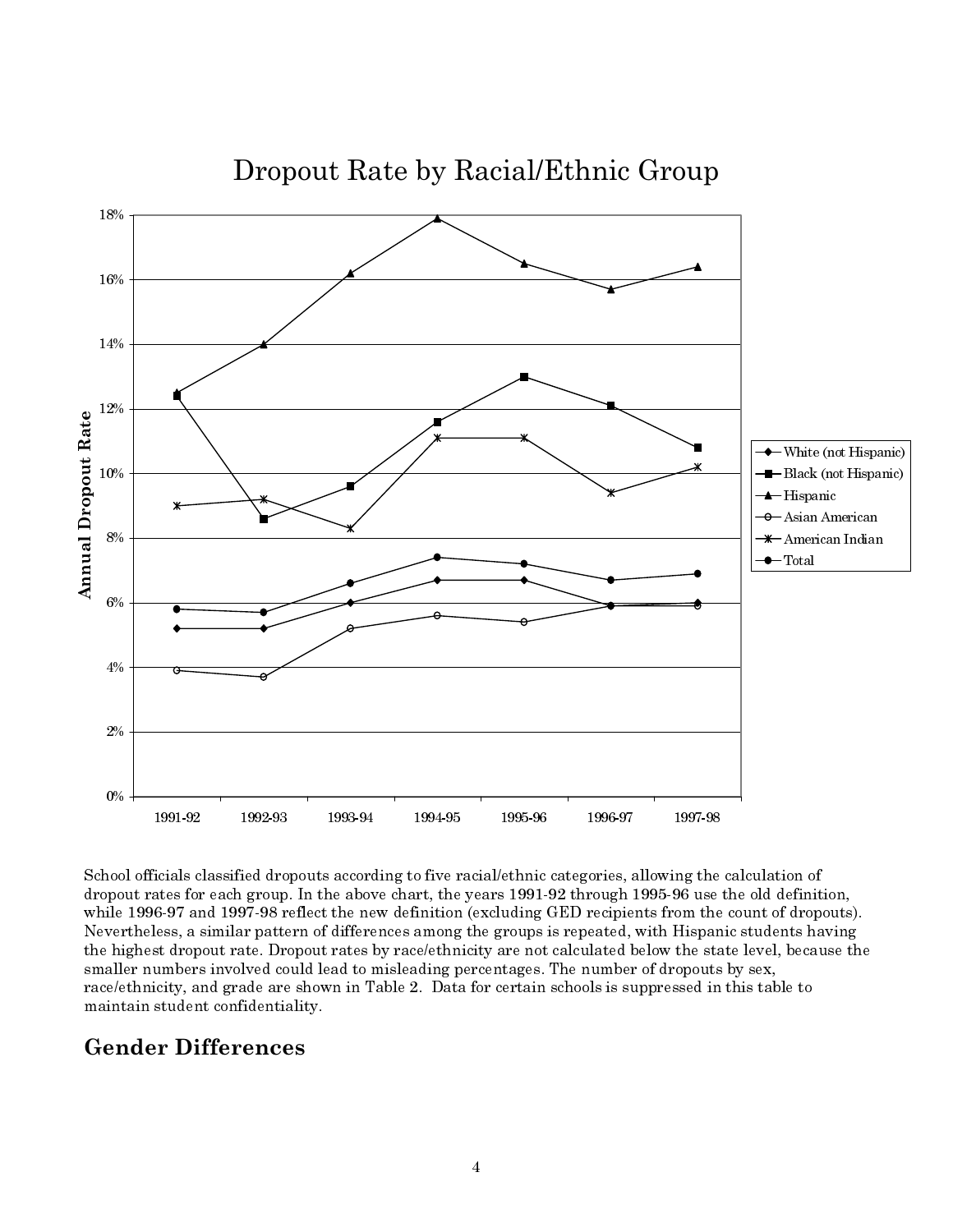Dropout Rate by Racial/Ethnic Group

School officials classified dropouts according to five racial/ethnic categories, allowing the calculation of dropout rates for each group. In the above chart, the years 1991-92 through 1995-96 use the old definition, while 1996-97 and 1997-98 reflect the new definition (excluding GED recipients from the count of dropouts). Nevertheless, a similar pattern of differences among the groups is repeated, with Hispanic students having the highest dropout rate. Dropout rates by race/ethnicity are not calculated below the state level, because the smaller numbers involved could lead to misleading percentages. The number of dropouts by sex, race/ethnicity, and grade are shown in Table 2. Data for certain schools is suppressed in this table to maintain student confidentiality.

## Gender Differences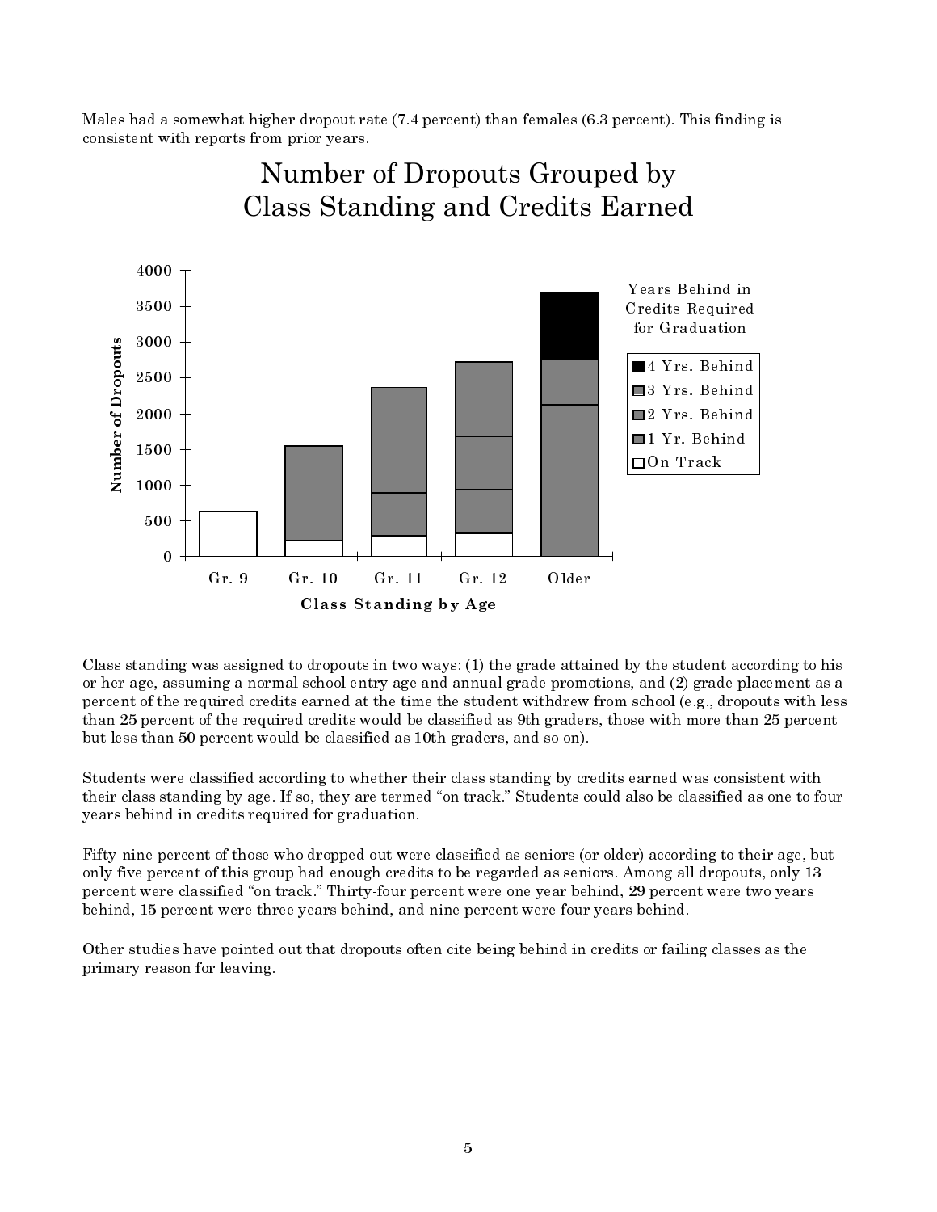Males had a somewhat higher dropout rate (7.4 percent) than females (6.3 percent). This finding is consistent with reports from prior years.

## Number of Dropouts Grouped by Class Standing and Credits Earned

Class standing was assigned to dropouts in two ways: (1) the grade attained by the student according to his or her age, assuming a normal school entry age and annual grade promotions, and (2) grade placement as a percent of the required credits earned at the time the student withdrew from school (e.g., dropouts with less than 25 percent of the required credits would be classified as 9th graders, those with more than 25 percent but less than 50 percent would be classified as 10th graders, and so on).

Students were classified according to whether their class standing by credits earned was consistent with their class standing by age. If so, they are termed "on track." Students could also be classified as one to four years behind in credits required for graduation.

Fifty-nine percent of those who dropped out were classified as seniors (or older) according to their age, but only five percent of this group had enough credits to be regarded as seniors. Among all dropouts, only 13 percent were classified "on track." Thirty-four percent were one year behind, 29 percent were two years behind, 15 percent were three years behind, and nine percent were four years behind.

Other studies have pointed out that dropouts often cite being behind in credits or failing classes as the primary reason for leaving.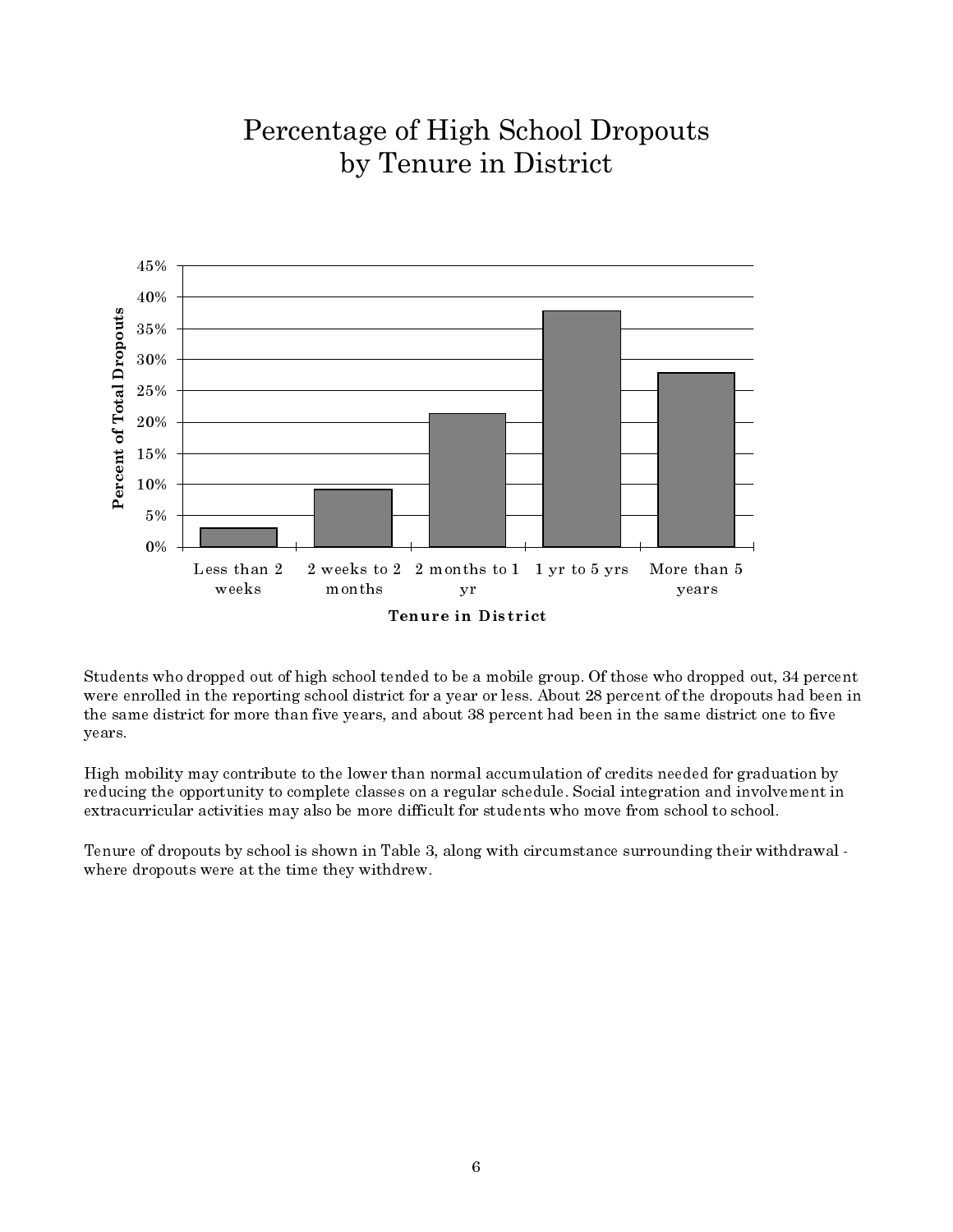# Percentage of High School Dropouts by Tenure in District

Students who dropped out of high school tended to be a mobile group. Of those who dropped out, 34 percent were enrolled in the reporting school district for a year or less. About 28 percent of the dropouts had been in the same district for more than five years, and about 38 percent had been in the same district one to five years.

High mobility may contribute to the lower than normal accumulation of credits needed for graduation by reducing the opportunity to complete classes on a regular schedule. Social integration and involvement in extracurricular activities may also be more difficult for students who move from school to school.

Tenure of dropouts by school is shown in Table 3, along with circumstance surrounding their withdrawal - where dropouts were at the time they withdrew.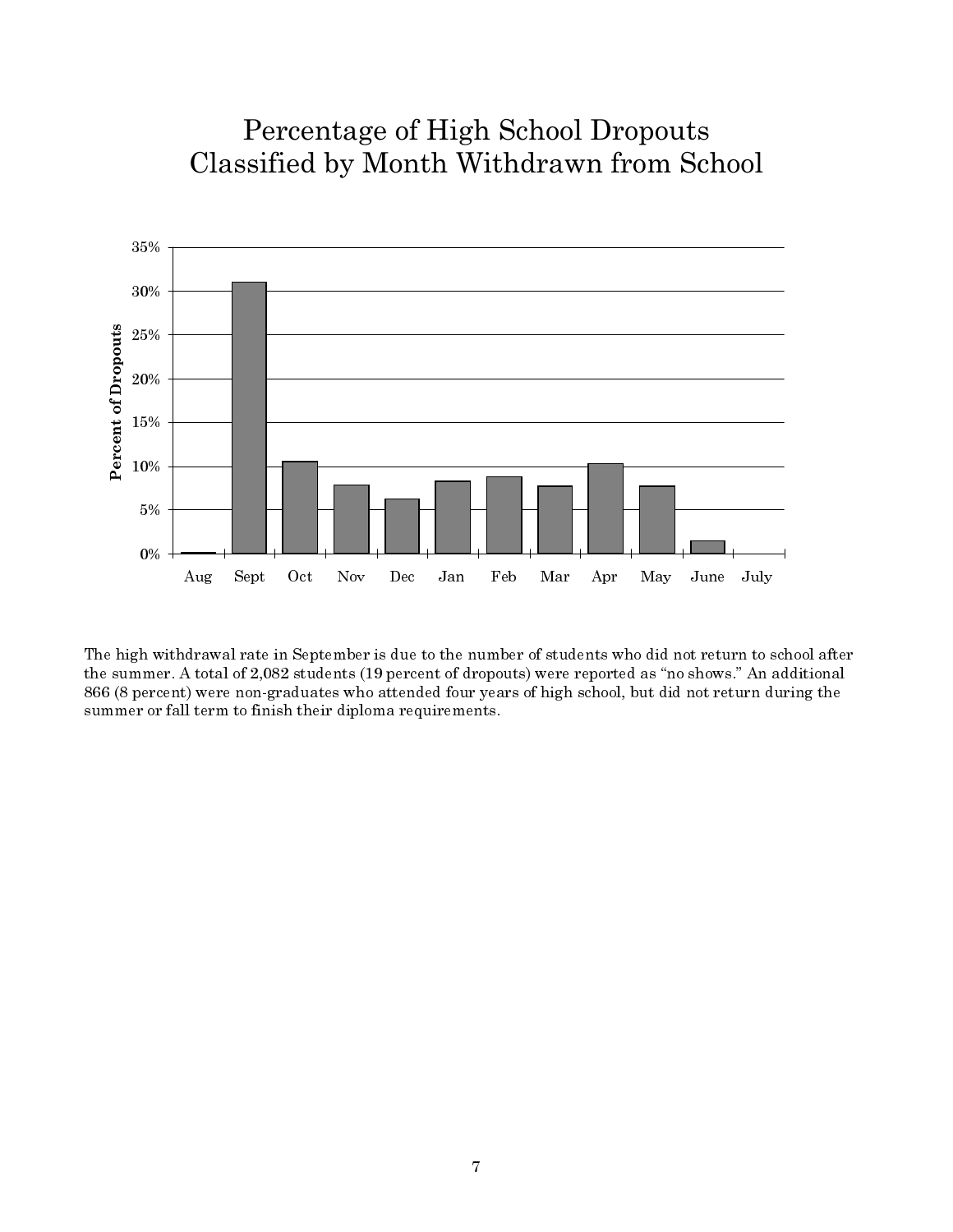# Percentage of High School Dropouts Classified by Month Withdrawn from School

| Month | Percent of Dropouts |
|---|---|
| Aug | ~0% |
| Sept | ~31% |
| Oct | ~10.5% |
| Nov | ~8% |
| Dec | ~6% |
| Jan | ~8% |
| Feb | ~9% |
| Mar | ~8% |
| Apr | ~10% |
| May | ~8% |
| June | ~1.5% |
| July | 0% |

The high withdrawal rate in September is due to the number of students who did not return to school after the summer. A total of 2,082 students (19 percent of dropouts) were reported as "no shows." An additional 866 (8 percent) were non-graduates who attended four years of high school, but did not return during the summer or fall term to finish their diploma requirements.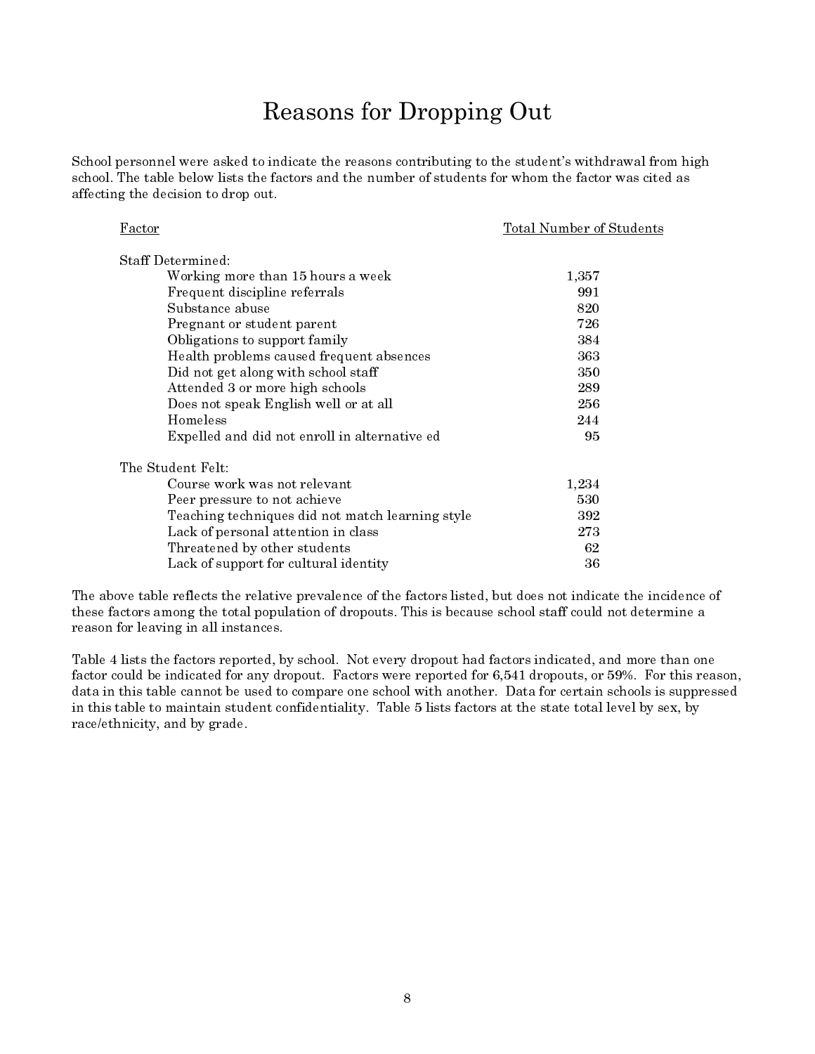# Reasons for Dropping Out

School personnel were asked to indicate the reasons contributing to the student's withdrawal from high school. The table below lists the factors and the number of students for whom the factor was cited as affecting the decision to drop out.

| Factor | Total Number of Students |
|---|---|
| **Staff Determined:** | |
| Working more than 15 hours a week | 1,357 |
| Frequent discipline referrals | 991 |
| Substance abuse | 820 |
| Pregnant or student parent | 726 |
| Obligations to support family | 384 |
| Health problems caused frequent absences | 363 |
| Did not get along with school staff | 350 |
| Attended 3 or more high schools | 289 |
| Does not speak English well or at all | 256 |
| Homeless | 244 |
| Expelled and did not enroll in alternative ed | 95 |
| **The Student Felt:** | |
| Course work was not relevant | 1,234 |
| Peer pressure to not achieve | 530 |
| Teaching techniques did not match learning style | 392 |
| Lack of personal attention in class | 273 |
| Threatened by other students | 62 |
| Lack of support for cultural identity | 36 |

The above table reflects the relative prevalence of the factors listed, but does not indicate the incidence of these factors among the total population of dropouts. This is because school staff could not determine a reason for leaving in all instances.

Table 4 lists the factors reported, by school. Not every dropout had factors indicated, and more than one factor could be indicated for any dropout. Factors were reported for 6,541 dropouts, or 59%. For this reason, data in this table cannot be used to compare one school with another. Data for certain schools is suppressed in this table to maintain student confidentiality. Table 5 lists factors at the state total level by sex, by race/ethnicity, and by grade.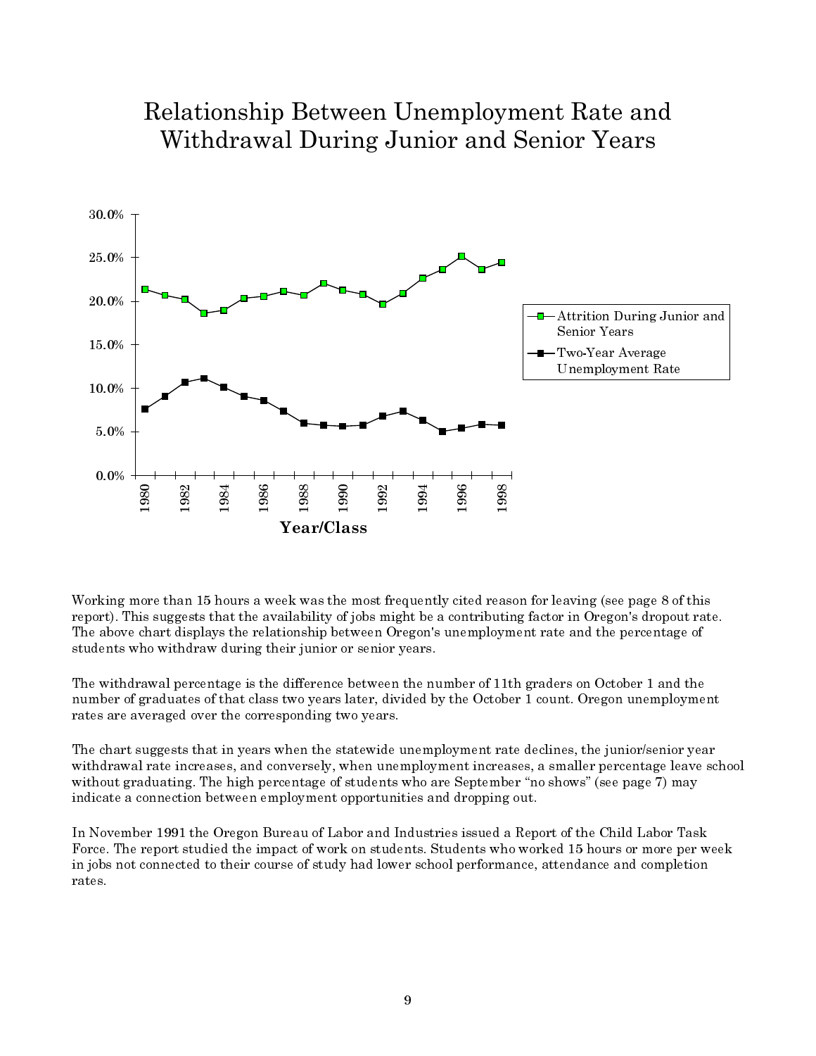# Relationship Between Unemployment Rate and Withdrawal During Junior and Senior Years

Working more than 15 hours a week was the most frequently cited reason for leaving (see page 8 of this report). This suggests that the availability of jobs might be a contributing factor in Oregon's dropout rate. The above chart displays the relationship between Oregon's unemployment rate and the percentage of students who withdraw during their junior or senior years.

The withdrawal percentage is the difference between the number of 11th graders on October 1 and the number of graduates of that class two years later, divided by the October 1 count. Oregon unemployment rates are averaged over the corresponding two years.

The chart suggests that in years when the statewide unemployment rate declines, the junior/senior year withdrawal rate increases, and conversely, when unemployment increases, a smaller percentage leave school without graduating. The high percentage of students who are September "no shows" (see page 7) may indicate a connection between employment opportunities and dropping out.

In November 1991 the Oregon Bureau of Labor and Industries issued a Report of the Child Labor Task Force. The report studied the impact of work on students. Students who worked 15 hours or more per week in jobs not connected to their course of study had lower school performance, attendance and completion rates.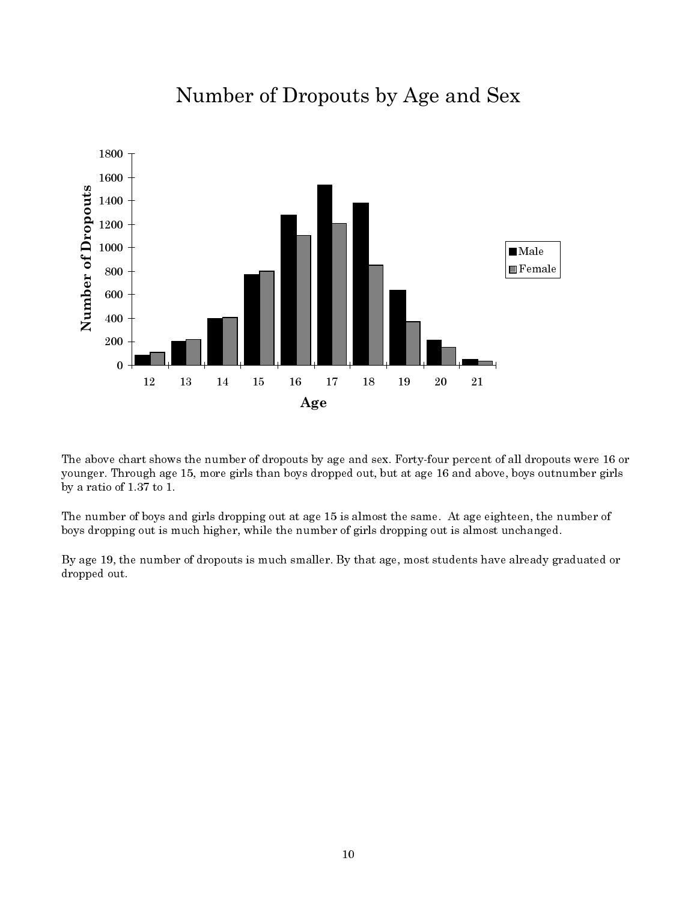# Number of Dropouts by Age and Sex

The above chart shows the number of dropouts by age and sex. Forty-four percent of all dropouts were 16 or younger. Through age 15, more girls than boys dropped out, but at age 16 and above, boys outnumber girls by a ratio of 1.37 to 1.

The number of boys and girls dropping out at age 15 is almost the same. At age eighteen, the number of boys dropping out is much higher, while the number of girls dropping out is almost unchanged.

By age 19, the number of dropouts is much smaller. By that age, most students have already graduated or dropped out.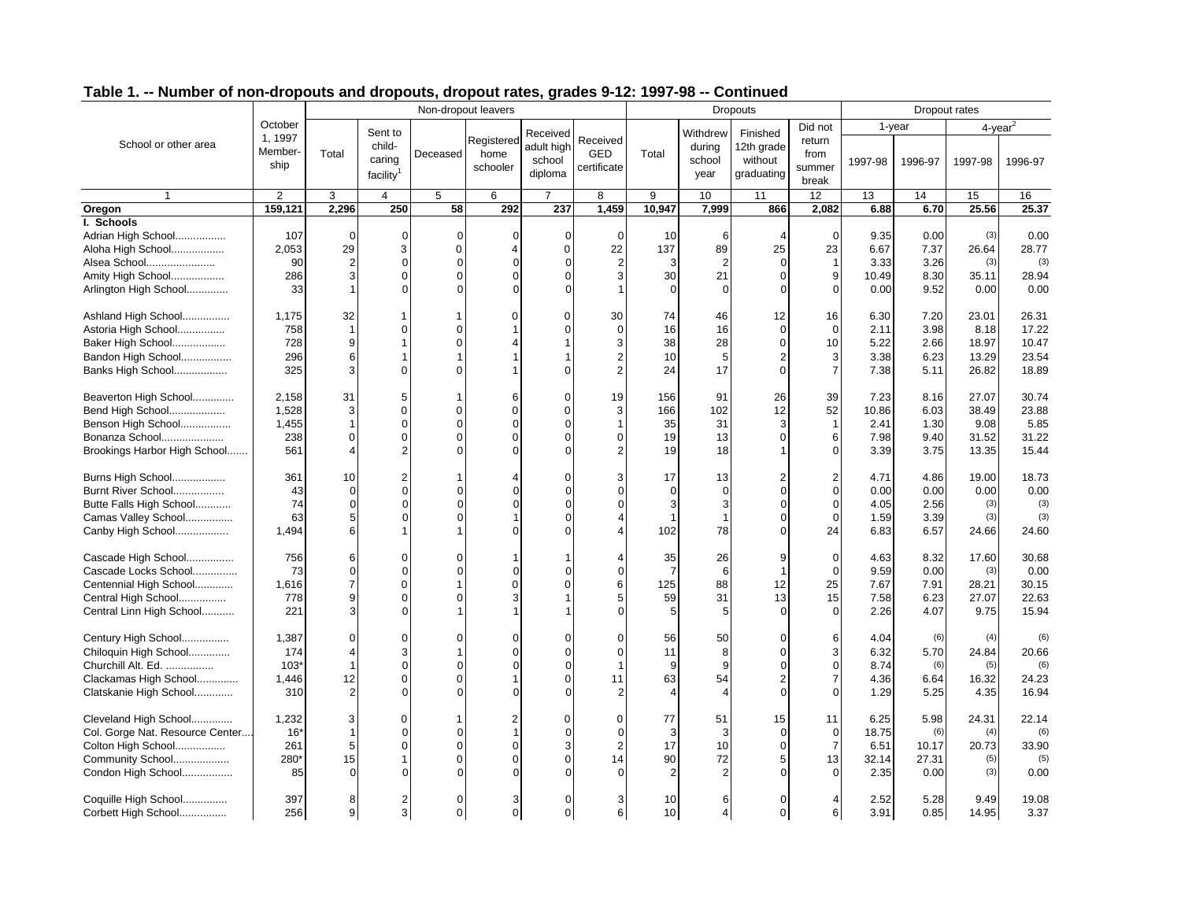## Table 1. -- Number of non-dropouts and dropouts, dropout rates, grades 9-12: 1997-98 -- Continued

| School or other area | October 1, 1997 Membership | Non-dropout leavers | | | | | | Dropouts | | | | Dropout rates | | | |
|---|---|---|---|---|---|---|---|---|---|---|---|---|---|---|---|
| | | Total | Sent to child-caring facility[1] | Deceased | Registered home schooler | Received adult high school diploma | Received GED certificate | Total | Withdrew during school year | Finished 12th grade without graduating | Did not return from summer break | 1-year 1997-98 | 1-year 1996-97 | 4-year[2] 1997-98 | 4-year[2] 1996-97 |
| 1 | 2 | 3 | 4 | 5 | 6 | 7 | 8 | 9 | 10 | 11 | 12 | 13 | 14 | 15 | 16 |
| **Oregon** | **159,121** | **2,296** | **250** | **58** | **292** | **237** | **1,459** | **10,947** | **7,999** | **866** | **2,082** | **6.88** | **6.70** | **25.56** | **25.37** |
| **I. Schools** | | | | | | | | | | | | | | | |
| Adrian High School | 107 | 0 | 0 | 0 | 0 | 0 | 0 | 10 | 6 | 4 | 0 | 9.35 | 0.00 | (3) | 0.00 |
| Aloha High School | 2,053 | 29 | 3 | 0 | 4 | 0 | 22 | 137 | 89 | 25 | 23 | 6.67 | 7.37 | 26.64 | 28.77 |
| Alsea School | 90 | 2 | 0 | 0 | 0 | 0 | 2 | 3 | 2 | 0 | 1 | 3.33 | 3.26 | (3) | (3) |
| Amity High School | 286 | 3 | 0 | 0 | 0 | 0 | 3 | 30 | 21 | 0 | 9 | 10.49 | 8.30 | 35.11 | 28.94 |
| Arlington High School | 33 | 1 | 0 | 0 | 0 | 0 | 1 | 0 | 0 | 0 | 0 | 0.00 | 9.52 | 0.00 | 0.00 |
| Ashland High School | 1,175 | 32 | 1 | 1 | 0 | 0 | 30 | 74 | 46 | 12 | 16 | 6.30 | 7.20 | 23.01 | 26.31 |
| Astoria High School | 758 | 1 | 0 | 0 | 1 | 0 | 0 | 16 | 16 | 0 | 0 | 2.11 | 3.98 | 8.18 | 17.22 |
| Baker High School | 728 | 9 | 1 | 0 | 4 | 1 | 3 | 38 | 28 | 0 | 10 | 5.22 | 2.66 | 18.97 | 10.47 |
| Bandon High School | 296 | 6 | 1 | 1 | 1 | 1 | 2 | 10 | 5 | 2 | 3 | 3.38 | 6.23 | 13.29 | 23.54 |
| Banks High School | 325 | 3 | 0 | 0 | 1 | 0 | 2 | 24 | 17 | 0 | 7 | 7.38 | 5.11 | 26.82 | 18.89 |
| Beaverton High School | 2,158 | 31 | 5 | 1 | 6 | 0 | 19 | 156 | 91 | 26 | 39 | 7.23 | 8.16 | 27.07 | 30.74 |
| Bend High School | 1,528 | 3 | 0 | 0 | 0 | 0 | 3 | 166 | 102 | 12 | 52 | 10.86 | 6.03 | 38.49 | 23.88 |
| Benson High School | 1,455 | 1 | 0 | 0 | 0 | 0 | 1 | 35 | 31 | 3 | 1 | 2.41 | 1.30 | 9.08 | 5.85 |
| Bonanza School | 238 | 0 | 0 | 0 | 0 | 0 | 0 | 19 | 13 | 0 | 6 | 7.98 | 9.40 | 31.52 | 31.22 |
| Brookings Harbor High School | 561 | 4 | 2 | 0 | 0 | 0 | 2 | 19 | 18 | 1 | 0 | 3.39 | 3.75 | 13.35 | 15.44 |
| Burns High School | 361 | 10 | 2 | 1 | 4 | 0 | 3 | 17 | 13 | 2 | 2 | 4.71 | 4.86 | 19.00 | 18.73 |
| Burnt River School | 43 | 0 | 0 | 0 | 0 | 0 | 0 | 0 | 0 | 0 | 0 | 0.00 | 0.00 | 0.00 | 0.00 |
| Butte Falls High School | 74 | 0 | 0 | 0 | 0 | 0 | 0 | 3 | 3 | 0 | 0 | 4.05 | 2.56 | (3) | (3) |
| Camas Valley School | 63 | 5 | 0 | 0 | 1 | 0 | 4 | 1 | 1 | 0 | 0 | 1.59 | 3.39 | (3) | (3) |
| Canby High School | 1,494 | 6 | 1 | 1 | 0 | 0 | 4 | 102 | 78 | 0 | 24 | 6.83 | 6.57 | 24.66 | 24.60 |
| Cascade High School | 756 | 6 | 0 | 0 | 1 | 1 | 4 | 35 | 26 | 9 | 0 | 4.63 | 8.32 | 17.60 | 30.68 |
| Cascade Locks School | 73 | 0 | 0 | 0 | 0 | 0 | 0 | 7 | 6 | 1 | 0 | 9.59 | 0.00 | (3) | 0.00 |
| Centennial High School | 1,616 | 7 | 0 | 1 | 0 | 0 | 6 | 125 | 88 | 12 | 25 | 7.67 | 7.91 | 28.21 | 30.15 |
| Central High School | 778 | 9 | 0 | 0 | 3 | 1 | 5 | 59 | 31 | 13 | 15 | 7.58 | 6.23 | 27.07 | 22.63 |
| Central Linn High School | 221 | 3 | 0 | 1 | 1 | 1 | 0 | 5 | 5 | 0 | 0 | 2.26 | 4.07 | 9.75 | 15.94 |
| Century High School | 1,387 | 0 | 0 | 0 | 0 | 0 | 0 | 56 | 50 | 0 | 6 | 4.04 | (6) | (4) | (6) |
| Chiloquin High School | 174 | 4 | 3 | 1 | 0 | 0 | 0 | 11 | 8 | 0 | 3 | 6.32 | 5.70 | 24.84 | 20.66 |
| Churchill Alt. Ed. | 103* | 1 | 0 | 0 | 0 | 0 | 1 | 9 | 9 | 0 | 0 | 8.74 | (6) | (5) | (6) |
| Clackamas High School | 1,446 | 12 | 0 | 0 | 1 | 0 | 11 | 63 | 54 | 2 | 7 | 4.36 | 6.64 | 16.32 | 24.23 |
| Clatskanie High School | 310 | 2 | 0 | 0 | 0 | 0 | 2 | 4 | 4 | 0 | 0 | 1.29 | 5.25 | 4.35 | 16.94 |
| Cleveland High School | 1,232 | 3 | 0 | 1 | 2 | 0 | 0 | 77 | 51 | 15 | 11 | 6.25 | 5.98 | 24.31 | 22.14 |
| Col. Gorge Nat. Resource Center | 16* | 1 | 0 | 0 | 1 | 0 | 0 | 3 | 3 | 0 | 0 | 18.75 | (6) | (4) | (6) |
| Colton High School | 261 | 5 | 0 | 0 | 0 | 3 | 2 | 17 | 10 | 0 | 7 | 6.51 | 10.17 | 20.73 | 33.90 |
| Community School | 280* | 15 | 1 | 0 | 0 | 0 | 14 | 90 | 72 | 5 | 13 | 32.14 | 27.31 | (5) | (5) |
| Condon High School | 85 | 0 | 0 | 0 | 0 | 0 | 0 | 2 | 2 | 0 | 0 | 2.35 | 0.00 | (3) | 0.00 |
| Coquille High School | 397 | 8 | 2 | 0 | 3 | 0 | 3 | 10 | 6 | 0 | 4 | 2.52 | 5.28 | 9.49 | 19.08 |
| Corbett High School | 256 | 9 | 3 | 0 | 0 | 0 | 6 | 10 | 4 | 0 | 6 | 3.91 | 0.85 | 14.95 | 3.37 |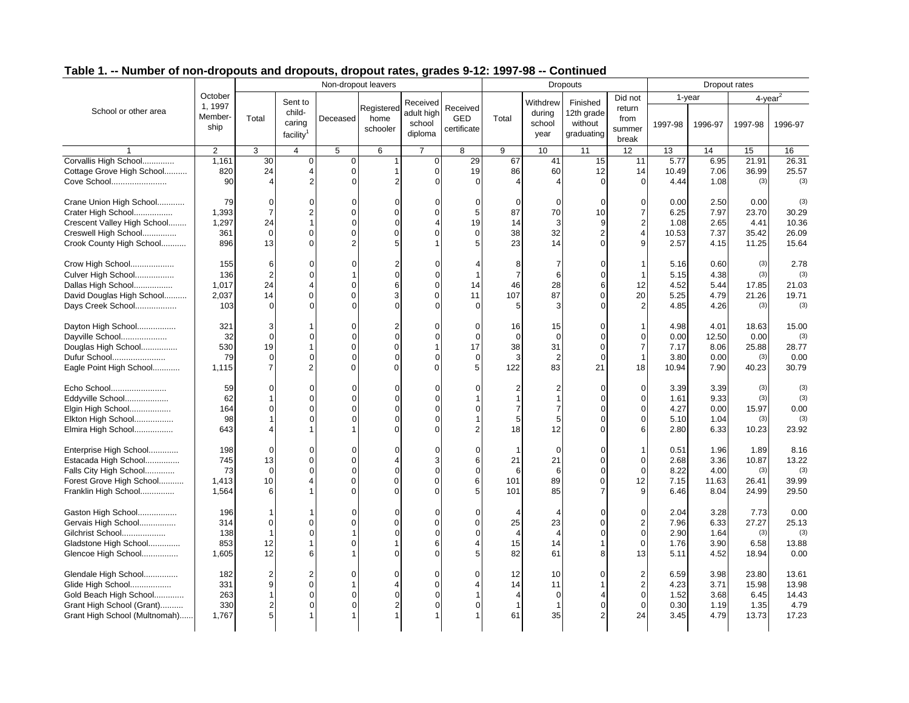## Table 1. -- Number of non-dropouts and dropouts, dropout rates, grades 9-12: 1997-98 -- Continued

| School or other area | October 1, 1997 Membership | Non-dropout leavers | | | | | | Dropouts | | | | Dropout rates | | | |
|---|---|---|---|---|---|---|---|---|---|---|---|---|---|---|---|
| | | Total | Sent to child-caring facility[1] | Deceased | Registered home schooler | Received adult high school diploma | Received GED certificate | Total | Withdrew during school year | Finished 12th grade without graduating | Did not return from summer break | 1-year | | 4-year[2] | |
| | | | | | | | | | | | | 1997-98 | 1996-97 | 1997-98 | 1996-97 |
| 1 | 2 | 3 | 4 | 5 | 6 | 7 | 8 | 9 | 10 | 11 | 12 | 13 | 14 | 15 | 16 |
| Corvallis High School.............. | 1,161 | 30 | 0 | 0 | 1 | 0 | 29 | 67 | 41 | 15 | 11 | 5.77 | 6.95 | 21.91 | 26.31 |
| Cottage Grove High School.......... | 820 | 24 | 4 | 0 | 1 | 0 | 19 | 86 | 60 | 12 | 14 | 10.49 | 7.06 | 36.99 | 25.57 |
| Cove School........................ | 90 | 4 | 2 | 0 | 2 | 0 | 0 | 4 | 4 | 0 | 0 | 4.44 | 1.08 | (3) | (3) |
| Crane Union High School............ | 79 | 0 | 0 | 0 | 0 | 0 | 0 | 0 | 0 | 0 | 0 | 0.00 | 2.50 | 0.00 | (3) |
| Crater High School................. | 1,393 | 7 | 2 | 0 | 0 | 0 | 5 | 87 | 70 | 10 | 7 | 6.25 | 7.97 | 23.70 | 30.29 |
| Crescent Valley High School........ | 1,297 | 24 | 1 | 0 | 0 | 4 | 19 | 14 | 3 | 9 | 2 | 1.08 | 2.65 | 4.41 | 10.36 |
| Creswell High School............... | 361 | 0 | 0 | 0 | 0 | 0 | 0 | 38 | 32 | 2 | 4 | 10.53 | 7.37 | 35.42 | 26.09 |
| Crook County High School........... | 896 | 13 | 0 | 2 | 5 | 1 | 5 | 23 | 14 | 0 | 9 | 2.57 | 4.15 | 11.25 | 15.64 |
| Crow High School................... | 155 | 6 | 0 | 0 | 2 | 0 | 4 | 8 | 7 | 0 | 1 | 5.16 | 0.60 | (3) | 2.78 |
| Culver High School................. | 136 | 2 | 0 | 1 | 0 | 0 | 1 | 7 | 6 | 0 | 1 | 5.15 | 4.38 | (3) | (3) |
| Dallas High School................. | 1,017 | 24 | 4 | 0 | 6 | 0 | 14 | 46 | 28 | 6 | 12 | 4.52 | 5.44 | 17.85 | 21.03 |
| David Douglas High School.......... | 2,037 | 14 | 0 | 0 | 3 | 0 | 11 | 107 | 87 | 0 | 20 | 5.25 | 4.79 | 21.26 | 19.71 |
| Days Creek School.................. | 103 | 0 | 0 | 0 | 0 | 0 | 0 | 5 | 3 | 0 | 2 | 4.85 | 4.26 | (3) | (3) |
| Dayton High School................. | 321 | 3 | 1 | 0 | 2 | 0 | 0 | 16 | 15 | 0 | 1 | 4.98 | 4.01 | 18.63 | 15.00 |
| Dayville School.................... | 32 | 0 | 0 | 0 | 0 | 0 | 0 | 0 | 0 | 0 | 0 | 0.00 | 12.50 | 0.00 | (3) |
| Douglas High School................ | 530 | 19 | 1 | 0 | 0 | 1 | 17 | 38 | 31 | 0 | 7 | 7.17 | 8.06 | 25.88 | 28.77 |
| Dufur School....................... | 79 | 0 | 0 | 0 | 0 | 0 | 0 | 3 | 2 | 0 | 1 | 3.80 | 0.00 | (3) | 0.00 |
| Eagle Point High School............ | 1,115 | 7 | 2 | 0 | 0 | 0 | 5 | 122 | 83 | 21 | 18 | 10.94 | 7.90 | 40.23 | 30.79 |
| Echo School........................ | 59 | 0 | 0 | 0 | 0 | 0 | 0 | 2 | 2 | 0 | 0 | 3.39 | 3.39 | (3) | (3) |
| Eddyville School................... | 62 | 1 | 0 | 0 | 0 | 0 | 1 | 1 | 1 | 0 | 0 | 1.61 | 9.33 | (3) | (3) |
| Elgin High School.................. | 164 | 0 | 0 | 0 | 0 | 0 | 0 | 7 | 7 | 0 | 0 | 4.27 | 0.00 | 15.97 | 0.00 |
| Elkton High School................. | 98 | 1 | 0 | 0 | 0 | 0 | 1 | 5 | 5 | 0 | 0 | 5.10 | 1.04 | (3) | (3) |
| Elmira High School................. | 643 | 4 | 1 | 1 | 0 | 0 | 2 | 18 | 12 | 0 | 6 | 2.80 | 6.33 | 10.23 | 23.92 |
| Enterprise High School............. | 198 | 0 | 0 | 0 | 0 | 0 | 0 | 1 | 0 | 0 | 1 | 0.51 | 1.96 | 1.89 | 8.16 |
| Estacada High School............... | 745 | 13 | 0 | 0 | 4 | 3 | 6 | 21 | 21 | 0 | 0 | 2.68 | 3.36 | 10.87 | 13.22 |
| Falls City High School............. | 73 | 0 | 0 | 0 | 0 | 0 | 0 | 6 | 6 | 0 | 0 | 8.22 | 4.00 | (3) | (3) |
| Forest Grove High School........... | 1,413 | 10 | 4 | 0 | 0 | 0 | 6 | 101 | 89 | 0 | 12 | 7.15 | 11.63 | 26.41 | 39.99 |
| Franklin High School............... | 1,564 | 6 | 1 | 0 | 0 | 0 | 5 | 101 | 85 | 7 | 9 | 6.46 | 8.04 | 24.99 | 29.50 |
| Gaston High School................. | 196 | 1 | 1 | 0 | 0 | 0 | 0 | 4 | 4 | 0 | 0 | 2.04 | 3.28 | 7.73 | 0.00 |
| Gervais High School................ | 314 | 0 | 0 | 0 | 0 | 0 | 0 | 25 | 23 | 0 | 2 | 7.96 | 6.33 | 27.27 | 25.13 |
| Gilchrist School................... | 138 | 1 | 0 | 1 | 0 | 0 | 0 | 4 | 4 | 0 | 0 | 2.90 | 1.64 | (3) | (3) |
| Gladstone High School.............. | 853 | 12 | 1 | 0 | 1 | 6 | 4 | 15 | 14 | 1 | 0 | 1.76 | 3.90 | 6.58 | 13.88 |
| Glencoe High School................ | 1,605 | 12 | 6 | 1 | 0 | 0 | 5 | 82 | 61 | 8 | 13 | 5.11 | 4.52 | 18.94 | 0.00 |
| Glendale High School............... | 182 | 2 | 2 | 0 | 0 | 0 | 0 | 12 | 10 | 0 | 2 | 6.59 | 3.98 | 23.80 | 13.61 |
| Glide High School.................. | 331 | 9 | 0 | 1 | 4 | 0 | 4 | 14 | 11 | 1 | 2 | 4.23 | 3.71 | 15.98 | 13.98 |
| Gold Beach High School............. | 263 | 1 | 0 | 0 | 0 | 0 | 1 | 4 | 0 | 4 | 0 | 1.52 | 3.68 | 6.45 | 14.43 |
| Grant High School (Grant).......... | 330 | 2 | 0 | 0 | 2 | 0 | 0 | 1 | 1 | 0 | 0 | 0.30 | 1.19 | 1.35 | 4.79 |
| Grant High School (Multnomah)...... | 1,767 | 5 | 1 | 1 | 1 | 1 | 1 | 61 | 35 | 2 | 24 | 3.45 | 4.79 | 13.73 | 17.23 |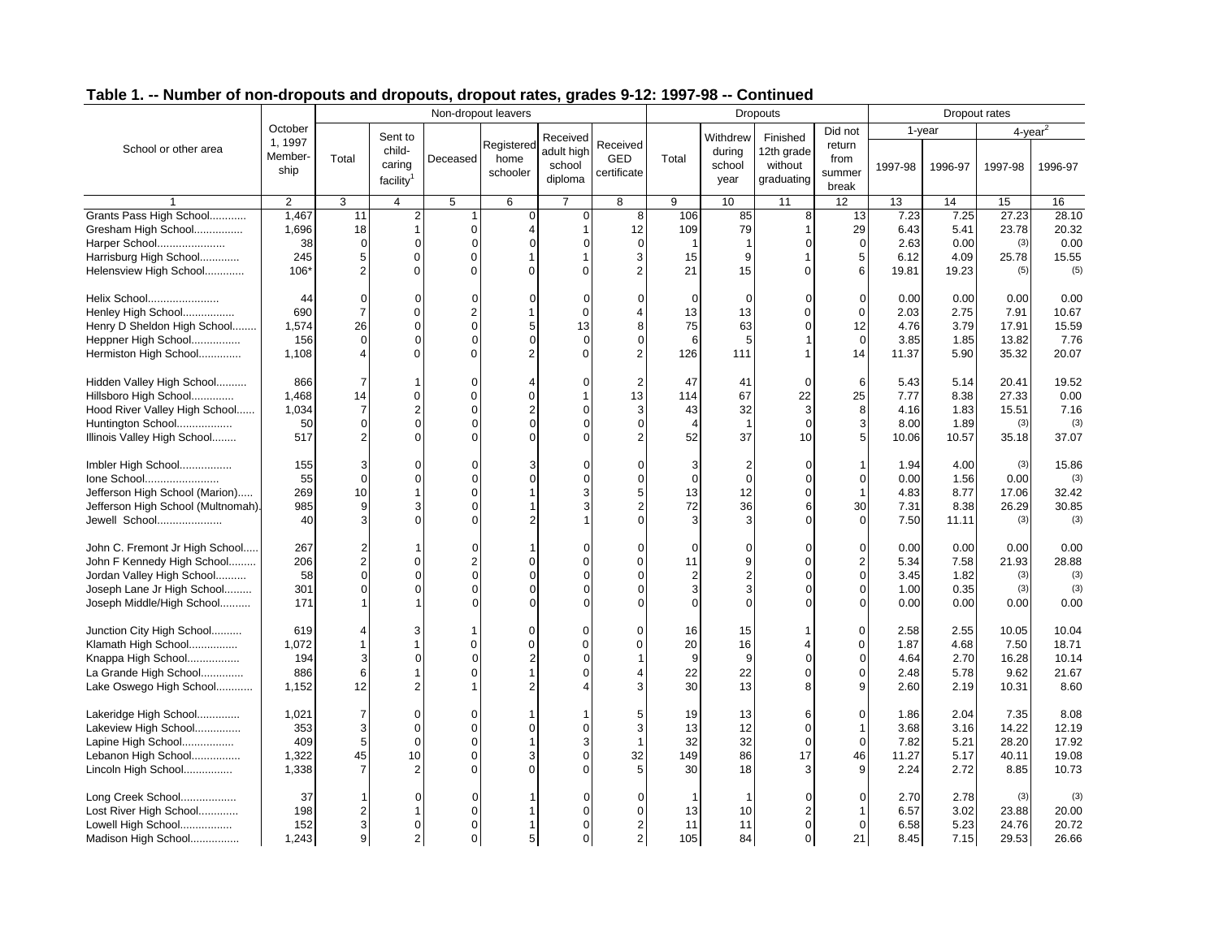## Table 1. -- Number of non-dropouts and dropouts, dropout rates, grades 9-12: 1997-98 -- Continued

| School or other area | October 1, 1997 Membership | Non-dropout leavers | | | | | | Dropouts | | | | Dropout rates | | | |
|---|---|---|---|---|---|---|---|---|---|---|---|---|---|---|---|
| | | Total | Sent to child-caring facility[1] | Deceased | Registered home schooler | Received adult high school diploma | Received GED certificate | Total | Withdrew during school year | Finished 12th grade without graduating | Did not return from summer break | 1-year 1997-98 | 1-year 1996-97 | 4-year[2] 1997-98 | 4-year[2] 1996-97 |
| 1 | 2 | 3 | 4 | 5 | 6 | 7 | 8 | 9 | 10 | 11 | 12 | 13 | 14 | 15 | 16 |
| Grants Pass High School............ | 1,467 | 11 | 2 | 1 | 0 | 0 | 8 | 106 | 85 | 8 | 13 | 7.23 | 7.25 | 27.23 | 28.10 |
| Gresham High School................ | 1,696 | 18 | 1 | 0 | 4 | 1 | 12 | 109 | 79 | 1 | 29 | 6.43 | 5.41 | 23.78 | 20.32 |
| Harper School...................... | 38 | 0 | 0 | 0 | 0 | 0 | 0 | 1 | 1 | 0 | 0 | 2.63 | 0.00 | (3) | 0.00 |
| Harrisburg High School............. | 245 | 5 | 0 | 0 | 1 | 1 | 3 | 15 | 9 | 1 | 5 | 6.12 | 4.09 | 25.78 | 15.55 |
| Helensview High School............. | 106* | 2 | 0 | 0 | 0 | 0 | 2 | 21 | 15 | 0 | 6 | 19.81 | 19.23 | (5) | (5) |
| Helix School....................... | 44 | 0 | 0 | 0 | 0 | 0 | 0 | 0 | 0 | 0 | 0 | 0.00 | 0.00 | 0.00 | 0.00 |
| Henley High School................. | 690 | 7 | 0 | 2 | 1 | 0 | 4 | 13 | 13 | 0 | 0 | 2.03 | 2.75 | 7.91 | 10.67 |
| Henry D Sheldon High School........ | 1,574 | 26 | 0 | 0 | 5 | 13 | 8 | 75 | 63 | 0 | 12 | 4.76 | 3.79 | 17.91 | 15.59 |
| Heppner High School................ | 156 | 0 | 0 | 0 | 0 | 0 | 0 | 6 | 5 | 1 | 0 | 3.85 | 1.85 | 13.82 | 7.76 |
| Hermiston High School.............. | 1,108 | 4 | 0 | 0 | 2 | 0 | 2 | 126 | 111 | 1 | 14 | 11.37 | 5.90 | 35.32 | 20.07 |
| Hidden Valley High School.......... | 866 | 7 | 1 | 0 | 4 | 0 | 2 | 47 | 41 | 0 | 6 | 5.43 | 5.14 | 20.41 | 19.52 |
| Hillsboro High School.............. | 1,468 | 14 | 0 | 0 | 0 | 1 | 13 | 114 | 67 | 22 | 25 | 7.77 | 8.38 | 27.33 | 0.00 |
| Hood River Valley High School...... | 1,034 | 7 | 2 | 0 | 2 | 0 | 3 | 43 | 32 | 3 | 8 | 4.16 | 1.83 | 15.51 | 7.16 |
| Huntington School.................. | 50 | 0 | 0 | 0 | 0 | 0 | 0 | 4 | 1 | 0 | 3 | 8.00 | 1.89 | (3) | (3) |
| Illinois Valley High School........ | 517 | 2 | 0 | 0 | 0 | 0 | 2 | 52 | 37 | 10 | 5 | 10.06 | 10.57 | 35.18 | 37.07 |
| Imbler High School................. | 155 | 3 | 0 | 0 | 3 | 0 | 0 | 3 | 2 | 0 | 1 | 1.94 | 4.00 | (3) | 15.86 |
| Ione School........................ | 55 | 0 | 0 | 0 | 0 | 0 | 0 | 0 | 0 | 0 | 0 | 0.00 | 1.56 | 0.00 | (3) |
| Jefferson High School (Marion)..... | 269 | 10 | 1 | 0 | 1 | 3 | 5 | 13 | 12 | 0 | 1 | 4.83 | 8.77 | 17.06 | 32.42 |
| Jefferson High School (Multnomah). | 985 | 9 | 3 | 0 | 1 | 3 | 2 | 72 | 36 | 6 | 30 | 7.31 | 8.38 | 26.29 | 30.85 |
| Jewell School..................... | 40 | 3 | 0 | 0 | 2 | 1 | 0 | 3 | 3 | 0 | 0 | 7.50 | 11.11 | (3) | (3) |
| John C. Fremont Jr High School..... | 267 | 2 | 1 | 0 | 1 | 0 | 0 | 0 | 0 | 0 | 0 | 0.00 | 0.00 | 0.00 | 0.00 |
| John F Kennedy High School......... | 206 | 2 | 0 | 2 | 0 | 0 | 0 | 11 | 9 | 0 | 2 | 5.34 | 7.58 | 21.93 | 28.88 |
| Jordan Valley High School.......... | 58 | 0 | 0 | 0 | 0 | 0 | 0 | 2 | 2 | 0 | 0 | 3.45 | 1.82 | (3) | (3) |
| Joseph Lane Jr High School......... | 301 | 0 | 0 | 0 | 0 | 0 | 0 | 3 | 3 | 0 | 0 | 1.00 | 0.35 | (3) | (3) |
| Joseph Middle/High School.......... | 171 | 1 | 1 | 0 | 0 | 0 | 0 | 0 | 0 | 0 | 0 | 0.00 | 0.00 | 0.00 | 0.00 |
| Junction City High School.......... | 619 | 4 | 3 | 1 | 0 | 0 | 0 | 16 | 15 | 1 | 0 | 2.58 | 2.55 | 10.05 | 10.04 |
| Klamath High School................ | 1,072 | 1 | 1 | 0 | 0 | 0 | 0 | 20 | 16 | 4 | 0 | 1.87 | 4.68 | 7.50 | 18.71 |
| Knappa High School................. | 194 | 3 | 0 | 0 | 2 | 0 | 1 | 9 | 9 | 0 | 0 | 4.64 | 2.70 | 16.28 | 10.14 |
| La Grande High School.............. | 886 | 6 | 1 | 0 | 1 | 0 | 4 | 22 | 22 | 0 | 0 | 2.48 | 5.78 | 9.62 | 21.67 |
| Lake Oswego High School............ | 1,152 | 12 | 2 | 1 | 2 | 4 | 3 | 30 | 13 | 8 | 9 | 2.60 | 2.19 | 10.31 | 8.60 |
| Lakeridge High School.............. | 1,021 | 7 | 0 | 0 | 1 | 1 | 5 | 19 | 13 | 6 | 0 | 1.86 | 2.04 | 7.35 | 8.08 |
| Lakeview High School............... | 353 | 3 | 0 | 0 | 0 | 0 | 3 | 13 | 12 | 0 | 1 | 3.68 | 3.16 | 14.22 | 12.19 |
| Lapine High School................. | 409 | 5 | 0 | 0 | 1 | 3 | 1 | 32 | 32 | 0 | 0 | 7.82 | 5.21 | 28.20 | 17.92 |
| Lebanon High School................ | 1,322 | 45 | 10 | 0 | 3 | 0 | 32 | 149 | 86 | 17 | 46 | 11.27 | 5.17 | 40.11 | 19.08 |
| Lincoln High School................ | 1,338 | 7 | 2 | 0 | 0 | 0 | 5 | 30 | 18 | 3 | 9 | 2.24 | 2.72 | 8.85 | 10.73 |
| Long Creek School.................. | 37 | 1 | 0 | 0 | 1 | 0 | 0 | 1 | 1 | 0 | 0 | 2.70 | 2.78 | (3) | (3) |
| Lost River High School............. | 198 | 2 | 1 | 0 | 1 | 0 | 0 | 13 | 10 | 2 | 1 | 6.57 | 3.02 | 23.88 | 20.00 |
| Lowell High School................. | 152 | 3 | 0 | 0 | 1 | 0 | 2 | 11 | 11 | 0 | 0 | 6.58 | 5.23 | 24.76 | 20.72 |
| Madison High School................ | 1,243 | 9 | 2 | 0 | 5 | 0 | 2 | 105 | 84 | 0 | 21 | 8.45 | 7.15 | 29.53 | 26.66 |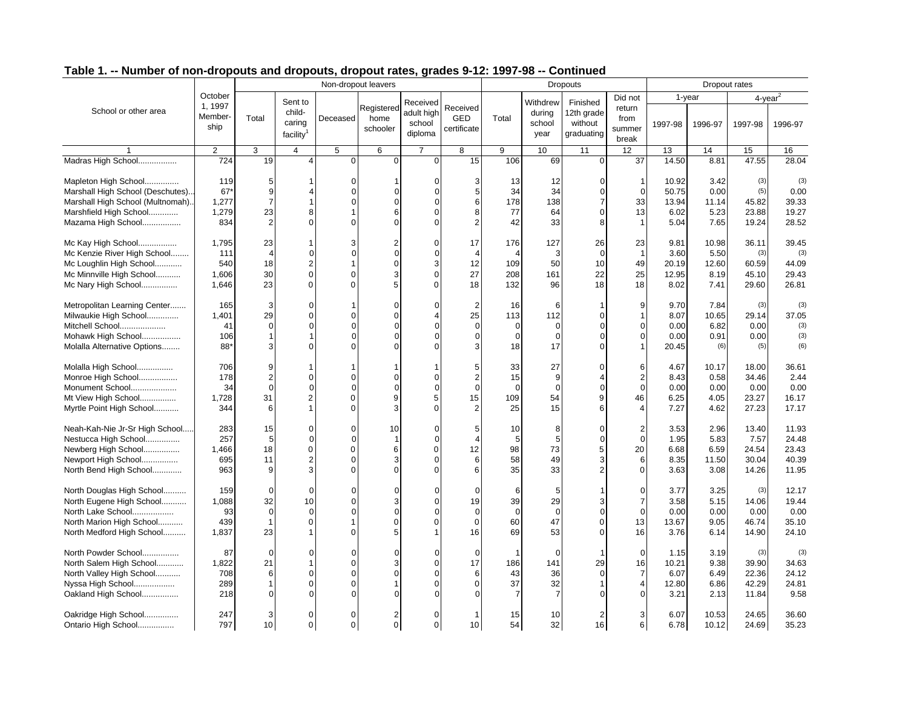## Table 1. -- Number of non-dropouts and dropouts, dropout rates, grades 9-12: 1997-98 -- Continued

| School or other area | October 1, 1997 Membership | Non-dropout leavers | | | | | | Dropouts | | | | Dropout rates | | | |
|---|---|---|---|---|---|---|---|---|---|---|---|---|---|---|---|
| | | Total | Sent to child-caring facility[1] | Deceased | Registered home schooler | Received adult high school diploma | Received GED certificate | Total | Withdrew during school year | Finished 12th grade without graduating | Did not return from summer break | 1-year | | 4-year[2] | |
| | | | | | | | | | | | | 1997-98 | 1996-97 | 1997-98 | 1996-97 |
| 1 | 2 | 3 | 4 | 5 | 6 | 7 | 8 | 9 | 10 | 11 | 12 | 13 | 14 | 15 | 16 |
| Madras High School................. | 724 | 19 | 4 | 0 | 0 | 0 | 15 | 106 | 69 | 0 | 37 | 14.50 | 8.81 | 47.55 | 28.04 |
| Mapleton High School............... | 119 | 5 | 1 | 0 | 1 | 0 | 3 | 13 | 12 | 0 | 1 | 10.92 | 3.42 | (3) | (3) |
| Marshall High School (Deschutes)... | 67* | 9 | 4 | 0 | 0 | 0 | 5 | 34 | 34 | 0 | 0 | 50.75 | 0.00 | (5) | 0.00 |
| Marshall High School (Multnomah).. | 1,277 | 7 | 1 | 0 | 0 | 0 | 6 | 178 | 138 | 7 | 33 | 13.94 | 11.14 | 45.82 | 39.33 |
| Marshfield High School............. | 1,279 | 23 | 8 | 1 | 6 | 0 | 8 | 77 | 64 | 0 | 13 | 6.02 | 5.23 | 23.88 | 19.27 |
| Mazama High School................. | 834 | 2 | 0 | 0 | 0 | 0 | 2 | 42 | 33 | 8 | 1 | 5.04 | 7.65 | 19.24 | 28.52 |
| Mc Kay High School................. | 1,795 | 23 | 1 | 3 | 2 | 0 | 17 | 176 | 127 | 26 | 23 | 9.81 | 10.98 | 36.11 | 39.45 |
| Mc Kenzie River High School........ | 111 | 4 | 0 | 0 | 0 | 0 | 4 | 4 | 3 | 0 | 1 | 3.60 | 5.50 | (3) | (3) |
| Mc Loughlin High School............ | 540 | 18 | 2 | 1 | 0 | 3 | 12 | 109 | 50 | 10 | 49 | 20.19 | 12.60 | 60.59 | 44.09 |
| Mc Minnville High School........... | 1,606 | 30 | 0 | 0 | 3 | 0 | 27 | 208 | 161 | 22 | 25 | 12.95 | 8.19 | 45.10 | 29.43 |
| Mc Nary High School................ | 1,646 | 23 | 0 | 0 | 5 | 0 | 18 | 132 | 96 | 18 | 18 | 8.02 | 7.41 | 29.60 | 26.81 |
| Metropolitan Learning Center....... | 165 | 3 | 0 | 1 | 0 | 0 | 2 | 16 | 6 | 1 | 9 | 9.70 | 7.84 | (3) | (3) |
| Milwaukie High School.............. | 1,401 | 29 | 0 | 0 | 0 | 4 | 25 | 113 | 112 | 0 | 1 | 8.07 | 10.65 | 29.14 | 37.05 |
| Mitchell School.................... | 41 | 0 | 0 | 0 | 0 | 0 | 0 | 0 | 0 | 0 | 0 | 0.00 | 6.82 | 0.00 | (3) |
| Mohawk High School................. | 106 | 1 | 1 | 0 | 0 | 0 | 0 | 0 | 0 | 0 | 0 | 0.00 | 0.91 | 0.00 | (3) |
| Molalla Alternative Options........ | 88* | 3 | 0 | 0 | 0 | 0 | 3 | 18 | 17 | 0 | 1 | 20.45 | (6) | (5) | (6) |
| Molalla High School................ | 706 | 9 | 1 | 1 | 1 | 1 | 5 | 33 | 27 | 0 | 6 | 4.67 | 10.17 | 18.00 | 36.61 |
| Monroe High School................. | 178 | 2 | 0 | 0 | 0 | 0 | 2 | 15 | 9 | 4 | 2 | 8.43 | 0.58 | 34.46 | 2.44 |
| Monument School.................... | 34 | 0 | 0 | 0 | 0 | 0 | 0 | 0 | 0 | 0 | 0 | 0.00 | 0.00 | 0.00 | 0.00 |
| Mt View High School................ | 1,728 | 31 | 2 | 0 | 9 | 5 | 15 | 109 | 54 | 9 | 46 | 6.25 | 4.05 | 23.27 | 16.17 |
| Myrtle Point High School........... | 344 | 6 | 1 | 0 | 3 | 0 | 2 | 25 | 15 | 6 | 4 | 7.27 | 4.62 | 27.23 | 17.17 |
| Neah-Kah-Nie Jr-Sr High School..... | 283 | 15 | 0 | 0 | 10 | 0 | 5 | 10 | 8 | 0 | 2 | 3.53 | 2.96 | 13.40 | 11.93 |
| Nestucca High School............... | 257 | 5 | 0 | 0 | 1 | 0 | 4 | 5 | 5 | 0 | 0 | 1.95 | 5.83 | 7.57 | 24.48 |
| Newberg High School................ | 1,466 | 18 | 0 | 0 | 6 | 0 | 12 | 98 | 73 | 5 | 20 | 6.68 | 6.59 | 24.54 | 23.43 |
| Newport High School................ | 695 | 11 | 2 | 0 | 3 | 0 | 6 | 58 | 49 | 3 | 6 | 8.35 | 11.50 | 30.04 | 40.39 |
| North Bend High School............. | 963 | 9 | 3 | 0 | 0 | 0 | 6 | 35 | 33 | 2 | 0 | 3.63 | 3.08 | 14.26 | 11.95 |
| North Douglas High School.......... | 159 | 0 | 0 | 0 | 0 | 0 | 0 | 6 | 5 | 1 | 0 | 3.77 | 3.25 | (3) | 12.17 |
| North Eugene High School........... | 1,088 | 32 | 10 | 0 | 3 | 0 | 19 | 39 | 29 | 3 | 7 | 3.58 | 5.15 | 14.06 | 19.44 |
| North Lake School.................. | 93 | 0 | 0 | 0 | 0 | 0 | 0 | 0 | 0 | 0 | 0 | 0.00 | 0.00 | 0.00 | 0.00 |
| North Marion High School........... | 439 | 1 | 0 | 1 | 0 | 0 | 0 | 60 | 47 | 0 | 13 | 13.67 | 9.05 | 46.74 | 35.10 |
| North Medford High School.......... | 1,837 | 23 | 1 | 0 | 5 | 1 | 16 | 69 | 53 | 0 | 16 | 3.76 | 6.14 | 14.90 | 24.10 |
| North Powder School................ | 87 | 0 | 0 | 0 | 0 | 0 | 0 | 1 | 0 | 1 | 0 | 1.15 | 3.19 | (3) | (3) |
| North Salem High School............ | 1,822 | 21 | 1 | 0 | 3 | 0 | 17 | 186 | 141 | 29 | 16 | 10.21 | 9.38 | 39.90 | 34.63 |
| North Valley High School........... | 708 | 6 | 0 | 0 | 0 | 0 | 6 | 43 | 36 | 0 | 7 | 6.07 | 6.49 | 22.36 | 24.12 |
| Nyssa High School.................. | 289 | 1 | 0 | 0 | 1 | 0 | 0 | 37 | 32 | 1 | 4 | 12.80 | 6.86 | 42.29 | 24.81 |
| Oakland High School................ | 218 | 0 | 0 | 0 | 0 | 0 | 0 | 7 | 7 | 0 | 0 | 3.21 | 2.13 | 11.84 | 9.58 |
| Oakridge High School............... | 247 | 3 | 0 | 0 | 2 | 0 | 1 | 15 | 10 | 2 | 3 | 6.07 | 10.53 | 24.65 | 36.60 |
| Ontario High School................ | 797 | 10 | 0 | 0 | 0 | 0 | 10 | 54 | 32 | 16 | 6 | 6.78 | 10.12 | 24.69 | 35.23 |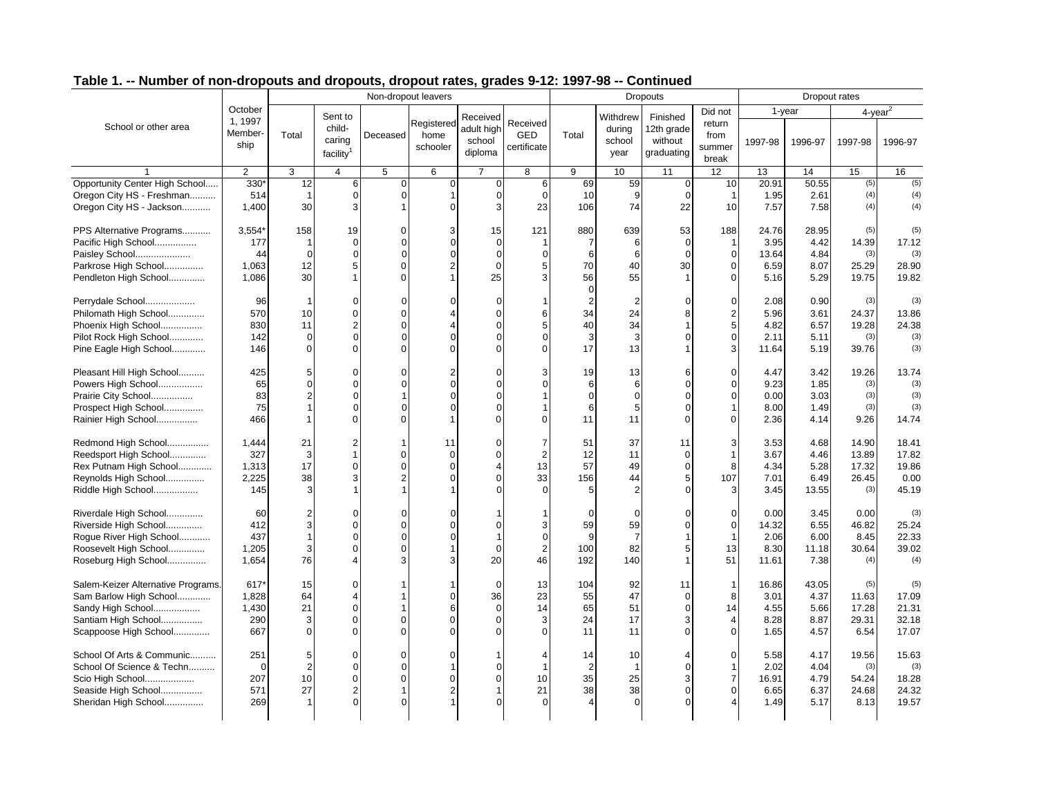## Table 1. -- Number of non-dropouts and dropouts, dropout rates, grades 9-12: 1997-98 -- Continued

| School or other area | October 1, 1997 Member-ship | Non-dropout leavers | | | | | | Dropouts | | | | Dropout rates | | | |
|---|---|---|---|---|---|---|---|---|---|---|---|---|---|---|---|
| | | Total | Sent to child-caring facility[1] | Deceased | Registered home schooler | Received adult high school diploma | Received GED certificate | Total | Withdrew during school year | Finished 12th grade without graduating | Did not return from summer break | 1-year | | 4-year[2] | |
| | | | | | | | | | | | | 1997-98 | 1996-97 | 1997-98 | 1996-97 |
| 1 | 2 | 3 | 4 | 5 | 6 | 7 | 8 | 9 | 10 | 11 | 12 | 13 | 14 | 15 | 16 |
| Opportunity Center High School..... | 330* | 12 | 6 | 0 | 0 | 0 | 6 | 69 | 59 | 0 | 10 | 20.91 | 50.55 | (5) | (5) |
| Oregon City HS - Freshman.......... | 514 | 1 | 0 | 0 | 1 | 0 | 0 | 10 | 9 | 0 | 1 | 1.95 | 2.61 | (4) | (4) |
| Oregon City HS - Jackson........... | 1,400 | 30 | 3 | 1 | 0 | 3 | 23 | 106 | 74 | 22 | 10 | 7.57 | 7.58 | (4) | (4) |
| PPS Alternative Programs........... | 3,554* | 158 | 19 | 0 | 3 | 15 | 121 | 880 | 639 | 53 | 188 | 24.76 | 28.95 | (5) | (5) |
| Pacific High School................ | 177 | 1 | 0 | 0 | 0 | 0 | 1 | 7 | 6 | 0 | 1 | 3.95 | 4.42 | 14.39 | 17.12 |
| Paisley School..................... | 44 | 0 | 0 | 0 | 0 | 0 | 0 | 6 | 6 | 0 | 0 | 13.64 | 4.84 | (3) | (3) |
| Parkrose High School............... | 1,063 | 12 | 5 | 0 | 2 | 0 | 5 | 70 | 40 | 30 | 0 | 6.59 | 8.07 | 25.29 | 28.90 |
| Pendleton High School.............. | 1,086 | 30 | 1 | 0 | 1 | 25 | 3 | 56 | 55 | 1 | 0 | 5.16 | 5.29 | 19.75 | 19.82 |
| Perrydale School................... | 96 | 1 | 0 | 0 | 0 | 0 | 1 | 2 | 2 | 0 | 0 | 2.08 | 0.90 | (3) | (3) |
| Philomath High School.............. | 570 | 10 | 0 | 0 | 4 | 0 | 6 | 34 | 24 | 8 | 2 | 5.96 | 3.61 | 24.37 | 13.86 |
| Phoenix High School................ | 830 | 11 | 2 | 0 | 4 | 0 | 5 | 40 | 34 | 1 | 5 | 4.82 | 6.57 | 19.28 | 24.38 |
| Pilot Rock High School............. | 142 | 0 | 0 | 0 | 0 | 0 | 0 | 3 | 3 | 0 | 0 | 2.11 | 5.11 | (3) | (3) |
| Pine Eagle High School............. | 146 | 0 | 0 | 0 | 0 | 0 | 0 | 17 | 13 | 1 | 3 | 11.64 | 5.19 | 39.76 | (3) |
| Pleasant Hill High School.......... | 425 | 5 | 0 | 0 | 2 | 0 | 3 | 19 | 13 | 6 | 0 | 4.47 | 3.42 | 19.26 | 13.74 |
| Powers High School................. | 65 | 0 | 0 | 0 | 0 | 0 | 0 | 6 | 6 | 0 | 0 | 9.23 | 1.85 | (3) | (3) |
| Prairie City School................ | 83 | 2 | 0 | 1 | 0 | 0 | 1 | 0 | 0 | 0 | 0 | 0.00 | 3.03 | (3) | (3) |
| Prospect High School............... | 75 | 1 | 0 | 0 | 0 | 0 | 1 | 6 | 5 | 0 | 1 | 8.00 | 1.49 | (3) | (3) |
| Rainier High School................ | 466 | 1 | 0 | 0 | 1 | 0 | 0 | 11 | 11 | 0 | 0 | 2.36 | 4.14 | 9.26 | 14.74 |
| Redmond High School................ | 1,444 | 21 | 2 | 1 | 11 | 0 | 7 | 51 | 37 | 11 | 3 | 3.53 | 4.68 | 14.90 | 18.41 |
| Reedsport High School.............. | 327 | 3 | 1 | 0 | 0 | 0 | 2 | 12 | 11 | 0 | 1 | 3.67 | 4.46 | 13.89 | 17.82 |
| Rex Putnam High School............. | 1,313 | 17 | 0 | 0 | 0 | 4 | 13 | 57 | 49 | 0 | 8 | 4.34 | 5.28 | 17.32 | 19.86 |
| Reynolds High School............... | 2,225 | 38 | 3 | 2 | 0 | 0 | 33 | 156 | 44 | 5 | 107 | 7.01 | 6.49 | 26.45 | 0.00 |
| Riddle High School................. | 145 | 3 | 1 | 1 | 1 | 0 | 0 | 5 | 2 | 0 | 3 | 3.45 | 13.55 | (3) | 45.19 |
| Riverdale High School.............. | 60 | 2 | 0 | 0 | 0 | 1 | 1 | 0 | 0 | 0 | 0 | 0.00 | 3.45 | 0.00 | (3) |
| Riverside High School.............. | 412 | 3 | 0 | 0 | 0 | 0 | 3 | 59 | 59 | 0 | 0 | 14.32 | 6.55 | 46.82 | 25.24 |
| Rogue River High School............ | 437 | 1 | 0 | 0 | 0 | 1 | 0 | 9 | 7 | 1 | 1 | 2.06 | 6.00 | 8.45 | 22.33 |
| Roosevelt High School.............. | 1,205 | 3 | 0 | 0 | 1 | 0 | 2 | 100 | 82 | 5 | 13 | 8.30 | 11.18 | 30.64 | 39.02 |
| Roseburg High School............... | 1,654 | 76 | 4 | 3 | 3 | 20 | 46 | 192 | 140 | 1 | 51 | 11.61 | 7.38 | (4) | (4) |
| Salem-Keizer Alternative Programs. | 617* | 15 | 0 | 1 | 1 | 0 | 13 | 104 | 92 | 11 | 1 | 16.86 | 43.05 | (5) | (5) |
| Sam Barlow High School............. | 1,828 | 64 | 4 | 1 | 0 | 36 | 23 | 55 | 47 | 0 | 8 | 3.01 | 4.37 | 11.63 | 17.09 |
| Sandy High School.................. | 1,430 | 21 | 0 | 1 | 6 | 0 | 14 | 65 | 51 | 0 | 14 | 4.55 | 5.66 | 17.28 | 21.31 |
| Santiam High School................ | 290 | 3 | 0 | 0 | 0 | 0 | 3 | 24 | 17 | 3 | 4 | 8.28 | 8.87 | 29.31 | 32.18 |
| Scappoose High School.............. | 667 | 0 | 0 | 0 | 0 | 0 | 0 | 11 | 11 | 0 | 0 | 1.65 | 4.57 | 6.54 | 17.07 |
| School Of Arts & Communic.......... | 251 | 5 | 0 | 0 | 0 | 1 | 4 | 14 | 10 | 4 | 0 | 5.58 | 4.17 | 19.56 | 15.63 |
| School Of Science & Techn.......... | 0 | 2 | 0 | 0 | 1 | 0 | 1 | 2 | 1 | 0 | 1 | 2.02 | 4.04 | (3) | (3) |
| Scio High School................... | 207 | 10 | 0 | 0 | 0 | 0 | 10 | 35 | 25 | 3 | 7 | 16.91 | 4.79 | 54.24 | 18.28 |
| Seaside High School................ | 571 | 27 | 2 | 1 | 2 | 1 | 21 | 38 | 38 | 0 | 0 | 6.65 | 6.37 | 24.68 | 24.32 |
| Sheridan High School............... | 269 | 1 | 0 | 0 | 1 | 0 | 0 | 4 | 0 | 0 | 4 | 1.49 | 5.17 | 8.13 | 19.57 |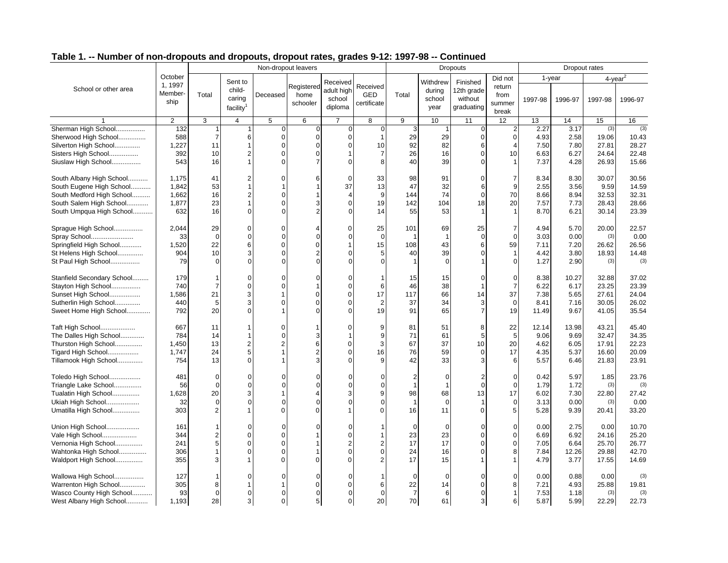## Table 1. -- Number of non-dropouts and dropouts, dropout rates, grades 9-12: 1997-98 -- Continued

| School or other area | October 1, 1997 Membership | Non-dropout leavers | | | | | | Dropouts | | | | Dropout rates | | | |
|---|---|---|---|---|---|---|---|---|---|---|---|---|---|---|---|
| | | Total | Sent to child-caring facility[1] | Deceased | Registered home schooler | Received adult high school diploma | Received GED certificate | Total | Withdrew during school year | Finished 12th grade without graduating | Did not return from summer break | 1-year | | 4-year[2] | |
| | | | | | | | | | | | | 1997-98 | 1996-97 | 1997-98 | 1996-97 |
| 1 | 2 | 3 | 4 | 5 | 6 | 7 | 8 | 9 | 10 | 11 | 12 | 13 | 14 | 15 | 16 |
| Sherman High School................ | 132 | 1 | 1 | 0 | 0 | 0 | 0 | 3 | 1 | 0 | 2 | 2.27 | 3.17 | (3) | (3) |
| Sherwood High School............... | 588 | 7 | 6 | 0 | 0 | 0 | 1 | 29 | 29 | 0 | 0 | 4.93 | 2.58 | 19.06 | 10.43 |
| Silverton High School.............. | 1,227 | 11 | 1 | 0 | 0 | 0 | 10 | 92 | 82 | 6 | 4 | 7.50 | 7.80 | 27.81 | 28.27 |
| Sisters High School................ | 392 | 10 | 2 | 0 | 0 | 1 | 7 | 26 | 16 | 0 | 10 | 6.63 | 6.27 | 24.64 | 22.48 |
| Siuslaw High School................ | 543 | 16 | 1 | 0 | 7 | 0 | 8 | 40 | 39 | 0 | 1 | 7.37 | 4.28 | 26.93 | 15.66 |
| South Albany High School........... | 1,175 | 41 | 2 | 0 | 6 | 0 | 33 | 98 | 91 | 0 | 7 | 8.34 | 8.30 | 30.07 | 30.56 |
| South Eugene High School........... | 1,842 | 53 | 1 | 1 | 1 | 37 | 13 | 47 | 32 | 6 | 9 | 2.55 | 3.56 | 9.59 | 14.59 |
| South Medford High School.......... | 1,662 | 16 | 2 | 0 | 1 | 4 | 9 | 144 | 74 | 0 | 70 | 8.66 | 8.94 | 32.53 | 32.31 |
| South Salem High School............ | 1,877 | 23 | 1 | 0 | 3 | 0 | 19 | 142 | 104 | 18 | 20 | 7.57 | 7.73 | 28.43 | 28.66 |
| South Umpqua High School........... | 632 | 16 | 0 | 0 | 2 | 0 | 14 | 55 | 53 | 1 | 1 | 8.70 | 6.21 | 30.14 | 23.39 |
| Sprague High School................ | 2,044 | 29 | 0 | 0 | 4 | 0 | 25 | 101 | 69 | 25 | 7 | 4.94 | 5.70 | 20.00 | 22.57 |
| Spray School....................... | 33 | 0 | 0 | 0 | 0 | 0 | 0 | 1 | 1 | 0 | 0 | 3.03 | 0.00 | (3) | 0.00 |
| Springfield High School............ | 1,520 | 22 | 6 | 0 | 0 | 1 | 15 | 108 | 43 | 6 | 59 | 7.11 | 7.20 | 26.62 | 26.56 |
| St Helens High School.............. | 904 | 10 | 3 | 0 | 2 | 0 | 5 | 40 | 39 | 0 | 1 | 4.42 | 3.80 | 18.93 | 14.48 |
| St Paul High School................ | 79 | 0 | 0 | 0 | 0 | 0 | 0 | 1 | 0 | 1 | 0 | 1.27 | 2.90 | (3) | (3) |
| Stanfield Secondary School......... | 179 | 1 | 0 | 0 | 0 | 0 | 1 | 15 | 15 | 0 | 0 | 8.38 | 10.27 | 32.88 | 37.02 |
| Stayton High School................ | 740 | 7 | 0 | 0 | 1 | 0 | 6 | 46 | 38 | 1 | 7 | 6.22 | 6.17 | 23.25 | 23.39 |
| Sunset High School................. | 1,586 | 21 | 3 | 1 | 0 | 0 | 17 | 117 | 66 | 14 | 37 | 7.38 | 5.65 | 27.61 | 24.04 |
| Sutherlin High School.............. | 440 | 5 | 3 | 0 | 0 | 0 | 2 | 37 | 34 | 3 | 0 | 8.41 | 7.16 | 30.05 | 26.02 |
| Sweet Home High School............. | 792 | 20 | 0 | 1 | 0 | 0 | 19 | 91 | 65 | 7 | 19 | 11.49 | 9.67 | 41.05 | 35.54 |
| Taft High School................... | 667 | 11 | 1 | 0 | 1 | 0 | 9 | 81 | 51 | 8 | 22 | 12.14 | 13.98 | 43.21 | 45.40 |
| The Dalles High School............. | 784 | 14 | 1 | 0 | 3 | 1 | 9 | 71 | 61 | 5 | 5 | 9.06 | 9.69 | 32.47 | 34.35 |
| Thurston High School............... | 1,450 | 13 | 2 | 2 | 6 | 0 | 3 | 67 | 37 | 10 | 20 | 4.62 | 6.05 | 17.91 | 22.23 |
| Tigard High School................. | 1,747 | 24 | 5 | 1 | 2 | 0 | 16 | 76 | 59 | 0 | 17 | 4.35 | 5.37 | 16.60 | 20.09 |
| Tillamook High School.............. | 754 | 13 | 0 | 1 | 3 | 0 | 9 | 42 | 33 | 3 | 6 | 5.57 | 6.46 | 21.83 | 23.91 |
| Toledo High School................. | 481 | 0 | 0 | 0 | 0 | 0 | 0 | 2 | 0 | 2 | 0 | 0.42 | 5.97 | 1.85 | 23.76 |
| Triangle Lake School............... | 56 | 0 | 0 | 0 | 0 | 0 | 0 | 1 | 1 | 0 | 0 | 1.79 | 1.72 | (3) | (3) |
| Tualatin High School............... | 1,628 | 20 | 3 | 1 | 4 | 3 | 9 | 98 | 68 | 13 | 17 | 6.02 | 7.30 | 22.80 | 27.42 |
| Ukiah High School.................. | 32 | 0 | 0 | 0 | 0 | 0 | 0 | 1 | 0 | 1 | 0 | 3.13 | 0.00 | (3) | 0.00 |
| Umatilla High School............... | 303 | 2 | 1 | 0 | 0 | 1 | 0 | 16 | 11 | 0 | 5 | 5.28 | 9.39 | 20.41 | 33.20 |
| Union High School.................. | 161 | 1 | 0 | 0 | 0 | 0 | 1 | 0 | 0 | 0 | 0 | 0.00 | 2.75 | 0.00 | 10.70 |
| Vale High School................... | 344 | 2 | 0 | 0 | 1 | 0 | 1 | 23 | 23 | 0 | 0 | 6.69 | 6.92 | 24.16 | 25.20 |
| Vernonia High School............... | 241 | 5 | 0 | 0 | 1 | 2 | 2 | 17 | 17 | 0 | 0 | 7.05 | 6.64 | 25.70 | 26.77 |
| Wahtonka High School............... | 306 | 1 | 0 | 0 | 1 | 0 | 0 | 24 | 16 | 0 | 8 | 7.84 | 12.26 | 29.88 | 42.70 |
| Waldport High School............... | 355 | 3 | 1 | 0 | 0 | 0 | 2 | 17 | 15 | 1 | 1 | 4.79 | 3.77 | 17.55 | 14.69 |
| Wallowa High School................ | 127 | 1 | 0 | 0 | 0 | 0 | 1 | 0 | 0 | 0 | 0 | 0.00 | 0.88 | 0.00 | (3) |
| Warrenton High School.............. | 305 | 8 | 1 | 1 | 0 | 0 | 6 | 22 | 14 | 0 | 8 | 7.21 | 4.93 | 25.88 | 19.81 |
| Wasco County High School........... | 93 | 0 | 0 | 0 | 0 | 0 | 0 | 7 | 6 | 0 | 1 | 7.53 | 1.18 | (3) | (3) |
| West Albany High School............ | 1,193 | 28 | 3 | 0 | 5 | 0 | 20 | 70 | 61 | 3 | 6 | 5.87 | 5.99 | 22.29 | 22.73 |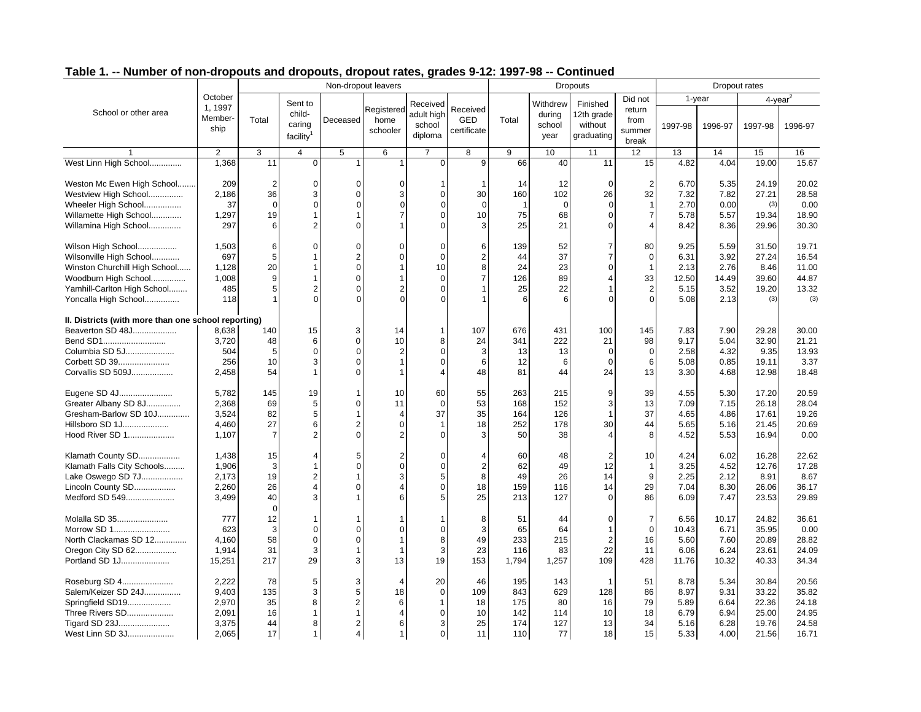## Table 1. -- Number of non-dropouts and dropouts, dropout rates, grades 9-12: 1997-98 -- Continued

| School or other area | October 1, 1997 Membership | Non-dropout leavers | | | | | | Dropouts | | | | Dropout rates | | | |
|---|---|---|---|---|---|---|---|---|---|---|---|---|---|---|---|
| | | Total | Sent to child-caring facility[1] | Deceased | Registered home schooler | Received adult high school diploma | Received GED certificate | Total | Withdrew during school year | Finished 12th grade without graduating | Did not return from summer break | 1-year | | 4-year[2] | |
| | | | | | | | | | | | | 1997-98 | 1996-97 | 1997-98 | 1996-97 |
| 1 | 2 | 3 | 4 | 5 | 6 | 7 | 8 | 9 | 10 | 11 | 12 | 13 | 14 | 15 | 16 |
| West Linn High School.............. | 1,368 | 11 | 0 | 1 | 1 | 0 | 9 | 66 | 40 | 11 | 15 | 4.82 | 4.04 | 19.00 | 15.67 |
| Weston Mc Ewen High School........ | 209 | 2 | 0 | 0 | 0 | 1 | 1 | 14 | 12 | 0 | 2 | 6.70 | 5.35 | 24.19 | 20.02 |
| Westview High School............... | 2,186 | 36 | 3 | 0 | 3 | 0 | 30 | 160 | 102 | 26 | 32 | 7.32 | 7.82 | 27.21 | 28.58 |
| Wheeler High School................ | 37 | 0 | 0 | 0 | 0 | 0 | 0 | 1 | 0 | 0 | 1 | 2.70 | 0.00 | (3) | 0.00 |
| Willamette High School............. | 1,297 | 19 | 1 | 1 | 7 | 0 | 10 | 75 | 68 | 0 | 7 | 5.78 | 5.57 | 19.34 | 18.90 |
| Willamina High School.............. | 297 | 6 | 2 | 0 | 1 | 0 | 3 | 25 | 21 | 0 | 4 | 8.42 | 8.36 | 29.96 | 30.30 |
| Wilson High School................. | 1,503 | 6 | 0 | 0 | 0 | 0 | 6 | 139 | 52 | 7 | 80 | 9.25 | 5.59 | 31.50 | 19.71 |
| Wilsonville High School............ | 697 | 5 | 1 | 2 | 0 | 0 | 2 | 44 | 37 | 7 | 0 | 6.31 | 3.92 | 27.24 | 16.54 |
| Winston Churchill High School...... | 1,128 | 20 | 1 | 0 | 1 | 10 | 8 | 24 | 23 | 0 | 1 | 2.13 | 2.76 | 8.46 | 11.00 |
| Woodburn High School............... | 1,008 | 9 | 1 | 0 | 1 | 0 | 7 | 126 | 89 | 4 | 33 | 12.50 | 14.49 | 39.60 | 44.87 |
| Yamhill-Carlton High School........ | 485 | 5 | 2 | 0 | 2 | 0 | 1 | 25 | 22 | 1 | 2 | 5.15 | 3.52 | 19.20 | 13.32 |
| Yoncalla High School............... | 118 | 1 | 0 | 0 | 0 | 0 | 1 | 6 | 6 | 0 | 0 | 5.08 | 2.13 | (3) | (3) |
| **II. Districts (with more than one school reporting)** | | | | | | | | | | | | | | | |
| Beaverton SD 48J................... | 8,638 | 140 | 15 | 3 | 14 | 1 | 107 | 676 | 431 | 100 | 145 | 7.83 | 7.90 | 29.28 | 30.00 |
| Bend SD1........................... | 3,720 | 48 | 6 | 0 | 10 | 8 | 24 | 341 | 222 | 21 | 98 | 9.17 | 5.04 | 32.90 | 21.21 |
| Columbia SD 5J..................... | 504 | 5 | 0 | 0 | 2 | 0 | 3 | 13 | 13 | 0 | 0 | 2.58 | 4.32 | 9.35 | 13.93 |
| Corbett SD 39...................... | 256 | 10 | 3 | 0 | 1 | 0 | 6 | 12 | 6 | 0 | 6 | 5.08 | 0.85 | 19.11 | 3.37 |
| Corvallis SD 509J.................. | 2,458 | 54 | 1 | 0 | 1 | 4 | 48 | 81 | 44 | 24 | 13 | 3.30 | 4.68 | 12.98 | 18.48 |
| Eugene SD 4J....................... | 5,782 | 145 | 19 | 1 | 10 | 60 | 55 | 263 | 215 | 9 | 39 | 4.55 | 5.30 | 17.20 | 20.59 |
| Greater Albany SD 8J............... | 2,368 | 69 | 5 | 0 | 11 | 0 | 53 | 168 | 152 | 3 | 13 | 7.09 | 7.15 | 26.18 | 28.04 |
| Gresham-Barlow SD 10J.............. | 3,524 | 82 | 5 | 1 | 4 | 37 | 35 | 164 | 126 | 1 | 37 | 4.65 | 4.86 | 17.61 | 19.26 |
| Hillsboro SD 1J.................... | 4,460 | 27 | 6 | 2 | 0 | 1 | 18 | 252 | 178 | 30 | 44 | 5.65 | 5.16 | 21.45 | 20.69 |
| Hood River SD 1.................... | 1,107 | 7 | 2 | 0 | 2 | 0 | 3 | 50 | 38 | 4 | 8 | 4.52 | 5.53 | 16.94 | 0.00 |
| Klamath County SD.................. | 1,438 | 15 | 4 | 5 | 2 | 0 | 4 | 60 | 48 | 2 | 10 | 4.24 | 6.02 | 16.28 | 22.62 |
| Klamath Falls City Schools......... | 1,906 | 3 | 1 | 0 | 0 | 0 | 2 | 62 | 49 | 12 | 1 | 3.25 | 4.52 | 12.76 | 17.28 |
| Lake Oswego SD 7J.................. | 2,173 | 19 | 2 | 1 | 3 | 5 | 8 | 49 | 26 | 14 | 9 | 2.25 | 2.12 | 8.91 | 8.67 |
| Lincoln County SD.................. | 2,260 | 26 | 4 | 0 | 4 | 0 | 18 | 159 | 116 | 14 | 29 | 7.04 | 8.30 | 26.06 | 36.17 |
| Medford SD 549..................... | 3,499 | 40 | 3 | 1 | 6 | 5 | 25 | 213 | 127 | 0 | 86 | 6.09 | 7.47 | 23.53 | 29.89 |
| | | 0 | | | | | | | | | | | | | |
| Molalla SD 35...................... | 777 | 12 | 1 | 1 | 1 | 1 | 8 | 51 | 44 | 0 | 7 | 6.56 | 10.17 | 24.82 | 36.61 |
| Morrow SD 1........................ | 623 | 3 | 0 | 0 | 0 | 0 | 3 | 65 | 64 | 1 | 0 | 10.43 | 6.71 | 35.95 | 0.00 |
| North Clackamas SD 12.............. | 4,160 | 58 | 0 | 0 | 1 | 8 | 49 | 233 | 215 | 2 | 16 | 5.60 | 7.60 | 20.89 | 28.82 |
| Oregon City SD 62.................. | 1,914 | 31 | 3 | 1 | 1 | 3 | 23 | 116 | 83 | 22 | 11 | 6.06 | 6.24 | 23.61 | 24.09 |
| Portland SD 1J..................... | 15,251 | 217 | 29 | 3 | 13 | 19 | 153 | 1,794 | 1,257 | 109 | 428 | 11.76 | 10.32 | 40.33 | 34.34 |
| Roseburg SD 4...................... | 2,222 | 78 | 5 | 3 | 4 | 20 | 46 | 195 | 143 | 1 | 51 | 8.78 | 5.34 | 30.84 | 20.56 |
| Salem/Keizer SD 24J................ | 9,403 | 135 | 3 | 5 | 18 | 0 | 109 | 843 | 629 | 128 | 86 | 8.97 | 9.31 | 33.22 | 35.82 |
| Springfield SD19................... | 2,970 | 35 | 8 | 2 | 6 | 1 | 18 | 175 | 80 | 16 | 79 | 5.89 | 6.64 | 22.36 | 24.18 |
| Three Rivers SD.................... | 2,091 | 16 | 1 | 1 | 4 | 0 | 10 | 142 | 114 | 10 | 18 | 6.79 | 6.94 | 25.00 | 24.95 |
| Tigard SD 23J...................... | 3,375 | 44 | 8 | 2 | 6 | 3 | 25 | 174 | 127 | 13 | 34 | 5.16 | 6.28 | 19.76 | 24.58 |
| West Linn SD 3J.................... | 2,065 | 17 | 1 | 4 | 1 | 0 | 11 | 110 | 77 | 18 | 15 | 5.33 | 4.00 | 21.56 | 16.71 |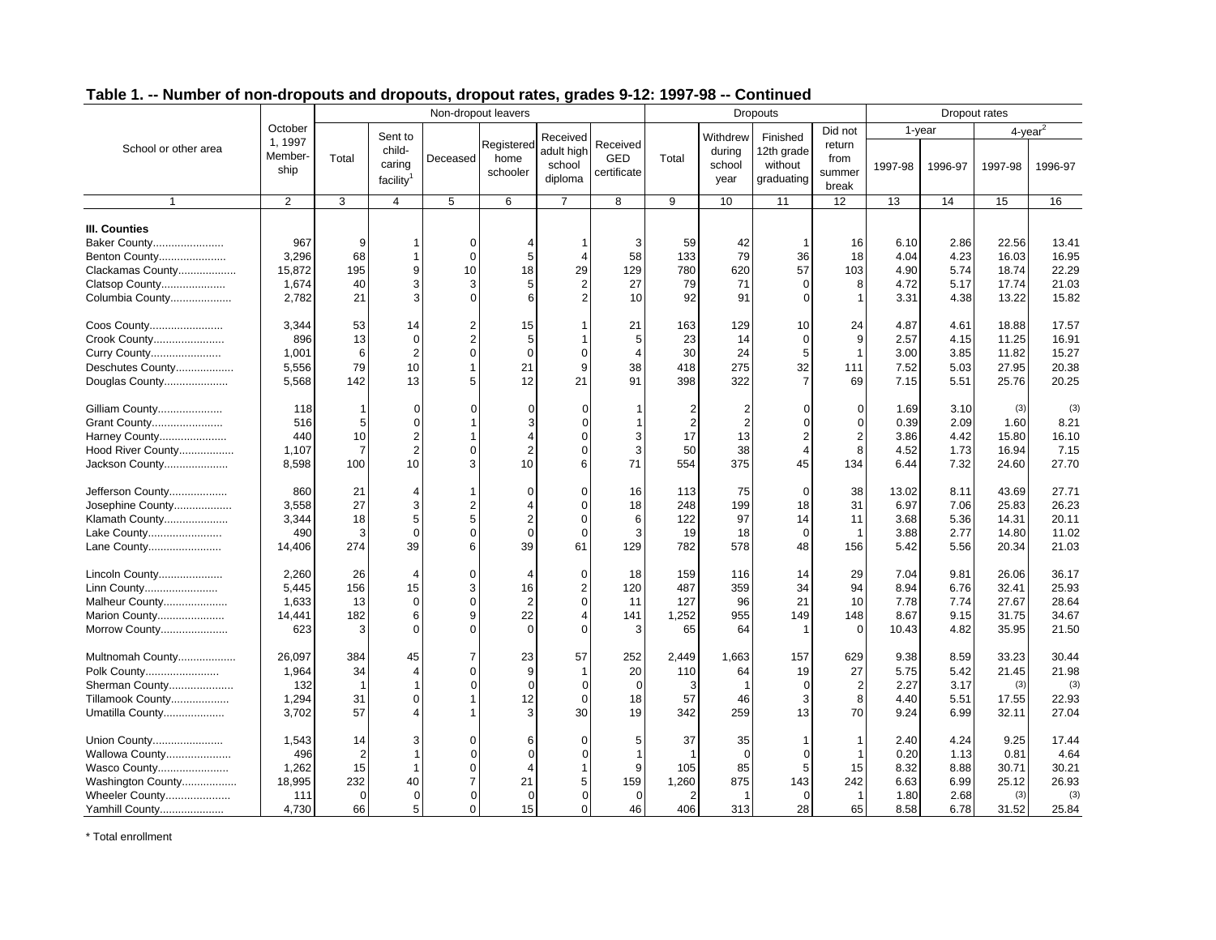## Table 1. -- Number of non-dropouts and dropouts, dropout rates, grades 9-12: 1997-98 -- Continued

| School or other area | October 1, 1997 Membership | Non-dropout leavers | | | | | | Dropouts | | | | Dropout rates | | | |
|---|---|---|---|---|---|---|---|---|---|---|---|---|---|---|---|
| | | Total | Sent to child-caring facility[1] | Deceased | Registered home schooler | Received adult high school diploma | Received GED certificate | Total | Withdrew during school year | Finished 12th grade without graduating | Did not return from summer break | 1-year | | 4-year[2] | |
| | | | | | | | | | | | | 1997-98 | 1996-97 | 1997-98 | 1996-97 |
| 1 | 2 | 3 | 4 | 5 | 6 | 7 | 8 | 9 | 10 | 11 | 12 | 13 | 14 | 15 | 16 |
| **III. Counties** | | | | | | | | | | | | | | | |
| Baker County...................... | 967 | 9 | 1 | 0 | 4 | 1 | 3 | 59 | 42 | 1 | 16 | 6.10 | 2.86 | 22.56 | 13.41 |
| Benton County..................... | 3,296 | 68 | 1 | 0 | 5 | 4 | 58 | 133 | 79 | 36 | 18 | 4.04 | 4.23 | 16.03 | 16.95 |
| Clackamas County.................. | 15,872 | 195 | 9 | 10 | 18 | 29 | 129 | 780 | 620 | 57 | 103 | 4.90 | 5.74 | 18.74 | 22.29 |
| Clatsop County.................... | 1,674 | 40 | 3 | 3 | 5 | 2 | 27 | 79 | 71 | 0 | 8 | 4.72 | 5.17 | 17.74 | 21.03 |
| Columbia County................... | 2,782 | 21 | 3 | 0 | 6 | 2 | 10 | 92 | 91 | 0 | 1 | 3.31 | 4.38 | 13.22 | 15.82 |
| Coos County....................... | 3,344 | 53 | 14 | 2 | 15 | 1 | 21 | 163 | 129 | 10 | 24 | 4.87 | 4.61 | 18.88 | 17.57 |
| Crook County...................... | 896 | 13 | 0 | 2 | 5 | 1 | 5 | 23 | 14 | 0 | 9 | 2.57 | 4.15 | 11.25 | 16.91 |
| Curry County...................... | 1,001 | 6 | 2 | 0 | 0 | 0 | 4 | 30 | 24 | 5 | 1 | 3.00 | 3.85 | 11.82 | 15.27 |
| Deschutes County.................. | 5,556 | 79 | 10 | 1 | 21 | 9 | 38 | 418 | 275 | 32 | 111 | 7.52 | 5.03 | 27.95 | 20.38 |
| Douglas County.................... | 5,568 | 142 | 13 | 5 | 12 | 21 | 91 | 398 | 322 | 7 | 69 | 7.15 | 5.51 | 25.76 | 20.25 |
| Gilliam County.................... | 118 | 1 | 0 | 0 | 0 | 0 | 1 | 2 | 2 | 0 | 0 | 1.69 | 3.10 | (3) | (3) |
| Grant County...................... | 516 | 5 | 0 | 1 | 3 | 0 | 1 | 2 | 2 | 0 | 0 | 0.39 | 2.09 | 1.60 | 8.21 |
| Harney County..................... | 440 | 10 | 2 | 1 | 4 | 0 | 3 | 17 | 13 | 2 | 2 | 3.86 | 4.42 | 15.80 | 16.10 |
| Hood River County................. | 1,107 | 7 | 2 | 0 | 2 | 0 | 3 | 50 | 38 | 4 | 8 | 4.52 | 1.73 | 16.94 | 7.15 |
| Jackson County.................... | 8,598 | 100 | 10 | 3 | 10 | 6 | 71 | 554 | 375 | 45 | 134 | 6.44 | 7.32 | 24.60 | 27.70 |
| Jefferson County.................. | 860 | 21 | 4 | 1 | 0 | 0 | 16 | 113 | 75 | 0 | 38 | 13.02 | 8.11 | 43.69 | 27.71 |
| Josephine County.................. | 3,558 | 27 | 3 | 2 | 4 | 0 | 18 | 248 | 199 | 18 | 31 | 6.97 | 7.06 | 25.83 | 26.23 |
| Klamath County.................... | 3,344 | 18 | 5 | 5 | 2 | 0 | 6 | 122 | 97 | 14 | 11 | 3.68 | 5.36 | 14.31 | 20.11 |
| Lake County....................... | 490 | 3 | 0 | 0 | 0 | 0 | 3 | 19 | 18 | 0 | 1 | 3.88 | 2.77 | 14.80 | 11.02 |
| Lane County....................... | 14,406 | 274 | 39 | 6 | 39 | 61 | 129 | 782 | 578 | 48 | 156 | 5.42 | 5.56 | 20.34 | 21.03 |
| Lincoln County.................... | 2,260 | 26 | 4 | 0 | 4 | 0 | 18 | 159 | 116 | 14 | 29 | 7.04 | 9.81 | 26.06 | 36.17 |
| Linn County....................... | 5,445 | 156 | 15 | 3 | 16 | 2 | 120 | 487 | 359 | 34 | 94 | 8.94 | 6.76 | 32.41 | 25.93 |
| Malheur County.................... | 1,633 | 13 | 0 | 0 | 2 | 0 | 11 | 127 | 96 | 21 | 10 | 7.78 | 7.74 | 27.67 | 28.64 |
| Marion County..................... | 14,441 | 182 | 6 | 9 | 22 | 4 | 141 | 1,252 | 955 | 149 | 148 | 8.67 | 9.15 | 31.75 | 34.67 |
| Morrow County..................... | 623 | 3 | 0 | 0 | 0 | 0 | 3 | 65 | 64 | 1 | 0 | 10.43 | 4.82 | 35.95 | 21.50 |
| Multnomah County.................. | 26,097 | 384 | 45 | 7 | 23 | 57 | 252 | 2,449 | 1,663 | 157 | 629 | 9.38 | 8.59 | 33.23 | 30.44 |
| Polk County....................... | 1,964 | 34 | 4 | 0 | 9 | 1 | 20 | 110 | 64 | 19 | 27 | 5.75 | 5.42 | 21.45 | 21.98 |
| Sherman County.................... | 132 | 1 | 1 | 0 | 0 | 0 | 0 | 3 | 1 | 0 | 2 | 2.27 | 3.17 | (3) | (3) |
| Tillamook County.................. | 1,294 | 31 | 0 | 1 | 12 | 0 | 18 | 57 | 46 | 3 | 8 | 4.40 | 5.51 | 17.55 | 22.93 |
| Umatilla County................... | 3,702 | 57 | 4 | 1 | 3 | 30 | 19 | 342 | 259 | 13 | 70 | 9.24 | 6.99 | 32.11 | 27.04 |
| Union County...................... | 1,543 | 14 | 3 | 0 | 6 | 0 | 5 | 37 | 35 | 1 | 1 | 2.40 | 4.24 | 9.25 | 17.44 |
| Wallowa County.................... | 496 | 2 | 1 | 0 | 0 | 0 | 1 | 1 | 0 | 0 | 1 | 0.20 | 1.13 | 0.81 | 4.64 |
| Wasco County...................... | 1,262 | 15 | 1 | 0 | 4 | 1 | 9 | 105 | 85 | 5 | 15 | 8.32 | 8.88 | 30.71 | 30.21 |
| Washington County................. | 18,995 | 232 | 40 | 7 | 21 | 5 | 159 | 1,260 | 875 | 143 | 242 | 6.63 | 6.99 | 25.12 | 26.93 |
| Wheeler County.................... | 111 | 0 | 0 | 0 | 0 | 0 | 0 | 2 | 1 | 0 | 1 | 1.80 | 2.68 | (3) | (3) |
| Yamhill County.................... | 4,730 | 66 | 5 | 0 | 15 | 0 | 46 | 406 | 313 | 28 | 65 | 8.58 | 6.78 | 31.52 | 25.84 |

* Total enrollment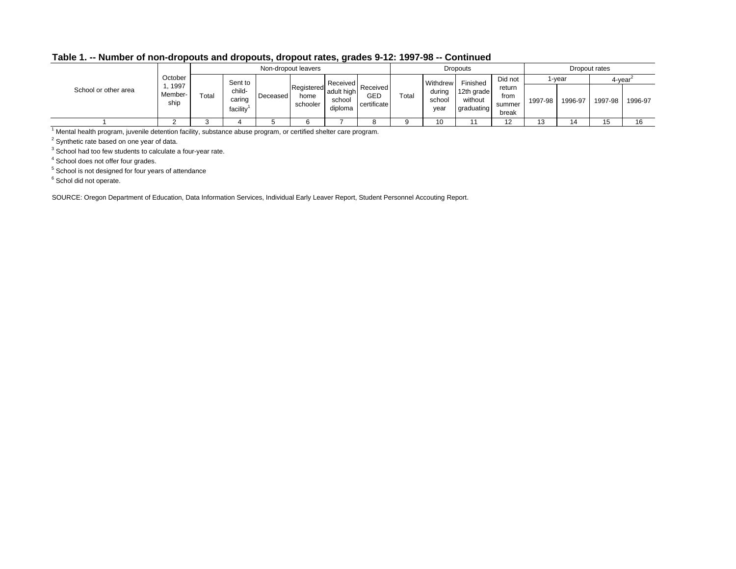**Table 1. -- Number of non-dropouts and dropouts, dropout rates, grades 9-12: 1997-98 -- Continued**

| School or other area | October 1, 1997 Member-ship | Non-dropout leavers | | | | | | Dropouts | | | | Dropout rates | | | |
|---|---|---|---|---|---|---|---|---|---|---|---|---|---|---|---|
| | | Total | Sent to child-caring facility[1] | Deceased | Registered home schooler | Received adult high school diploma | Received GED certificate | Total | Withdrew during school year | Finished 12th grade without graduating | Did not return from summer break | 1-year | | 4-year[2] | |
| | | | | | | | | | | | | 1997-98 | 1996-97 | 1997-98 | 1996-97 |
| 1 | 2 | 3 | 4 | 5 | 6 | 7 | 8 | 9 | 10 | 11 | 12 | 13 | 14 | 15 | 16 |

[1] Mental health program, juvenile detention facility, substance abuse program, or certified shelter care program.

[2] Synthetic rate based on one year of data.

[3] School had too few students to calculate a four-year rate.

[4] School does not offer four grades.

[5] School is not designed for four years of attendance

[6] Schol did not operate.

SOURCE: Oregon Department of Education, Data Information Services, Individual Early Leaver Report, Student Personnel Accouting Report.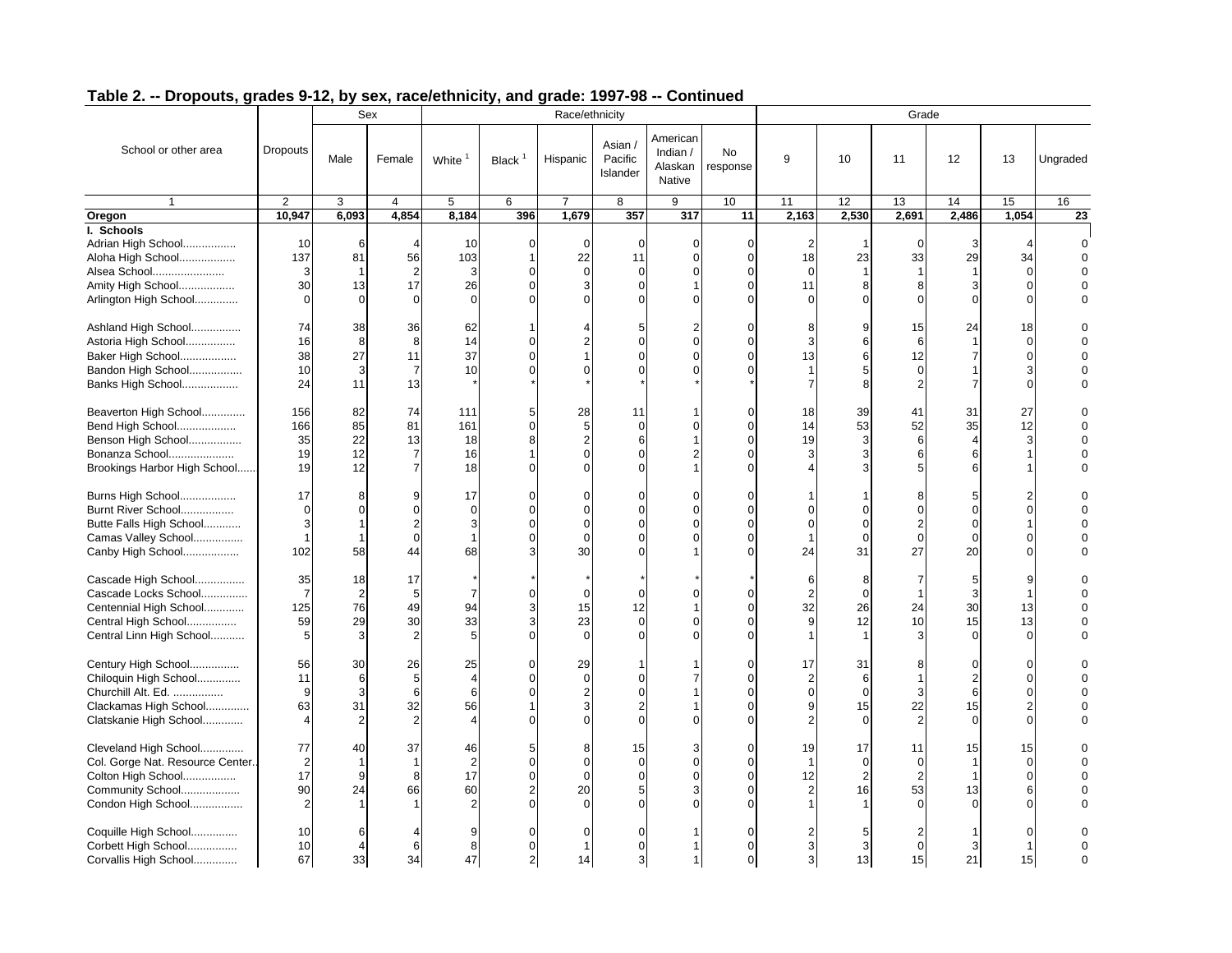## Table 2. -- Dropouts, grades 9-12, by sex, race/ethnicity, and grade: 1997-98 -- Continued

| School or other area | Dropouts | Sex | | Race/ethnicity | | | | | | Grade | | | | | |
|---|---|---|---|---|---|---|---|---|---|---|---|---|---|---|---|
| | | Male | Female | White [1] | Black [1] | Hispanic | Asian / Pacific Islander | American Indian / Alaskan Native | No response | 9 | 10 | 11 | 12 | 13 | Ungraded |
| 1 | 2 | 3 | 4 | 5 | 6 | 7 | 8 | 9 | 10 | 11 | 12 | 13 | 14 | 15 | 16 |
| **Oregon** | **10,947** | **6,093** | **4,854** | **8,184** | **396** | **1,679** | **357** | **317** | **11** | **2,163** | **2,530** | **2,691** | **2,486** | **1,054** | **23** |
| **I. Schools** | | | | | | | | | | | | | | | |
| Adrian High School................. | 10 | 6 | 4 | 10 | 0 | 0 | 0 | 0 | 0 | 2 | 1 | 0 | 3 | 4 | 0 |
| Aloha High School.................. | 137 | 81 | 56 | 103 | 1 | 22 | 11 | 0 | 0 | 18 | 23 | 33 | 29 | 34 | 0 |
| Alsea School....................... | 3 | 1 | 2 | 3 | 0 | 0 | 0 | 0 | 0 | 0 | 1 | 1 | 1 | 0 | 0 |
| Amity High School.................. | 30 | 13 | 17 | 26 | 0 | 3 | 0 | 1 | 0 | 11 | 8 | 8 | 3 | 0 | 0 |
| Arlington High School.............. | 0 | 0 | 0 | 0 | 0 | 0 | 0 | 0 | 0 | 0 | 0 | 0 | 0 | 0 | 0 |
| Ashland High School................ | 74 | 38 | 36 | 62 | 1 | 4 | 5 | 2 | 0 | 8 | 9 | 15 | 24 | 18 | 0 |
| Astoria High School................ | 16 | 8 | 8 | 14 | 0 | 2 | 0 | 0 | 0 | 3 | 6 | 6 | 1 | 0 | 0 |
| Baker High School.................. | 38 | 27 | 11 | 37 | 0 | 1 | 0 | 0 | 0 | 13 | 6 | 12 | 7 | 0 | 0 |
| Bandon High School................. | 10 | 3 | 7 | 10 | 0 | 0 | 0 | 0 | 0 | 1 | 5 | 0 | 1 | 3 | 0 |
| Banks High School.................. | 24 | 11 | 13 | * | * | * | * | * | * | 7 | 8 | 2 | 7 | 0 | 0 |
| Beaverton High School.............. | 156 | 82 | 74 | 111 | 5 | 28 | 11 | 1 | 0 | 18 | 39 | 41 | 31 | 27 | 0 |
| Bend High School................... | 166 | 85 | 81 | 161 | 0 | 5 | 0 | 0 | 0 | 14 | 53 | 52 | 35 | 12 | 0 |
| Benson High School................. | 35 | 22 | 13 | 18 | 8 | 2 | 6 | 1 | 0 | 19 | 3 | 6 | 4 | 3 | 0 |
| Bonanza School..................... | 19 | 12 | 7 | 16 | 1 | 0 | 0 | 2 | 0 | 3 | 3 | 6 | 6 | 1 | 0 |
| Brookings Harbor High School...... | 19 | 12 | 7 | 18 | 0 | 0 | 0 | 1 | 0 | 4 | 3 | 5 | 6 | 1 | 0 |
| Burns High School.................. | 17 | 8 | 9 | 17 | 0 | 0 | 0 | 0 | 0 | 1 | 1 | 8 | 5 | 2 | 0 |
| Burnt River School................. | 0 | 0 | 0 | 0 | 0 | 0 | 0 | 0 | 0 | 0 | 0 | 0 | 0 | 0 | 0 |
| Butte Falls High School............ | 3 | 1 | 2 | 3 | 0 | 0 | 0 | 0 | 0 | 0 | 0 | 2 | 0 | 1 | 0 |
| Camas Valley School................ | 1 | 1 | 0 | 1 | 0 | 0 | 0 | 0 | 0 | 1 | 0 | 0 | 0 | 0 | 0 |
| Canby High School.................. | 102 | 58 | 44 | 68 | 3 | 30 | 0 | 1 | 0 | 24 | 31 | 27 | 20 | 0 | 0 |
| Cascade High School................ | 35 | 18 | 17 | * | * | * | * | * | * | 6 | 8 | 7 | 5 | 9 | 0 |
| Cascade Locks School.............. | 7 | 2 | 5 | 7 | 0 | 0 | 0 | 0 | 0 | 2 | 0 | 1 | 3 | 1 | 0 |
| Centennial High School............. | 125 | 76 | 49 | 94 | 3 | 15 | 12 | 1 | 0 | 32 | 26 | 24 | 30 | 13 | 0 |
| Central High School................ | 59 | 29 | 30 | 33 | 3 | 23 | 0 | 0 | 0 | 9 | 12 | 10 | 15 | 13 | 0 |
| Central Linn High School........... | 5 | 3 | 2 | 5 | 0 | 0 | 0 | 0 | 0 | 1 | 1 | 3 | 0 | 0 | 0 |
| Century High School................ | 56 | 30 | 26 | 25 | 0 | 29 | 1 | 1 | 0 | 17 | 31 | 8 | 0 | 0 | 0 |
| Chiloquin High School.............. | 11 | 6 | 5 | 4 | 0 | 0 | 0 | 7 | 0 | 2 | 6 | 1 | 2 | 0 | 0 |
| Churchill Alt. Ed. ................ | 9 | 3 | 6 | 6 | 0 | 2 | 0 | 1 | 0 | 0 | 0 | 3 | 6 | 0 | 0 |
| Clackamas High School.............. | 63 | 31 | 32 | 56 | 1 | 3 | 2 | 1 | 0 | 9 | 15 | 22 | 15 | 2 | 0 |
| Clatskanie High School............. | 4 | 2 | 2 | 4 | 0 | 0 | 0 | 0 | 0 | 2 | 0 | 2 | 0 | 0 | 0 |
| Cleveland High School.............. | 77 | 40 | 37 | 46 | 5 | 8 | 15 | 3 | 0 | 19 | 17 | 11 | 15 | 15 | 0 |
| Col. Gorge Nat. Resource Center.. | 2 | 1 | 1 | 2 | 0 | 0 | 0 | 0 | 0 | 1 | 0 | 0 | 1 | 0 | 0 |
| Colton High School................. | 17 | 9 | 8 | 17 | 0 | 0 | 0 | 0 | 0 | 12 | 2 | 2 | 1 | 0 | 0 |
| Community School................... | 90 | 24 | 66 | 60 | 2 | 20 | 5 | 3 | 0 | 2 | 16 | 53 | 13 | 6 | 0 |
| Condon High School................. | 2 | 1 | 1 | 2 | 0 | 0 | 0 | 0 | 0 | 1 | 1 | 0 | 0 | 0 | 0 |
| Coquille High School............... | 10 | 6 | 4 | 9 | 0 | 0 | 0 | 1 | 0 | 2 | 5 | 2 | 1 | 0 | 0 |
| Corbett High School................ | 10 | 4 | 6 | 8 | 0 | 1 | 0 | 1 | 0 | 3 | 3 | 0 | 3 | 1 | 0 |
| Corvallis High School.............. | 67 | 33 | 34 | 47 | 2 | 14 | 3 | 1 | 0 | 3 | 13 | 15 | 21 | 15 | 0 |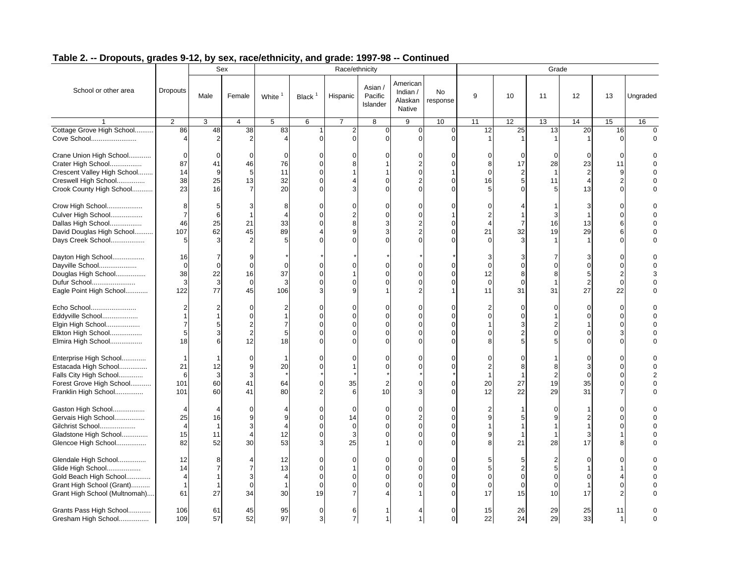## Table 2. -- Dropouts, grades 9-12, by sex, race/ethnicity, and grade: 1997-98 -- Continued

| School or other area | Dropouts | Sex | | Race/ethnicity | | | | | | Grade | | | | | |
|---|---|---|---|---|---|---|---|---|---|---|---|---|---|---|---|
| | | Male | Female | White [1] | Black [1] | Hispanic | Asian / Pacific Islander | American Indian / Alaskan Native | No response | 9 | 10 | 11 | 12 | 13 | Ungraded |
| 1 | 2 | 3 | 4 | 5 | 6 | 7 | 8 | 9 | 10 | 11 | 12 | 13 | 14 | 15 | 16 |
| Cottage Grove High School.......... | 86 | 48 | 38 | 83 | 1 | 2 | 0 | 0 | 0 | 12 | 25 | 13 | 20 | 16 | 0 |
| Cove School........................ | 4 | 2 | 2 | 4 | 0 | 0 | 0 | 0 | 0 | 1 | 1 | 1 | 1 | 0 | 0 |
| Crane Union High School............ | 0 | 0 | 0 | 0 | 0 | 0 | 0 | 0 | 0 | 0 | 0 | 0 | 0 | 0 | 0 |
| Crater High School................. | 87 | 41 | 46 | 76 | 0 | 8 | 1 | 2 | 0 | 8 | 17 | 28 | 23 | 11 | 0 |
| Crescent Valley High School........ | 14 | 9 | 5 | 11 | 0 | 1 | 1 | 0 | 1 | 0 | 2 | 1 | 2 | 9 | 0 |
| Creswell High School............... | 38 | 25 | 13 | 32 | 0 | 4 | 0 | 2 | 0 | 16 | 5 | 11 | 4 | 2 | 0 |
| Crook County High School........... | 23 | 16 | 7 | 20 | 0 | 3 | 0 | 0 | 0 | 5 | 0 | 5 | 13 | 0 | 0 |
| Crow High School................... | 8 | 5 | 3 | 8 | 0 | 0 | 0 | 0 | 0 | 0 | 4 | 1 | 3 | 0 | 0 |
| Culver High School................. | 7 | 6 | 1 | 4 | 0 | 2 | 0 | 0 | 1 | 2 | 1 | 3 | 1 | 0 | 0 |
| Dallas High School................. | 46 | 25 | 21 | 33 | 0 | 8 | 3 | 2 | 0 | 4 | 7 | 16 | 13 | 6 | 0 |
| David Douglas High School.......... | 107 | 62 | 45 | 89 | 4 | 9 | 3 | 2 | 0 | 21 | 32 | 19 | 29 | 6 | 0 |
| Days Creek School.................. | 5 | 3 | 2 | 5 | 0 | 0 | 0 | 0 | 0 | 0 | 3 | 1 | 1 | 0 | 0 |
| Dayton High School................. | 16 | 7 | 9 | * | * | * | * | * | * | 3 | 3 | 7 | 3 | 0 | 0 |
| Dayville School.................... | 0 | 0 | 0 | 0 | 0 | 0 | 0 | 0 | 0 | 0 | 0 | 0 | 0 | 0 | 0 |
| Douglas High School................ | 38 | 22 | 16 | 37 | 0 | 1 | 0 | 0 | 0 | 12 | 8 | 8 | 5 | 2 | 3 |
| Dufur School....................... | 3 | 3 | 0 | 3 | 0 | 0 | 0 | 0 | 0 | 0 | 0 | 1 | 2 | 0 | 0 |
| Eagle Point High School............ | 122 | 77 | 45 | 106 | 3 | 9 | 1 | 2 | 1 | 11 | 31 | 31 | 27 | 22 | 0 |
| Echo School........................ | 2 | 2 | 0 | 2 | 0 | 0 | 0 | 0 | 0 | 2 | 0 | 0 | 0 | 0 | 0 |
| Eddyville School................... | 1 | 1 | 0 | 1 | 0 | 0 | 0 | 0 | 0 | 0 | 0 | 1 | 0 | 0 | 0 |
| Elgin High School.................. | 7 | 5 | 2 | 7 | 0 | 0 | 0 | 0 | 0 | 1 | 3 | 2 | 1 | 0 | 0 |
| Elkton High School................. | 5 | 3 | 2 | 5 | 0 | 0 | 0 | 0 | 0 | 0 | 2 | 0 | 0 | 3 | 0 |
| Elmira High School................. | 18 | 6 | 12 | 18 | 0 | 0 | 0 | 0 | 0 | 8 | 5 | 5 | 0 | 0 | 0 |
| Enterprise High School............ | 1 | 1 | 0 | 1 | 0 | 0 | 0 | 0 | 0 | 0 | 0 | 1 | 0 | 0 | 0 |
| Estacada High School............... | 21 | 12 | 9 | 20 | 0 | 1 | 0 | 0 | 0 | 2 | 8 | 8 | 3 | 0 | 0 |
| Falls City High School............. | 6 | 3 | 3 | * | * | * | * | * | * | 1 | 1 | 2 | 0 | 0 | 2 |
| Forest Grove High School........... | 101 | 60 | 41 | 64 | 0 | 35 | 2 | 0 | 0 | 20 | 27 | 19 | 35 | 0 | 0 |
| Franklin High School............... | 101 | 60 | 41 | 80 | 2 | 6 | 10 | 3 | 0 | 12 | 22 | 29 | 31 | 7 | 0 |
| Gaston High School................. | 4 | 4 | 0 | 4 | 0 | 0 | 0 | 0 | 0 | 2 | 1 | 0 | 1 | 0 | 0 |
| Gervais High School................ | 25 | 16 | 9 | 9 | 0 | 14 | 0 | 2 | 0 | 9 | 5 | 9 | 2 | 0 | 0 |
| Gilchrist School................... | 4 | 1 | 3 | 4 | 0 | 0 | 0 | 0 | 0 | 1 | 1 | 1 | 1 | 0 | 0 |
| Gladstone High School.............. | 15 | 11 | 4 | 12 | 0 | 3 | 0 | 0 | 0 | 9 | 1 | 1 | 3 | 1 | 0 |
| Glencoe High School................ | 82 | 52 | 30 | 53 | 3 | 25 | 1 | 0 | 0 | 8 | 21 | 28 | 17 | 8 | 0 |
| Glendale High School............... | 12 | 8 | 4 | 12 | 0 | 0 | 0 | 0 | 0 | 5 | 5 | 2 | 0 | 0 | 0 |
| Glide High School.................. | 14 | 7 | 7 | 13 | 0 | 1 | 0 | 0 | 0 | 5 | 2 | 5 | 1 | 1 | 0 |
| Gold Beach High School............. | 4 | 1 | 3 | 4 | 0 | 0 | 0 | 0 | 0 | 0 | 0 | 0 | 0 | 4 | 0 |
| Grant High School (Grant).......... | 1 | 1 | 0 | 1 | 0 | 0 | 0 | 0 | 0 | 0 | 0 | 0 | 1 | 0 | 0 |
| Grant High School (Multnomah).... | 61 | 27 | 34 | 30 | 19 | 7 | 4 | 1 | 0 | 17 | 15 | 10 | 17 | 2 | 0 |
| Grants Pass High School............ | 106 | 61 | 45 | 95 | 0 | 6 | 1 | 4 | 0 | 15 | 26 | 29 | 25 | 11 | 0 |
| Gresham High School................ | 109 | 57 | 52 | 97 | 3 | 7 | 1 | 1 | 0 | 22 | 24 | 29 | 33 | 1 | 0 |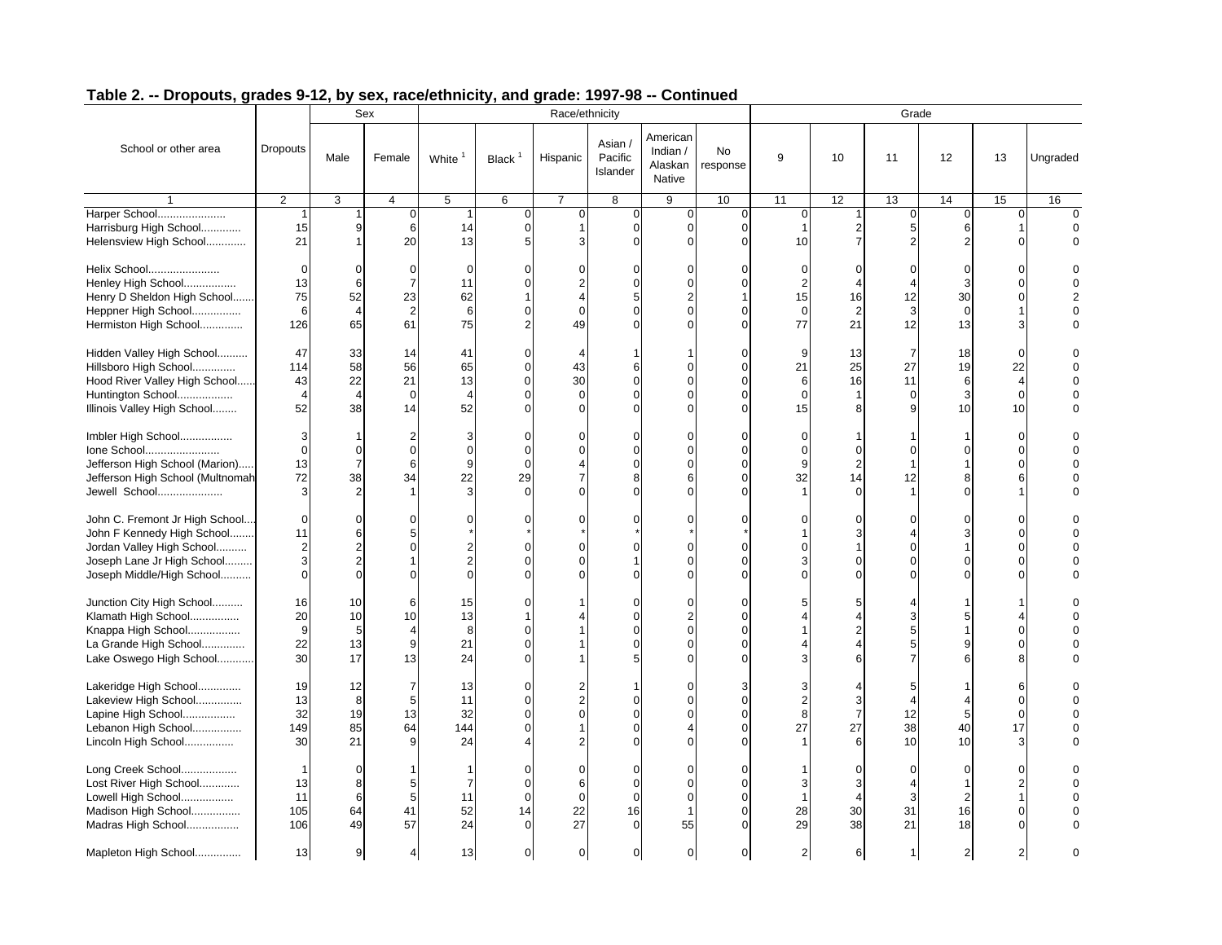## Table 2. -- Dropouts, grades 9-12, by sex, race/ethnicity, and grade: 1997-98 -- Continued

| School or other area | Dropouts | Sex | | Race/ethnicity | | | | | | Grade | | | | | |
|---|---|---|---|---|---|---|---|---|---|---|---|---|---|---|---|
| | | Male | Female | White [1] | Black [1] | Hispanic | Asian / Pacific Islander | American Indian / Alaskan Native | No response | 9 | 10 | 11 | 12 | 13 | Ungraded |
| 1 | 2 | 3 | 4 | 5 | 6 | 7 | 8 | 9 | 10 | 11 | 12 | 13 | 14 | 15 | 16 |
| Harper School...................... | 1 | 1 | 0 | 1 | 0 | 0 | 0 | 0 | 0 | 0 | 1 | 0 | 0 | 0 | 0 |
| Harrisburg High School............. | 15 | 9 | 6 | 14 | 0 | 1 | 0 | 0 | 0 | 1 | 2 | 5 | 6 | 1 | 0 |
| Helensview High School............. | 21 | 1 | 20 | 13 | 5 | 3 | 0 | 0 | 0 | 10 | 7 | 2 | 2 | 0 | 0 |
| Helix School....................... | 0 | 0 | 0 | 0 | 0 | 0 | 0 | 0 | 0 | 0 | 0 | 0 | 0 | 0 | 0 |
| Henley High School................. | 13 | 6 | 7 | 11 | 0 | 2 | 0 | 0 | 0 | 2 | 4 | 4 | 3 | 0 | 0 |
| Henry D Sheldon High School....... | 75 | 52 | 23 | 62 | 1 | 4 | 5 | 2 | 1 | 15 | 16 | 12 | 30 | 0 | 2 |
| Heppner High School................ | 6 | 4 | 2 | 6 | 0 | 0 | 0 | 0 | 0 | 0 | 2 | 3 | 0 | 1 | 0 |
| Hermiston High School............. | 126 | 65 | 61 | 75 | 2 | 49 | 0 | 0 | 0 | 77 | 21 | 12 | 13 | 3 | 0 |
| Hidden Valley High School.......... | 47 | 33 | 14 | 41 | 0 | 4 | 1 | 1 | 0 | 9 | 13 | 7 | 18 | 0 | 0 |
| Hillsboro High School.............. | 114 | 58 | 56 | 65 | 0 | 43 | 6 | 0 | 0 | 21 | 25 | 27 | 19 | 22 | 0 |
| Hood River Valley High School...... | 43 | 22 | 21 | 13 | 0 | 30 | 0 | 0 | 0 | 6 | 16 | 11 | 6 | 4 | 0 |
| Huntington School.................. | 4 | 4 | 0 | 4 | 0 | 0 | 0 | 0 | 0 | 0 | 1 | 0 | 3 | 0 | 0 |
| Illinois Valley High School........ | 52 | 38 | 14 | 52 | 0 | 0 | 0 | 0 | 0 | 15 | 8 | 9 | 10 | 10 | 0 |
| Imbler High School................. | 3 | 1 | 2 | 3 | 0 | 0 | 0 | 0 | 0 | 0 | 1 | 1 | 1 | 0 | 0 |
| Ione School........................ | 0 | 0 | 0 | 0 | 0 | 0 | 0 | 0 | 0 | 0 | 0 | 0 | 0 | 0 | 0 |
| Jefferson High School (Marion)..... | 13 | 7 | 6 | 9 | 0 | 4 | 0 | 0 | 0 | 9 | 2 | 1 | 1 | 0 | 0 |
| Jefferson High School (Multnomah | 72 | 38 | 34 | 22 | 29 | 7 | 8 | 6 | 0 | 32 | 14 | 12 | 8 | 6 | 0 |
| Jewell School..................... | 3 | 2 | 1 | 3 | 0 | 0 | 0 | 0 | 0 | 1 | 0 | 1 | 0 | 1 | 0 |
| John C. Fremont Jr High School.... | 0 | 0 | 0 | 0 | 0 | 0 | 0 | 0 | 0 | 0 | 0 | 0 | 0 | 0 | 0 |
| John F Kennedy High School........ | 11 | 6 | 5 | * | * | * | * | * | * | 1 | 3 | 4 | 3 | 0 | 0 |
| Jordan Valley High School.......... | 2 | 2 | 0 | 2 | 0 | 0 | 0 | 0 | 0 | 0 | 1 | 0 | 1 | 0 | 0 |
| Joseph Lane Jr High School......... | 3 | 2 | 1 | 2 | 0 | 0 | 1 | 0 | 0 | 3 | 0 | 0 | 0 | 0 | 0 |
| Joseph Middle/High School.......... | 0 | 0 | 0 | 0 | 0 | 0 | 0 | 0 | 0 | 0 | 0 | 0 | 0 | 0 | 0 |
| Junction City High School.......... | 16 | 10 | 6 | 15 | 0 | 1 | 0 | 0 | 0 | 5 | 5 | 4 | 1 | 1 | 0 |
| Klamath High School................ | 20 | 10 | 10 | 13 | 1 | 4 | 0 | 2 | 0 | 4 | 4 | 3 | 5 | 4 | 0 |
| Knappa High School................. | 9 | 5 | 4 | 8 | 0 | 1 | 0 | 0 | 0 | 1 | 2 | 5 | 1 | 0 | 0 |
| La Grande High School.............. | 22 | 13 | 9 | 21 | 0 | 1 | 0 | 0 | 0 | 4 | 4 | 5 | 9 | 0 | 0 |
| Lake Oswego High School............ | 30 | 17 | 13 | 24 | 0 | 1 | 5 | 0 | 0 | 3 | 6 | 7 | 6 | 8 | 0 |
| Lakeridge High School.............. | 19 | 12 | 7 | 13 | 0 | 2 | 1 | 0 | 3 | 3 | 4 | 5 | 1 | 6 | 0 |
| Lakeview High School............... | 13 | 8 | 5 | 11 | 0 | 2 | 0 | 0 | 0 | 2 | 3 | 4 | 4 | 0 | 0 |
| Lapine High School................. | 32 | 19 | 13 | 32 | 0 | 0 | 0 | 0 | 0 | 8 | 7 | 12 | 5 | 0 | 0 |
| Lebanon High School................ | 149 | 85 | 64 | 144 | 0 | 1 | 0 | 4 | 0 | 27 | 27 | 38 | 40 | 17 | 0 |
| Lincoln High School................ | 30 | 21 | 9 | 24 | 4 | 2 | 0 | 0 | 0 | 1 | 6 | 10 | 10 | 3 | 0 |
| Long Creek School.................. | 1 | 0 | 1 | 1 | 0 | 0 | 0 | 0 | 0 | 1 | 0 | 0 | 0 | 0 | 0 |
| Lost River High School............. | 13 | 8 | 5 | 7 | 0 | 6 | 0 | 0 | 0 | 3 | 3 | 4 | 1 | 2 | 0 |
| Lowell High School................. | 11 | 6 | 5 | 11 | 0 | 0 | 0 | 0 | 0 | 1 | 4 | 3 | 2 | 1 | 0 |
| Madison High School................ | 105 | 64 | 41 | 52 | 14 | 22 | 16 | 1 | 0 | 28 | 30 | 31 | 16 | 0 | 0 |
| Madras High School................. | 106 | 49 | 57 | 24 | 0 | 27 | 0 | 55 | 0 | 29 | 38 | 21 | 18 | 0 | 0 |
| Mapleton High School............... | 13 | 9 | 4 | 13 | 0 | 0 | 0 | 0 | 0 | 2 | 6 | 1 | 2 | 2 | 0 |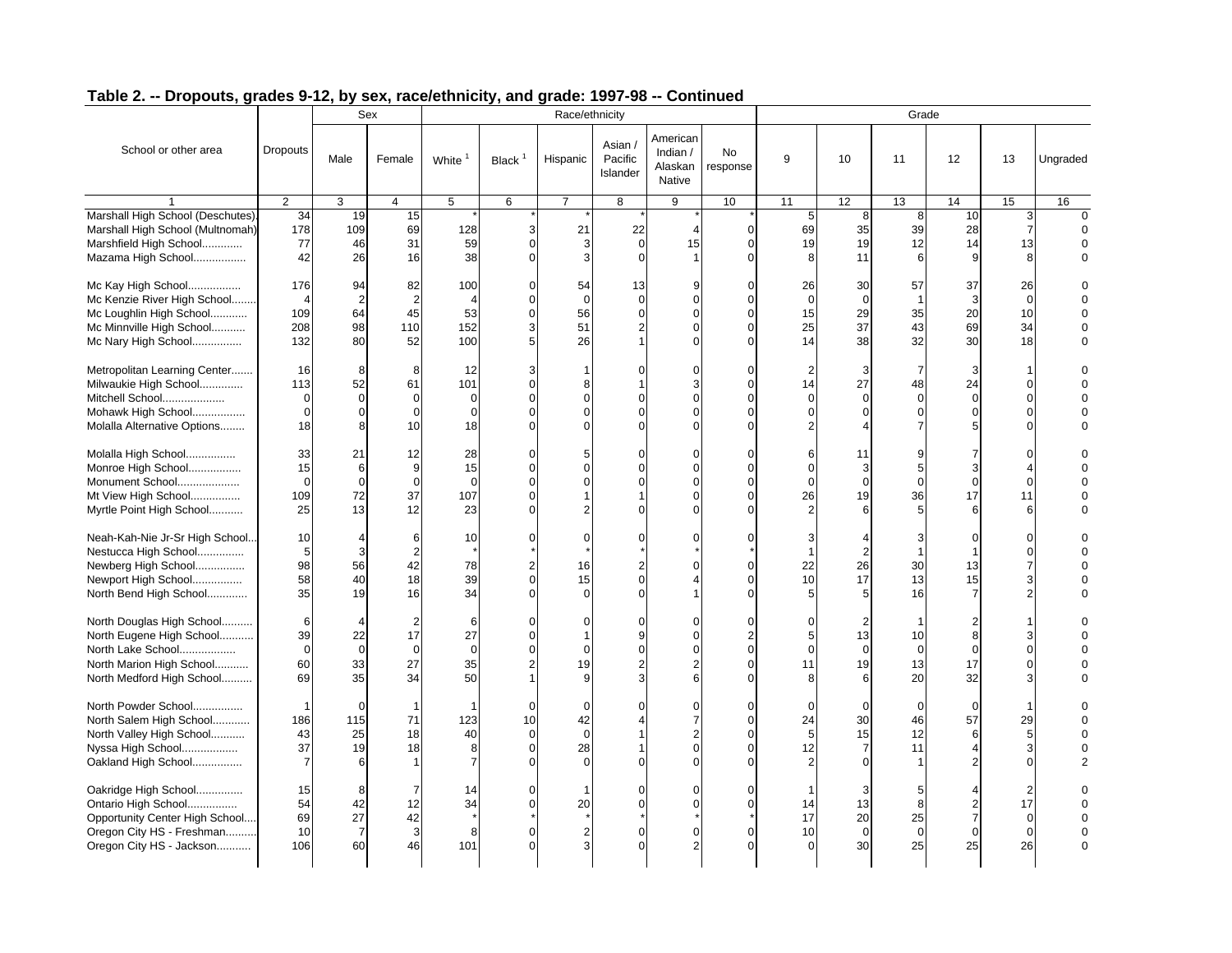## Table 2. -- Dropouts, grades 9-12, by sex, race/ethnicity, and grade: 1997-98 -- Continued

| School or other area | Dropouts | Sex | | Race/ethnicity | | | | | | Grade | | | | | |
|---|---|---|---|---|---|---|---|---|---|---|---|---|---|---|---|
| | | Male | Female | White [1] | Black [1] | Hispanic | Asian / Pacific Islander | American Indian / Alaskan Native | No response | 9 | 10 | 11 | 12 | 13 | Ungraded |
| 1 | 2 | 3 | 4 | 5 | 6 | 7 | 8 | 9 | 10 | 11 | 12 | 13 | 14 | 15 | 16 |
| Marshall High School (Deschutes) | 34 | 19 | 15 | * | * | * | * | * | * | 5 | 8 | 8 | 10 | 3 | 0 |
| Marshall High School (Multnomah) | 178 | 109 | 69 | 128 | 3 | 21 | 22 | 4 | 0 | 69 | 35 | 39 | 28 | 7 | 0 |
| Marshfield High School............ | 77 | 46 | 31 | 59 | 0 | 3 | 0 | 15 | 0 | 19 | 19 | 12 | 14 | 13 | 0 |
| Mazama High School................ | 42 | 26 | 16 | 38 | 0 | 3 | 0 | 1 | 0 | 8 | 11 | 6 | 9 | 8 | 0 |
| Mc Kay High School................ | 176 | 94 | 82 | 100 | 0 | 54 | 13 | 9 | 0 | 26 | 30 | 57 | 37 | 26 | 0 |
| Mc Kenzie River High School........ | 4 | 2 | 2 | 4 | 0 | 0 | 0 | 0 | 0 | 0 | 0 | 1 | 3 | 0 | 0 |
| Mc Loughlin High School........... | 109 | 64 | 45 | 53 | 0 | 56 | 0 | 0 | 0 | 15 | 29 | 35 | 20 | 10 | 0 |
| Mc Minnville High School.......... | 208 | 98 | 110 | 152 | 3 | 51 | 2 | 0 | 0 | 25 | 37 | 43 | 69 | 34 | 0 |
| Mc Nary High School............... | 132 | 80 | 52 | 100 | 5 | 26 | 1 | 0 | 0 | 14 | 38 | 32 | 30 | 18 | 0 |
| Metropolitan Learning Center....... | 16 | 8 | 8 | 12 | 3 | 1 | 0 | 0 | 0 | 2 | 3 | 7 | 3 | 1 | 0 |
| Milwaukie High School............. | 113 | 52 | 61 | 101 | 0 | 8 | 1 | 3 | 0 | 14 | 27 | 48 | 24 | 0 | 0 |
| Mitchell School................... | 0 | 0 | 0 | 0 | 0 | 0 | 0 | 0 | 0 | 0 | 0 | 0 | 0 | 0 | 0 |
| Mohawk High School................ | 0 | 0 | 0 | 0 | 0 | 0 | 0 | 0 | 0 | 0 | 0 | 0 | 0 | 0 | 0 |
| Molalla Alternative Options........ | 18 | 8 | 10 | 18 | 0 | 0 | 0 | 0 | 0 | 2 | 4 | 7 | 5 | 0 | 0 |
| Molalla High School................ | 33 | 21 | 12 | 28 | 0 | 5 | 0 | 0 | 0 | 6 | 11 | 9 | 7 | 0 | 0 |
| Monroe High School................ | 15 | 6 | 9 | 15 | 0 | 0 | 0 | 0 | 0 | 0 | 3 | 5 | 3 | 4 | 0 |
| Monument School................... | 0 | 0 | 0 | 0 | 0 | 0 | 0 | 0 | 0 | 0 | 0 | 0 | 0 | 0 | 0 |
| Mt View High School............... | 109 | 72 | 37 | 107 | 0 | 1 | 1 | 0 | 0 | 26 | 19 | 36 | 17 | 11 | 0 |
| Myrtle Point High School........... | 25 | 13 | 12 | 23 | 0 | 2 | 0 | 0 | 0 | 2 | 6 | 5 | 6 | 6 | 0 |
| Neah-Kah-Nie Jr-Sr High School... | 10 | 4 | 6 | 10 | 0 | 0 | 0 | 0 | 0 | 3 | 4 | 3 | 0 | 0 | 0 |
| Nestucca High School............... | 5 | 3 | 2 | * | * | * | * | * | * | 1 | 2 | 1 | 1 | 0 | 0 |
| Newberg High School................ | 98 | 56 | 42 | 78 | 2 | 16 | 2 | 0 | 0 | 22 | 26 | 30 | 13 | 7 | 0 |
| Newport High School................ | 58 | 40 | 18 | 39 | 0 | 15 | 0 | 4 | 0 | 10 | 17 | 13 | 15 | 3 | 0 |
| North Bend High School............. | 35 | 19 | 16 | 34 | 0 | 0 | 0 | 1 | 0 | 5 | 5 | 16 | 7 | 2 | 0 |
| North Douglas High School.......... | 6 | 4 | 2 | 6 | 0 | 0 | 0 | 0 | 0 | 0 | 2 | 1 | 2 | 1 | 0 |
| North Eugene High School........... | 39 | 22 | 17 | 27 | 0 | 1 | 9 | 0 | 2 | 5 | 13 | 10 | 8 | 3 | 0 |
| North Lake School.................. | 0 | 0 | 0 | 0 | 0 | 0 | 0 | 0 | 0 | 0 | 0 | 0 | 0 | 0 | 0 |
| North Marion High School........... | 60 | 33 | 27 | 35 | 2 | 19 | 2 | 2 | 0 | 11 | 19 | 13 | 17 | 0 | 0 |
| North Medford High School.......... | 69 | 35 | 34 | 50 | 1 | 9 | 3 | 6 | 0 | 8 | 6 | 20 | 32 | 3 | 0 |
| North Powder School................ | 1 | 0 | 1 | 1 | 0 | 0 | 0 | 0 | 0 | 0 | 0 | 0 | 0 | 1 | 0 |
| North Salem High School............ | 186 | 115 | 71 | 123 | 10 | 42 | 4 | 7 | 0 | 24 | 30 | 46 | 57 | 29 | 0 |
| North Valley High School........... | 43 | 25 | 18 | 40 | 0 | 0 | 1 | 2 | 0 | 5 | 15 | 12 | 6 | 5 | 0 |
| Nyssa High School.................. | 37 | 19 | 18 | 8 | 0 | 28 | 1 | 0 | 0 | 12 | 7 | 11 | 4 | 3 | 0 |
| Oakland High School................ | 7 | 6 | 1 | 7 | 0 | 0 | 0 | 0 | 0 | 2 | 0 | 1 | 2 | 0 | 2 |
| Oakridge High School............... | 15 | 8 | 7 | 14 | 0 | 1 | 0 | 0 | 0 | 1 | 3 | 5 | 4 | 2 | 0 |
| Ontario High School................ | 54 | 42 | 12 | 34 | 0 | 20 | 0 | 0 | 0 | 14 | 13 | 8 | 2 | 17 | 0 |
| Opportunity Center High School.... | 69 | 27 | 42 | * | * | * | * | * | * | 17 | 20 | 25 | 7 | 0 | 0 |
| Oregon City HS - Freshman.......... | 10 | 7 | 3 | 8 | 0 | 2 | 0 | 0 | 0 | 10 | 0 | 0 | 0 | 0 | 0 |
| Oregon City HS - Jackson........... | 106 | 60 | 46 | 101 | 0 | 3 | 0 | 2 | 0 | 0 | 30 | 25 | 25 | 26 | 0 |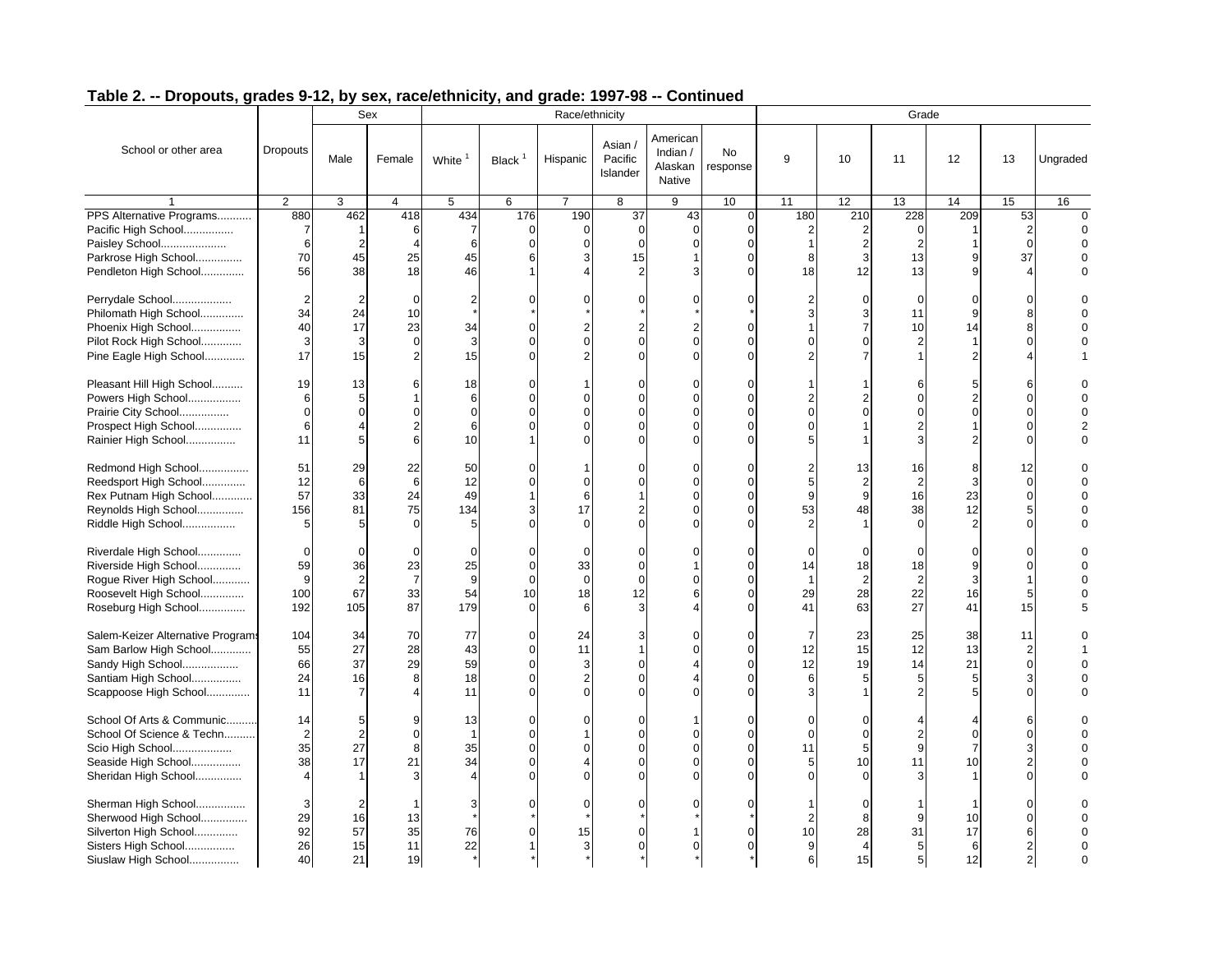## Table 2. -- Dropouts, grades 9-12, by sex, race/ethnicity, and grade: 1997-98 -- Continued

| School or other area | Dropouts | Sex | | Race/ethnicity | | | | | | Grade | | | | | |
|---|---|---|---|---|---|---|---|---|---|---|---|---|---|---|---|
| | | Male | Female | White [1] | Black [1] | Hispanic | Asian / Pacific Islander | American Indian / Alaskan Native | No response | 9 | 10 | 11 | 12 | 13 | Ungraded |
| 1 | 2 | 3 | 4 | 5 | 6 | 7 | 8 | 9 | 10 | 11 | 12 | 13 | 14 | 15 | 16 |
| PPS Alternative Programs........... | 880 | 462 | 418 | 434 | 176 | 190 | 37 | 43 | 0 | 180 | 210 | 228 | 209 | 53 | 0 |
| Pacific High School................ | 7 | 1 | 6 | 7 | 0 | 0 | 0 | 0 | 0 | 2 | 2 | 0 | 1 | 2 | 0 |
| Paisley School..................... | 6 | 2 | 4 | 6 | 0 | 0 | 0 | 0 | 0 | 1 | 2 | 2 | 1 | 0 | 0 |
| Parkrose High School............... | 70 | 45 | 25 | 45 | 6 | 3 | 15 | 1 | 0 | 8 | 3 | 13 | 9 | 37 | 0 |
| Pendleton High School............. | 56 | 38 | 18 | 46 | 1 | 4 | 2 | 3 | 0 | 18 | 12 | 13 | 9 | 4 | 0 |
| Perrydale School................... | 2 | 2 | 0 | 2 | 0 | 0 | 0 | 0 | 0 | 2 | 0 | 0 | 0 | 0 | 0 |
| Philomath High School............. | 34 | 24 | 10 | * | * | * | * | * | * | 3 | 3 | 11 | 9 | 8 | 0 |
| Phoenix High School................ | 40 | 17 | 23 | 34 | 0 | 2 | 2 | 2 | 0 | 1 | 7 | 10 | 14 | 8 | 0 |
| Pilot Rock High School............ | 3 | 3 | 0 | 3 | 0 | 0 | 0 | 0 | 0 | 0 | 0 | 2 | 1 | 0 | 0 |
| Pine Eagle High School............ | 17 | 15 | 2 | 15 | 0 | 2 | 0 | 0 | 0 | 2 | 7 | 1 | 2 | 4 | 1 |
| Pleasant Hill High School.......... | 19 | 13 | 6 | 18 | 0 | 1 | 0 | 0 | 0 | 1 | 1 | 6 | 5 | 6 | 0 |
| Powers High School................. | 6 | 5 | 1 | 6 | 0 | 0 | 0 | 0 | 0 | 2 | 2 | 0 | 2 | 0 | 0 |
| Prairie City School................ | 0 | 0 | 0 | 0 | 0 | 0 | 0 | 0 | 0 | 0 | 0 | 0 | 0 | 0 | 0 |
| Prospect High School............... | 6 | 4 | 2 | 6 | 0 | 0 | 0 | 0 | 0 | 0 | 1 | 2 | 1 | 0 | 2 |
| Rainier High School................ | 11 | 5 | 6 | 10 | 1 | 0 | 0 | 0 | 0 | 5 | 1 | 3 | 2 | 0 | 0 |
| Redmond High School................ | 51 | 29 | 22 | 50 | 0 | 1 | 0 | 0 | 0 | 2 | 13 | 16 | 8 | 12 | 0 |
| Reedsport High School............. | 12 | 6 | 6 | 12 | 0 | 0 | 0 | 0 | 0 | 5 | 2 | 2 | 3 | 0 | 0 |
| Rex Putnam High School............ | 57 | 33 | 24 | 49 | 1 | 6 | 1 | 0 | 0 | 9 | 9 | 16 | 23 | 0 | 0 |
| Reynolds High School............... | 156 | 81 | 75 | 134 | 3 | 17 | 2 | 0 | 0 | 53 | 48 | 38 | 12 | 5 | 0 |
| Riddle High School................. | 5 | 5 | 0 | 5 | 0 | 0 | 0 | 0 | 0 | 2 | 1 | 0 | 2 | 0 | 0 |
| Riverdale High School............. | 0 | 0 | 0 | 0 | 0 | 0 | 0 | 0 | 0 | 0 | 0 | 0 | 0 | 0 | 0 |
| Riverside High School............. | 59 | 36 | 23 | 25 | 0 | 33 | 0 | 1 | 0 | 14 | 18 | 18 | 9 | 0 | 0 |
| Rogue River High School........... | 9 | 2 | 7 | 9 | 0 | 0 | 0 | 0 | 0 | 1 | 2 | 2 | 3 | 1 | 0 |
| Roosevelt High School............. | 100 | 67 | 33 | 54 | 10 | 18 | 12 | 6 | 0 | 29 | 28 | 22 | 16 | 5 | 0 |
| Roseburg High School.............. | 192 | 105 | 87 | 179 | 0 | 6 | 3 | 4 | 0 | 41 | 63 | 27 | 41 | 15 | 5 |
| Salem-Keizer Alternative Programs | 104 | 34 | 70 | 77 | 0 | 24 | 3 | 0 | 0 | 7 | 23 | 25 | 38 | 11 | 0 |
| Sam Barlow High School............ | 55 | 27 | 28 | 43 | 0 | 11 | 1 | 0 | 0 | 12 | 15 | 12 | 13 | 2 | 1 |
| Sandy High School.................. | 66 | 37 | 29 | 59 | 0 | 3 | 0 | 4 | 0 | 12 | 19 | 14 | 21 | 0 | 0 |
| Santiam High School................ | 24 | 16 | 8 | 18 | 0 | 2 | 0 | 4 | 0 | 6 | 5 | 5 | 5 | 3 | 0 |
| Scappoose High School............. | 11 | 7 | 4 | 11 | 0 | 0 | 0 | 0 | 0 | 3 | 1 | 2 | 5 | 0 | 0 |
| School Of Arts & Communic.......... | 14 | 5 | 9 | 13 | 0 | 0 | 0 | 1 | 0 | 0 | 0 | 4 | 4 | 6 | 0 |
| School Of Science & Techn.......... | 2 | 2 | 0 | 1 | 0 | 1 | 0 | 0 | 0 | 0 | 0 | 2 | 0 | 0 | 0 |
| Scio High School................... | 35 | 27 | 8 | 35 | 0 | 0 | 0 | 0 | 0 | 11 | 5 | 9 | 7 | 3 | 0 |
| Seaside High School................ | 38 | 17 | 21 | 34 | 0 | 4 | 0 | 0 | 0 | 5 | 10 | 11 | 10 | 2 | 0 |
| Sheridan High School............... | 4 | 1 | 3 | 4 | 0 | 0 | 0 | 0 | 0 | 0 | 0 | 3 | 1 | 0 | 0 |
| Sherman High School................ | 3 | 2 | 1 | 3 | 0 | 0 | 0 | 0 | 0 | 1 | 0 | 1 | 1 | 0 | 0 |
| Sherwood High School.............. | 29 | 16 | 13 | * | * | * | * | * | * | 2 | 8 | 9 | 10 | 0 | 0 |
| Silverton High School.............. | 92 | 57 | 35 | 76 | 0 | 15 | 0 | 1 | 0 | 10 | 28 | 31 | 17 | 6 | 0 |
| Sisters High School................ | 26 | 15 | 11 | 22 | 1 | 3 | 0 | 0 | 0 | 9 | 4 | 5 | 6 | 2 | 0 |
| Siuslaw High School................ | 40 | 21 | 19 | * | * | * | * | * | * | 6 | 15 | 5 | 12 | 2 | 0 |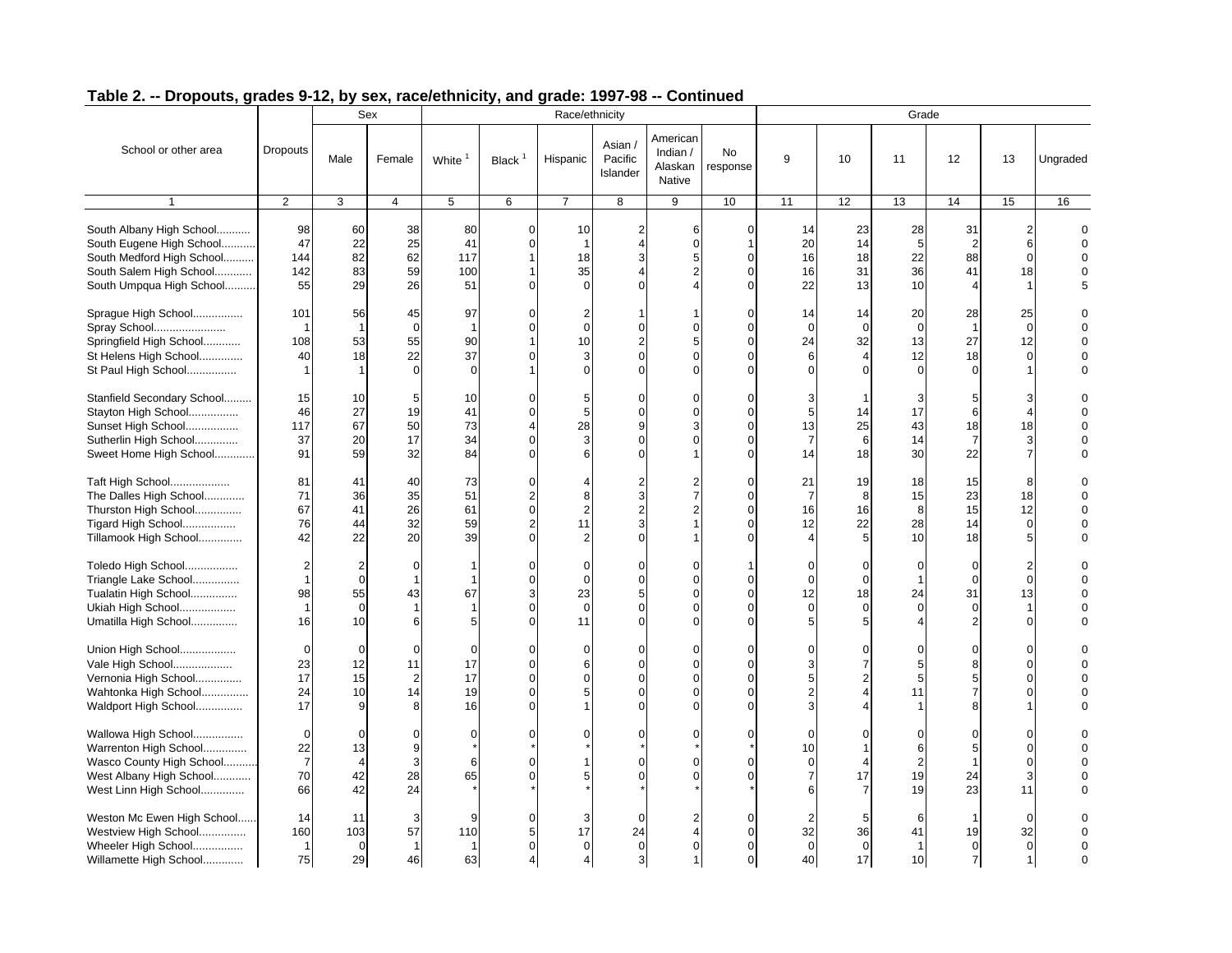## Table 2. -- Dropouts, grades 9-12, by sex, race/ethnicity, and grade: 1997-98 -- Continued

| School or other area | Dropouts | Sex | | Race/ethnicity | | | | | | Grade | | | | | |
|---|---|---|---|---|---|---|---|---|---|---|---|---|---|---|---|
| | | Male | Female | White [1] | Black [1] | Hispanic | Asian / Pacific Islander | American Indian / Alaskan Native | No response | 9 | 10 | 11 | 12 | 13 | Ungraded |
| 1 | 2 | 3 | 4 | 5 | 6 | 7 | 8 | 9 | 10 | 11 | 12 | 13 | 14 | 15 | 16 |
| South Albany High School........... | 98 | 60 | 38 | 80 | 0 | 10 | 2 | 6 | 0 | 14 | 23 | 28 | 31 | 2 | 0 |
| South Eugene High School........... | 47 | 22 | 25 | 41 | 0 | 1 | 4 | 0 | 1 | 20 | 14 | 5 | 2 | 6 | 0 |
| South Medford High School.......... | 144 | 82 | 62 | 117 | 1 | 18 | 3 | 5 | 0 | 16 | 18 | 22 | 88 | 0 | 0 |
| South Salem High School............ | 142 | 83 | 59 | 100 | 1 | 35 | 4 | 2 | 0 | 16 | 31 | 36 | 41 | 18 | 0 |
| South Umpqua High School.......... | 55 | 29 | 26 | 51 | 0 | 0 | 0 | 4 | 0 | 22 | 13 | 10 | 4 | 1 | 5 |
| Sprague High School................ | 101 | 56 | 45 | 97 | 0 | 2 | 1 | 1 | 0 | 14 | 14 | 20 | 28 | 25 | 0 |
| Spray School....................... | 1 | 1 | 0 | 1 | 0 | 0 | 0 | 0 | 0 | 0 | 0 | 0 | 1 | 0 | 0 |
| Springfield High School............ | 108 | 53 | 55 | 90 | 1 | 10 | 2 | 5 | 0 | 24 | 32 | 13 | 27 | 12 | 0 |
| St Helens High School.............. | 40 | 18 | 22 | 37 | 0 | 3 | 0 | 0 | 0 | 6 | 4 | 12 | 18 | 0 | 0 |
| St Paul High School................ | 1 | 1 | 0 | 0 | 1 | 0 | 0 | 0 | 0 | 0 | 0 | 0 | 0 | 1 | 0 |
| Stanfield Secondary School......... | 15 | 10 | 5 | 10 | 0 | 5 | 0 | 0 | 0 | 3 | 1 | 3 | 5 | 3 | 0 |
| Stayton High School................ | 46 | 27 | 19 | 41 | 0 | 5 | 0 | 0 | 0 | 5 | 14 | 17 | 6 | 4 | 0 |
| Sunset High School................. | 117 | 67 | 50 | 73 | 4 | 28 | 9 | 3 | 0 | 13 | 25 | 43 | 18 | 18 | 0 |
| Sutherlin High School.............. | 37 | 20 | 17 | 34 | 0 | 3 | 0 | 0 | 0 | 7 | 6 | 14 | 7 | 3 | 0 |
| Sweet Home High School............ | 91 | 59 | 32 | 84 | 0 | 6 | 0 | 1 | 0 | 14 | 18 | 30 | 22 | 7 | 0 |
| Taft High School................... | 81 | 41 | 40 | 73 | 0 | 4 | 2 | 2 | 0 | 21 | 19 | 18 | 15 | 8 | 0 |
| The Dalles High School............. | 71 | 36 | 35 | 51 | 2 | 8 | 3 | 7 | 0 | 7 | 8 | 15 | 23 | 18 | 0 |
| Thurston High School............... | 67 | 41 | 26 | 61 | 0 | 2 | 2 | 2 | 0 | 16 | 16 | 8 | 15 | 12 | 0 |
| Tigard High School................. | 76 | 44 | 32 | 59 | 2 | 11 | 3 | 1 | 0 | 12 | 22 | 28 | 14 | 0 | 0 |
| Tillamook High School.............. | 42 | 22 | 20 | 39 | 0 | 2 | 0 | 1 | 0 | 4 | 5 | 10 | 18 | 5 | 0 |
| Toledo High School................. | 2 | 2 | 0 | 1 | 0 | 0 | 0 | 0 | 1 | 0 | 0 | 0 | 0 | 2 | 0 |
| Triangle Lake School............... | 1 | 0 | 1 | 1 | 0 | 0 | 0 | 0 | 0 | 0 | 0 | 1 | 0 | 0 | 0 |
| Tualatin High School............... | 98 | 55 | 43 | 67 | 3 | 23 | 5 | 0 | 0 | 12 | 18 | 24 | 31 | 13 | 0 |
| Ukiah High School.................. | 1 | 0 | 1 | 1 | 0 | 0 | 0 | 0 | 0 | 0 | 0 | 0 | 0 | 1 | 0 |
| Umatilla High School............... | 16 | 10 | 6 | 5 | 0 | 11 | 0 | 0 | 0 | 5 | 5 | 4 | 2 | 0 | 0 |
| Union High School.................. | 0 | 0 | 0 | 0 | 0 | 0 | 0 | 0 | 0 | 0 | 0 | 0 | 0 | 0 | 0 |
| Vale High School................... | 23 | 12 | 11 | 17 | 0 | 6 | 0 | 0 | 0 | 3 | 7 | 5 | 8 | 0 | 0 |
| Vernonia High School............... | 17 | 15 | 2 | 17 | 0 | 0 | 0 | 0 | 0 | 5 | 2 | 5 | 5 | 0 | 0 |
| Wahtonka High School............... | 24 | 10 | 14 | 19 | 0 | 5 | 0 | 0 | 0 | 2 | 4 | 11 | 7 | 0 | 0 |
| Waldport High School............... | 17 | 9 | 8 | 16 | 0 | 1 | 0 | 0 | 0 | 3 | 4 | 1 | 8 | 1 | 0 |
| Wallowa High School................ | 0 | 0 | 0 | 0 | 0 | 0 | 0 | 0 | 0 | 0 | 0 | 0 | 0 | 0 | 0 |
| Warrenton High School.............. | 22 | 13 | 9 | * | * | * | * | * | * | 10 | 1 | 6 | 5 | 0 | 0 |
| Wasco County High School........... | 7 | 4 | 3 | 6 | 0 | 1 | 0 | 0 | 0 | 0 | 4 | 2 | 1 | 0 | 0 |
| West Albany High School............ | 70 | 42 | 28 | 65 | 0 | 5 | 0 | 0 | 0 | 7 | 17 | 19 | 24 | 3 | 0 |
| West Linn High School.............. | 66 | 42 | 24 | * | * | * | * | * | * | 6 | 7 | 19 | 23 | 11 | 0 |
| Weston Mc Ewen High School...... | 14 | 11 | 3 | 9 | 0 | 3 | 0 | 2 | 0 | 2 | 5 | 6 | 1 | 0 | 0 |
| Westview High School............... | 160 | 103 | 57 | 110 | 5 | 17 | 24 | 4 | 0 | 32 | 36 | 41 | 19 | 32 | 0 |
| Wheeler High School................ | 1 | 0 | 1 | 1 | 0 | 0 | 0 | 0 | 0 | 0 | 0 | 1 | 0 | 0 | 0 |
| Willamette High School............. | 75 | 29 | 46 | 63 | 4 | 4 | 3 | 1 | 0 | 40 | 17 | 10 | 7 | 1 | 0 |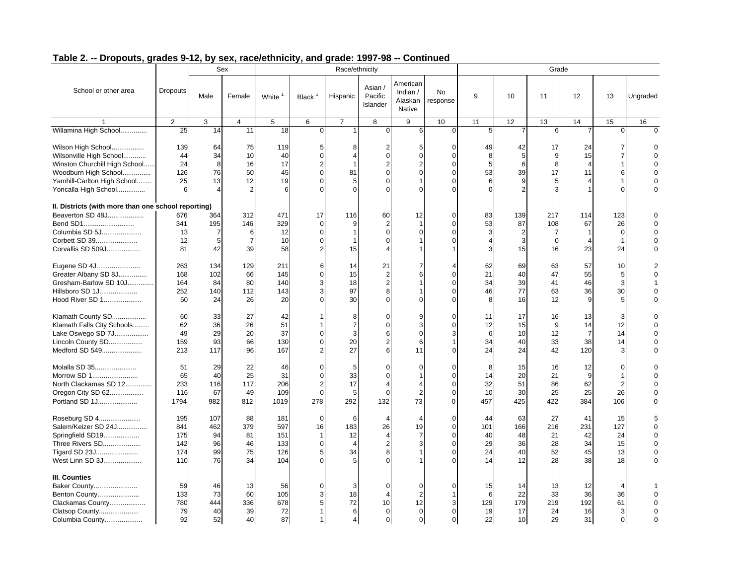## Table 2. -- Dropouts, grades 9-12, by sex, race/ethnicity, and grade: 1997-98 -- Continued

| School or other area | Dropouts | Sex | | Race/ethnicity | | | | | | Grade | | | | | |
|---|---|---|---|---|---|---|---|---|---|---|---|---|---|---|---|
| | | Male | Female | White [1] | Black [1] | Hispanic | Asian / Pacific Islander | American Indian / Alaskan Native | No response | 9 | 10 | 11 | 12 | 13 | Ungraded |
| 1 | 2 | 3 | 4 | 5 | 6 | 7 | 8 | 9 | 10 | 11 | 12 | 13 | 14 | 15 | 16 |
| Willamina High School.............. | 25 | 14 | 11 | 18 | 0 | 1 | 0 | 6 | 0 | 5 | 7 | 6 | 7 | 0 | 0 |
| Wilson High School................. | 139 | 64 | 75 | 119 | 5 | 8 | 2 | 5 | 0 | 49 | 42 | 17 | 24 | 7 | 0 |
| Wilsonville High School............ | 44 | 34 | 10 | 40 | 0 | 4 | 0 | 0 | 0 | 8 | 5 | 9 | 15 | 7 | 0 |
| Winston Churchill High School...... | 24 | 8 | 16 | 17 | 2 | 1 | 2 | 2 | 0 | 5 | 6 | 8 | 4 | 1 | 0 |
| Woodburn High School............... | 126 | 76 | 50 | 45 | 0 | 81 | 0 | 0 | 0 | 53 | 39 | 17 | 11 | 6 | 0 |
| Yamhill-Carlton High School........ | 25 | 13 | 12 | 19 | 0 | 5 | 0 | 1 | 0 | 6 | 9 | 5 | 4 | 1 | 0 |
| Yoncalla High School............... | 6 | 4 | 2 | 6 | 0 | 0 | 0 | 0 | 0 | 0 | 2 | 3 | 1 | 0 | 0 |
| **II. Districts (with more than one school reporting)** | | | | | | | | | | | | | | | |
| Beaverton SD 48J................... | 676 | 364 | 312 | 471 | 17 | 116 | 60 | 12 | 0 | 83 | 139 | 217 | 114 | 123 | 0 |
| Bend SD1........................... | 341 | 195 | 146 | 329 | 0 | 9 | 2 | 1 | 0 | 53 | 87 | 108 | 67 | 26 | 0 |
| Columbia SD 5J..................... | 13 | 7 | 6 | 12 | 0 | 1 | 0 | 0 | 0 | 3 | 2 | 7 | 1 | 0 | 0 |
| Corbett SD 39...................... | 12 | 5 | 7 | 10 | 0 | 1 | 0 | 1 | 0 | 4 | 3 | 0 | 4 | 1 | 0 |
| Corvallis SD 509J.................. | 81 | 42 | 39 | 58 | 2 | 15 | 4 | 1 | 1 | 3 | 15 | 16 | 23 | 24 | 0 |
| Eugene SD 4J....................... | 263 | 134 | 129 | 211 | 6 | 14 | 21 | 7 | 4 | 62 | 69 | 63 | 57 | 10 | 2 |
| Greater Albany SD 8J............... | 168 | 102 | 66 | 145 | 0 | 15 | 2 | 6 | 0 | 21 | 40 | 47 | 55 | 5 | 0 |
| Gresham-Barlow SD 10J.............. | 164 | 84 | 80 | 140 | 3 | 18 | 2 | 1 | 0 | 34 | 39 | 41 | 46 | 3 | 1 |
| Hillsboro SD 1J.................... | 252 | 140 | 112 | 143 | 3 | 97 | 8 | 1 | 0 | 46 | 77 | 63 | 36 | 30 | 0 |
| Hood River SD 1.................... | 50 | 24 | 26 | 20 | 0 | 30 | 0 | 0 | 0 | 8 | 16 | 12 | 9 | 5 | 0 |
| Klamath County SD.................. | 60 | 33 | 27 | 42 | 1 | 8 | 0 | 9 | 0 | 11 | 17 | 16 | 13 | 3 | 0 |
| Klamath Falls City Schools......... | 62 | 36 | 26 | 51 | 1 | 7 | 0 | 3 | 0 | 12 | 15 | 9 | 14 | 12 | 0 |
| Lake Oswego SD 7J.................. | 49 | 29 | 20 | 37 | 0 | 3 | 6 | 0 | 3 | 6 | 10 | 12 | 7 | 14 | 0 |
| Lincoln County SD.................. | 159 | 93 | 66 | 130 | 0 | 20 | 2 | 6 | 1 | 34 | 40 | 33 | 38 | 14 | 0 |
| Medford SD 549..................... | 213 | 117 | 96 | 167 | 2 | 27 | 6 | 11 | 0 | 24 | 24 | 42 | 120 | 3 | 0 |
| Molalla SD 35...................... | 51 | 29 | 22 | 46 | 0 | 5 | 0 | 0 | 0 | 8 | 15 | 16 | 12 | 0 | 0 |
| Morrow SD 1........................ | 65 | 40 | 25 | 31 | 0 | 33 | 0 | 1 | 0 | 14 | 20 | 21 | 9 | 1 | 0 |
| North Clackamas SD 12.............. | 233 | 116 | 117 | 206 | 2 | 17 | 4 | 4 | 0 | 32 | 51 | 86 | 62 | 2 | 0 |
| Oregon City SD 62.................. | 116 | 67 | 49 | 109 | 0 | 5 | 0 | 2 | 0 | 10 | 30 | 25 | 25 | 26 | 0 |
| Portland SD 1J..................... | 1794 | 982 | 812 | 1019 | 278 | 292 | 132 | 73 | 0 | 457 | 425 | 422 | 384 | 106 | 0 |
| Roseburg SD 4...................... | 195 | 107 | 88 | 181 | 0 | 6 | 4 | 4 | 0 | 44 | 63 | 27 | 41 | 15 | 5 |
| Salem/Keizer SD 24J................ | 841 | 462 | 379 | 597 | 16 | 183 | 26 | 19 | 0 | 101 | 166 | 216 | 231 | 127 | 0 |
| Springfield SD19................... | 175 | 94 | 81 | 151 | 1 | 12 | 4 | 7 | 0 | 40 | 48 | 21 | 42 | 24 | 0 |
| Three Rivers SD.................... | 142 | 96 | 46 | 133 | 0 | 4 | 2 | 3 | 0 | 29 | 36 | 28 | 34 | 15 | 0 |
| Tigard SD 23J...................... | 174 | 99 | 75 | 126 | 5 | 34 | 8 | 1 | 0 | 24 | 40 | 52 | 45 | 13 | 0 |
| West Linn SD 3J.................... | 110 | 76 | 34 | 104 | 0 | 5 | 0 | 1 | 0 | 14 | 12 | 28 | 38 | 18 | 0 |
| **III. Counties** | | | | | | | | | | | | | | | |
| Baker County....................... | 59 | 46 | 13 | 56 | 0 | 3 | 0 | 0 | 0 | 15 | 14 | 13 | 12 | 4 | 1 |
| Benton County...................... | 133 | 73 | 60 | 105 | 3 | 18 | 4 | 2 | 1 | 6 | 22 | 33 | 36 | 36 | 0 |
| Clackamas County................... | 780 | 444 | 336 | 678 | 5 | 72 | 10 | 12 | 3 | 129 | 179 | 219 | 192 | 61 | 0 |
| Clatsop County..................... | 79 | 40 | 39 | 72 | 1 | 6 | 0 | 0 | 0 | 19 | 17 | 24 | 16 | 3 | 0 |
| Columbia County.................... | 92 | 52 | 40 | 87 | 1 | 4 | 0 | 0 | 0 | 22 | 10 | 29 | 31 | 0 | 0 |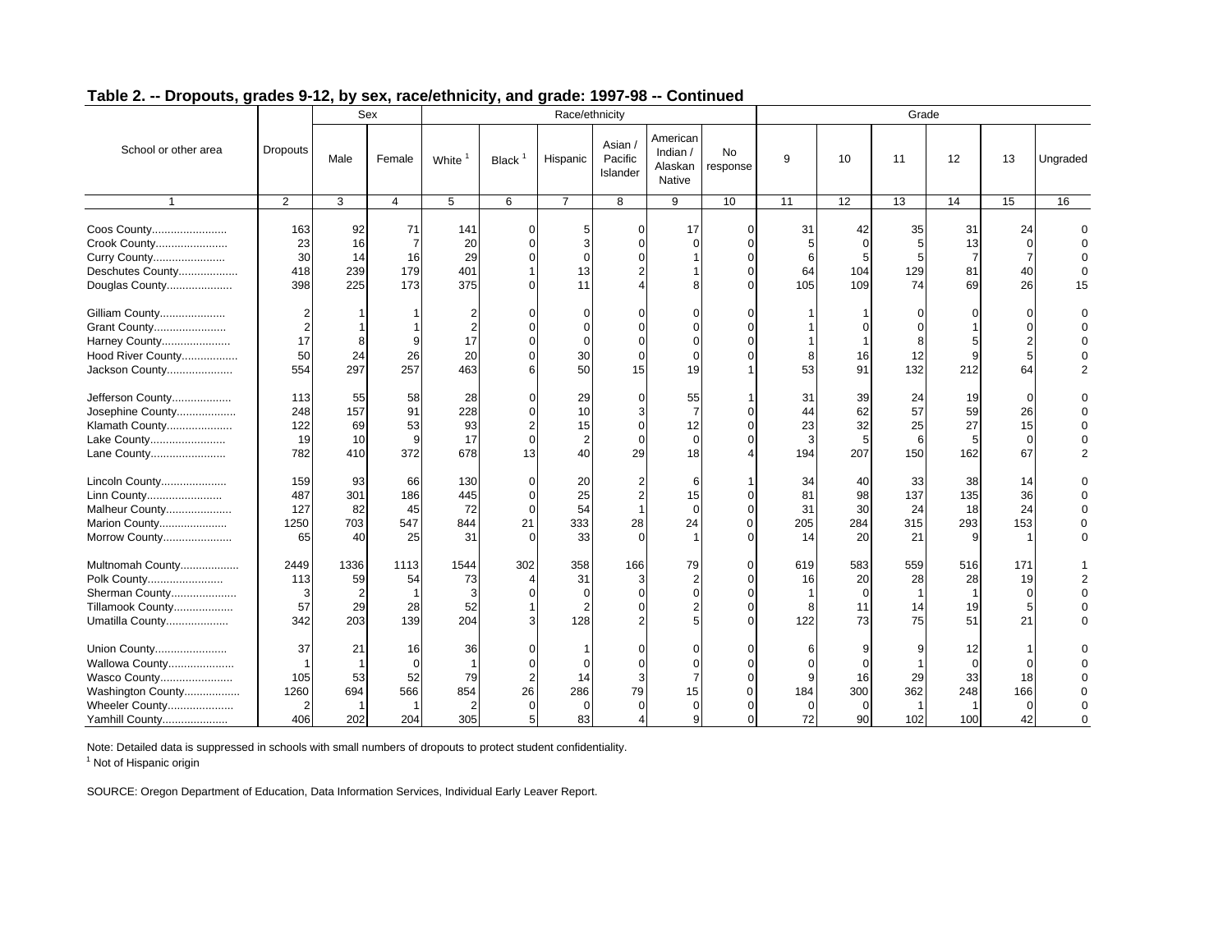## Table 2. -- Dropouts, grades 9-12, by sex, race/ethnicity, and grade: 1997-98 -- Continued

| School or other area | Dropouts | Sex | | Race/ethnicity | | | | | | Grade | | | | | |
|---|---|---|---|---|---|---|---|---|---|---|---|---|---|---|---|
| | | Male | Female | White [1] | Black [1] | Hispanic | Asian / Pacific Islander | American Indian / Alaskan Native | No response | 9 | 10 | 11 | 12 | 13 | Ungraded |
| 1 | 2 | 3 | 4 | 5 | 6 | 7 | 8 | 9 | 10 | 11 | 12 | 13 | 14 | 15 | 16 |
| Coos County........................ | 163 | 92 | 71 | 141 | 0 | 5 | 0 | 17 | 0 | 31 | 42 | 35 | 31 | 24 | 0 |
| Crook County....................... | 23 | 16 | 7 | 20 | 0 | 3 | 0 | 0 | 0 | 5 | 0 | 5 | 13 | 0 | 0 |
| Curry County....................... | 30 | 14 | 16 | 29 | 0 | 0 | 0 | 1 | 0 | 6 | 5 | 5 | 7 | 7 | 0 |
| Deschutes County................... | 418 | 239 | 179 | 401 | 1 | 13 | 2 | 1 | 0 | 64 | 104 | 129 | 81 | 40 | 0 |
| Douglas County..................... | 398 | 225 | 173 | 375 | 0 | 11 | 4 | 8 | 0 | 105 | 109 | 74 | 69 | 26 | 15 |
| Gilliam County..................... | 2 | 1 | 1 | 2 | 0 | 0 | 0 | 0 | 0 | 1 | 1 | 0 | 0 | 0 | 0 |
| Grant County....................... | 2 | 1 | 1 | 2 | 0 | 0 | 0 | 0 | 0 | 1 | 0 | 0 | 1 | 0 | 0 |
| Harney County...................... | 17 | 8 | 9 | 17 | 0 | 0 | 0 | 0 | 0 | 1 | 1 | 8 | 5 | 2 | 0 |
| Hood River County.................. | 50 | 24 | 26 | 20 | 0 | 30 | 0 | 0 | 0 | 8 | 16 | 12 | 9 | 5 | 0 |
| Jackson County..................... | 554 | 297 | 257 | 463 | 6 | 50 | 15 | 19 | 1 | 53 | 91 | 132 | 212 | 64 | 2 |
| Jefferson County................... | 113 | 55 | 58 | 28 | 0 | 29 | 0 | 55 | 1 | 31 | 39 | 24 | 19 | 0 | 0 |
| Josephine County................... | 248 | 157 | 91 | 228 | 0 | 10 | 3 | 7 | 0 | 44 | 62 | 57 | 59 | 26 | 0 |
| Klamath County..................... | 122 | 69 | 53 | 93 | 2 | 15 | 0 | 12 | 0 | 23 | 32 | 25 | 27 | 15 | 0 |
| Lake County........................ | 19 | 10 | 9 | 17 | 0 | 2 | 0 | 0 | 0 | 3 | 5 | 6 | 5 | 0 | 0 |
| Lane County........................ | 782 | 410 | 372 | 678 | 13 | 40 | 29 | 18 | 4 | 194 | 207 | 150 | 162 | 67 | 2 |
| Lincoln County..................... | 159 | 93 | 66 | 130 | 0 | 20 | 2 | 6 | 1 | 34 | 40 | 33 | 38 | 14 | 0 |
| Linn County........................ | 487 | 301 | 186 | 445 | 0 | 25 | 2 | 15 | 0 | 81 | 98 | 137 | 135 | 36 | 0 |
| Malheur County..................... | 127 | 82 | 45 | 72 | 0 | 54 | 1 | 0 | 0 | 31 | 30 | 24 | 18 | 24 | 0 |
| Marion County...................... | 1250 | 703 | 547 | 844 | 21 | 333 | 28 | 24 | 0 | 205 | 284 | 315 | 293 | 153 | 0 |
| Morrow County...................... | 65 | 40 | 25 | 31 | 0 | 33 | 0 | 1 | 0 | 14 | 20 | 21 | 9 | 1 | 0 |
| Multnomah County................... | 2449 | 1336 | 1113 | 1544 | 302 | 358 | 166 | 79 | 0 | 619 | 583 | 559 | 516 | 171 | 1 |
| Polk County........................ | 113 | 59 | 54 | 73 | 4 | 31 | 3 | 2 | 0 | 16 | 20 | 28 | 28 | 19 | 2 |
| Sherman County..................... | 3 | 2 | 1 | 3 | 0 | 0 | 0 | 0 | 0 | 1 | 0 | 1 | 1 | 0 | 0 |
| Tillamook County................... | 57 | 29 | 28 | 52 | 1 | 2 | 0 | 2 | 0 | 8 | 11 | 14 | 19 | 5 | 0 |
| Umatilla County.................... | 342 | 203 | 139 | 204 | 3 | 128 | 2 | 5 | 0 | 122 | 73 | 75 | 51 | 21 | 0 |
| Union County....................... | 37 | 21 | 16 | 36 | 0 | 1 | 0 | 0 | 0 | 6 | 9 | 9 | 12 | 1 | 0 |
| Wallowa County..................... | 1 | 1 | 0 | 1 | 0 | 0 | 0 | 0 | 0 | 0 | 0 | 1 | 0 | 0 | 0 |
| Wasco County....................... | 105 | 53 | 52 | 79 | 2 | 14 | 3 | 7 | 0 | 9 | 16 | 29 | 33 | 18 | 0 |
| Washington County.................. | 1260 | 694 | 566 | 854 | 26 | 286 | 79 | 15 | 0 | 184 | 300 | 362 | 248 | 166 | 0 |
| Wheeler County..................... | 2 | 1 | 1 | 2 | 0 | 0 | 0 | 0 | 0 | 0 | 0 | 1 | 1 | 0 | 0 |
| Yamhill County..................... | 406 | 202 | 204 | 305 | 5 | 83 | 4 | 9 | 0 | 72 | 90 | 102 | 100 | 42 | 0 |

Note: Detailed data is suppressed in schools with small numbers of dropouts to protect student confidentiality.

[1] Not of Hispanic origin

SOURCE: Oregon Department of Education, Data Information Services, Individual Early Leaver Report.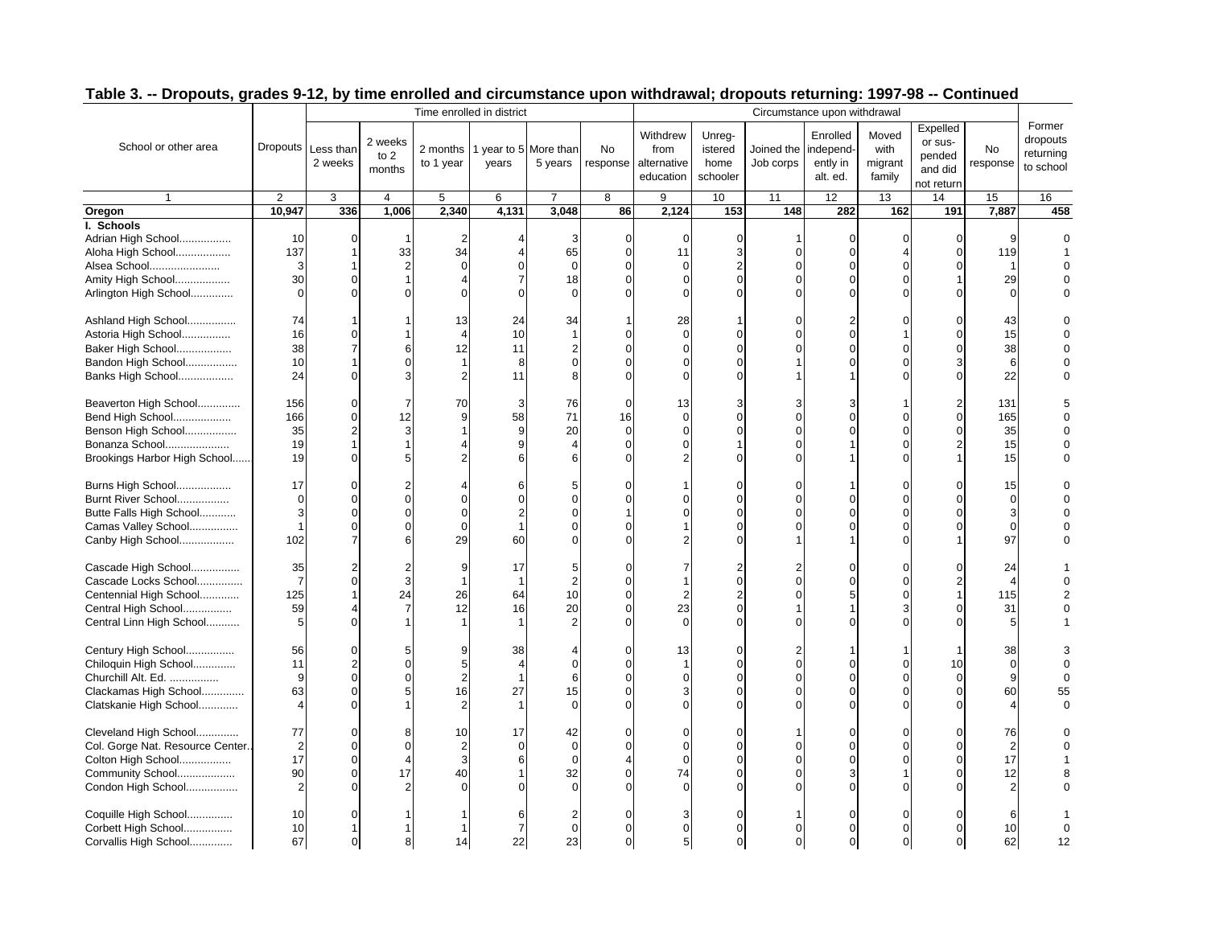## Table 3. -- Dropouts, grades 9-12, by time enrolled and circumstance upon withdrawal; dropouts returning: 1997-98 -- Continued

| School or other area | Dropouts | Time enrolled in district | | | | | | Circumstance upon withdrawal | | | | | | | Former dropouts returning to school |
|---|---|---|---|---|---|---|---|---|---|---|---|---|---|---|---|
| | | Less than 2 weeks | 2 weeks to 2 months | 2 months to 1 year | 1 year to 5 years | More than 5 years | No response | Withdrew from alternative education | Unreg-istered home schooler | Joined the Job corps | Enrolled independ-ently in alt. ed. | Moved with migrant family | Expelled or sus-pended and did not return | No response | |
| 1 | 2 | 3 | 4 | 5 | 6 | 7 | 8 | 9 | 10 | 11 | 12 | 13 | 14 | 15 | 16 |
| **Oregon** | **10,947** | **336** | **1,006** | **2,340** | **4,131** | **3,048** | **86** | **2,124** | **153** | **148** | **282** | **162** | **191** | **7,887** | **458** |
| **I. Schools** | | | | | | | | | | | | | | | |
| Adrian High School................. | 10 | 0 | 1 | 2 | 4 | 3 | 0 | 0 | 0 | 1 | 0 | 0 | 0 | 9 | 0 |
| Aloha High School.................. | 137 | 1 | 33 | 34 | 4 | 65 | 0 | 11 | 3 | 0 | 0 | 4 | 0 | 119 | 1 |
| Alsea School....................... | 3 | 1 | 2 | 0 | 0 | 0 | 0 | 0 | 2 | 0 | 0 | 0 | 0 | 1 | 0 |
| Amity High School.................. | 30 | 0 | 1 | 4 | 7 | 18 | 0 | 0 | 0 | 0 | 0 | 0 | 1 | 29 | 0 |
| Arlington High School............. | 0 | 0 | 0 | 0 | 0 | 0 | 0 | 0 | 0 | 0 | 0 | 0 | 0 | 0 | 0 |
| Ashland High School................ | 74 | 1 | 1 | 13 | 24 | 34 | 1 | 28 | 1 | 0 | 2 | 0 | 0 | 43 | 0 |
| Astoria High School................ | 16 | 0 | 1 | 4 | 10 | 1 | 0 | 0 | 0 | 0 | 0 | 1 | 0 | 15 | 0 |
| Baker High School.................. | 38 | 7 | 6 | 12 | 11 | 2 | 0 | 0 | 0 | 0 | 0 | 0 | 0 | 38 | 0 |
| Bandon High School................. | 10 | 1 | 0 | 1 | 8 | 0 | 0 | 0 | 0 | 1 | 0 | 0 | 3 | 6 | 0 |
| Banks High School.................. | 24 | 0 | 3 | 2 | 11 | 8 | 0 | 0 | 0 | 1 | 1 | 0 | 0 | 22 | 0 |
| Beaverton High School.............. | 156 | 0 | 7 | 70 | 3 | 76 | 0 | 13 | 3 | 3 | 3 | 1 | 2 | 131 | 5 |
| Bend High School................... | 166 | 0 | 12 | 9 | 58 | 71 | 16 | 0 | 0 | 0 | 0 | 0 | 0 | 165 | 0 |
| Benson High School................. | 35 | 2 | 3 | 1 | 9 | 20 | 0 | 0 | 0 | 0 | 0 | 0 | 0 | 35 | 0 |
| Bonanza School..................... | 19 | 1 | 1 | 4 | 9 | 4 | 0 | 0 | 1 | 0 | 1 | 0 | 2 | 15 | 0 |
| Brookings Harbor High School...... | 19 | 0 | 5 | 2 | 6 | 6 | 0 | 2 | 0 | 0 | 1 | 0 | 1 | 15 | 0 |
| Burns High School.................. | 17 | 0 | 2 | 4 | 6 | 5 | 0 | 1 | 0 | 0 | 1 | 0 | 0 | 15 | 0 |
| Burnt River School................. | 0 | 0 | 0 | 0 | 0 | 0 | 0 | 0 | 0 | 0 | 0 | 0 | 0 | 0 | 0 |
| Butte Falls High School............ | 3 | 0 | 0 | 0 | 2 | 0 | 1 | 0 | 0 | 0 | 0 | 0 | 0 | 3 | 0 |
| Camas Valley School................ | 1 | 0 | 0 | 0 | 1 | 0 | 0 | 1 | 0 | 0 | 0 | 0 | 0 | 0 | 0 |
| Canby High School.................. | 102 | 7 | 6 | 29 | 60 | 0 | 0 | 2 | 0 | 1 | 1 | 0 | 1 | 97 | 0 |
| Cascade High School................ | 35 | 2 | 2 | 9 | 17 | 5 | 0 | 7 | 2 | 2 | 0 | 0 | 0 | 24 | 1 |
| Cascade Locks School............... | 7 | 0 | 3 | 1 | 1 | 2 | 0 | 1 | 0 | 0 | 0 | 0 | 2 | 4 | 0 |
| Centennial High School............. | 125 | 1 | 24 | 26 | 64 | 10 | 0 | 2 | 2 | 0 | 5 | 0 | 1 | 115 | 2 |
| Central High School................ | 59 | 4 | 7 | 12 | 16 | 20 | 0 | 23 | 0 | 1 | 1 | 3 | 0 | 31 | 0 |
| Central Linn High School........... | 5 | 0 | 1 | 1 | 1 | 2 | 0 | 0 | 0 | 0 | 0 | 0 | 0 | 5 | 1 |
| Century High School................ | 56 | 0 | 5 | 9 | 38 | 4 | 0 | 13 | 0 | 2 | 1 | 1 | 1 | 38 | 3 |
| Chiloquin High School.............. | 11 | 2 | 0 | 5 | 4 | 0 | 0 | 1 | 0 | 0 | 0 | 0 | 10 | 0 | 0 |
| Churchill Alt. Ed. ................ | 9 | 0 | 0 | 2 | 1 | 6 | 0 | 0 | 0 | 0 | 0 | 0 | 0 | 9 | 0 |
| Clackamas High School.............. | 63 | 0 | 5 | 16 | 27 | 15 | 0 | 3 | 0 | 0 | 0 | 0 | 0 | 60 | 55 |
| Clatskanie High School............. | 4 | 0 | 1 | 2 | 1 | 0 | 0 | 0 | 0 | 0 | 0 | 0 | 0 | 4 | 0 |
| Cleveland High School.............. | 77 | 0 | 8 | 10 | 17 | 42 | 0 | 0 | 0 | 1 | 0 | 0 | 0 | 76 | 0 |
| Col. Gorge Nat. Resource Center.. | 2 | 0 | 0 | 2 | 0 | 0 | 0 | 0 | 0 | 0 | 0 | 0 | 0 | 2 | 0 |
| Colton High School................. | 17 | 0 | 4 | 3 | 6 | 0 | 4 | 0 | 0 | 0 | 0 | 0 | 0 | 17 | 1 |
| Community School................... | 90 | 0 | 17 | 40 | 1 | 32 | 0 | 74 | 0 | 0 | 3 | 1 | 0 | 12 | 8 |
| Condon High School................. | 2 | 0 | 2 | 0 | 0 | 0 | 0 | 0 | 0 | 0 | 0 | 0 | 0 | 2 | 0 |
| Coquille High School............... | 10 | 0 | 1 | 1 | 6 | 2 | 0 | 3 | 0 | 1 | 0 | 0 | 0 | 6 | 1 |
| Corbett High School................ | 10 | 1 | 1 | 1 | 7 | 0 | 0 | 0 | 0 | 0 | 0 | 0 | 0 | 10 | 0 |
| Corvallis High School.............. | 67 | 0 | 8 | 14 | 22 | 23 | 0 | 5 | 0 | 0 | 0 | 0 | 0 | 62 | 12 |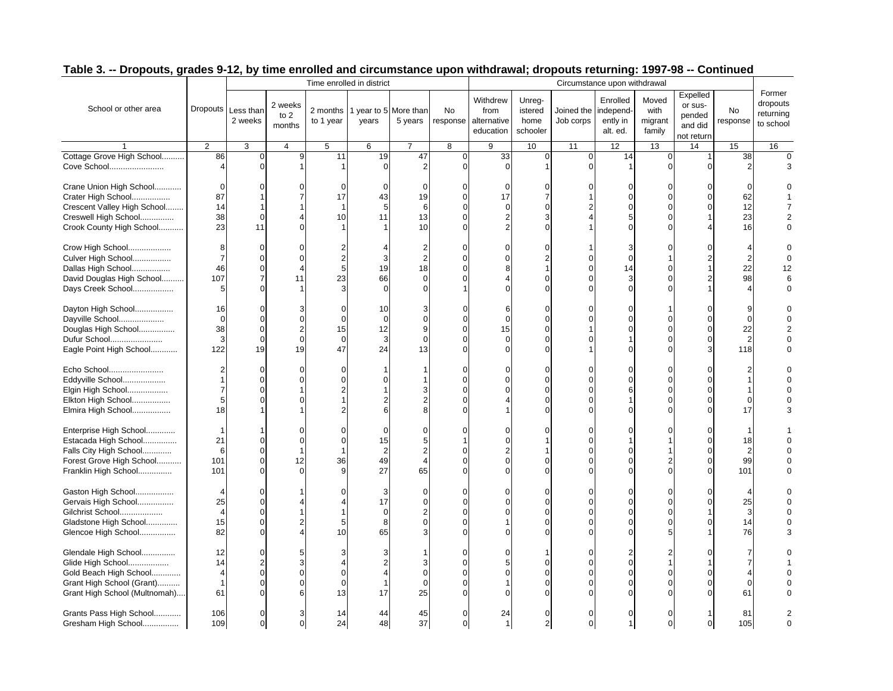## Table 3. -- Dropouts, grades 9-12, by time enrolled and circumstance upon withdrawal; dropouts returning: 1997-98 -- Continued

| School or other area | Dropouts | Time enrolled in district | | | | | | Circumstance upon withdrawal | | | | | | | Former dropouts returning to school |
|---|---|---|---|---|---|---|---|---|---|---|---|---|---|---|---|
| | | Less than 2 weeks | 2 weeks to 2 months | 2 months to 1 year | 1 year to 5 years | More than 5 years | No response | Withdrew from alternative education | Unregistered home schooler | Joined the Job corps | Enrolled independently in alt. ed. | Moved with migrant family | Expelled or suspended and did not return | No response | |
| 1 | 2 | 3 | 4 | 5 | 6 | 7 | 8 | 9 | 10 | 11 | 12 | 13 | 14 | 15 | 16 |
| Cottage Grove High School.......... | 86 | 0 | 9 | 11 | 19 | 47 | 0 | 33 | 0 | 0 | 14 | 0 | 1 | 38 | 0 |
| Cove School........................ | 4 | 0 | 1 | 1 | 0 | 2 | 0 | 0 | 1 | 0 | 1 | 0 | 0 | 2 | 3 |
| Crane Union High School............ | 0 | 0 | 0 | 0 | 0 | 0 | 0 | 0 | 0 | 0 | 0 | 0 | 0 | 0 | 0 |
| Crater High School................. | 87 | 1 | 7 | 17 | 43 | 19 | 0 | 17 | 7 | 1 | 0 | 0 | 0 | 62 | 1 |
| Crescent Valley High School........ | 14 | 1 | 1 | 1 | 5 | 6 | 0 | 0 | 0 | 2 | 0 | 0 | 0 | 12 | 7 |
| Creswell High School............... | 38 | 0 | 4 | 10 | 11 | 13 | 0 | 2 | 3 | 4 | 5 | 0 | 1 | 23 | 2 |
| Crook County High School........... | 23 | 11 | 0 | 1 | 1 | 10 | 0 | 2 | 0 | 1 | 0 | 0 | 4 | 16 | 0 |
| Crow High School................... | 8 | 0 | 0 | 2 | 4 | 2 | 0 | 0 | 0 | 1 | 3 | 0 | 0 | 4 | 0 |
| Culver High School................. | 7 | 0 | 0 | 2 | 3 | 2 | 0 | 0 | 2 | 0 | 0 | 1 | 2 | 2 | 0 |
| Dallas High School................. | 46 | 0 | 4 | 5 | 19 | 18 | 0 | 8 | 1 | 0 | 14 | 0 | 1 | 22 | 12 |
| David Douglas High School.......... | 107 | 7 | 11 | 23 | 66 | 0 | 0 | 4 | 0 | 0 | 3 | 0 | 2 | 98 | 6 |
| Days Creek School.................. | 5 | 0 | 1 | 3 | 0 | 0 | 1 | 0 | 0 | 0 | 0 | 0 | 1 | 4 | 0 |
| Dayton High School................. | 16 | 0 | 3 | 0 | 10 | 3 | 0 | 6 | 0 | 0 | 0 | 1 | 0 | 9 | 0 |
| Dayville School.................... | 0 | 0 | 0 | 0 | 0 | 0 | 0 | 0 | 0 | 0 | 0 | 0 | 0 | 0 | 0 |
| Douglas High School................ | 38 | 0 | 2 | 15 | 12 | 9 | 0 | 15 | 0 | 1 | 0 | 0 | 0 | 22 | 2 |
| Dufur School....................... | 3 | 0 | 0 | 0 | 3 | 0 | 0 | 0 | 0 | 0 | 1 | 0 | 0 | 2 | 0 |
| Eagle Point High School............ | 122 | 19 | 19 | 47 | 24 | 13 | 0 | 0 | 0 | 1 | 0 | 0 | 3 | 118 | 0 |
| Echo School........................ | 2 | 0 | 0 | 0 | 1 | 1 | 0 | 0 | 0 | 0 | 0 | 0 | 0 | 2 | 0 |
| Eddyville School................... | 1 | 0 | 0 | 0 | 0 | 1 | 0 | 0 | 0 | 0 | 0 | 0 | 0 | 1 | 0 |
| Elgin High School.................. | 7 | 0 | 1 | 2 | 1 | 3 | 0 | 0 | 0 | 0 | 6 | 0 | 0 | 1 | 0 |
| Elkton High School................. | 5 | 0 | 0 | 1 | 2 | 2 | 0 | 4 | 0 | 0 | 1 | 0 | 0 | 0 | 0 |
| Elmira High School................. | 18 | 1 | 1 | 2 | 6 | 8 | 0 | 1 | 0 | 0 | 0 | 0 | 0 | 17 | 3 |
| Enterprise High School............. | 1 | 1 | 0 | 0 | 0 | 0 | 0 | 0 | 0 | 0 | 0 | 0 | 0 | 1 | 1 |
| Estacada High School............... | 21 | 0 | 0 | 0 | 15 | 5 | 1 | 0 | 1 | 0 | 1 | 1 | 0 | 18 | 0 |
| Falls City High School............. | 6 | 0 | 1 | 1 | 2 | 2 | 0 | 2 | 1 | 0 | 0 | 1 | 0 | 2 | 0 |
| Forest Grove High School........... | 101 | 0 | 12 | 36 | 49 | 4 | 0 | 0 | 0 | 0 | 0 | 2 | 0 | 99 | 0 |
| Franklin High School............... | 101 | 0 | 0 | 9 | 27 | 65 | 0 | 0 | 0 | 0 | 0 | 0 | 0 | 101 | 0 |
| Gaston High School................. | 4 | 0 | 1 | 0 | 3 | 0 | 0 | 0 | 0 | 0 | 0 | 0 | 0 | 4 | 0 |
| Gervais High School................ | 25 | 0 | 4 | 4 | 17 | 0 | 0 | 0 | 0 | 0 | 0 | 0 | 0 | 25 | 0 |
| Gilchrist School................... | 4 | 0 | 1 | 1 | 0 | 2 | 0 | 0 | 0 | 0 | 0 | 0 | 1 | 3 | 0 |
| Gladstone High School.............. | 15 | 0 | 2 | 5 | 8 | 0 | 0 | 1 | 0 | 0 | 0 | 0 | 0 | 14 | 0 |
| Glencoe High School................ | 82 | 0 | 4 | 10 | 65 | 3 | 0 | 0 | 0 | 0 | 0 | 5 | 1 | 76 | 3 |
| Glendale High School............... | 12 | 0 | 5 | 3 | 3 | 1 | 0 | 0 | 1 | 0 | 2 | 2 | 0 | 7 | 0 |
| Glide High School.................. | 14 | 2 | 3 | 4 | 2 | 3 | 0 | 5 | 0 | 0 | 0 | 1 | 1 | 7 | 1 |
| Gold Beach High School............. | 4 | 0 | 0 | 0 | 4 | 0 | 0 | 0 | 0 | 0 | 0 | 0 | 0 | 4 | 0 |
| Grant High School (Grant).......... | 1 | 0 | 0 | 0 | 1 | 0 | 0 | 1 | 0 | 0 | 0 | 0 | 0 | 0 | 0 |
| Grant High School (Multnomah)...... | 61 | 0 | 6 | 13 | 17 | 25 | 0 | 0 | 0 | 0 | 0 | 0 | 0 | 61 | 0 |
| Grants Pass High School............ | 106 | 0 | 3 | 14 | 44 | 45 | 0 | 24 | 0 | 0 | 0 | 0 | 1 | 81 | 2 |
| Gresham High School................ | 109 | 0 | 0 | 24 | 48 | 37 | 0 | 1 | 2 | 0 | 1 | 0 | 0 | 105 | 0 |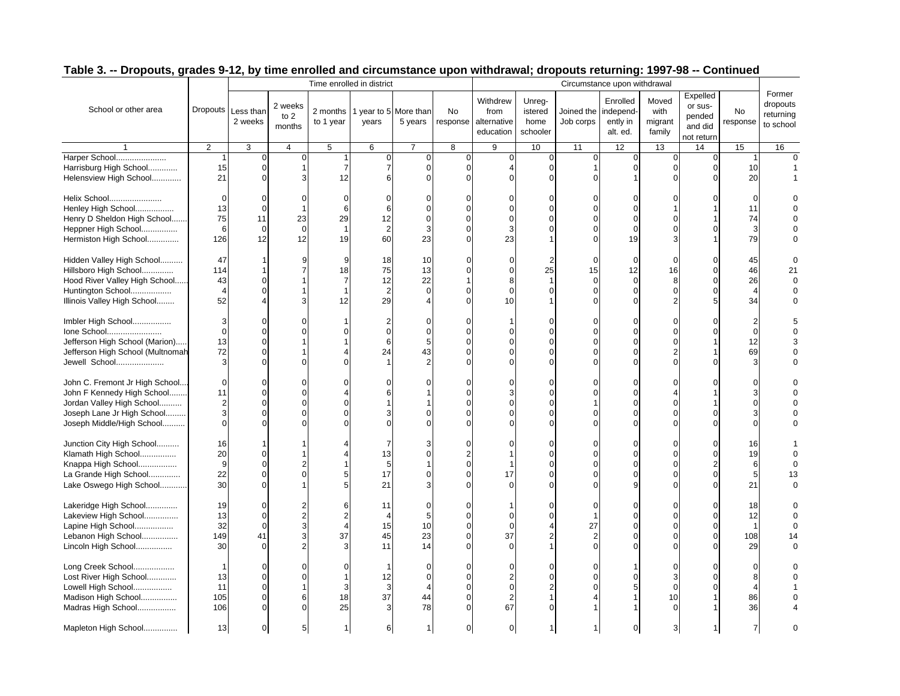## Table 3. -- Dropouts, grades 9-12, by time enrolled and circumstance upon withdrawal; dropouts returning: 1997-98 -- Continued

| School or other area | Dropouts | Time enrolled in district | | | | | | Circumstance upon withdrawal | | | | | | | Former dropouts returning to school |
|---|---|---|---|---|---|---|---|---|---|---|---|---|---|---|---|
| | | Less than 2 weeks | 2 weeks to 2 months | 2 months to 1 year | 1 year to 5 years | More than 5 years | No response | Withdrew from alternative education | Unreg-istered home schooler | Joined the Job corps | Enrolled independ-ently in alt. ed. | Moved with migrant family | Expelled or sus-pended and did not return | No response | |
| 1 | 2 | 3 | 4 | 5 | 6 | 7 | 8 | 9 | 10 | 11 | 12 | 13 | 14 | 15 | 16 |
| Harper School...................... | 1 | 0 | 0 | 1 | 0 | 0 | 0 | 0 | 0 | 0 | 0 | 0 | 0 | 1 | 0 |
| Harrisburg High School............. | 15 | 0 | 1 | 7 | 7 | 0 | 0 | 4 | 0 | 1 | 0 | 0 | 0 | 10 | 1 |
| Helensview High School............. | 21 | 0 | 3 | 12 | 6 | 0 | 0 | 0 | 0 | 0 | 1 | 0 | 0 | 20 | 1 |
| Helix School....................... | 0 | 0 | 0 | 0 | 0 | 0 | 0 | 0 | 0 | 0 | 0 | 0 | 0 | 0 | 0 |
| Henley High School................. | 13 | 0 | 1 | 6 | 6 | 0 | 0 | 0 | 0 | 0 | 0 | 1 | 1 | 11 | 0 |
| Henry D Sheldon High School....... | 75 | 11 | 23 | 29 | 12 | 0 | 0 | 0 | 0 | 0 | 0 | 0 | 1 | 74 | 0 |
| Heppner High School................ | 6 | 0 | 0 | 1 | 2 | 3 | 0 | 3 | 0 | 0 | 0 | 0 | 0 | 3 | 0 |
| Hermiston High School.............. | 126 | 12 | 12 | 19 | 60 | 23 | 0 | 23 | 1 | 0 | 19 | 3 | 1 | 79 | 0 |
| Hidden Valley High School.......... | 47 | 1 | 9 | 9 | 18 | 10 | 0 | 0 | 2 | 0 | 0 | 0 | 0 | 45 | 0 |
| Hillsboro High School.............. | 114 | 1 | 7 | 18 | 75 | 13 | 0 | 0 | 25 | 15 | 12 | 16 | 0 | 46 | 21 |
| Hood River Valley High School...... | 43 | 0 | 1 | 7 | 12 | 22 | 1 | 8 | 1 | 0 | 0 | 8 | 0 | 26 | 0 |
| Huntington School.................. | 4 | 0 | 1 | 1 | 2 | 0 | 0 | 0 | 0 | 0 | 0 | 0 | 0 | 4 | 0 |
| Illinois Valley High School........ | 52 | 4 | 3 | 12 | 29 | 4 | 0 | 10 | 1 | 0 | 0 | 2 | 5 | 34 | 0 |
| Imbler High School................. | 3 | 0 | 0 | 1 | 2 | 0 | 0 | 1 | 0 | 0 | 0 | 0 | 0 | 2 | 5 |
| Ione School........................ | 0 | 0 | 0 | 0 | 0 | 0 | 0 | 0 | 0 | 0 | 0 | 0 | 0 | 0 | 0 |
| Jefferson High School (Marion)..... | 13 | 0 | 1 | 1 | 6 | 5 | 0 | 0 | 0 | 0 | 0 | 0 | 1 | 12 | 3 |
| Jefferson High School (Multnomah | 72 | 0 | 1 | 4 | 24 | 43 | 0 | 0 | 0 | 0 | 0 | 2 | 1 | 69 | 0 |
| Jewell School..................... | 3 | 0 | 0 | 0 | 1 | 2 | 0 | 0 | 0 | 0 | 0 | 0 | 0 | 3 | 0 |
| John C. Fremont Jr High School.... | 0 | 0 | 0 | 0 | 0 | 0 | 0 | 0 | 0 | 0 | 0 | 0 | 0 | 0 | 0 |
| John F Kennedy High School........ | 11 | 0 | 0 | 4 | 6 | 1 | 0 | 3 | 0 | 0 | 0 | 4 | 1 | 3 | 0 |
| Jordan Valley High School.......... | 2 | 0 | 0 | 0 | 1 | 1 | 0 | 0 | 0 | 1 | 0 | 0 | 1 | 0 | 0 |
| Joseph Lane Jr High School......... | 3 | 0 | 0 | 0 | 3 | 0 | 0 | 0 | 0 | 0 | 0 | 0 | 0 | 3 | 0 |
| Joseph Middle/High School.......... | 0 | 0 | 0 | 0 | 0 | 0 | 0 | 0 | 0 | 0 | 0 | 0 | 0 | 0 | 0 |
| Junction City High School.......... | 16 | 1 | 1 | 4 | 7 | 3 | 0 | 0 | 0 | 0 | 0 | 0 | 0 | 16 | 1 |
| Klamath High School................ | 20 | 0 | 1 | 4 | 13 | 0 | 2 | 1 | 0 | 0 | 0 | 0 | 0 | 19 | 0 |
| Knappa High School................. | 9 | 0 | 2 | 1 | 5 | 1 | 0 | 1 | 0 | 0 | 0 | 0 | 2 | 6 | 0 |
| La Grande High School.............. | 22 | 0 | 0 | 5 | 17 | 0 | 0 | 17 | 0 | 0 | 0 | 0 | 0 | 5 | 13 |
| Lake Oswego High School............ | 30 | 0 | 1 | 5 | 21 | 3 | 0 | 0 | 0 | 0 | 9 | 0 | 0 | 21 | 0 |
| Lakeridge High School.............. | 19 | 0 | 2 | 6 | 11 | 0 | 0 | 1 | 0 | 0 | 0 | 0 | 0 | 18 | 0 |
| Lakeview High School............... | 13 | 0 | 2 | 2 | 4 | 5 | 0 | 0 | 0 | 1 | 0 | 0 | 0 | 12 | 0 |
| Lapine High School................. | 32 | 0 | 3 | 4 | 15 | 10 | 0 | 0 | 4 | 27 | 0 | 0 | 0 | 1 | 0 |
| Lebanon High School................ | 149 | 41 | 3 | 37 | 45 | 23 | 0 | 37 | 2 | 2 | 0 | 0 | 0 | 108 | 14 |
| Lincoln High School................ | 30 | 0 | 2 | 3 | 11 | 14 | 0 | 0 | 1 | 0 | 0 | 0 | 0 | 29 | 0 |
| Long Creek School.................. | 1 | 0 | 0 | 0 | 1 | 0 | 0 | 0 | 0 | 0 | 1 | 0 | 0 | 0 | 0 |
| Lost River High School............. | 13 | 0 | 0 | 1 | 12 | 0 | 0 | 2 | 0 | 0 | 0 | 3 | 0 | 8 | 0 |
| Lowell High School................. | 11 | 0 | 1 | 3 | 3 | 4 | 0 | 0 | 2 | 0 | 5 | 0 | 0 | 4 | 1 |
| Madison High School................ | 105 | 0 | 6 | 18 | 37 | 44 | 0 | 2 | 1 | 4 | 1 | 10 | 1 | 86 | 0 |
| Madras High School................. | 106 | 0 | 0 | 25 | 3 | 78 | 0 | 67 | 0 | 1 | 1 | 0 | 1 | 36 | 4 |
| Mapleton High School............... | 13 | 0 | 5 | 1 | 6 | 1 | 0 | 0 | 1 | 1 | 0 | 3 | 1 | 7 | 0 |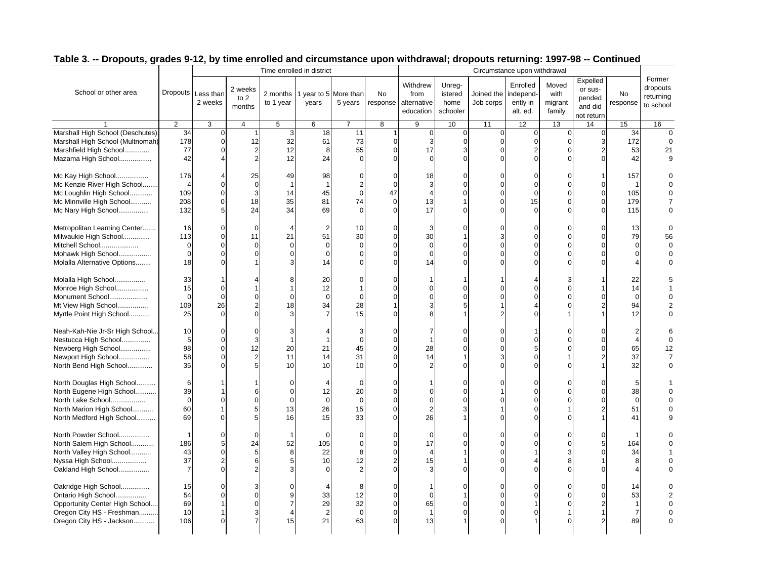## Table 3. -- Dropouts, grades 9-12, by time enrolled and circumstance upon withdrawal; dropouts returning: 1997-98 -- Continued

| School or other area | Dropouts | Time enrolled in district | | | | | | Circumstance upon withdrawal | | | | | | | Former dropouts returning to school |
|---|---|---|---|---|---|---|---|---|---|---|---|---|---|---|---|
| | | Less than 2 weeks | 2 weeks to 2 months | 2 months to 1 year | 1 year to 5 years | More than 5 years | No response | Withdrew from alternative education | Unreg-istered home schooler | Joined the Job corps | Enrolled independ-ently in alt. ed. | Moved with migrant family | Expelled or sus-pended and did not return | No response | |
| 1 | 2 | 3 | 4 | 5 | 6 | 7 | 8 | 9 | 10 | 11 | 12 | 13 | 14 | 15 | 16 |
| Marshall High School (Deschutes) | 34 | 0 | 1 | 3 | 18 | 11 | 1 | 0 | 0 | 0 | 0 | 0 | 0 | 34 | 0 |
| Marshall High School (Multnomah) | 178 | 0 | 12 | 32 | 61 | 73 | 0 | 3 | 0 | 0 | 0 | 0 | 3 | 172 | 0 |
| Marshfield High School............ | 77 | 0 | 2 | 12 | 8 | 55 | 0 | 17 | 3 | 0 | 2 | 0 | 2 | 53 | 21 |
| Mazama High School................ | 42 | 4 | 2 | 12 | 24 | 0 | 0 | 0 | 0 | 0 | 0 | 0 | 0 | 42 | 9 |
| Mc Kay High School................ | 176 | 4 | 25 | 49 | 98 | 0 | 0 | 18 | 0 | 0 | 0 | 0 | 1 | 157 | 0 |
| Mc Kenzie River High School........ | 4 | 0 | 0 | 1 | 1 | 2 | 0 | 3 | 0 | 0 | 0 | 0 | 0 | 1 | 0 |
| Mc Loughlin High School........... | 109 | 0 | 3 | 14 | 45 | 0 | 47 | 4 | 0 | 0 | 0 | 0 | 0 | 105 | 0 |
| Mc Minnville High School.......... | 208 | 0 | 18 | 35 | 81 | 74 | 0 | 13 | 1 | 0 | 15 | 0 | 0 | 179 | 7 |
| Mc Nary High School............... | 132 | 5 | 24 | 34 | 69 | 0 | 0 | 17 | 0 | 0 | 0 | 0 | 0 | 115 | 0 |
| Metropolitan Learning Center....... | 16 | 0 | 0 | 4 | 2 | 10 | 0 | 3 | 0 | 0 | 0 | 0 | 0 | 13 | 0 |
| Milwaukie High School............. | 113 | 0 | 11 | 21 | 51 | 30 | 0 | 30 | 1 | 3 | 0 | 0 | 0 | 79 | 56 |
| Mitchell School.................... | 0 | 0 | 0 | 0 | 0 | 0 | 0 | 0 | 0 | 0 | 0 | 0 | 0 | 0 | 0 |
| Mohawk High School................ | 0 | 0 | 0 | 0 | 0 | 0 | 0 | 0 | 0 | 0 | 0 | 0 | 0 | 0 | 0 |
| Molalla Alternative Options........ | 18 | 0 | 1 | 3 | 14 | 0 | 0 | 14 | 0 | 0 | 0 | 0 | 0 | 4 | 0 |
| Molalla High School................ | 33 | 1 | 4 | 8 | 20 | 0 | 0 | 1 | 1 | 1 | 4 | 3 | 1 | 22 | 5 |
| Monroe High School................ | 15 | 0 | 1 | 1 | 12 | 1 | 0 | 0 | 0 | 0 | 0 | 0 | 1 | 14 | 1 |
| Monument School.................... | 0 | 0 | 0 | 0 | 0 | 0 | 0 | 0 | 0 | 0 | 0 | 0 | 0 | 0 | 0 |
| Mt View High School................ | 109 | 26 | 2 | 18 | 34 | 28 | 1 | 3 | 5 | 1 | 4 | 0 | 2 | 94 | 2 |
| Myrtle Point High School........... | 25 | 0 | 0 | 3 | 7 | 15 | 0 | 8 | 1 | 2 | 0 | 1 | 1 | 12 | 0 |
| Neah-Kah-Nie Jr-Sr High School... | 10 | 0 | 0 | 3 | 4 | 3 | 0 | 7 | 0 | 0 | 1 | 0 | 0 | 2 | 6 |
| Nestucca High School............... | 5 | 0 | 3 | 1 | 1 | 0 | 0 | 1 | 0 | 0 | 0 | 0 | 0 | 4 | 0 |
| Newberg High School................ | 98 | 0 | 12 | 20 | 21 | 45 | 0 | 28 | 0 | 0 | 5 | 0 | 0 | 65 | 12 |
| Newport High School................ | 58 | 0 | 2 | 11 | 14 | 31 | 0 | 14 | 1 | 3 | 0 | 1 | 2 | 37 | 7 |
| North Bend High School............. | 35 | 0 | 5 | 10 | 10 | 10 | 0 | 2 | 0 | 0 | 0 | 0 | 1 | 32 | 0 |
| North Douglas High School.......... | 6 | 1 | 1 | 0 | 4 | 0 | 0 | 1 | 0 | 0 | 0 | 0 | 0 | 5 | 1 |
| North Eugene High School........... | 39 | 1 | 6 | 0 | 12 | 20 | 0 | 0 | 0 | 1 | 0 | 0 | 0 | 38 | 0 |
| North Lake School.................. | 0 | 0 | 0 | 0 | 0 | 0 | 0 | 0 | 0 | 0 | 0 | 0 | 0 | 0 | 0 |
| North Marion High School........... | 60 | 1 | 5 | 13 | 26 | 15 | 0 | 2 | 3 | 1 | 0 | 1 | 2 | 51 | 0 |
| North Medford High School.......... | 69 | 0 | 5 | 16 | 15 | 33 | 0 | 26 | 1 | 0 | 0 | 0 | 1 | 41 | 9 |
| North Powder School................ | 1 | 0 | 0 | 1 | 0 | 0 | 0 | 0 | 0 | 0 | 0 | 0 | 0 | 1 | 0 |
| North Salem High School........... | 186 | 5 | 24 | 52 | 105 | 0 | 0 | 17 | 0 | 0 | 0 | 0 | 5 | 164 | 0 |
| North Valley High School........... | 43 | 0 | 5 | 8 | 22 | 8 | 0 | 4 | 1 | 0 | 1 | 3 | 0 | 34 | 1 |
| Nyssa High School.................. | 37 | 2 | 6 | 5 | 10 | 12 | 2 | 15 | 1 | 0 | 4 | 8 | 1 | 8 | 0 |
| Oakland High School................ | 7 | 0 | 2 | 3 | 0 | 2 | 0 | 3 | 0 | 0 | 0 | 0 | 0 | 4 | 0 |
| Oakridge High School............... | 15 | 0 | 3 | 0 | 4 | 8 | 0 | 1 | 0 | 0 | 0 | 0 | 0 | 14 | 0 |
| Ontario High School................ | 54 | 0 | 0 | 9 | 33 | 12 | 0 | 0 | 1 | 0 | 0 | 0 | 0 | 53 | 2 |
| Opportunity Center High School.... | 69 | 1 | 0 | 7 | 29 | 32 | 0 | 65 | 0 | 0 | 1 | 0 | 2 | 1 | 0 |
| Oregon City HS - Freshman......... | 10 | 1 | 3 | 4 | 2 | 0 | 0 | 1 | 0 | 0 | 0 | 1 | 1 | 7 | 0 |
| Oregon City HS - Jackson........... | 106 | 0 | 7 | 15 | 21 | 63 | 0 | 13 | 1 | 0 | 1 | 0 | 2 | 89 | 0 |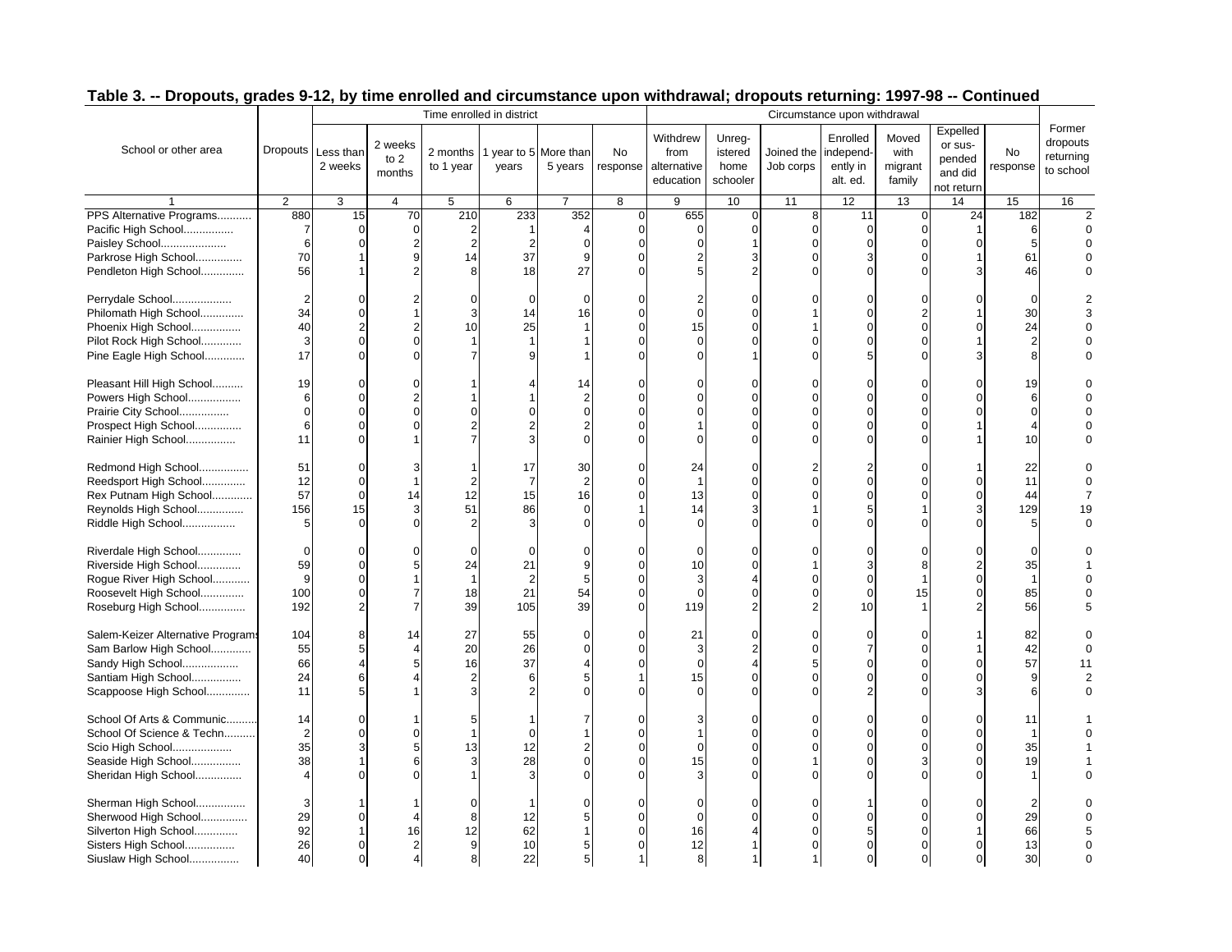## Table 3. -- Dropouts, grades 9-12, by time enrolled and circumstance upon withdrawal; dropouts returning: 1997-98 -- Continued

| School or other area | Dropouts | Time enrolled in district | | | | | | Circumstance upon withdrawal | | | | | | | Former dropouts returning to school |
|---|---|---|---|---|---|---|---|---|---|---|---|---|---|---|---|
| | | Less than 2 weeks | 2 weeks to 2 months | 2 months to 1 year | 1 year to 5 years | More than 5 years | No response | Withdrew from alternative education | Unreg-istered home schooler | Joined the Job corps | Enrolled independ-ently in alt. ed. | Moved with migrant family | Expelled or sus-pended and did not return | No response | |
| 1 | 2 | 3 | 4 | 5 | 6 | 7 | 8 | 9 | 10 | 11 | 12 | 13 | 14 | 15 | 16 |
| PPS Alternative Programs........... | 880 | 15 | 70 | 210 | 233 | 352 | 0 | 655 | 0 | 8 | 11 | 0 | 24 | 182 | 2 |
| Pacific High School................ | 7 | 0 | 0 | 2 | 1 | 4 | 0 | 0 | 0 | 0 | 0 | 0 | 1 | 6 | 0 |
| Paisley School..................... | 6 | 0 | 2 | 2 | 2 | 0 | 0 | 0 | 1 | 0 | 0 | 0 | 0 | 5 | 0 |
| Parkrose High School............... | 70 | 1 | 9 | 14 | 37 | 9 | 0 | 2 | 3 | 0 | 3 | 0 | 1 | 61 | 0 |
| Pendleton High School............. | 56 | 1 | 2 | 8 | 18 | 27 | 0 | 5 | 2 | 0 | 0 | 0 | 3 | 46 | 0 |
| Perrydale School................... | 2 | 0 | 2 | 0 | 0 | 0 | 0 | 2 | 0 | 0 | 0 | 0 | 0 | 0 | 2 |
| Philomath High School.............. | 34 | 0 | 1 | 3 | 14 | 16 | 0 | 0 | 0 | 1 | 0 | 2 | 1 | 30 | 3 |
| Phoenix High School................ | 40 | 2 | 2 | 10 | 25 | 1 | 0 | 15 | 0 | 1 | 0 | 0 | 0 | 24 | 0 |
| Pilot Rock High School............. | 3 | 0 | 0 | 1 | 1 | 1 | 0 | 0 | 0 | 0 | 0 | 0 | 1 | 2 | 0 |
| Pine Eagle High School............. | 17 | 0 | 0 | 7 | 9 | 1 | 0 | 0 | 1 | 0 | 5 | 0 | 3 | 8 | 0 |
| Pleasant Hill High School.......... | 19 | 0 | 0 | 1 | 4 | 14 | 0 | 0 | 0 | 0 | 0 | 0 | 0 | 19 | 0 |
| Powers High School................. | 6 | 0 | 2 | 1 | 1 | 2 | 0 | 0 | 0 | 0 | 0 | 0 | 0 | 6 | 0 |
| Prairie City School................ | 0 | 0 | 0 | 0 | 0 | 0 | 0 | 0 | 0 | 0 | 0 | 0 | 0 | 0 | 0 |
| Prospect High School............... | 6 | 0 | 0 | 2 | 2 | 2 | 0 | 1 | 0 | 0 | 0 | 0 | 1 | 4 | 0 |
| Rainier High School................ | 11 | 0 | 1 | 7 | 3 | 0 | 0 | 0 | 0 | 0 | 0 | 0 | 1 | 10 | 0 |
| Redmond High School................ | 51 | 0 | 3 | 1 | 17 | 30 | 0 | 24 | 0 | 2 | 2 | 0 | 1 | 22 | 0 |
| Reedsport High School............. | 12 | 0 | 1 | 2 | 7 | 2 | 0 | 1 | 0 | 0 | 0 | 0 | 0 | 11 | 0 |
| Rex Putnam High School............ | 57 | 0 | 14 | 12 | 15 | 16 | 0 | 13 | 0 | 0 | 0 | 0 | 0 | 44 | 7 |
| Reynolds High School............... | 156 | 15 | 3 | 51 | 86 | 0 | 1 | 14 | 3 | 1 | 5 | 1 | 3 | 129 | 19 |
| Riddle High School................. | 5 | 0 | 0 | 2 | 3 | 0 | 0 | 0 | 0 | 0 | 0 | 0 | 0 | 5 | 0 |
| Riverdale High School............. | 0 | 0 | 0 | 0 | 0 | 0 | 0 | 0 | 0 | 0 | 0 | 0 | 0 | 0 | 0 |
| Riverside High School............. | 59 | 0 | 5 | 24 | 21 | 9 | 0 | 10 | 0 | 1 | 3 | 8 | 2 | 35 | 1 |
| Rogue River High School........... | 9 | 0 | 1 | 1 | 2 | 5 | 0 | 3 | 4 | 0 | 0 | 1 | 0 | 1 | 0 |
| Roosevelt High School............. | 100 | 0 | 7 | 18 | 21 | 54 | 0 | 0 | 0 | 0 | 0 | 15 | 0 | 85 | 0 |
| Roseburg High School.............. | 192 | 2 | 7 | 39 | 105 | 39 | 0 | 119 | 2 | 2 | 10 | 1 | 2 | 56 | 5 |
| Salem-Keizer Alternative Programs | 104 | 8 | 14 | 27 | 55 | 0 | 0 | 21 | 0 | 0 | 0 | 0 | 1 | 82 | 0 |
| Sam Barlow High School............ | 55 | 5 | 4 | 20 | 26 | 0 | 0 | 3 | 2 | 0 | 7 | 0 | 1 | 42 | 0 |
| Sandy High School.................. | 66 | 4 | 5 | 16 | 37 | 4 | 0 | 0 | 4 | 5 | 0 | 0 | 0 | 57 | 11 |
| Santiam High School................ | 24 | 6 | 4 | 2 | 6 | 5 | 1 | 15 | 0 | 0 | 0 | 0 | 0 | 9 | 2 |
| Scappoose High School............. | 11 | 5 | 1 | 3 | 2 | 0 | 0 | 0 | 0 | 0 | 2 | 0 | 3 | 6 | 0 |
| School Of Arts & Communic......... | 14 | 0 | 1 | 5 | 1 | 7 | 0 | 3 | 0 | 0 | 0 | 0 | 0 | 11 | 1 |
| School Of Science & Techn......... | 2 | 0 | 0 | 1 | 0 | 1 | 0 | 1 | 0 | 0 | 0 | 0 | 0 | 1 | 0 |
| Scio High School................... | 35 | 3 | 5 | 13 | 12 | 2 | 0 | 0 | 0 | 0 | 0 | 0 | 0 | 35 | 1 |
| Seaside High School................ | 38 | 1 | 6 | 3 | 28 | 0 | 0 | 15 | 0 | 1 | 0 | 3 | 0 | 19 | 1 |
| Sheridan High School............... | 4 | 0 | 0 | 1 | 3 | 0 | 0 | 3 | 0 | 0 | 0 | 0 | 0 | 1 | 0 |
| Sherman High School................ | 3 | 1 | 1 | 0 | 1 | 0 | 0 | 0 | 0 | 0 | 1 | 0 | 0 | 2 | 0 |
| Sherwood High School.............. | 29 | 0 | 4 | 8 | 12 | 5 | 0 | 0 | 0 | 0 | 0 | 0 | 0 | 29 | 0 |
| Silverton High School.............. | 92 | 1 | 16 | 12 | 62 | 1 | 0 | 16 | 4 | 0 | 5 | 0 | 1 | 66 | 5 |
| Sisters High School................ | 26 | 0 | 2 | 9 | 10 | 5 | 0 | 12 | 1 | 0 | 0 | 0 | 0 | 13 | 0 |
| Siuslaw High School................ | 40 | 0 | 4 | 8 | 22 | 5 | 1 | 8 | 1 | 1 | 0 | 0 | 0 | 30 | 0 |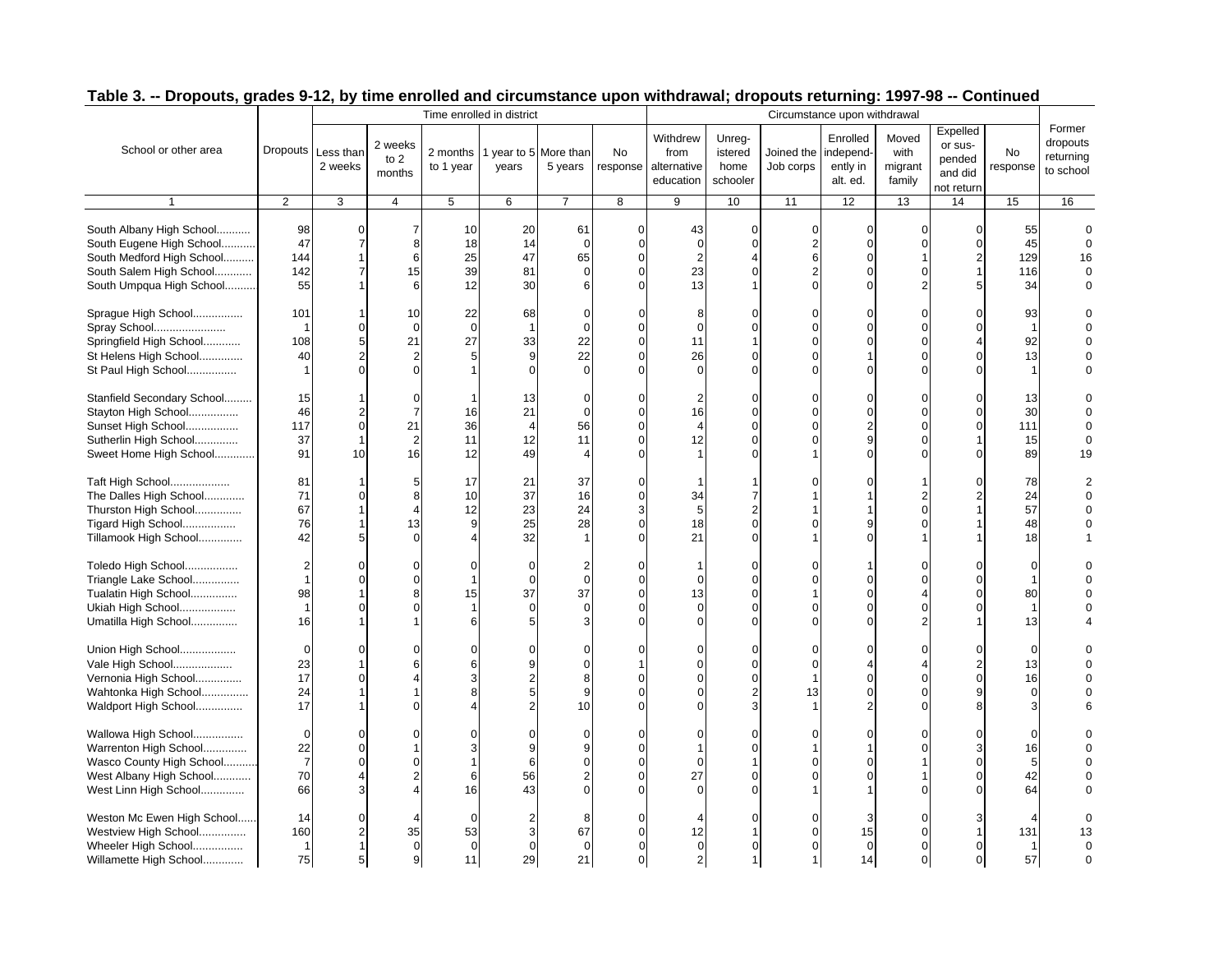## Table 3. -- Dropouts, grades 9-12, by time enrolled and circumstance upon withdrawal; dropouts returning: 1997-98 -- Continued

| School or other area | Dropouts | Time enrolled in district | | | | | | Circumstance upon withdrawal | | | | | | | Former dropouts returning to school |
|---|---|---|---|---|---|---|---|---|---|---|---|---|---|---|---|
| | | Less than 2 weeks | 2 weeks to 2 months | 2 months to 1 year | 1 year to 5 years | More than 5 years | No response | Withdrew from alternative education | Unregistered home schooler | Joined the Job corps | Enrolled independently in alt. ed. | Moved with migrant family | Expelled or suspended and did not return | No response | |
| 1 | 2 | 3 | 4 | 5 | 6 | 7 | 8 | 9 | 10 | 11 | 12 | 13 | 14 | 15 | 16 |
| South Albany High School........... | 98 | 0 | 7 | 10 | 20 | 61 | 0 | 43 | 0 | 0 | 0 | 0 | 0 | 55 | 0 |
| South Eugene High School........... | 47 | 7 | 8 | 18 | 14 | 0 | 0 | 0 | 0 | 2 | 0 | 0 | 0 | 45 | 0 |
| South Medford High School.......... | 144 | 1 | 6 | 25 | 47 | 65 | 0 | 2 | 4 | 6 | 0 | 1 | 2 | 129 | 16 |
| South Salem High School............ | 142 | 7 | 15 | 39 | 81 | 0 | 0 | 23 | 0 | 2 | 0 | 0 | 1 | 116 | 0 |
| South Umpqua High School.......... | 55 | 1 | 6 | 12 | 30 | 6 | 0 | 13 | 1 | 0 | 0 | 2 | 5 | 34 | 0 |
| Sprague High School................ | 101 | 1 | 10 | 22 | 68 | 0 | 0 | 8 | 0 | 0 | 0 | 0 | 0 | 93 | 0 |
| Spray School....................... | 1 | 0 | 0 | 0 | 1 | 0 | 0 | 0 | 0 | 0 | 0 | 0 | 0 | 1 | 0 |
| Springfield High School............ | 108 | 5 | 21 | 27 | 33 | 22 | 0 | 11 | 1 | 0 | 0 | 0 | 4 | 92 | 0 |
| St Helens High School.............. | 40 | 2 | 2 | 5 | 9 | 22 | 0 | 26 | 0 | 0 | 1 | 0 | 0 | 13 | 0 |
| St Paul High School................ | 1 | 0 | 0 | 1 | 0 | 0 | 0 | 0 | 0 | 0 | 0 | 0 | 0 | 1 | 0 |
| Stanfield Secondary School......... | 15 | 1 | 0 | 1 | 13 | 0 | 0 | 2 | 0 | 0 | 0 | 0 | 0 | 13 | 0 |
| Stayton High School................ | 46 | 2 | 7 | 16 | 21 | 0 | 0 | 16 | 0 | 0 | 0 | 0 | 0 | 30 | 0 |
| Sunset High School................. | 117 | 0 | 21 | 36 | 4 | 56 | 0 | 4 | 0 | 0 | 2 | 0 | 0 | 111 | 0 |
| Sutherlin High School.............. | 37 | 1 | 2 | 11 | 12 | 11 | 0 | 12 | 0 | 0 | 9 | 0 | 1 | 15 | 0 |
| Sweet Home High School............ | 91 | 10 | 16 | 12 | 49 | 4 | 0 | 1 | 0 | 1 | 0 | 0 | 0 | 89 | 19 |
| Taft High School................... | 81 | 1 | 5 | 17 | 21 | 37 | 0 | 1 | 1 | 0 | 0 | 1 | 0 | 78 | 2 |
| The Dalles High School............. | 71 | 0 | 8 | 10 | 37 | 16 | 0 | 34 | 7 | 1 | 1 | 2 | 2 | 24 | 0 |
| Thurston High School............... | 67 | 1 | 4 | 12 | 23 | 24 | 3 | 5 | 2 | 1 | 1 | 0 | 1 | 57 | 0 |
| Tigard High School................. | 76 | 1 | 13 | 9 | 25 | 28 | 0 | 18 | 0 | 0 | 9 | 0 | 1 | 48 | 0 |
| Tillamook High School.............. | 42 | 5 | 0 | 4 | 32 | 1 | 0 | 21 | 0 | 1 | 0 | 1 | 1 | 18 | 1 |
| Toledo High School................. | 2 | 0 | 0 | 0 | 0 | 2 | 0 | 1 | 0 | 0 | 1 | 0 | 0 | 0 | 0 |
| Triangle Lake School............... | 1 | 0 | 0 | 1 | 0 | 0 | 0 | 0 | 0 | 0 | 0 | 0 | 0 | 1 | 0 |
| Tualatin High School............... | 98 | 1 | 8 | 15 | 37 | 37 | 0 | 13 | 0 | 1 | 0 | 4 | 0 | 80 | 0 |
| Ukiah High School.................. | 1 | 0 | 0 | 1 | 0 | 0 | 0 | 0 | 0 | 0 | 0 | 0 | 0 | 1 | 0 |
| Umatilla High School............... | 16 | 1 | 1 | 6 | 5 | 3 | 0 | 0 | 0 | 0 | 0 | 2 | 1 | 13 | 4 |
| Union High School.................. | 0 | 0 | 0 | 0 | 0 | 0 | 0 | 0 | 0 | 0 | 0 | 0 | 0 | 0 | 0 |
| Vale High School................... | 23 | 1 | 6 | 6 | 9 | 0 | 1 | 0 | 0 | 0 | 4 | 4 | 2 | 13 | 0 |
| Vernonia High School............... | 17 | 0 | 4 | 3 | 2 | 8 | 0 | 0 | 0 | 1 | 0 | 0 | 0 | 16 | 0 |
| Wahtonka High School............... | 24 | 1 | 1 | 8 | 5 | 9 | 0 | 0 | 2 | 13 | 0 | 0 | 9 | 0 | 0 |
| Waldport High School............... | 17 | 1 | 0 | 4 | 2 | 10 | 0 | 0 | 3 | 1 | 2 | 0 | 8 | 3 | 6 |
| Wallowa High School................ | 0 | 0 | 0 | 0 | 0 | 0 | 0 | 0 | 0 | 0 | 0 | 0 | 0 | 0 | 0 |
| Warrenton High School.............. | 22 | 0 | 1 | 3 | 9 | 9 | 0 | 1 | 0 | 1 | 1 | 0 | 3 | 16 | 0 |
| Wasco County High School........... | 7 | 0 | 0 | 1 | 6 | 0 | 0 | 0 | 1 | 0 | 0 | 1 | 0 | 5 | 0 |
| West Albany High School............ | 70 | 4 | 2 | 6 | 56 | 2 | 0 | 27 | 0 | 0 | 0 | 1 | 0 | 42 | 0 |
| West Linn High School.............. | 66 | 3 | 4 | 16 | 43 | 0 | 0 | 0 | 0 | 1 | 1 | 0 | 0 | 64 | 0 |
| Weston Mc Ewen High School...... | 14 | 0 | 4 | 0 | 2 | 8 | 0 | 4 | 0 | 0 | 3 | 0 | 3 | 4 | 0 |
| Westview High School............... | 160 | 2 | 35 | 53 | 3 | 67 | 0 | 12 | 1 | 0 | 15 | 0 | 1 | 131 | 13 |
| Wheeler High School................ | 1 | 1 | 0 | 0 | 0 | 0 | 0 | 0 | 0 | 0 | 0 | 0 | 0 | 1 | 0 |
| Willamette High School............. | 75 | 5 | 9 | 11 | 29 | 21 | 0 | 2 | 1 | 1 | 14 | 0 | 0 | 57 | 0 |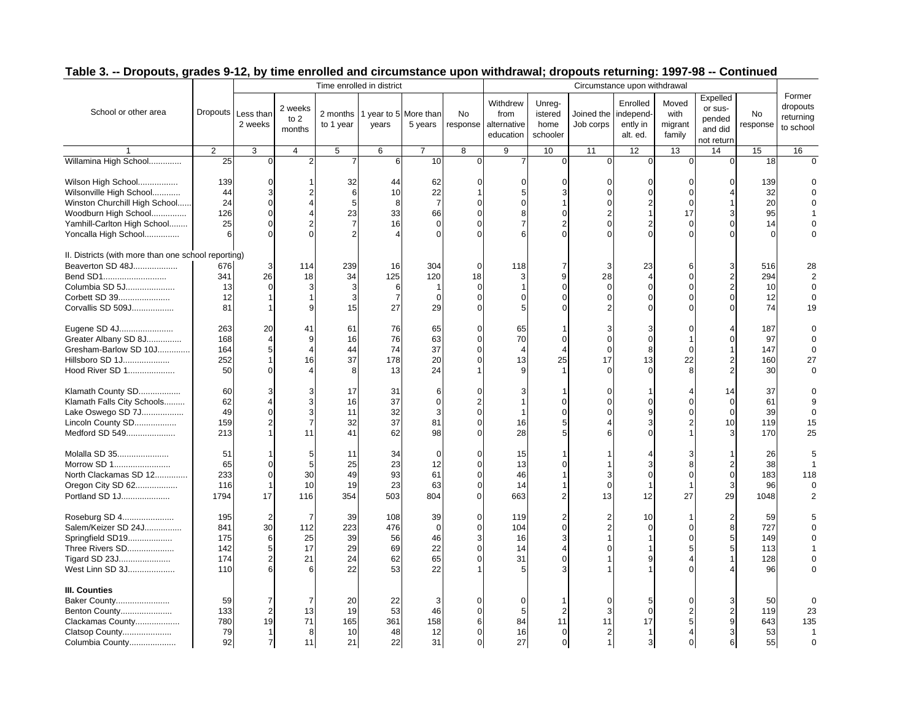## Table 3. -- Dropouts, grades 9-12, by time enrolled and circumstance upon withdrawal; dropouts returning: 1997-98 -- Continued

| School or other area | Dropouts | Time enrolled in district | | | | | | Circumstance upon withdrawal | | | | | | | Former dropouts returning to school |
|---|---|---|---|---|---|---|---|---|---|---|---|---|---|---|---|
| | | Less than 2 weeks | 2 weeks to 2 months | 2 months to 1 year | 1 year to 5 years | More than 5 years | No response | Withdrew from alternative education | Unregistered home schooler | Joined the Job corps | Enrolled independently in alt. ed. | Moved with migrant family | Expelled or suspended and did not return | No response | |
| 1 | 2 | 3 | 4 | 5 | 6 | 7 | 8 | 9 | 10 | 11 | 12 | 13 | 14 | 15 | 16 |
| Willamina High School.............. | 25 | 0 | 2 | 7 | 6 | 10 | 0 | 7 | 0 | 0 | 0 | 0 | 0 | 18 | 0 |
| Wilson High School................. | 139 | 0 | 1 | 32 | 44 | 62 | 0 | 0 | 0 | 0 | 0 | 0 | 0 | 139 | 0 |
| Wilsonville High School............ | 44 | 3 | 2 | 6 | 10 | 22 | 1 | 5 | 3 | 0 | 0 | 0 | 4 | 32 | 0 |
| Winston Churchill High School...... | 24 | 0 | 4 | 5 | 8 | 7 | 0 | 0 | 1 | 0 | 2 | 0 | 1 | 20 | 0 |
| Woodburn High School............... | 126 | 0 | 4 | 23 | 33 | 66 | 0 | 8 | 0 | 2 | 1 | 17 | 3 | 95 | 1 |
| Yamhill-Carlton High School........ | 25 | 0 | 2 | 7 | 16 | 0 | 0 | 7 | 2 | 0 | 2 | 0 | 0 | 14 | 0 |
| Yoncalla High School............... | 6 | 0 | 0 | 2 | 4 | 0 | 0 | 6 | 0 | 0 | 0 | 0 | 0 | 0 | 0 |
| II. Districts (with more than one school reporting) | | | | | | | | | | | | | | | |
| Beaverton SD 48J................... | 676 | 3 | 114 | 239 | 16 | 304 | 0 | 118 | 7 | 3 | 23 | 6 | 3 | 516 | 28 |
| Bend SD1........................... | 341 | 26 | 18 | 34 | 125 | 120 | 18 | 3 | 9 | 28 | 4 | 0 | 2 | 294 | 2 |
| Columbia SD 5J..................... | 13 | 0 | 3 | 3 | 6 | 1 | 0 | 1 | 0 | 0 | 0 | 0 | 2 | 10 | 0 |
| Corbett SD 39...................... | 12 | 1 | 1 | 3 | 7 | 0 | 0 | 0 | 0 | 0 | 0 | 0 | 0 | 12 | 0 |
| Corvallis SD 509J.................. | 81 | 1 | 9 | 15 | 27 | 29 | 0 | 5 | 0 | 2 | 0 | 0 | 0 | 74 | 19 |
| Eugene SD 4J....................... | 263 | 20 | 41 | 61 | 76 | 65 | 0 | 65 | 1 | 3 | 3 | 0 | 4 | 187 | 0 |
| Greater Albany SD 8J............... | 168 | 4 | 9 | 16 | 76 | 63 | 0 | 70 | 0 | 0 | 0 | 1 | 0 | 97 | 0 |
| Gresham-Barlow SD 10J.............. | 164 | 5 | 4 | 44 | 74 | 37 | 0 | 4 | 4 | 0 | 8 | 0 | 1 | 147 | 0 |
| Hillsboro SD 1J.................... | 252 | 1 | 16 | 37 | 178 | 20 | 0 | 13 | 25 | 17 | 13 | 22 | 2 | 160 | 27 |
| Hood River SD 1.................... | 50 | 0 | 4 | 8 | 13 | 24 | 1 | 9 | 1 | 0 | 0 | 8 | 2 | 30 | 0 |
| Klamath County SD.................. | 60 | 3 | 3 | 17 | 31 | 6 | 0 | 3 | 1 | 0 | 1 | 4 | 14 | 37 | 0 |
| Klamath Falls City Schools......... | 62 | 4 | 3 | 16 | 37 | 0 | 2 | 1 | 0 | 0 | 0 | 0 | 0 | 61 | 9 |
| Lake Oswego SD 7J.................. | 49 | 0 | 3 | 11 | 32 | 3 | 0 | 1 | 0 | 0 | 9 | 0 | 0 | 39 | 0 |
| Lincoln County SD.................. | 159 | 2 | 7 | 32 | 37 | 81 | 0 | 16 | 5 | 4 | 3 | 2 | 10 | 119 | 15 |
| Medford SD 549..................... | 213 | 1 | 11 | 41 | 62 | 98 | 0 | 28 | 5 | 6 | 0 | 1 | 3 | 170 | 25 |
| Molalla SD 35...................... | 51 | 1 | 5 | 11 | 34 | 0 | 0 | 15 | 1 | 1 | 4 | 3 | 1 | 26 | 5 |
| Morrow SD 1........................ | 65 | 0 | 5 | 25 | 23 | 12 | 0 | 13 | 0 | 1 | 3 | 8 | 2 | 38 | 1 |
| North Clackamas SD 12.............. | 233 | 0 | 30 | 49 | 93 | 61 | 0 | 46 | 1 | 3 | 0 | 0 | 0 | 183 | 118 |
| Oregon City SD 62.................. | 116 | 1 | 10 | 19 | 23 | 63 | 0 | 14 | 1 | 0 | 1 | 1 | 3 | 96 | 0 |
| Portland SD 1J..................... | 1794 | 17 | 116 | 354 | 503 | 804 | 0 | 663 | 2 | 13 | 12 | 27 | 29 | 1048 | 2 |
| Roseburg SD 4...................... | 195 | 2 | 7 | 39 | 108 | 39 | 0 | 119 | 2 | 2 | 10 | 1 | 2 | 59 | 5 |
| Salem/Keizer SD 24J................ | 841 | 30 | 112 | 223 | 476 | 0 | 0 | 104 | 0 | 2 | 0 | 0 | 8 | 727 | 0 |
| Springfield SD19................... | 175 | 6 | 25 | 39 | 56 | 46 | 3 | 16 | 3 | 1 | 1 | 0 | 5 | 149 | 0 |
| Three Rivers SD.................... | 142 | 5 | 17 | 29 | 69 | 22 | 0 | 14 | 4 | 0 | 1 | 5 | 5 | 113 | 1 |
| Tigard SD 23J...................... | 174 | 2 | 21 | 24 | 62 | 65 | 0 | 31 | 0 | 1 | 9 | 4 | 1 | 128 | 0 |
| West Linn SD 3J.................... | 110 | 6 | 6 | 22 | 53 | 22 | 1 | 5 | 3 | 1 | 1 | 0 | 4 | 96 | 0 |
| **III. Counties** | | | | | | | | | | | | | | | |
| Baker County....................... | 59 | 7 | 7 | 20 | 22 | 3 | 0 | 0 | 1 | 0 | 5 | 0 | 3 | 50 | 0 |
| Benton County...................... | 133 | 2 | 13 | 19 | 53 | 46 | 0 | 5 | 2 | 3 | 0 | 2 | 2 | 119 | 23 |
| Clackamas County................... | 780 | 19 | 71 | 165 | 361 | 158 | 6 | 84 | 11 | 11 | 17 | 5 | 9 | 643 | 135 |
| Clatsop County..................... | 79 | 1 | 8 | 10 | 48 | 12 | 0 | 16 | 0 | 2 | 1 | 4 | 3 | 53 | 1 |
| Columbia County.................... | 92 | 7 | 11 | 21 | 22 | 31 | 0 | 27 | 0 | 1 | 3 | 0 | 6 | 55 | 0 |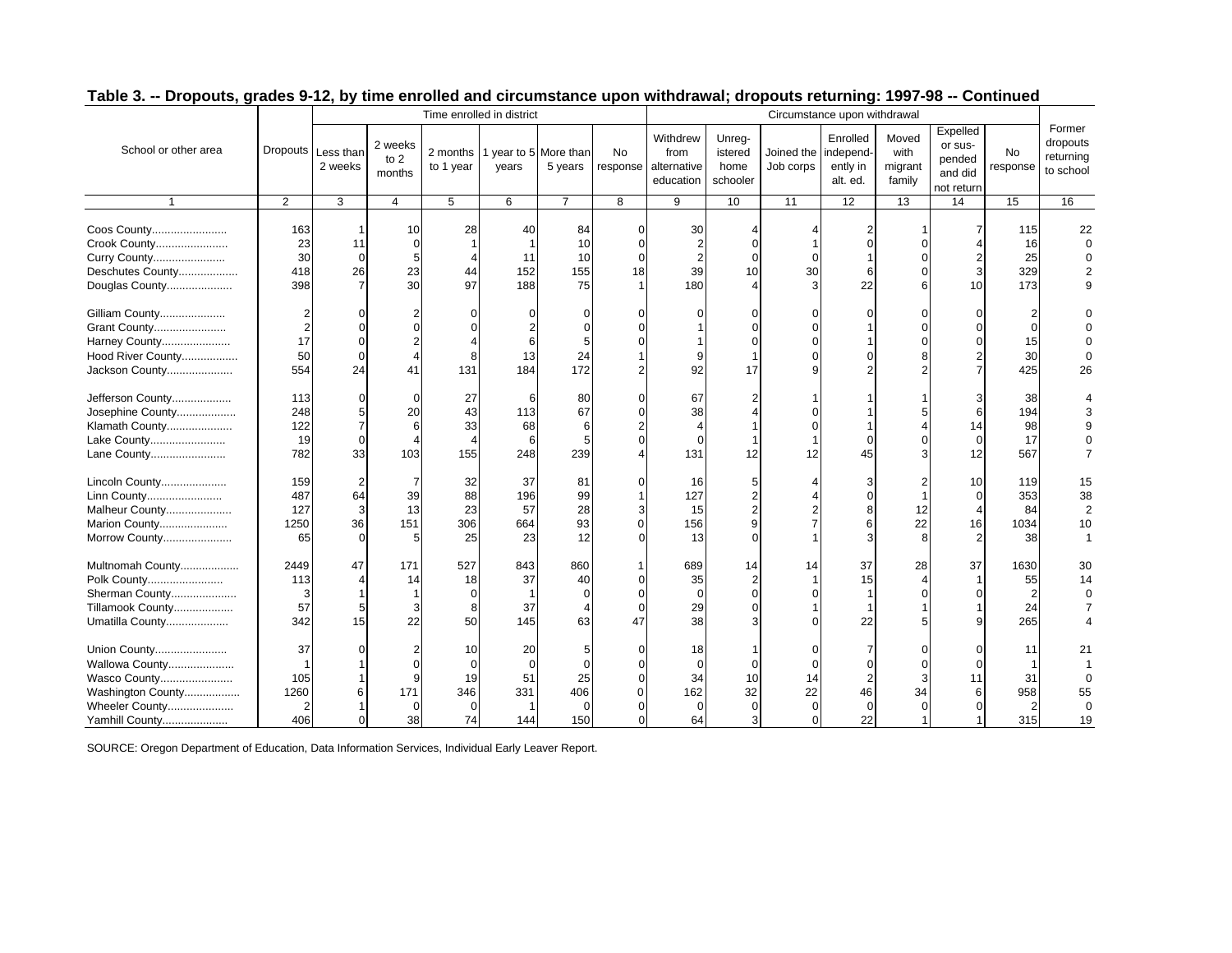## Table 3. -- Dropouts, grades 9-12, by time enrolled and circumstance upon withdrawal; dropouts returning: 1997-98 -- Continued

| School or other area | Dropouts | Time enrolled in district | | | | | | Circumstance upon withdrawal | | | | | | | Former dropouts returning to school |
|---|---|---|---|---|---|---|---|---|---|---|---|---|---|---|---|
| | | Less than 2 weeks | 2 weeks to 2 months | 2 months to 1 year | 1 year to 5 years | More than 5 years | No response | Withdrew from alternative education | Unreg-istered home schooler | Joined the Job corps | Enrolled independ-ently in alt. ed. | Moved with migrant family | Expelled or sus-pended and did not return | No response | |
| 1 | 2 | 3 | 4 | 5 | 6 | 7 | 8 | 9 | 10 | 11 | 12 | 13 | 14 | 15 | 16 |
| Coos County........................ | 163 | 1 | 10 | 28 | 40 | 84 | 0 | 30 | 4 | 4 | 2 | 1 | 7 | 115 | 22 |
| Crook County....................... | 23 | 11 | 0 | 1 | 1 | 10 | 0 | 2 | 0 | 1 | 0 | 0 | 4 | 16 | 0 |
| Curry County....................... | 30 | 0 | 5 | 4 | 11 | 10 | 0 | 2 | 0 | 0 | 1 | 0 | 2 | 25 | 0 |
| Deschutes County................... | 418 | 26 | 23 | 44 | 152 | 155 | 18 | 39 | 10 | 30 | 6 | 0 | 3 | 329 | 2 |
| Douglas County..................... | 398 | 7 | 30 | 97 | 188 | 75 | 1 | 180 | 4 | 3 | 22 | 6 | 10 | 173 | 9 |
| Gilliam County..................... | 2 | 0 | 2 | 0 | 0 | 0 | 0 | 0 | 0 | 0 | 0 | 0 | 0 | 2 | 0 |
| Grant County....................... | 2 | 0 | 0 | 0 | 2 | 0 | 0 | 1 | 0 | 0 | 1 | 0 | 0 | 0 | 0 |
| Harney County...................... | 17 | 0 | 2 | 4 | 6 | 5 | 0 | 1 | 0 | 0 | 1 | 0 | 0 | 15 | 0 |
| Hood River County.................. | 50 | 0 | 4 | 8 | 13 | 24 | 1 | 9 | 1 | 0 | 0 | 8 | 2 | 30 | 0 |
| Jackson County..................... | 554 | 24 | 41 | 131 | 184 | 172 | 2 | 92 | 17 | 9 | 2 | 2 | 7 | 425 | 26 |
| Jefferson County................... | 113 | 0 | 0 | 27 | 6 | 80 | 0 | 67 | 2 | 1 | 1 | 1 | 3 | 38 | 4 |
| Josephine County................... | 248 | 5 | 20 | 43 | 113 | 67 | 0 | 38 | 4 | 0 | 1 | 5 | 6 | 194 | 3 |
| Klamath County..................... | 122 | 7 | 6 | 33 | 68 | 6 | 2 | 4 | 1 | 0 | 1 | 4 | 14 | 98 | 9 |
| Lake County........................ | 19 | 0 | 4 | 4 | 6 | 5 | 0 | 0 | 1 | 1 | 0 | 0 | 0 | 17 | 0 |
| Lane County........................ | 782 | 33 | 103 | 155 | 248 | 239 | 4 | 131 | 12 | 12 | 45 | 3 | 12 | 567 | 7 |
| Lincoln County..................... | 159 | 2 | 7 | 32 | 37 | 81 | 0 | 16 | 5 | 4 | 3 | 2 | 10 | 119 | 15 |
| Linn County........................ | 487 | 64 | 39 | 88 | 196 | 99 | 1 | 127 | 2 | 4 | 0 | 1 | 0 | 353 | 38 |
| Malheur County..................... | 127 | 3 | 13 | 23 | 57 | 28 | 3 | 15 | 2 | 2 | 8 | 12 | 4 | 84 | 2 |
| Marion County...................... | 1250 | 36 | 151 | 306 | 664 | 93 | 0 | 156 | 9 | 7 | 6 | 22 | 16 | 1034 | 10 |
| Morrow County...................... | 65 | 0 | 5 | 25 | 23 | 12 | 0 | 13 | 0 | 1 | 3 | 8 | 2 | 38 | 1 |
| Multnomah County................... | 2449 | 47 | 171 | 527 | 843 | 860 | 1 | 689 | 14 | 14 | 37 | 28 | 37 | 1630 | 30 |
| Polk County........................ | 113 | 4 | 14 | 18 | 37 | 40 | 0 | 35 | 2 | 1 | 15 | 4 | 1 | 55 | 14 |
| Sherman County..................... | 3 | 1 | 1 | 0 | 1 | 0 | 0 | 0 | 0 | 0 | 1 | 0 | 0 | 2 | 0 |
| Tillamook County................... | 57 | 5 | 3 | 8 | 37 | 4 | 0 | 29 | 0 | 1 | 1 | 1 | 1 | 24 | 7 |
| Umatilla County.................... | 342 | 15 | 22 | 50 | 145 | 63 | 47 | 38 | 3 | 0 | 22 | 5 | 9 | 265 | 4 |
| Union County....................... | 37 | 0 | 2 | 10 | 20 | 5 | 0 | 18 | 1 | 0 | 7 | 0 | 0 | 11 | 21 |
| Wallowa County..................... | 1 | 1 | 0 | 0 | 0 | 0 | 0 | 0 | 0 | 0 | 0 | 0 | 0 | 1 | 1 |
| Wasco County....................... | 105 | 1 | 9 | 19 | 51 | 25 | 0 | 34 | 10 | 14 | 2 | 3 | 11 | 31 | 0 |
| Washington County.................. | 1260 | 6 | 171 | 346 | 331 | 406 | 0 | 162 | 32 | 22 | 46 | 34 | 6 | 958 | 55 |
| Wheeler County..................... | 2 | 1 | 0 | 0 | 1 | 0 | 0 | 0 | 0 | 0 | 0 | 0 | 0 | 2 | 0 |
| Yamhill County..................... | 406 | 0 | 38 | 74 | 144 | 150 | 0 | 64 | 3 | 0 | 22 | 1 | 1 | 315 | 19 |

SOURCE: Oregon Department of Education, Data Information Services, Individual Early Leaver Report.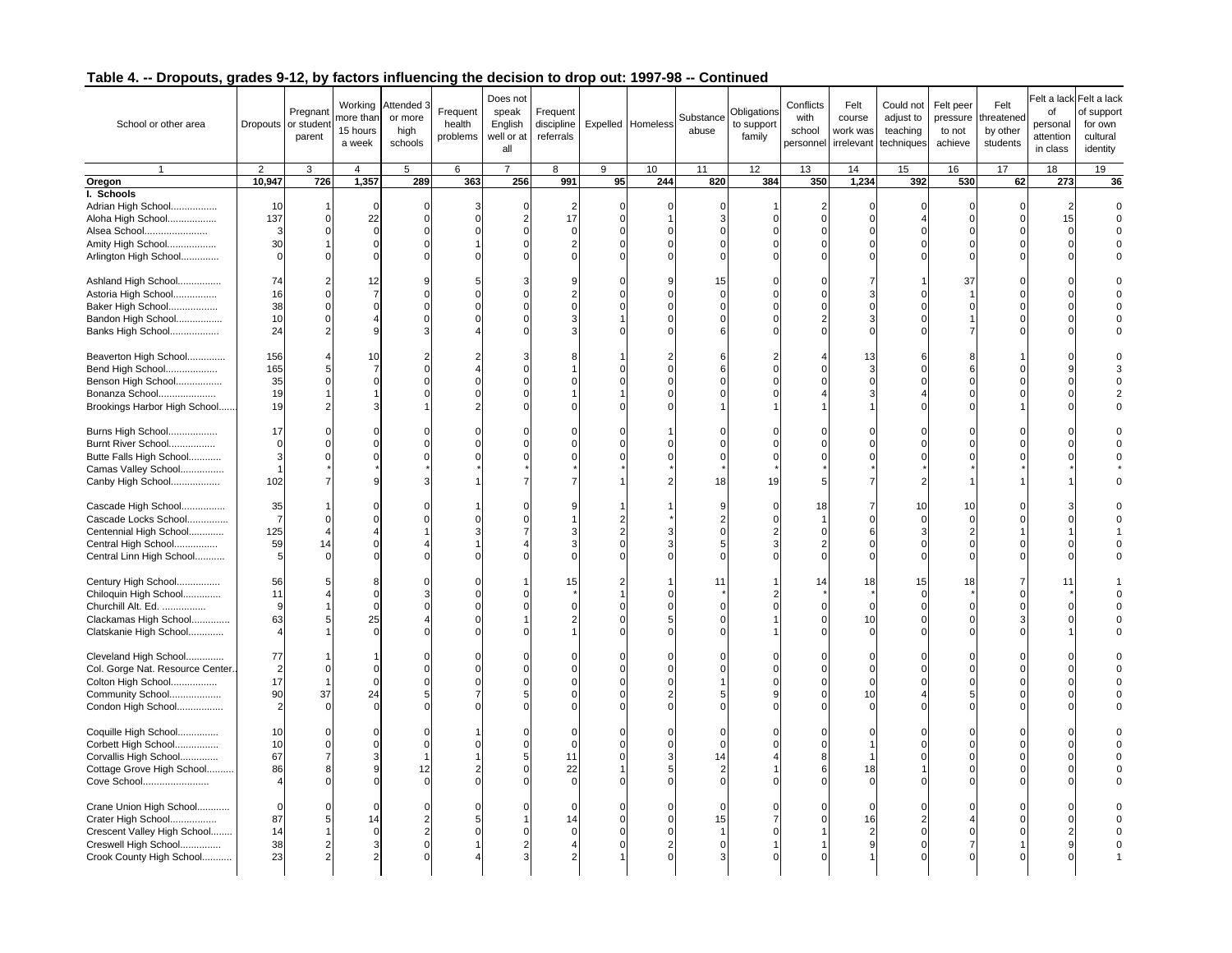## Table 4. -- Dropouts, grades 9-12, by factors influencing the decision to drop out: 1997-98 -- Continued

| School or other area | Dropouts | Pregnant or student parent | Working more than 15 hours a week | Attended 3 or more high schools | Frequent health problems | Does not speak English well or at all | Frequent discipline referrals | Expelled | Homeless | Substance abuse | Obligations to support family | Conflicts with school personnel | Felt course work was irrelevant | Could not adjust to teaching techniques | Felt peer pressure to not achieve | Felt threatened by other students | Felt a lack of personal attention in class | Felt a lack of support for own cultural identity |
|---|---|---|---|---|---|---|---|---|---|---|---|---|---|---|---|---|---|---|
| 1 | 2 | 3 | 4 | 5 | 6 | 7 | 8 | 9 | 10 | 11 | 12 | 13 | 14 | 15 | 16 | 17 | 18 | 19 |
| **Oregon** | **10,947** | **726** | **1,357** | **289** | **363** | **256** | **991** | **95** | **244** | **820** | **384** | **350** | **1,234** | **392** | **530** | **62** | **273** | **36** |
| **I. Schools** | | | | | | | | | | | | | | | | | | |
| Adrian High School.................. | 10 | 1 | 0 | 0 | 3 | 0 | 2 | 0 | 0 | 0 | 1 | 2 | 0 | 0 | 0 | 0 | 2 | 0 |
| Aloha High School.................. | 137 | 0 | 22 | 0 | 0 | 2 | 17 | 0 | 1 | 3 | 0 | 0 | 0 | 4 | 0 | 0 | 15 | 0 |
| Alsea School....................... | 3 | 0 | 0 | 0 | 0 | 0 | 0 | 0 | 0 | 0 | 0 | 0 | 0 | 0 | 0 | 0 | 0 | 0 |
| Amity High School.................. | 30 | 1 | 0 | 0 | 1 | 0 | 2 | 0 | 0 | 0 | 0 | 0 | 0 | 0 | 0 | 0 | 0 | 0 |
| Arlington High School............. | 0 | 0 | 0 | 0 | 0 | 0 | 0 | 0 | 0 | 0 | 0 | 0 | 0 | 0 | 0 | 0 | 0 | 0 |
| Ashland High School................ | 74 | 2 | 12 | 9 | 5 | 3 | 9 | 0 | 9 | 15 | 0 | 0 | 7 | 1 | 37 | 0 | 0 | 0 |
| Astoria High School................ | 16 | 0 | 7 | 0 | 0 | 0 | 2 | 0 | 0 | 0 | 0 | 0 | 3 | 0 | 1 | 0 | 0 | 0 |
| Baker High School.................. | 38 | 0 | 0 | 0 | 0 | 0 | 0 | 0 | 0 | 0 | 0 | 0 | 0 | 0 | 0 | 0 | 0 | 0 |
| Bandon High School................. | 10 | 0 | 4 | 0 | 0 | 0 | 3 | 1 | 0 | 0 | 0 | 2 | 3 | 0 | 1 | 0 | 0 | 0 |
| Banks High School.................. | 24 | 2 | 9 | 3 | 4 | 0 | 3 | 0 | 0 | 6 | 0 | 0 | 0 | 0 | 7 | 0 | 0 | 0 |
| Beaverton High School............. | 156 | 4 | 10 | 2 | 2 | 3 | 8 | 1 | 2 | 6 | 2 | 4 | 13 | 6 | 8 | 1 | 0 | 0 |
| Bend High School................... | 165 | 5 | 7 | 0 | 4 | 0 | 1 | 0 | 0 | 6 | 0 | 0 | 3 | 0 | 6 | 0 | 9 | 3 |
| Benson High School................. | 35 | 0 | 0 | 0 | 0 | 0 | 0 | 0 | 0 | 0 | 0 | 0 | 0 | 0 | 0 | 0 | 0 | 0 |
| Bonanza School..................... | 19 | 1 | 1 | 0 | 0 | 0 | 1 | 1 | 0 | 0 | 0 | 4 | 3 | 4 | 0 | 0 | 0 | 2 |
| Brookings Harbor High School...... | 19 | 2 | 3 | 1 | 2 | 0 | 0 | 0 | 0 | 1 | 1 | 1 | 1 | 0 | 0 | 1 | 0 | 0 |
| Burns High School.................. | 17 | 0 | 0 | 0 | 0 | 0 | 0 | 0 | 1 | 0 | 0 | 0 | 0 | 0 | 0 | 0 | 0 | 0 |
| Burnt River School................. | 0 | 0 | 0 | 0 | 0 | 0 | 0 | 0 | 0 | 0 | 0 | 0 | 0 | 0 | 0 | 0 | 0 | 0 |
| Butte Falls High School............ | 3 | 0 | 0 | 0 | 0 | 0 | 0 | 0 | 0 | 0 | 0 | 0 | 0 | 0 | 0 | 0 | 0 | 0 |
| Camas Valley School................ | 1 | * | * | * | * | * | * | * | * | * | * | * | * | * | * | * | * | * |
| Canby High School.................. | 102 | 7 | 9 | 3 | 1 | 7 | 7 | 1 | 2 | 18 | 19 | 5 | 7 | 2 | 1 | 1 | 1 | 0 |
| Cascade High School................ | 35 | 1 | 0 | 0 | 1 | 0 | 9 | 1 | 1 | 9 | 0 | 18 | 7 | 10 | 10 | 0 | 3 | 0 |
| Cascade Locks School............... | 7 | 0 | 0 | 0 | 0 | 0 | 1 | 2 | * | 2 | 0 | 1 | 0 | 0 | 0 | 0 | 0 | 0 |
| Centennial High School............ | 125 | 4 | 4 | 1 | 3 | 7 | 3 | 2 | 3 | 0 | 2 | 0 | 6 | 3 | 2 | 1 | 1 | 1 |
| Central High School................ | 59 | 14 | 0 | 4 | 1 | 4 | 3 | 0 | 3 | 5 | 3 | 2 | 0 | 0 | 0 | 0 | 0 | 0 |
| Central Linn High School........... | 5 | 0 | 0 | 0 | 0 | 0 | 0 | 0 | 0 | 0 | 0 | 0 | 0 | 0 | 0 | 0 | 0 | 0 |
| Century High School................ | 56 | 5 | 8 | 0 | 0 | 1 | 15 | 2 | 1 | 11 | 1 | 14 | 18 | 15 | 18 | 7 | 11 | 1 |
| Chiloquin High School.............. | 11 | 4 | 0 | 3 | 0 | 0 | * | 1 | 0 | * | 2 | * | * | 0 | * | 0 | * | 0 |
| Churchill Alt. Ed. ................ | 9 | 1 | 0 | 0 | 0 | 0 | 0 | 0 | 0 | 0 | 0 | 0 | 0 | 0 | 0 | 0 | 0 | 0 |
| Clackamas High School............. | 63 | 5 | 25 | 4 | 0 | 1 | 2 | 0 | 5 | 0 | 1 | 0 | 10 | 0 | 0 | 3 | 0 | 0 |
| Clatskanie High School............. | 4 | 1 | 0 | 0 | 0 | 0 | 1 | 0 | 0 | 0 | 1 | 0 | 0 | 0 | 0 | 0 | 1 | 0 |
| Cleveland High School............. | 77 | 1 | 1 | 0 | 0 | 0 | 0 | 0 | 0 | 0 | 0 | 0 | 0 | 0 | 0 | 0 | 0 | 0 |
| Col. Gorge Nat. Resource Center.. | 2 | 0 | 0 | 0 | 0 | 0 | 0 | 0 | 0 | 0 | 0 | 0 | 0 | 0 | 0 | 0 | 0 | 0 |
| Colton High School................. | 17 | 1 | 0 | 0 | 0 | 0 | 0 | 0 | 0 | 1 | 0 | 0 | 0 | 0 | 0 | 0 | 0 | 0 |
| Community School................... | 90 | 37 | 24 | 5 | 7 | 5 | 0 | 0 | 2 | 5 | 9 | 0 | 10 | 4 | 5 | 0 | 0 | 0 |
| Condon High School................. | 2 | 0 | 0 | 0 | 0 | 0 | 0 | 0 | 0 | 0 | 0 | 0 | 0 | 0 | 0 | 0 | 0 | 0 |
| Coquille High School............... | 10 | 0 | 0 | 0 | 1 | 0 | 0 | 0 | 0 | 0 | 0 | 0 | 0 | 0 | 0 | 0 | 0 | 0 |
| Corbett High School................ | 10 | 0 | 0 | 0 | 0 | 0 | 0 | 0 | 0 | 0 | 0 | 0 | 1 | 0 | 0 | 0 | 0 | 0 |
| Corvallis High School............. | 67 | 7 | 3 | 1 | 1 | 5 | 11 | 0 | 3 | 14 | 4 | 8 | 1 | 0 | 0 | 0 | 0 | 0 |
| Cottage Grove High School.......... | 86 | 8 | 9 | 12 | 2 | 0 | 22 | 1 | 5 | 2 | 1 | 6 | 18 | 1 | 0 | 0 | 0 | 0 |
| Cove School........................ | 4 | 0 | 0 | 0 | 0 | 0 | 0 | 0 | 0 | 0 | 0 | 0 | 0 | 0 | 0 | 0 | 0 | 0 |
| Crane Union High School............ | 0 | 0 | 0 | 0 | 0 | 0 | 0 | 0 | 0 | 0 | 0 | 0 | 0 | 0 | 0 | 0 | 0 | 0 |
| Crater High School................. | 87 | 5 | 14 | 2 | 5 | 1 | 14 | 0 | 0 | 15 | 7 | 0 | 16 | 2 | 4 | 0 | 0 | 0 |
| Crescent Valley High School........ | 14 | 1 | 0 | 2 | 0 | 0 | 0 | 0 | 0 | 1 | 0 | 1 | 2 | 0 | 0 | 0 | 2 | 0 |
| Creswell High School............... | 38 | 2 | 3 | 0 | 1 | 2 | 4 | 0 | 2 | 0 | 1 | 1 | 9 | 0 | 7 | 1 | 9 | 0 |
| Crook County High School........... | 23 | 2 | 2 | 0 | 4 | 3 | 2 | 1 | 0 | 3 | 0 | 0 | 1 | 0 | 0 | 0 | 0 | 1 |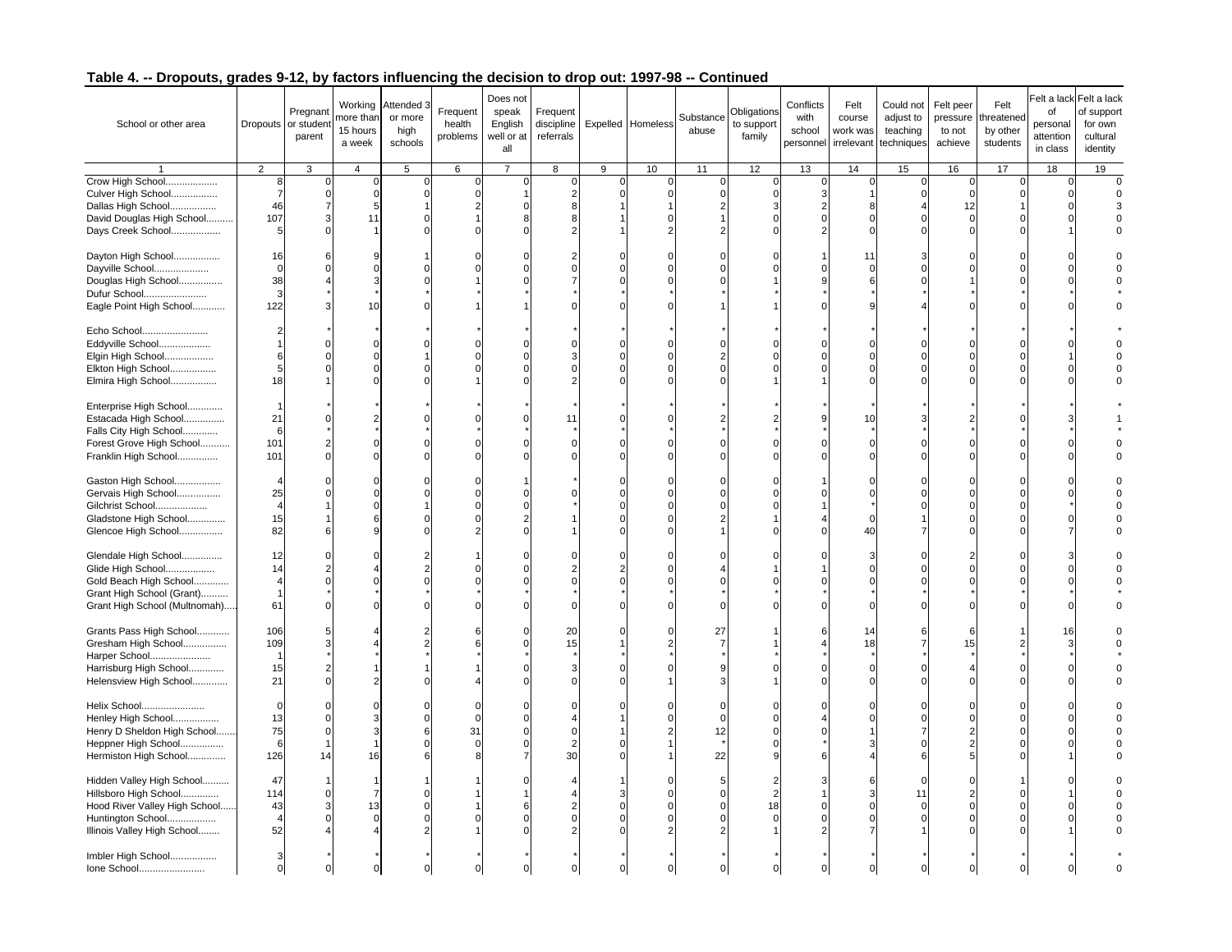## Table 4. -- Dropouts, grades 9-12, by factors influencing the decision to drop out: 1997-98 -- Continued

| School or other area | Dropouts | Pregnant or student parent | Working more than 15 hours a week | Attended 3 or more high schools | Frequent health problems | Does not speak English well or at all | Frequent discipline referrals | Expelled | Homeless | Substance abuse | Obligations to support family | Conflicts with school personnel | Felt course work was irrelevant | Could not adjust to teaching techniques | Felt peer pressure to not achieve | Felt threatened by other students | Felt a lack of personal attention in class | Felt a lack of support for own cultural identity |
|---|---|---|---|---|---|---|---|---|---|---|---|---|---|---|---|---|---|---|
| 1 | 2 | 3 | 4 | 5 | 6 | 7 | 8 | 9 | 10 | 11 | 12 | 13 | 14 | 15 | 16 | 17 | 18 | 19 |
| Crow High School.................. | 8 | 0 | 0 | 0 | 0 | 0 | 0 | 0 | 0 | 0 | 0 | 0 | 0 | 0 | 0 | 0 | 0 | 0 |
| Culver High School................. | 7 | 0 | 0 | 0 | 0 | 1 | 2 | 0 | 0 | 0 | 0 | 3 | 1 | 0 | 0 | 0 | 0 | 0 |
| Dallas High School................. | 46 | 7 | 5 | 1 | 2 | 0 | 8 | 1 | 1 | 2 | 3 | 2 | 8 | 4 | 12 | 1 | 0 | 3 |
| David Douglas High School.......... | 107 | 3 | 11 | 0 | 1 | 8 | 8 | 1 | 0 | 1 | 0 | 0 | 0 | 0 | 0 | 0 | 0 | 0 |
| Days Creek School.................. | 5 | 0 | 1 | 0 | 0 | 0 | 2 | 1 | 2 | 2 | 0 | 2 | 0 | 0 | 0 | 0 | 1 | 0 |
| Dayton High School................. | 16 | 6 | 9 | 1 | 0 | 0 | 2 | 0 | 0 | 0 | 0 | 1 | 11 | 3 | 0 | 0 | 0 | 0 |
| Dayville School.................... | 0 | 0 | 0 | 0 | 0 | 0 | 0 | 0 | 0 | 0 | 0 | 0 | 0 | 0 | 0 | 0 | 0 | 0 |
| Douglas High School................ | 38 | 4 | 3 | 0 | 1 | 0 | 7 | 0 | 0 | 0 | 1 | 9 | 6 | 0 | 1 | 0 | 0 | 0 |
| Dufur School....................... | 3 | * | * | * | * | * | * | * | * | * | * | * | * | * | * | * | * | * |
| Eagle Point High School............ | 122 | 3 | 10 | 0 | 1 | 1 | 0 | 0 | 0 | 1 | 1 | 0 | 9 | 4 | 0 | 0 | 0 | 0 |
| Echo School........................ | 2 | * | * | * | * | * | * | * | * | * | * | * | * | * | * | * | * | * |
| Eddyville School................... | 1 | 0 | 0 | 0 | 0 | 0 | 0 | 0 | 0 | 0 | 0 | 0 | 0 | 0 | 0 | 0 | 0 | 0 |
| Elgin High School.................. | 6 | 0 | 0 | 1 | 0 | 0 | 3 | 0 | 0 | 2 | 0 | 0 | 0 | 0 | 0 | 0 | 1 | 0 |
| Elkton High School................. | 5 | 0 | 0 | 0 | 0 | 0 | 0 | 0 | 0 | 0 | 0 | 0 | 0 | 0 | 0 | 0 | 0 | 0 |
| Elmira High School................. | 18 | 1 | 0 | 0 | 1 | 0 | 2 | 0 | 0 | 0 | 1 | 1 | 0 | 0 | 0 | 0 | 0 | 0 |
| Enterprise High School............. | 1 | * | * | * | * | * | * | * | * | * | * | * | * | * | * | * | * | * |
| Estacada High School............... | 21 | 0 | 2 | 0 | 0 | 0 | 11 | 0 | 0 | 2 | 2 | 9 | 10 | 3 | 2 | 0 | 3 | 1 |
| Falls City High School............. | 6 | * | * | * | * | * | * | * | * | * | * | * | * | * | * | * | * | * |
| Forest Grove High School........... | 101 | 2 | 0 | 0 | 0 | 0 | 0 | 0 | 0 | 0 | 0 | 0 | 0 | 0 | 0 | 0 | 0 | 0 |
| Franklin High School............... | 101 | 0 | 0 | 0 | 0 | 0 | 0 | 0 | 0 | 0 | 0 | 0 | 0 | 0 | 0 | 0 | 0 | 0 |
| Gaston High School................. | 4 | 0 | 0 | 0 | 0 | 1 | * | 0 | 0 | 0 | 0 | 1 | 0 | 0 | 0 | 0 | 0 | 0 |
| Gervais High School................ | 25 | 0 | 0 | 0 | 0 | 0 | 0 | 0 | 0 | 0 | 0 | 0 | 0 | 0 | 0 | 0 | 0 | 0 |
| Gilchrist School................... | 4 | 1 | 0 | 1 | 0 | 0 | * | 0 | 0 | 0 | 0 | 1 | * | 0 | 0 | 0 | * | 0 |
| Gladstone High School.............. | 15 | 1 | 6 | 0 | 0 | 2 | 1 | 0 | 0 | 2 | 1 | 4 | 0 | 1 | 0 | 0 | 0 | 0 |
| Glencoe High School................ | 82 | 6 | 9 | 0 | 2 | 0 | 1 | 0 | 0 | 1 | 0 | 0 | 40 | 7 | 0 | 0 | 7 | 0 |
| Glendale High School............... | 12 | 0 | 0 | 2 | 1 | 0 | 0 | 0 | 0 | 0 | 0 | 0 | 3 | 0 | 2 | 0 | 3 | 0 |
| Glide High School.................. | 14 | 2 | 4 | 2 | 0 | 0 | 2 | 2 | 0 | 4 | 1 | 1 | 0 | 0 | 0 | 0 | 0 | 0 |
| Gold Beach High School............. | 4 | 0 | 0 | 0 | 0 | 0 | 0 | 0 | 0 | 0 | 0 | 0 | 0 | 0 | 0 | 0 | 0 | 0 |
| Grant High School (Grant).......... | 1 | * | * | * | * | * | * | * | * | * | * | * | * | * | * | * | * | * |
| Grant High School (Multnomah)...... | 61 | 0 | 0 | 0 | 0 | 0 | 0 | 0 | 0 | 0 | 0 | 0 | 0 | 0 | 0 | 0 | 0 | 0 |
| Grants Pass High School............ | 106 | 5 | 4 | 2 | 6 | 0 | 20 | 0 | 0 | 27 | 1 | 6 | 14 | 6 | 6 | 1 | 16 | 0 |
| Gresham High School................ | 109 | 3 | 4 | 2 | 6 | 0 | 15 | 1 | 2 | 7 | 1 | 4 | 18 | 7 | 15 | 2 | 3 | 0 |
| Harper School...................... | 1 | * | * | * | * | * | * | * | * | * | * | * | * | * | * | * | * | * |
| Harrisburg High School............. | 15 | 2 | 1 | 1 | 1 | 0 | 3 | 0 | 0 | 9 | 0 | 0 | 0 | 0 | 4 | 0 | 0 | 0 |
| Helensview High School............. | 21 | 0 | 2 | 0 | 4 | 0 | 0 | 0 | 1 | 3 | 1 | 0 | 0 | 0 | 0 | 0 | 0 | 0 |
| Helix School....................... | 0 | 0 | 0 | 0 | 0 | 0 | 0 | 0 | 0 | 0 | 0 | 0 | 0 | 0 | 0 | 0 | 0 | 0 |
| Henley High School................. | 13 | 0 | 3 | 0 | 0 | 0 | 4 | 1 | 0 | 0 | 0 | 4 | 0 | 0 | 0 | 0 | 0 | 0 |
| Henry D Sheldon High School........ | 75 | 0 | 3 | 6 | 31 | 0 | 0 | 1 | 2 | 12 | 0 | 0 | 1 | 7 | 2 | 0 | 0 | 0 |
| Heppner High School................ | 6 | 1 | 1 | 0 | 0 | 0 | 2 | 0 | 1 | * | 0 | * | 3 | 0 | 2 | 0 | 0 | 0 |
| Hermiston High School.............. | 126 | 14 | 16 | 6 | 8 | 7 | 30 | 0 | 1 | 22 | 9 | 6 | 4 | 6 | 5 | 0 | 1 | 0 |
| Hidden Valley High School.......... | 47 | 1 | 1 | 1 | 1 | 0 | 4 | 1 | 0 | 5 | 2 | 3 | 6 | 0 | 0 | 1 | 0 | 0 |
| Hillsboro High School.............. | 114 | 0 | 7 | 0 | 1 | 1 | 4 | 3 | 0 | 0 | 2 | 1 | 3 | 11 | 2 | 0 | 1 | 0 |
| Hood River Valley High School...... | 43 | 3 | 13 | 0 | 1 | 6 | 2 | 0 | 0 | 0 | 18 | 0 | 0 | 0 | 0 | 0 | 0 | 0 |
| Huntington School.................. | 4 | 0 | 0 | 0 | 0 | 0 | 0 | 0 | 0 | 0 | 0 | 0 | 0 | 0 | 0 | 0 | 0 | 0 |
| Illinois Valley High School........ | 52 | 4 | 4 | 2 | 1 | 0 | 2 | 0 | 2 | 2 | 1 | 2 | 7 | 1 | 0 | 0 | 1 | 0 |
| Imbler High School................. | 3 | * | * | * | * | * | * | * | * | * | * | * | * | * | * | * | * | * |
| Ione School........................ | 0 | 0 | 0 | 0 | 0 | 0 | 0 | 0 | 0 | 0 | 0 | 0 | 0 | 0 | 0 | 0 | 0 | 0 |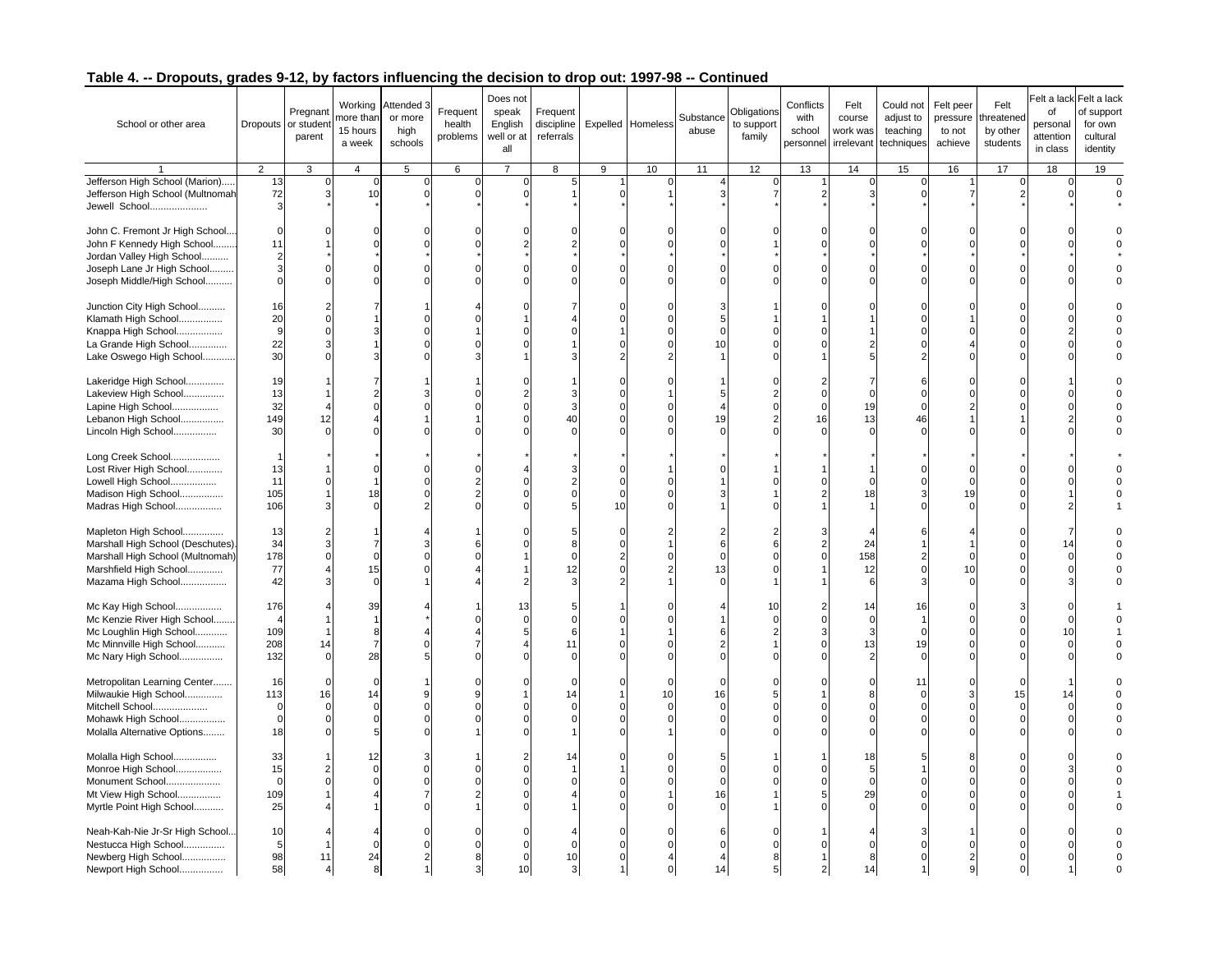## Table 4. -- Dropouts, grades 9-12, by factors influencing the decision to drop out: 1997-98 -- Continued

| School or other area | Dropouts | Pregnant or student parent | Working more than 15 hours a week | Attended 3 or more high schools | Frequent health problems | Does not speak English well or at all | Frequent discipline referrals | Expelled | Homeless | Substance abuse | Obligations to support family | Conflicts with school personnel | Felt course work was irrelevant | Could not adjust to teaching techniques | Felt peer pressure to not achieve | Felt threatened by other students | Felt a lack of personal attention in class | Felt a lack of support for own cultural identity |
|---|---|---|---|---|---|---|---|---|---|---|---|---|---|---|---|---|---|---|
| 1 | 2 | 3 | 4 | 5 | 6 | 7 | 8 | 9 | 10 | 11 | 12 | 13 | 14 | 15 | 16 | 17 | 18 | 19 |
| Jefferson High School (Marion)..... | 13 | 0 | 0 | 0 | 0 | 0 | 5 | 1 | 0 | 4 | 0 | 1 | 0 | 0 | 1 | 0 | 0 | 0 |
| Jefferson High School (Multnomah | 72 | 3 | 10 | 0 | 0 | 0 | 1 | 0 | 1 | 3 | 7 | 2 | 3 | 0 | 7 | 2 | 0 | 0 |
| Jewell School.................... | 3 | * | * | * | * | * | * | * | * | * | * | * | * | * | * | * | * | * |
| John C. Fremont Jr High School.... | 0 | 0 | 0 | 0 | 0 | 0 | 0 | 0 | 0 | 0 | 0 | 0 | 0 | 0 | 0 | 0 | 0 | 0 |
| John F Kennedy High School......... | 11 | 1 | 0 | 0 | 0 | 2 | 2 | 0 | 0 | 0 | 1 | 0 | 0 | 0 | 0 | 0 | 0 | 0 |
| Jordan Valley High School.......... | 2 | * | * | * | * | * | * | * | * | * | * | * | * | * | * | * | * | * |
| Joseph Lane Jr High School......... | 3 | 0 | 0 | 0 | 0 | 0 | 0 | 0 | 0 | 0 | 0 | 0 | 0 | 0 | 0 | 0 | 0 | 0 |
| Joseph Middle/High School.......... | 0 | 0 | 0 | 0 | 0 | 0 | 0 | 0 | 0 | 0 | 0 | 0 | 0 | 0 | 0 | 0 | 0 | 0 |
| Junction City High School.......... | 16 | 2 | 7 | 1 | 4 | 0 | 7 | 0 | 0 | 3 | 1 | 0 | 0 | 0 | 0 | 0 | 0 | 0 |
| Klamath High School................ | 20 | 0 | 1 | 0 | 0 | 1 | 4 | 0 | 0 | 5 | 1 | 1 | 1 | 0 | 1 | 0 | 0 | 0 |
| Knappa High School................ | 9 | 0 | 3 | 0 | 1 | 0 | 0 | 1 | 0 | 0 | 0 | 0 | 1 | 0 | 0 | 0 | 2 | 0 |
| La Grande High School............. | 22 | 3 | 1 | 0 | 0 | 0 | 1 | 0 | 0 | 10 | 0 | 0 | 2 | 0 | 4 | 0 | 0 | 0 |
| Lake Oswego High School........... | 30 | 0 | 3 | 0 | 3 | 1 | 3 | 2 | 2 | 1 | 0 | 1 | 5 | 2 | 0 | 0 | 0 | 0 |
| Lakeridge High School.............. | 19 | 1 | 7 | 1 | 1 | 0 | 1 | 0 | 0 | 1 | 0 | 2 | 7 | 6 | 0 | 0 | 1 | 0 |
| Lakeview High School............... | 13 | 1 | 2 | 3 | 0 | 2 | 3 | 0 | 1 | 5 | 2 | 0 | 0 | 0 | 0 | 0 | 0 | 0 |
| Lapine High School................. | 32 | 4 | 0 | 0 | 0 | 0 | 3 | 0 | 0 | 4 | 0 | 0 | 19 | 0 | 2 | 0 | 0 | 0 |
| Lebanon High School................ | 149 | 12 | 4 | 1 | 1 | 0 | 40 | 0 | 0 | 19 | 2 | 16 | 13 | 46 | 1 | 1 | 2 | 0 |
| Lincoln High School................ | 30 | 0 | 0 | 0 | 0 | 0 | 0 | 0 | 0 | 0 | 0 | 0 | 0 | 0 | 0 | 0 | 0 | 0 |
| Long Creek School.................. | 1 | * | * | * | * | * | * | * | * | * | * | * | * | * | * | * | * | * |
| Lost River High School............. | 13 | 1 | 0 | 0 | 0 | 4 | 3 | 0 | 1 | 0 | 1 | 1 | 1 | 0 | 0 | 0 | 0 | 0 |
| Lowell High School................. | 11 | 0 | 1 | 0 | 2 | 0 | 2 | 0 | 0 | 1 | 0 | 0 | 0 | 0 | 0 | 0 | 0 | 0 |
| Madison High School................ | 105 | 1 | 18 | 0 | 2 | 0 | 0 | 0 | 0 | 3 | 1 | 2 | 18 | 3 | 19 | 0 | 1 | 0 |
| Madras High School................. | 106 | 3 | 0 | 2 | 0 | 0 | 5 | 10 | 0 | 1 | 0 | 1 | 1 | 0 | 0 | 0 | 2 | 1 |
| Mapleton High School.............. | 13 | 2 | 1 | 4 | 1 | 0 | 5 | 0 | 2 | 2 | 2 | 3 | 4 | 6 | 4 | 0 | 7 | 0 |
| Marshall High School (Deschutes). | 34 | 3 | 7 | 3 | 6 | 0 | 8 | 0 | 1 | 6 | 6 | 2 | 24 | 1 | 1 | 0 | 14 | 0 |
| Marshall High School (Multnomah) | 178 | 0 | 0 | 0 | 0 | 1 | 0 | 2 | 0 | 0 | 0 | 0 | 158 | 2 | 0 | 0 | 0 | 0 |
| Marshfield High School............ | 77 | 4 | 15 | 0 | 4 | 1 | 12 | 0 | 2 | 13 | 0 | 1 | 12 | 0 | 10 | 0 | 0 | 0 |
| Mazama High School................. | 42 | 3 | 0 | 1 | 4 | 2 | 3 | 2 | 1 | 0 | 1 | 1 | 6 | 3 | 0 | 0 | 3 | 0 |
| Mc Kay High School................. | 176 | 4 | 39 | 4 | 1 | 13 | 5 | 1 | 0 | 4 | 10 | 2 | 14 | 16 | 0 | 3 | 0 | 1 |
| Mc Kenzie River High School........ | 4 | 1 | 1 | * | 0 | 0 | 0 | 0 | 0 | 1 | 0 | 0 | 0 | 1 | 0 | 0 | 0 | 0 |
| Mc Loughlin High School........... | 109 | 1 | 8 | 4 | 4 | 5 | 6 | 1 | 1 | 6 | 2 | 3 | 3 | 0 | 0 | 0 | 10 | 1 |
| Mc Minnville High School........... | 208 | 14 | 7 | 0 | 7 | 4 | 11 | 0 | 0 | 2 | 1 | 0 | 13 | 19 | 0 | 0 | 0 | 0 |
| Mc Nary High School................ | 132 | 0 | 28 | 5 | 0 | 0 | 0 | 0 | 0 | 0 | 0 | 0 | 2 | 0 | 0 | 0 | 0 | 0 |
| Metropolitan Learning Center....... | 16 | 0 | 0 | 1 | 0 | 0 | 0 | 0 | 0 | 0 | 0 | 0 | 0 | 11 | 0 | 0 | 1 | 0 |
| Milwaukie High School.............. | 113 | 16 | 14 | 9 | 9 | 1 | 14 | 1 | 10 | 16 | 5 | 1 | 8 | 0 | 3 | 15 | 14 | 0 |
| Mitchell School.................... | 0 | 0 | 0 | 0 | 0 | 0 | 0 | 0 | 0 | 0 | 0 | 0 | 0 | 0 | 0 | 0 | 0 | 0 |
| Mohawk High School................. | 0 | 0 | 0 | 0 | 0 | 0 | 0 | 0 | 0 | 0 | 0 | 0 | 0 | 0 | 0 | 0 | 0 | 0 |
| Molalla Alternative Options........ | 18 | 0 | 5 | 0 | 1 | 0 | 1 | 0 | 1 | 0 | 0 | 0 | 0 | 0 | 0 | 0 | 0 | 0 |
| Molalla High School................ | 33 | 1 | 12 | 3 | 1 | 2 | 14 | 0 | 0 | 5 | 1 | 1 | 18 | 5 | 8 | 0 | 0 | 0 |
| Monroe High School................. | 15 | 2 | 0 | 0 | 0 | 0 | 1 | 1 | 0 | 0 | 0 | 0 | 5 | 1 | 0 | 0 | 3 | 0 |
| Monument School.................... | 0 | 0 | 0 | 0 | 0 | 0 | 0 | 0 | 0 | 0 | 0 | 0 | 0 | 0 | 0 | 0 | 0 | 0 |
| Mt View High School................ | 109 | 1 | 4 | 7 | 2 | 0 | 4 | 0 | 1 | 16 | 1 | 5 | 29 | 0 | 0 | 0 | 0 | 1 |
| Myrtle Point High School........... | 25 | 4 | 1 | 0 | 1 | 0 | 1 | 0 | 0 | 0 | 1 | 0 | 0 | 0 | 0 | 0 | 0 | 0 |
| Neah-Kah-Nie Jr-Sr High School... | 10 | 4 | 4 | 0 | 0 | 0 | 4 | 0 | 0 | 6 | 0 | 1 | 4 | 3 | 1 | 0 | 0 | 0 |
| Nestucca High School............... | 5 | 1 | 0 | 0 | 0 | 0 | 0 | 0 | 0 | 0 | 0 | 0 | 0 | 0 | 0 | 0 | 0 | 0 |
| Newberg High School................ | 98 | 11 | 24 | 2 | 8 | 0 | 10 | 0 | 4 | 4 | 8 | 1 | 8 | 0 | 2 | 0 | 0 | 0 |
| Newport High School................ | 58 | 4 | 8 | 1 | 3 | 10 | 3 | 1 | 0 | 14 | 5 | 2 | 14 | 1 | 9 | 0 | 1 | 0 |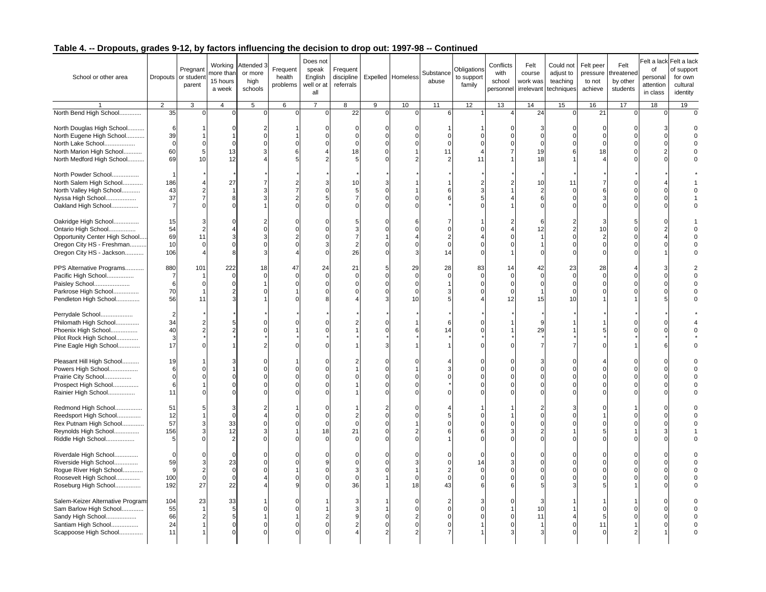## Table 4. -- Dropouts, grades 9-12, by factors influencing the decision to drop out: 1997-98 -- Continued

| School or other area | Dropouts | Pregnant or student parent | Working more than 15 hours a week | Attended 3 or more high schools | Frequent health problems | Does not speak English well or at all | Frequent discipline referrals | Expelled | Homeless | Substance abuse | Obligations to support family | Conflicts with school personnel | Felt course work was irrelevant | Could not adjust to teaching techniques | Felt peer pressure to not achieve | Felt threatened by other students | Felt a lack of personal attention in class | Felt a lack of support for own cultural identity |
|---|---|---|---|---|---|---|---|---|---|---|---|---|---|---|---|---|---|---|
| 1 | 2 | 3 | 4 | 5 | 6 | 7 | 8 | 9 | 10 | 11 | 12 | 13 | 14 | 15 | 16 | 17 | 18 | 19 |
| North Bend High School............ | 35 | 0 | 0 | 0 | 0 | 0 | 22 | 0 | 0 | 6 | 1 | 4 | 24 | 0 | 21 | 0 | 0 | 0 |
| North Douglas High School......... | 6 | 1 | 0 | 2 | 1 | 0 | 0 | 0 | 0 | 1 | 1 | 0 | 3 | 0 | 0 | 0 | 3 | 0 |
| North Eugene High School.......... | 39 | 1 | 1 | 0 | 1 | 0 | 0 | 0 | 0 | 0 | 0 | 0 | 0 | 0 | 0 | 0 | 0 | 0 |
| North Lake School.................. | 0 | 0 | 0 | 0 | 0 | 0 | 0 | 0 | 0 | 0 | 0 | 0 | 0 | 0 | 0 | 0 | 0 | 0 |
| North Marion High School.......... | 60 | 5 | 13 | 3 | 6 | 4 | 18 | 0 | 1 | 11 | 4 | 7 | 19 | 6 | 18 | 0 | 2 | 0 |
| North Medford High School......... | 69 | 10 | 12 | 4 | 5 | 2 | 5 | 0 | 2 | 2 | 11 | 1 | 18 | 1 | 4 | 0 | 0 | 0 |
| North Powder School................ | 1 | * | * | * | * | * | * | * | * | * | * | * | * | * | * | * | * | * |
| North Salem High School........... | 186 | 4 | 27 | 7 | 2 | 3 | 10 | 3 | 1 | 1 | 2 | 2 | 10 | 11 | 7 | 0 | 4 | 1 |
| North Valley High School.......... | 43 | 2 | 1 | 3 | 7 | 0 | 5 | 0 | 1 | 6 | 3 | 1 | 2 | 0 | 6 | 0 | 0 | 0 |
| Nyssa High School.................. | 37 | 7 | 8 | 3 | 2 | 5 | 7 | 0 | 0 | 6 | 5 | 4 | 6 | 0 | 3 | 0 | 0 | 1 |
| Oakland High School................ | 7 | 0 | 0 | 1 | 0 | 0 | 0 | 0 | 0 | * | 0 | 1 | 0 | 0 | 0 | 0 | 0 | 0 |
| Oakridge High School............... | 15 | 3 | 0 | 2 | 0 | 0 | 5 | 0 | 6 | 7 | 1 | 2 | 6 | 2 | 3 | 5 | 0 | 1 |
| Ontario High School................ | 54 | 2 | 4 | 0 | 0 | 0 | 3 | 0 | 0 | 0 | 0 | 4 | 12 | 2 | 10 | 0 | 2 | 0 |
| Opportunity Center High School.... | 69 | 11 | 3 | 3 | 2 | 0 | 7 | 1 | 4 | 2 | 4 | 0 | 1 | 0 | 2 | 0 | 4 | 0 |
| Oregon City HS - Freshman......... | 10 | 0 | 0 | 0 | 0 | 3 | 2 | 0 | 0 | 0 | 0 | 0 | 1 | 0 | 0 | 0 | 0 | 0 |
| Oregon City HS - Jackson.......... | 106 | 4 | 8 | 3 | 4 | 0 | 26 | 0 | 3 | 14 | 0 | 1 | 0 | 0 | 0 | 0 | 1 | 0 |
| PPS Alternative Programs.......... | 880 | 101 | 222 | 18 | 47 | 24 | 21 | 5 | 29 | 28 | 83 | 14 | 42 | 23 | 28 | 4 | 3 | 2 |
| Pacific High School................ | 7 | 1 | 0 | 0 | 0 | 0 | 0 | 0 | 0 | 0 | 0 | 0 | 0 | 0 | 0 | 0 | 0 | 0 |
| Paisley School..................... | 6 | 0 | 0 | 1 | 0 | 0 | 0 | 0 | 0 | 1 | 0 | 0 | 0 | 0 | 0 | 0 | 0 | 0 |
| Parkrose High School............... | 70 | 1 | 2 | 0 | 1 | 0 | 0 | 0 | 0 | 3 | 0 | 0 | 1 | 0 | 0 | 0 | 0 | 0 |
| Pendleton High School............. | 56 | 11 | 3 | 1 | 0 | 8 | 4 | 3 | 10 | 5 | 4 | 12 | 15 | 10 | 1 | 1 | 5 | 0 |
| Perrydale School................... | 2 | * | * | * | * | * | * | * | * | * | * | * | * | * | * | * | * | * |
| Philomath High School............. | 34 | 2 | 5 | 0 | 0 | 0 | 2 | 0 | 1 | 6 | 0 | 1 | 9 | 1 | 1 | 0 | 0 | 4 |
| Phoenix High School................ | 40 | 2 | 2 | 0 | 1 | 0 | 1 | 0 | 6 | 14 | 0 | 1 | 29 | 1 | 5 | 0 | 0 | 0 |
| Pilot Rock High School............. | 3 | * | * | * | * | * | * | * | * | * | * | * | * | * | * | * | * | * |
| Pine Eagle High School............ | 17 | 0 | 1 | 2 | 0 | 0 | 1 | 3 | 1 | 1 | 0 | 0 | 7 | 7 | 0 | 1 | 6 | 0 |
| Pleasant Hill High School......... | 19 | 1 | 3 | 0 | 1 | 0 | 2 | 0 | 0 | 4 | 0 | 0 | 3 | 0 | 4 | 0 | 0 | 0 |
| Powers High School................. | 6 | 0 | 1 | 0 | 0 | 0 | 1 | 0 | 1 | 3 | 0 | 0 | 0 | 0 | 0 | 0 | 0 | 0 |
| Prairie City School................ | 0 | 0 | 0 | 0 | 0 | 0 | 0 | 0 | 0 | 0 | 0 | 0 | 0 | 0 | 0 | 0 | 0 | 0 |
| Prospect High School............... | 6 | 1 | 0 | 0 | 0 | 0 | 1 | 0 | 0 | * | 0 | 0 | 0 | 0 | 0 | 0 | 0 | 0 |
| Rainier High School................ | 11 | 0 | 0 | 0 | 0 | 0 | 1 | 0 | 0 | 0 | 0 | 0 | 0 | 0 | 0 | 0 | 0 | 0 |
| Redmond High School................ | 51 | 5 | 3 | 2 | 1 | 0 | 1 | 2 | 0 | 4 | 1 | 1 | 2 | 3 | 0 | 1 | 0 | 0 |
| Reedsport High School............. | 12 | 1 | 0 | 4 | 0 | 0 | 2 | 0 | 0 | 5 | 0 | 1 | 0 | 0 | 1 | 0 | 0 | 0 |
| Rex Putnam High School............ | 57 | 3 | 33 | 0 | 0 | 0 | 0 | 0 | 1 | 0 | 0 | 0 | 0 | 0 | 0 | 0 | 0 | 0 |
| Reynolds High School............... | 156 | 3 | 12 | 3 | 1 | 18 | 21 | 0 | 2 | 6 | 6 | 3 | 2 | 1 | 5 | 1 | 3 | 1 |
| Riddle High School................. | 5 | 0 | 2 | 0 | 0 | 0 | 0 | 0 | 0 | 1 | 0 | 0 | 0 | 0 | 0 | 0 | 0 | 0 |
| Riverdale High School.............. | 0 | 0 | 0 | 0 | 0 | 0 | 0 | 0 | 0 | 0 | 0 | 0 | 0 | 0 | 0 | 0 | 0 | 0 |
| Riverside High School.............. | 59 | 3 | 23 | 0 | 0 | 9 | 0 | 0 | 3 | 0 | 14 | 3 | 0 | 0 | 0 | 0 | 0 | 0 |
| Rogue River High School........... | 9 | 2 | 0 | 0 | 1 | 0 | 3 | 0 | 1 | 2 | 0 | 0 | 0 | 0 | 0 | 0 | 0 | 0 |
| Roosevelt High School.............. | 100 | 0 | 0 | 4 | 0 | 0 | 0 | 1 | 0 | 0 | 0 | 0 | 0 | 0 | 0 | 0 | 0 | 0 |
| Roseburg High School............... | 192 | 27 | 22 | 4 | 9 | 0 | 36 | 1 | 18 | 43 | 6 | 6 | 5 | 3 | 5 | 1 | 0 | 0 |
| Salem-Keizer Alternative Programs | 104 | 23 | 33 | 1 | 0 | 1 | 3 | 1 | 0 | 2 | 3 | 0 | 3 | 1 | 1 | 1 | 0 | 0 |
| Sam Barlow High School............ | 55 | 1 | 5 | 0 | 0 | 1 | 3 | 1 | 0 | 0 | 0 | 1 | 10 | 1 | 0 | 0 | 0 | 0 |
| Sandy High School.................. | 66 | 2 | 5 | 1 | 1 | 2 | 9 | 0 | 2 | 0 | 0 | 0 | 11 | 4 | 5 | 0 | 0 | 0 |
| Santiam High School................ | 24 | 1 | 0 | 0 | 0 | 0 | 2 | 0 | 0 | 0 | 1 | 0 | 1 | 0 | 11 | 1 | 0 | 0 |
| Scappoose High School............. | 11 | 1 | 0 | 0 | 0 | 0 | 4 | 2 | 2 | 7 | 1 | 3 | 3 | 0 | 0 | 2 | 1 | 0 |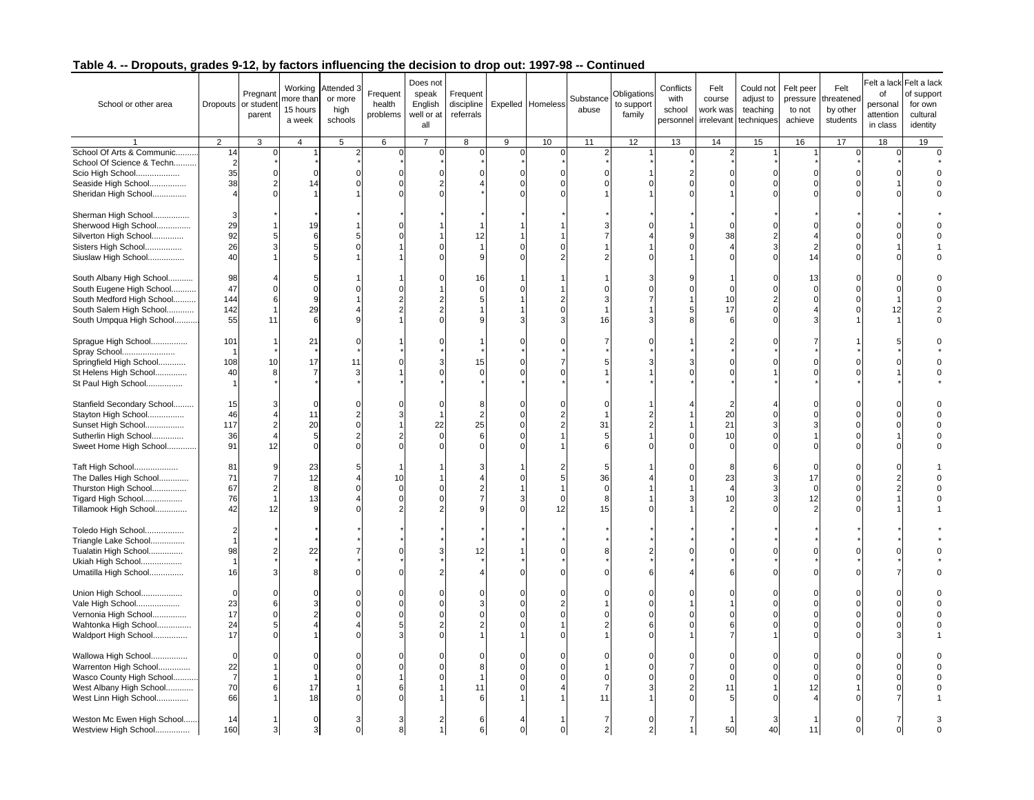## Table 4. -- Dropouts, grades 9-12, by factors influencing the decision to drop out: 1997-98 -- Continued

| School or other area | Dropouts | Pregnant or student parent | Working more than 15 hours a week | Attended 3 or more high schools | Frequent health problems | Does not speak English well or at all | Frequent discipline referrals | Expelled | Homeless | Substance abuse | Obligations to support family | Conflicts with school personnel | Felt course work was irrelevant | Could not adjust to teaching techniques | Felt peer pressure to not achieve | Felt threatened by other students | Felt a lack of personal attention in class | Felt a lack of support for own cultural identity |
|---|---|---|---|---|---|---|---|---|---|---|---|---|---|---|---|---|---|---|
| 1 | 2 | 3 | 4 | 5 | 6 | 7 | 8 | 9 | 10 | 11 | 12 | 13 | 14 | 15 | 16 | 17 | 18 | 19 |
| School Of Arts & Communic......... | 14 | 0 | 1 | 2 | 0 | 0 | 0 | 0 | 0 | 2 | 1 | 0 | 2 | 1 | 1 | 0 | 0 | 0 |
| School Of Science & Techn.......... | 2 | * | * | * | * | * | * | * | * | * | * | * | * | * | * | * | * | * |
| Scio High School.................. | 35 | 0 | 0 | 0 | 0 | 0 | 0 | 0 | 0 | 0 | 1 | 2 | 0 | 0 | 0 | 0 | 0 | 0 |
| Seaside High School................ | 38 | 2 | 14 | 0 | 0 | 2 | 4 | 0 | 0 | 0 | 0 | 0 | 0 | 0 | 0 | 0 | 1 | 0 |
| Sheridan High School............... | 4 | 0 | 1 | 1 | 0 | 0 | * | 0 | 0 | 1 | 1 | 0 | 1 | 0 | 0 | 0 | 0 | 0 |
| Sherman High School................ | 3 | * | * | * | * | * | * | * | * | * | * | * | * | * | * | * | * | * |
| Sherwood High School............... | 29 | 1 | 19 | 1 | 0 | 1 | 1 | 1 | 1 | 3 | 0 | 1 | 0 | 0 | 0 | 0 | 0 | 0 |
| Silverton High School.............. | 92 | 5 | 6 | 5 | 0 | 1 | 12 | 1 | 1 | 7 | 4 | 9 | 38 | 2 | 4 | 0 | 0 | 0 |
| Sisters High School................ | 26 | 3 | 5 | 0 | 1 | 0 | 1 | 0 | 0 | 1 | 1 | 0 | 4 | 3 | 2 | 0 | 1 | 1 |
| Siuslaw High School................ | 40 | 1 | 5 | 1 | 1 | 0 | 9 | 0 | 2 | 2 | 0 | 1 | 0 | 0 | 14 | 0 | 0 | 0 |
| South Albany High School........... | 98 | 4 | 5 | 1 | 1 | 0 | 16 | 1 | 1 | 1 | 3 | 9 | 1 | 0 | 13 | 0 | 0 | 0 |
| South Eugene High School........... | 47 | 0 | 0 | 0 | 0 | 1 | 0 | 0 | 1 | 0 | 0 | 0 | 0 | 0 | 0 | 0 | 0 | 0 |
| South Medford High School.......... | 144 | 6 | 9 | 1 | 2 | 2 | 5 | 1 | 2 | 3 | 7 | 1 | 10 | 2 | 0 | 0 | 1 | 0 |
| South Salem High School............ | 142 | 1 | 29 | 4 | 2 | 2 | 1 | 1 | 0 | 1 | 1 | 5 | 17 | 0 | 4 | 0 | 12 | 2 |
| South Umpqua High School........... | 55 | 11 | 6 | 9 | 1 | 0 | 9 | 3 | 3 | 16 | 3 | 8 | 6 | 0 | 3 | 1 | 1 | 0 |
| Sprague High School................ | 101 | 1 | 21 | 0 | 1 | 0 | 1 | 0 | 0 | 7 | 0 | 1 | 2 | 0 | 7 | 1 | 5 | 0 |
| Spray School....................... | 1 | * | * | * | * | * | * | * | * | * | * | * | * | * | * | * | * | * |
| Springfield High School............ | 108 | 10 | 17 | 11 | 0 | 3 | 15 | 0 | 7 | 5 | 3 | 3 | 0 | 0 | 0 | 0 | 0 | 0 |
| St Helens High School.............. | 40 | 8 | 7 | 3 | 1 | 0 | 0 | 0 | 0 | 1 | 1 | 0 | 0 | 1 | 0 | 0 | 1 | 0 |
| St Paul High School................ | 1 | * | * | * | * | * | * | * | * | * | * | * | * | * | * | * | * | * |
| Stanfield Secondary School......... | 15 | 3 | 0 | 0 | 0 | 0 | 8 | 0 | 0 | 0 | 1 | 4 | 2 | 4 | 0 | 0 | 0 | 0 |
| Stayton High School................ | 46 | 4 | 11 | 2 | 3 | 1 | 2 | 0 | 2 | 1 | 2 | 1 | 20 | 0 | 0 | 0 | 0 | 0 |
| Sunset High School................. | 117 | 2 | 20 | 0 | 1 | 22 | 25 | 0 | 2 | 31 | 2 | 1 | 21 | 3 | 3 | 0 | 0 | 0 |
| Sutherlin High School.............. | 36 | 4 | 5 | 2 | 2 | 0 | 6 | 0 | 1 | 5 | 1 | 0 | 10 | 0 | 1 | 0 | 1 | 0 |
| Sweet Home High School............. | 91 | 12 | 0 | 0 | 0 | 0 | 0 | 0 | 1 | 6 | 0 | 0 | 0 | 0 | 0 | 0 | 0 | 0 |
| Taft High School................... | 81 | 9 | 23 | 5 | 1 | 1 | 3 | 1 | 2 | 5 | 1 | 0 | 8 | 6 | 0 | 0 | 0 | 1 |
| The Dalles High School............. | 71 | 7 | 12 | 4 | 10 | 1 | 4 | 0 | 5 | 36 | 4 | 0 | 23 | 3 | 17 | 0 | 2 | 0 |
| Thurston High School............... | 67 | 2 | 8 | 0 | 0 | 0 | 2 | 1 | 1 | 0 | 1 | 1 | 4 | 3 | 0 | 0 | 2 | 0 |
| Tigard High School................. | 76 | 1 | 13 | 4 | 0 | 0 | 7 | 3 | 0 | 8 | 1 | 3 | 10 | 3 | 12 | 0 | 1 | 0 |
| Tillamook High School.............. | 42 | 12 | 9 | 0 | 2 | 2 | 9 | 0 | 12 | 15 | 0 | 1 | 2 | 0 | 2 | 0 | 1 | 1 |
| Toledo High School................. | 2 | * | * | * | * | * | * | * | * | * | * | * | * | * | * | * | * | * |
| Triangle Lake School............... | 1 | * | * | * | * | * | * | * | * | * | * | * | * | * | * | * | * | * |
| Tualatin High School............... | 98 | 2 | 22 | 7 | 0 | 3 | 12 | 1 | 0 | 8 | 2 | 0 | 0 | 0 | 0 | 0 | 0 | 0 |
| Ukiah High School.................. | 1 | * | * | * | * | * | * | * | * | * | * | * | * | * | * | * | * | * |
| Umatilla High School............... | 16 | 3 | 8 | 0 | 0 | 2 | 4 | 0 | 0 | 0 | 6 | 4 | 6 | 0 | 0 | 0 | 7 | 0 |
| Union High School.................. | 0 | 0 | 0 | 0 | 0 | 0 | 0 | 0 | 0 | 0 | 0 | 0 | 0 | 0 | 0 | 0 | 0 | 0 |
| Vale High School................... | 23 | 6 | 3 | 0 | 0 | 0 | 3 | 0 | 2 | 1 | 0 | 1 | 1 | 0 | 0 | 0 | 0 | 0 |
| Vernonia High School............... | 17 | 0 | 2 | 0 | 0 | 0 | 0 | 0 | 0 | 0 | 0 | 0 | 0 | 0 | 0 | 0 | 0 | 0 |
| Wahtonka High School............... | 24 | 5 | 4 | 4 | 5 | 2 | 2 | 0 | 1 | 2 | 6 | 0 | 6 | 0 | 0 | 0 | 0 | 0 |
| Waldport High School............... | 17 | 0 | 1 | 0 | 3 | 0 | 1 | 1 | 0 | 1 | 0 | 1 | 7 | 1 | 0 | 0 | 3 | 1 |
| Wallowa High School................ | 0 | 0 | 0 | 0 | 0 | 0 | 0 | 0 | 0 | 0 | 0 | 0 | 0 | 0 | 0 | 0 | 0 | 0 |
| Warrenton High School.............. | 22 | 1 | 0 | 0 | 0 | 0 | 8 | 0 | 0 | 1 | 0 | 7 | 0 | 0 | 0 | 0 | 0 | 0 |
| Wasco County High School........... | 7 | 1 | 1 | 0 | 1 | 0 | 1 | 0 | 0 | 0 | 0 | 0 | 0 | 0 | 0 | 0 | 0 | 0 |
| West Albany High School............ | 70 | 6 | 17 | 1 | 6 | 1 | 11 | 0 | 4 | 7 | 3 | 2 | 11 | 1 | 12 | 1 | 0 | 0 |
| West Linn High School.............. | 66 | 1 | 18 | 0 | 0 | 1 | 6 | 1 | 1 | 11 | 1 | 0 | 5 | 0 | 4 | 0 | 7 | 1 |
| Weston Mc Ewen High School......... | 14 | 1 | 0 | 3 | 3 | 2 | 6 | 4 | 1 | 7 | 0 | 7 | 1 | 3 | 1 | 0 | 7 | 3 |
| Westview High School............... | 160 | 3 | 3 | 0 | 8 | 1 | 6 | 0 | 0 | 2 | 2 | 1 | 50 | 40 | 11 | 0 | 0 | 0 |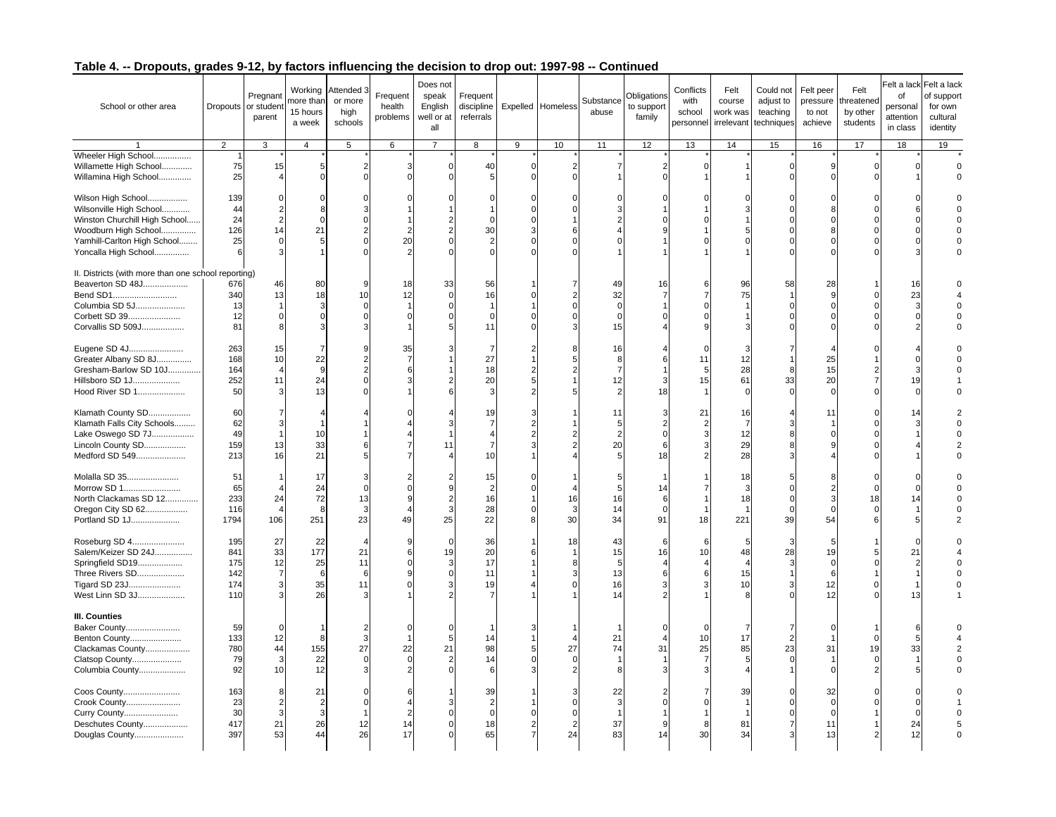## Table 4. -- Dropouts, grades 9-12, by factors influencing the decision to drop out: 1997-98 -- Continued

| School or other area | Dropouts | Pregnant or student parent | Working more than 15 hours a week | Attended 3 or more high schools | Frequent health problems | Does not speak English well or at all | Frequent discipline referrals | Expelled | Homeless | Substance abuse | Obligations to support family | Conflicts with school personnel | Felt course work was irrelevant | Could not adjust to teaching techniques | Felt peer pressure to not achieve | Felt threatened by other students | Felt a lack of personal attention in class | Felt a lack of support for own cultural identity |
|---|---|---|---|---|---|---|---|---|---|---|---|---|---|---|---|---|---|---|
| 1 | 2 | 3 | 4 | 5 | 6 | 7 | 8 | 9 | 10 | 11 | 12 | 13 | 14 | 15 | 16 | 17 | 18 | 19 |
| Wheeler High School................ | 1 | * | * | * | * | * | * | * | * | * | * | * | * | * | * | * | * | * |
| Willamette High School............ | 75 | 15 | 5 | 2 | 3 | 0 | 40 | 0 | 2 | 7 | 2 | 0 | 1 | 0 | 9 | 0 | 0 | 0 |
| Willamina High School.............. | 25 | 4 | 0 | 0 | 0 | 0 | 5 | 0 | 0 | 1 | 0 | 1 | 1 | 0 | 0 | 0 | 1 | 0 |
| Wilson High School................. | 139 | 0 | 0 | 0 | 0 | 0 | 0 | 0 | 0 | 0 | 0 | 0 | 0 | 0 | 0 | 0 | 0 | 0 |
| Wilsonville High School............ | 44 | 2 | 8 | 3 | 1 | 1 | 1 | 0 | 0 | 3 | 1 | 1 | 3 | 0 | 8 | 0 | 6 | 0 |
| Winston Churchill High School...... | 24 | 2 | 0 | 0 | 1 | 2 | 0 | 0 | 1 | 2 | 0 | 0 | 1 | 0 | 0 | 0 | 0 | 0 |
| Woodburn High School............... | 126 | 14 | 21 | 2 | 2 | 2 | 30 | 3 | 6 | 4 | 9 | 1 | 5 | 0 | 8 | 0 | 0 | 0 |
| Yamhill-Carlton High School........ | 25 | 0 | 5 | 0 | 20 | 0 | 2 | 0 | 0 | 0 | 1 | 0 | 0 | 0 | 0 | 0 | 0 | 0 |
| Yoncalla High School............... | 6 | 3 | 1 | 0 | 2 | 0 | 0 | 0 | 0 | 1 | 1 | 1 | 1 | 0 | 0 | 0 | 3 | 0 |
| II. Districts (with more than one school reporting) | | | | | | | | | | | | | | | | | | |
| Beaverton SD 48J................... | 676 | 46 | 80 | 9 | 18 | 33 | 56 | 1 | 7 | 49 | 16 | 6 | 96 | 58 | 28 | 1 | 16 | 0 |
| Bend SD1........................... | 340 | 13 | 18 | 10 | 12 | 0 | 16 | 0 | 2 | 32 | 7 | 7 | 75 | 1 | 9 | 0 | 23 | 4 |
| Columbia SD 5J..................... | 13 | 1 | 3 | 0 | 1 | 0 | 1 | 1 | 0 | 0 | 1 | 0 | 1 | 0 | 0 | 0 | 3 | 0 |
| Corbett SD 39...................... | 12 | 0 | 0 | 0 | 0 | 0 | 0 | 0 | 0 | 0 | 0 | 0 | 1 | 0 | 0 | 0 | 0 | 0 |
| Corvallis SD 509J.................. | 81 | 8 | 3 | 3 | 1 | 5 | 11 | 0 | 3 | 15 | 4 | 9 | 3 | 0 | 0 | 0 | 2 | 0 |
| Eugene SD 4J....................... | 263 | 15 | 7 | 9 | 35 | 3 | 7 | 2 | 8 | 16 | 4 | 0 | 3 | 7 | 4 | 0 | 4 | 0 |
| Greater Albany SD 8J............... | 168 | 10 | 22 | 2 | 7 | 1 | 27 | 1 | 5 | 8 | 6 | 11 | 12 | 1 | 25 | 1 | 0 | 0 |
| Gresham-Barlow SD 10J............. | 164 | 4 | 9 | 2 | 6 | 1 | 18 | 2 | 2 | 7 | 1 | 5 | 28 | 8 | 15 | 2 | 3 | 0 |
| Hillsboro SD 1J.................... | 252 | 11 | 24 | 0 | 3 | 2 | 20 | 5 | 1 | 12 | 3 | 15 | 61 | 33 | 20 | 7 | 19 | 1 |
| Hood River SD 1.................... | 50 | 3 | 13 | 0 | 1 | 6 | 3 | 2 | 5 | 2 | 18 | 1 | 0 | 0 | 0 | 0 | 0 | 0 |
| Klamath County SD.................. | 60 | 7 | 4 | 4 | 0 | 4 | 19 | 3 | 1 | 11 | 3 | 21 | 16 | 4 | 11 | 0 | 14 | 2 |
| Klamath Falls City Schools......... | 62 | 3 | 1 | 1 | 4 | 3 | 7 | 2 | 1 | 5 | 2 | 2 | 7 | 3 | 1 | 0 | 3 | 0 |
| Lake Oswego SD 7J.................. | 49 | 1 | 10 | 1 | 4 | 1 | 4 | 2 | 2 | 2 | 0 | 3 | 12 | 8 | 0 | 0 | 1 | 0 |
| Lincoln County SD.................. | 159 | 13 | 33 | 6 | 7 | 11 | 7 | 3 | 2 | 20 | 6 | 3 | 29 | 8 | 9 | 0 | 4 | 2 |
| Medford SD 549..................... | 213 | 16 | 21 | 5 | 7 | 4 | 10 | 1 | 4 | 5 | 18 | 2 | 28 | 3 | 4 | 0 | 1 | 0 |
| Molalla SD 35...................... | 51 | 1 | 17 | 3 | 2 | 2 | 15 | 0 | 1 | 5 | 1 | 1 | 18 | 5 | 8 | 0 | 0 | 0 |
| Morrow SD 1........................ | 65 | 4 | 24 | 0 | 0 | 9 | 2 | 0 | 4 | 5 | 14 | 7 | 3 | 0 | 2 | 0 | 0 | 0 |
| North Clackamas SD 12.............. | 233 | 24 | 72 | 13 | 9 | 2 | 16 | 1 | 16 | 16 | 6 | 1 | 18 | 0 | 3 | 18 | 14 | 0 |
| Oregon City SD 62.................. | 116 | 4 | 8 | 3 | 4 | 3 | 28 | 0 | 3 | 14 | 0 | 1 | 1 | 0 | 0 | 0 | 1 | 0 |
| Portland SD 1J..................... | 1794 | 106 | 251 | 23 | 49 | 25 | 22 | 8 | 30 | 34 | 91 | 18 | 221 | 39 | 54 | 6 | 5 | 2 |
| Roseburg SD 4...................... | 195 | 27 | 22 | 4 | 9 | 0 | 36 | 1 | 18 | 43 | 6 | 6 | 5 | 3 | 5 | 1 | 0 | 0 |
| Salem/Keizer SD 24J................ | 841 | 33 | 177 | 21 | 6 | 19 | 20 | 6 | 1 | 15 | 16 | 10 | 48 | 28 | 19 | 5 | 21 | 4 |
| Springfield SD19................... | 175 | 12 | 25 | 11 | 0 | 3 | 17 | 1 | 8 | 5 | 4 | 4 | 4 | 3 | 0 | 0 | 2 | 0 |
| Three Rivers SD.................... | 142 | 7 | 6 | 6 | 9 | 0 | 11 | 1 | 3 | 13 | 6 | 6 | 15 | 1 | 6 | 1 | 1 | 0 |
| Tigard SD 23J...................... | 174 | 3 | 35 | 11 | 0 | 3 | 19 | 4 | 0 | 16 | 3 | 3 | 10 | 3 | 12 | 0 | 1 | 0 |
| West Linn SD 3J.................... | 110 | 3 | 26 | 3 | 1 | 2 | 7 | 1 | 1 | 14 | 2 | 1 | 8 | 0 | 12 | 0 | 13 | 1 |
| **III. Counties** | | | | | | | | | | | | | | | | | | |
| Baker County....................... | 59 | 0 | 1 | 2 | 0 | 0 | 1 | 3 | 1 | 1 | 0 | 0 | 7 | 7 | 0 | 1 | 6 | 0 |
| Benton County...................... | 133 | 12 | 8 | 3 | 1 | 5 | 14 | 1 | 4 | 21 | 4 | 10 | 17 | 2 | 1 | 0 | 5 | 4 |
| Clackamas County................... | 780 | 44 | 155 | 27 | 22 | 21 | 98 | 5 | 27 | 74 | 31 | 25 | 85 | 23 | 31 | 19 | 33 | 2 |
| Clatsop County..................... | 79 | 3 | 22 | 0 | 0 | 2 | 14 | 0 | 0 | 1 | 1 | 7 | 5 | 0 | 1 | 0 | 1 | 0 |
| Columbia County.................... | 92 | 10 | 12 | 3 | 2 | 0 | 6 | 3 | 2 | 8 | 3 | 3 | 4 | 1 | 0 | 2 | 5 | 0 |
| Coos County........................ | 163 | 8 | 21 | 0 | 6 | 1 | 39 | 1 | 3 | 22 | 2 | 7 | 39 | 0 | 32 | 0 | 0 | 0 |
| Crook County....................... | 23 | 2 | 2 | 0 | 4 | 3 | 2 | 1 | 0 | 3 | 0 | 0 | 1 | 0 | 0 | 0 | 0 | 1 |
| Curry County....................... | 30 | 3 | 3 | 1 | 2 | 0 | 0 | 0 | 0 | 1 | 1 | 1 | 1 | 0 | 0 | 1 | 0 | 0 |
| Deschutes County................... | 417 | 21 | 26 | 12 | 14 | 0 | 18 | 2 | 2 | 37 | 9 | 8 | 81 | 7 | 11 | 1 | 24 | 5 |
| Douglas County..................... | 397 | 53 | 44 | 26 | 17 | 0 | 65 | 7 | 24 | 83 | 14 | 30 | 34 | 3 | 13 | 2 | 12 | 0 |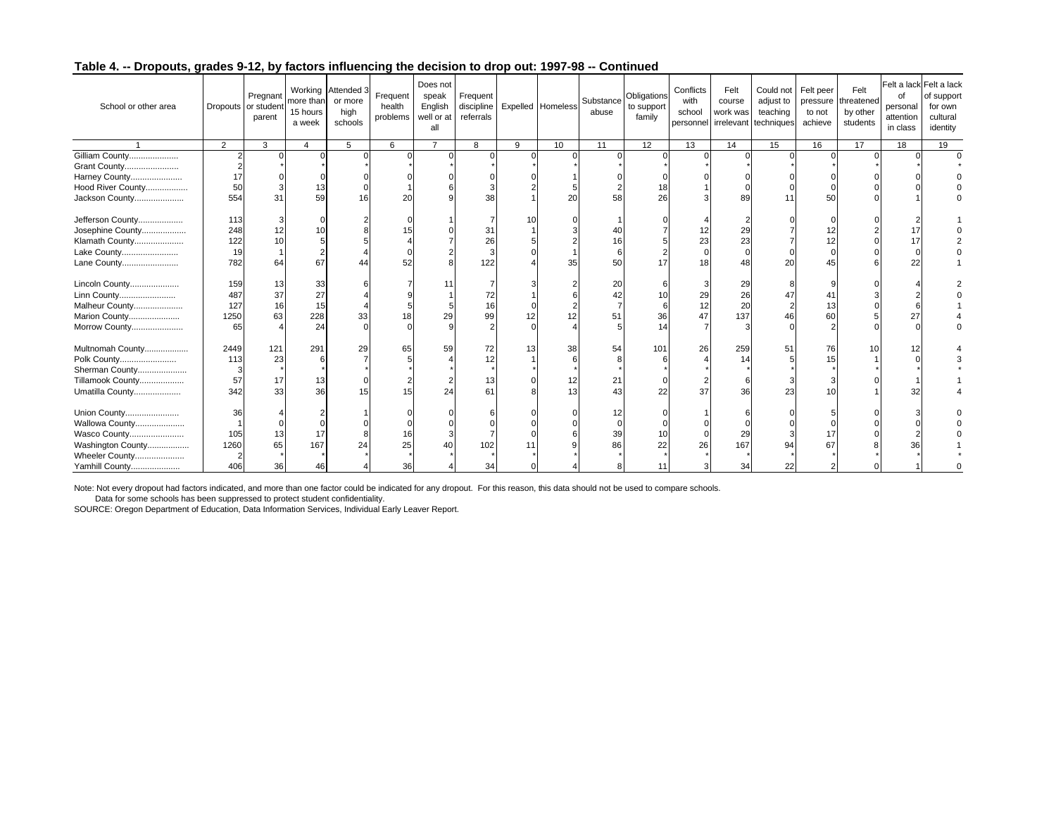**Table 4. -- Dropouts, grades 9-12, by factors influencing the decision to drop out: 1997-98 -- Continued**

| School or other area | Dropouts | Pregnant or student parent | Working more than 15 hours a week | Attended 3 or more high schools | Frequent health problems | Does not speak English well or at all | Frequent discipline referrals | Expelled | Homeless | Substance abuse | Obligations to support family | Conflicts with school personnel | Felt course work was irrelevant | Could not adjust to teaching techniques | Felt peer pressure to not achieve | Felt threatened by other students | Felt a lack of personal attention in class | Felt a lack of support for own cultural identity |
|---|---|---|---|---|---|---|---|---|---|---|---|---|---|---|---|---|---|---|
| 1 | 2 | 3 | 4 | 5 | 6 | 7 | 8 | 9 | 10 | 11 | 12 | 13 | 14 | 15 | 16 | 17 | 18 | 19 |
| Gilliam County.................... | 2 | 0 | 0 | 0 | 0 | 0 | 0 | 0 | 0 | 0 | 0 | 0 | 0 | 0 | 0 | 0 | 0 | 0 |
| Grant County...................... | 2 | * | * | * | * | * | * | * | * | * | * | * | * | * | * | * | * | * |
| Harney County..................... | 17 | 0 | 0 | 0 | 0 | 0 | 0 | 0 | 1 | 0 | 0 | 0 | 0 | 0 | 0 | 0 | 0 | 0 |
| Hood River County................. | 50 | 3 | 13 | 0 | 1 | 6 | 3 | 2 | 5 | 2 | 18 | 1 | 0 | 0 | 0 | 0 | 0 | 0 |
| Jackson County.................... | 554 | 31 | 59 | 16 | 20 | 9 | 38 | 1 | 20 | 58 | 26 | 3 | 89 | 11 | 50 | 0 | 1 | 0 |
| Jefferson County.................. | 113 | 3 | 0 | 2 | 0 | 1 | 7 | 10 | 0 | 1 | 0 | 4 | 2 | 0 | 0 | 0 | 2 | 1 |
| Josephine County.................. | 248 | 12 | 10 | 8 | 15 | 0 | 31 | 1 | 3 | 40 | 7 | 12 | 29 | 7 | 12 | 2 | 17 | 0 |
| Klamath County.................... | 122 | 10 | 5 | 5 | 4 | 7 | 26 | 5 | 2 | 16 | 5 | 23 | 23 | 7 | 12 | 0 | 17 | 2 |
| Lake County....................... | 19 | 1 | 2 | 4 | 0 | 2 | 3 | 0 | 1 | 6 | 2 | 0 | 0 | 0 | 0 | 0 | 0 | 0 |
| Lane County....................... | 782 | 64 | 67 | 44 | 52 | 8 | 122 | 4 | 35 | 50 | 17 | 18 | 48 | 20 | 45 | 6 | 22 | 1 |
| Lincoln County.................... | 159 | 13 | 33 | 6 | 7 | 11 | 7 | 3 | 2 | 20 | 6 | 3 | 29 | 8 | 9 | 0 | 4 | 2 |
| Linn County....................... | 487 | 37 | 27 | 4 | 9 | 1 | 72 | 1 | 6 | 42 | 10 | 29 | 26 | 47 | 41 | 3 | 2 | 0 |
| Malheur County.................... | 127 | 16 | 15 | 4 | 5 | 5 | 16 | 0 | 2 | 7 | 6 | 12 | 20 | 2 | 13 | 0 | 6 | 1 |
| Marion County..................... | 1250 | 63 | 228 | 33 | 18 | 29 | 99 | 12 | 12 | 51 | 36 | 47 | 137 | 46 | 60 | 5 | 27 | 4 |
| Morrow County..................... | 65 | 4 | 24 | 0 | 0 | 9 | 2 | 0 | 4 | 5 | 14 | 7 | 3 | 0 | 2 | 0 | 0 | 0 |
| Multnomah County.................. | 2449 | 121 | 291 | 29 | 65 | 59 | 72 | 13 | 38 | 54 | 101 | 26 | 259 | 51 | 76 | 10 | 12 | 4 |
| Polk County....................... | 113 | 23 | 6 | 7 | 5 | 4 | 12 | 1 | 6 | 8 | 6 | 4 | 14 | 5 | 15 | 1 | 0 | 3 |
| Sherman County.................... | 3 | * | * | * | * | * | * | * | * | * | * | * | * | * | * | * | * | * |
| Tillamook County.................. | 57 | 17 | 13 | 0 | 2 | 2 | 13 | 0 | 12 | 21 | 0 | 2 | 6 | 3 | 3 | 0 | 1 | 1 |
| Umatilla County................... | 342 | 33 | 36 | 15 | 15 | 24 | 61 | 8 | 13 | 43 | 22 | 37 | 36 | 23 | 10 | 1 | 32 | 4 |
| Union County...................... | 36 | 4 | 2 | 1 | 0 | 0 | 6 | 0 | 0 | 12 | 0 | 1 | 6 | 0 | 5 | 0 | 3 | 0 |
| Wallowa County.................... | 1 | 0 | 0 | 0 | 0 | 0 | 0 | 0 | 0 | 0 | 0 | 0 | 0 | 0 | 0 | 0 | 0 | 0 |
| Wasco County...................... | 105 | 13 | 17 | 8 | 16 | 3 | 7 | 0 | 6 | 39 | 10 | 0 | 29 | 3 | 17 | 0 | 2 | 0 |
| Washington County................. | 1260 | 65 | 167 | 24 | 25 | 40 | 102 | 11 | 9 | 86 | 22 | 26 | 167 | 94 | 67 | 8 | 36 | 1 |
| Wheeler County.................... | 2 | * | * | * | * | * | * | * | * | * | * | * | * | * | * | * | * | * |
| Yamhill County.................... | 406 | 36 | 46 | 4 | 36 | 4 | 34 | 0 | 4 | 8 | 11 | 3 | 34 | 22 | 2 | 0 | 1 | 0 |

Note: Not every dropout had factors indicated, and more than one factor could be indicated for any dropout. For this reason, this data should not be used to compare schools.
Data for some schools has been suppressed to protect student confidentiality.
SOURCE: Oregon Department of Education, Data Information Services, Individual Early Leaver Report.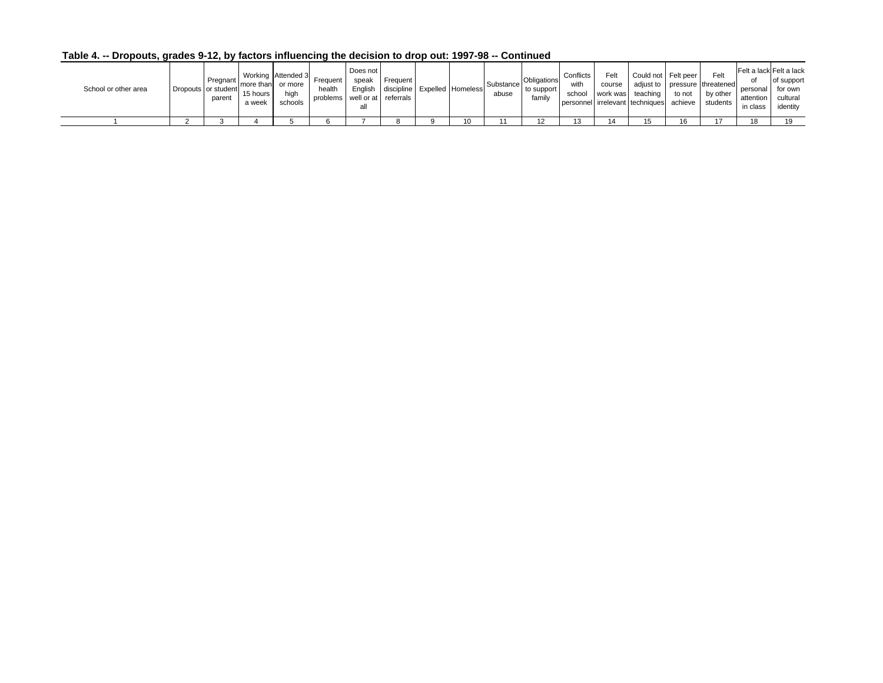**Table 4. -- Dropouts, grades 9-12, by factors influencing the decision to drop out: 1997-98 -- Continued**

| School or other area | Dropouts | Pregnant or student parent | Working more than 15 hours a week | Attended 3 or more high schools | Frequent health problems | Does not speak English well or at all | Frequent discipline referrals | Expelled | Homeless | Substance abuse | Obligations to support family | Conflicts with school personnel | Felt course work was irrelevant | Could not adjust to teaching techniques | Felt peer pressure to not achieve | Felt threatened by other students | Felt a lack of personal attention in class | Felt a lack of support for own cultural identity |
|---|---|---|---|---|---|---|---|---|---|---|---|---|---|---|---|---|---|---|
| 1 | 2 | 3 | 4 | 5 | 6 | 7 | 8 | 9 | 10 | 11 | 12 | 13 | 14 | 15 | 16 | 17 | 18 | 19 |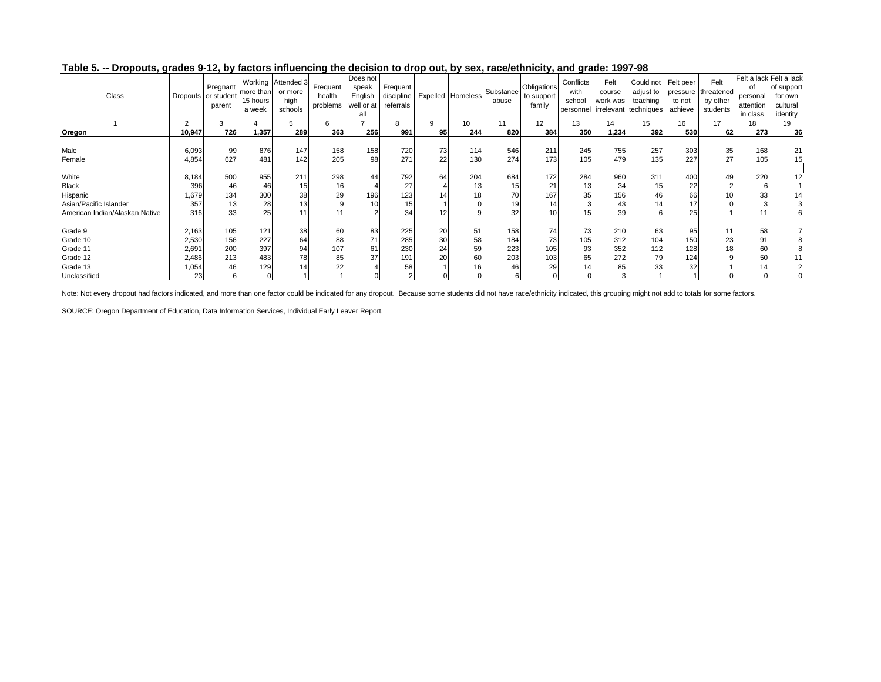**Table 5. -- Dropouts, grades 9-12, by factors influencing the decision to drop out, by sex, race/ethnicity, and grade: 1997-98**

| Class | Dropouts | Pregnant or student parent | Working more than 15 hours a week | Attended 3 or more high schools | Frequent health problems | Does not speak English well or at all | Frequent discipline referrals | Expelled | Homeless | Substance abuse | Obligations to support family | Conflicts with school personnel | Felt course work was irrelevant | Could not adjust to teaching techniques | Felt peer pressure to not achieve | Felt threatened by other students | Felt a lack of personal attention in class | Felt a lack of support for own cultural identity |
|---|---|---|---|---|---|---|---|---|---|---|---|---|---|---|---|---|---|---|
| 1 | 2 | 3 | 4 | 5 | 6 | 7 | 8 | 9 | 10 | 11 | 12 | 13 | 14 | 15 | 16 | 17 | 18 | 19 |
| **Oregon** | **10,947** | **726** | **1,357** | **289** | **363** | **256** | **991** | **95** | **244** | **820** | **384** | **350** | **1,234** | **392** | **530** | **62** | **273** | **36** |
| Male | 6,093 | 99 | 876 | 147 | 158 | 158 | 720 | 73 | 114 | 546 | 211 | 245 | 755 | 257 | 303 | 35 | 168 | 21 |
| Female | 4,854 | 627 | 481 | 142 | 205 | 98 | 271 | 22 | 130 | 274 | 173 | 105 | 479 | 135 | 227 | 27 | 105 | 15 |
| White | 8,184 | 500 | 955 | 211 | 298 | 44 | 792 | 64 | 204 | 684 | 172 | 284 | 960 | 311 | 400 | 49 | 220 | 12 |
| Black | 396 | 46 | 46 | 15 | 16 | 4 | 27 | 4 | 13 | 15 | 21 | 13 | 34 | 15 | 22 | 2 | 6 | 1 |
| Hispanic | 1,679 | 134 | 300 | 38 | 29 | 196 | 123 | 14 | 18 | 70 | 167 | 35 | 156 | 46 | 66 | 10 | 33 | 14 |
| Asian/Pacific Islander | 357 | 13 | 28 | 13 | 9 | 10 | 15 | 1 | 0 | 19 | 14 | 3 | 43 | 14 | 17 | 0 | 3 | 3 |
| American Indian/Alaskan Native | 316 | 33 | 25 | 11 | 11 | 2 | 34 | 12 | 9 | 32 | 10 | 15 | 39 | 6 | 25 | 1 | 11 | 6 |
| Grade 9 | 2,163 | 105 | 121 | 38 | 60 | 83 | 225 | 20 | 51 | 158 | 74 | 73 | 210 | 63 | 95 | 11 | 58 | 7 |
| Grade 10 | 2,530 | 156 | 227 | 64 | 88 | 71 | 285 | 30 | 58 | 184 | 73 | 105 | 312 | 104 | 150 | 23 | 91 | 8 |
| Grade 11 | 2,691 | 200 | 397 | 94 | 107 | 61 | 230 | 24 | 59 | 223 | 105 | 93 | 352 | 112 | 128 | 18 | 60 | 8 |
| Grade 12 | 2,486 | 213 | 483 | 78 | 85 | 37 | 191 | 20 | 60 | 203 | 103 | 65 | 272 | 79 | 124 | 9 | 50 | 11 |
| Grade 13 | 1,054 | 46 | 129 | 14 | 22 | 4 | 58 | 1 | 16 | 46 | 29 | 14 | 85 | 33 | 32 | 1 | 14 | 2 |
| Unclassified | 23 | 6 | 0 | 1 | 1 | 0 | 2 | 0 | 0 | 6 | 0 | 0 | 3 | 1 | 1 | 0 | 0 | 0 |

Note: Not every dropout had factors indicated, and more than one factor could be indicated for any dropout. Because some students did not have race/ethnicity indicated, this grouping might not add to totals for some factors.

SOURCE: Oregon Department of Education, Data Information Services, Individual Early Leaver Report.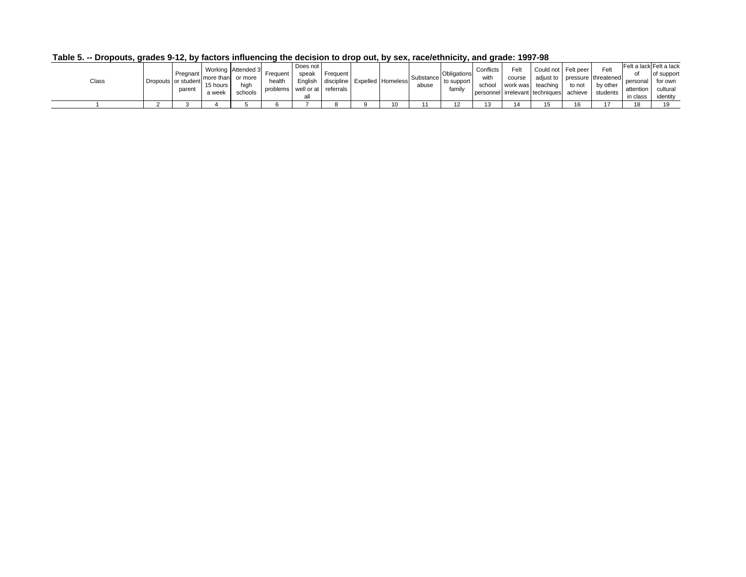**Table 5. -- Dropouts, grades 9-12, by factors influencing the decision to drop out, by sex, race/ethnicity, and grade: 1997-98**

| Class | Dropouts | Pregnant or student parent | Working more than 15 hours a week | Attended 3 or more high schools | Frequent health problems | Does not speak English well or at all | Frequent discipline referrals | Expelled | Homeless | Substance abuse | Obligations to support family | Conflicts with school personnel | Felt course work was irrelevant | Could not adjust to teaching techniques | Felt peer pressure to not achieve | Felt threatened by other students | Felt a lack of personal attention in class | Felt a lack of support for own cultural identity |
|---|---|---|---|---|---|---|---|---|---|---|---|---|---|---|---|---|---|---|
| 1 | 2 | 3 | 4 | 5 | 6 | 7 | 8 | 9 | 10 | 11 | 12 | 13 | 14 | 15 | 16 | 17 | 18 | 19 |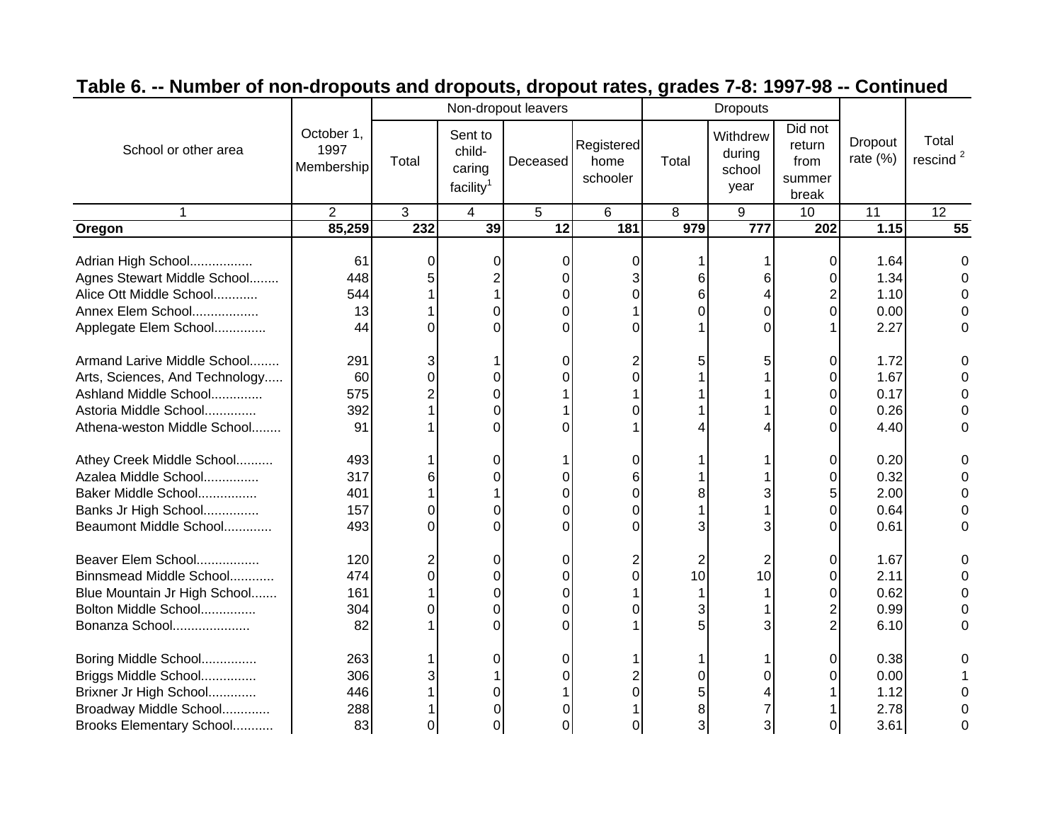## Table 6. -- Number of non-dropouts and dropouts, dropout rates, grades 7-8: 1997-98 -- Continued

| School or other area | October 1, 1997 Membership | Non-dropout leavers | | | | Dropouts | | | Dropout rate (%) | Total rescind [2] |
|---|---|---|---|---|---|---|---|---|---|---|
| | | Total | Sent to child-caring facility[1] | Deceased | Registered home schooler | Total | Withdrew during school year | Did not return from summer break | | |
| 1 | 2 | 3 | 4 | 5 | 6 | 8 | 9 | 10 | 11 | 12 |
| **Oregon** | **85,259** | **232** | **39** | **12** | **181** | **979** | **777** | **202** | **1.15** | **55** |
| Adrian High School................. | 61 | 0 | 0 | 0 | 0 | 1 | 1 | 0 | 1.64 | 0 |
| Agnes Stewart Middle School........ | 448 | 5 | 2 | 0 | 3 | 6 | 6 | 0 | 1.34 | 0 |
| Alice Ott Middle School............ | 544 | 1 | 1 | 0 | 0 | 6 | 4 | 2 | 1.10 | 0 |
| Annex Elem School.................. | 13 | 1 | 0 | 0 | 1 | 0 | 0 | 0 | 0.00 | 0 |
| Applegate Elem School.............. | 44 | 0 | 0 | 0 | 0 | 1 | 0 | 1 | 2.27 | 0 |
| Armand Larive Middle School........ | 291 | 3 | 1 | 0 | 2 | 5 | 5 | 0 | 1.72 | 0 |
| Arts, Sciences, And Technology..... | 60 | 0 | 0 | 0 | 0 | 1 | 1 | 0 | 1.67 | 0 |
| Ashland Middle School.............. | 575 | 2 | 0 | 1 | 1 | 1 | 1 | 0 | 0.17 | 0 |
| Astoria Middle School.............. | 392 | 1 | 0 | 1 | 0 | 1 | 1 | 0 | 0.26 | 0 |
| Athena-weston Middle School........ | 91 | 1 | 0 | 0 | 1 | 4 | 4 | 0 | 4.40 | 0 |
| Athey Creek Middle School.......... | 493 | 1 | 0 | 1 | 0 | 1 | 1 | 0 | 0.20 | 0 |
| Azalea Middle School............... | 317 | 6 | 0 | 0 | 6 | 1 | 1 | 0 | 0.32 | 0 |
| Baker Middle School................ | 401 | 1 | 1 | 0 | 0 | 8 | 3 | 5 | 2.00 | 0 |
| Banks Jr High School............... | 157 | 0 | 0 | 0 | 0 | 1 | 1 | 0 | 0.64 | 0 |
| Beaumont Middle School............. | 493 | 0 | 0 | 0 | 0 | 3 | 3 | 0 | 0.61 | 0 |
| Beaver Elem School................. | 120 | 2 | 0 | 0 | 2 | 2 | 2 | 0 | 1.67 | 0 |
| Binnsmead Middle School............ | 474 | 0 | 0 | 0 | 0 | 10 | 10 | 0 | 2.11 | 0 |
| Blue Mountain Jr High School....... | 161 | 1 | 0 | 0 | 1 | 1 | 1 | 0 | 0.62 | 0 |
| Bolton Middle School............... | 304 | 0 | 0 | 0 | 0 | 3 | 1 | 2 | 0.99 | 0 |
| Bonanza School..................... | 82 | 1 | 0 | 0 | 1 | 5 | 3 | 2 | 6.10 | 0 |
| Boring Middle School............... | 263 | 1 | 0 | 0 | 1 | 1 | 1 | 0 | 0.38 | 0 |
| Briggs Middle School............... | 306 | 3 | 1 | 0 | 2 | 0 | 0 | 0 | 0.00 | 1 |
| Brixner Jr High School............. | 446 | 1 | 0 | 1 | 0 | 5 | 4 | 1 | 1.12 | 0 |
| Broadway Middle School............. | 288 | 1 | 0 | 0 | 1 | 8 | 7 | 1 | 2.78 | 0 |
| Brooks Elementary School........... | 83 | 0 | 0 | 0 | 0 | 3 | 3 | 0 | 3.61 | 0 |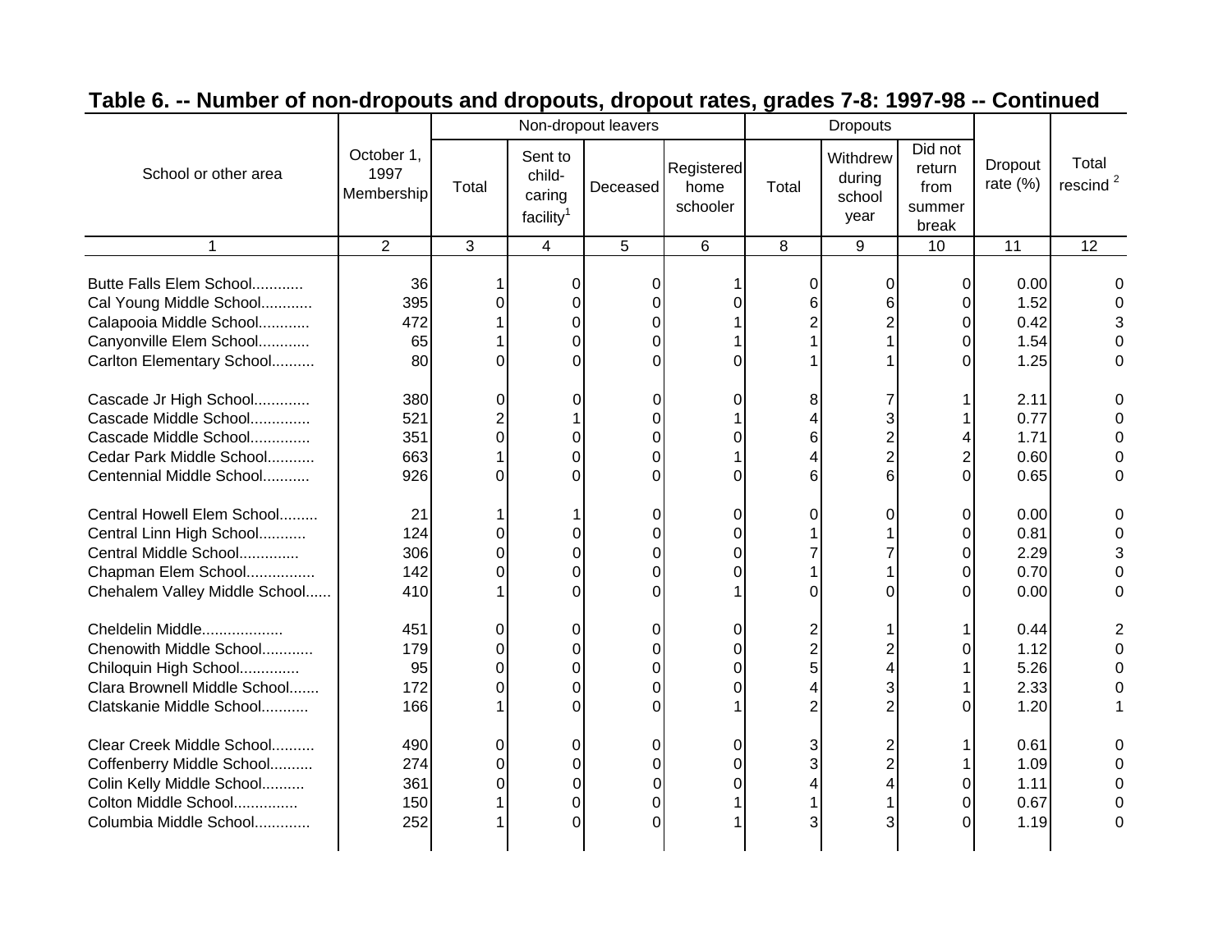## Table 6. -- Number of non-dropouts and dropouts, dropout rates, grades 7-8: 1997-98 -- Continued

| School or other area | October 1, 1997 Membership | Non-dropout leavers | | | | Dropouts | | | Dropout rate (%) | Total rescind [2] |
|---|---|---|---|---|---|---|---|---|---|---|
| | | Total | Sent to child-caring facility[1] | Deceased | Registered home schooler | Total | Withdrew during school year | Did not return from summer break | | |
| 1 | 2 | 3 | 4 | 5 | 6 | 8 | 9 | 10 | 11 | 12 |
| Butte Falls Elem School............ | 36 | 1 | 0 | 0 | 1 | 0 | 0 | 0 | 0.00 | 0 |
| Cal Young Middle School............ | 395 | 0 | 0 | 0 | 0 | 6 | 6 | 0 | 1.52 | 0 |
| Calapooia Middle School............ | 472 | 1 | 0 | 0 | 1 | 2 | 2 | 0 | 0.42 | 3 |
| Canyonville Elem School............ | 65 | 1 | 0 | 0 | 1 | 1 | 1 | 0 | 1.54 | 0 |
| Carlton Elementary School.......... | 80 | 0 | 0 | 0 | 0 | 1 | 1 | 0 | 1.25 | 0 |
| Cascade Jr High School............. | 380 | 0 | 0 | 0 | 0 | 8 | 7 | 1 | 2.11 | 0 |
| Cascade Middle School.............. | 521 | 2 | 1 | 0 | 1 | 4 | 3 | 1 | 0.77 | 0 |
| Cascade Middle School.............. | 351 | 0 | 0 | 0 | 0 | 6 | 2 | 4 | 1.71 | 0 |
| Cedar Park Middle School........... | 663 | 1 | 0 | 0 | 1 | 4 | 2 | 2 | 0.60 | 0 |
| Centennial Middle School........... | 926 | 0 | 0 | 0 | 0 | 6 | 6 | 0 | 0.65 | 0 |
| Central Howell Elem School......... | 21 | 1 | 1 | 0 | 0 | 0 | 0 | 0 | 0.00 | 0 |
| Central Linn High School........... | 124 | 0 | 0 | 0 | 0 | 1 | 1 | 0 | 0.81 | 0 |
| Central Middle School.............. | 306 | 0 | 0 | 0 | 0 | 7 | 7 | 0 | 2.29 | 3 |
| Chapman Elem School................ | 142 | 0 | 0 | 0 | 0 | 1 | 1 | 0 | 0.70 | 0 |
| Chehalem Valley Middle School...... | 410 | 1 | 0 | 0 | 1 | 0 | 0 | 0 | 0.00 | 0 |
| Cheldelin Middle................... | 451 | 0 | 0 | 0 | 0 | 2 | 1 | 1 | 0.44 | 2 |
| Chenowith Middle School............ | 179 | 0 | 0 | 0 | 0 | 2 | 2 | 0 | 1.12 | 0 |
| Chiloquin High School.............. | 95 | 0 | 0 | 0 | 0 | 5 | 4 | 1 | 5.26 | 0 |
| Clara Brownell Middle School....... | 172 | 0 | 0 | 0 | 0 | 4 | 3 | 1 | 2.33 | 0 |
| Clatskanie Middle School........... | 166 | 1 | 0 | 0 | 1 | 2 | 2 | 0 | 1.20 | 1 |
| Clear Creek Middle School.......... | 490 | 0 | 0 | 0 | 0 | 3 | 2 | 1 | 0.61 | 0 |
| Coffenberry Middle School.......... | 274 | 0 | 0 | 0 | 0 | 3 | 2 | 1 | 1.09 | 0 |
| Colin Kelly Middle School.......... | 361 | 0 | 0 | 0 | 0 | 4 | 4 | 0 | 1.11 | 0 |
| Colton Middle School............... | 150 | 1 | 0 | 0 | 1 | 1 | 1 | 0 | 0.67 | 0 |
| Columbia Middle School............. | 252 | 1 | 0 | 0 | 1 | 3 | 3 | 0 | 1.19 | 0 |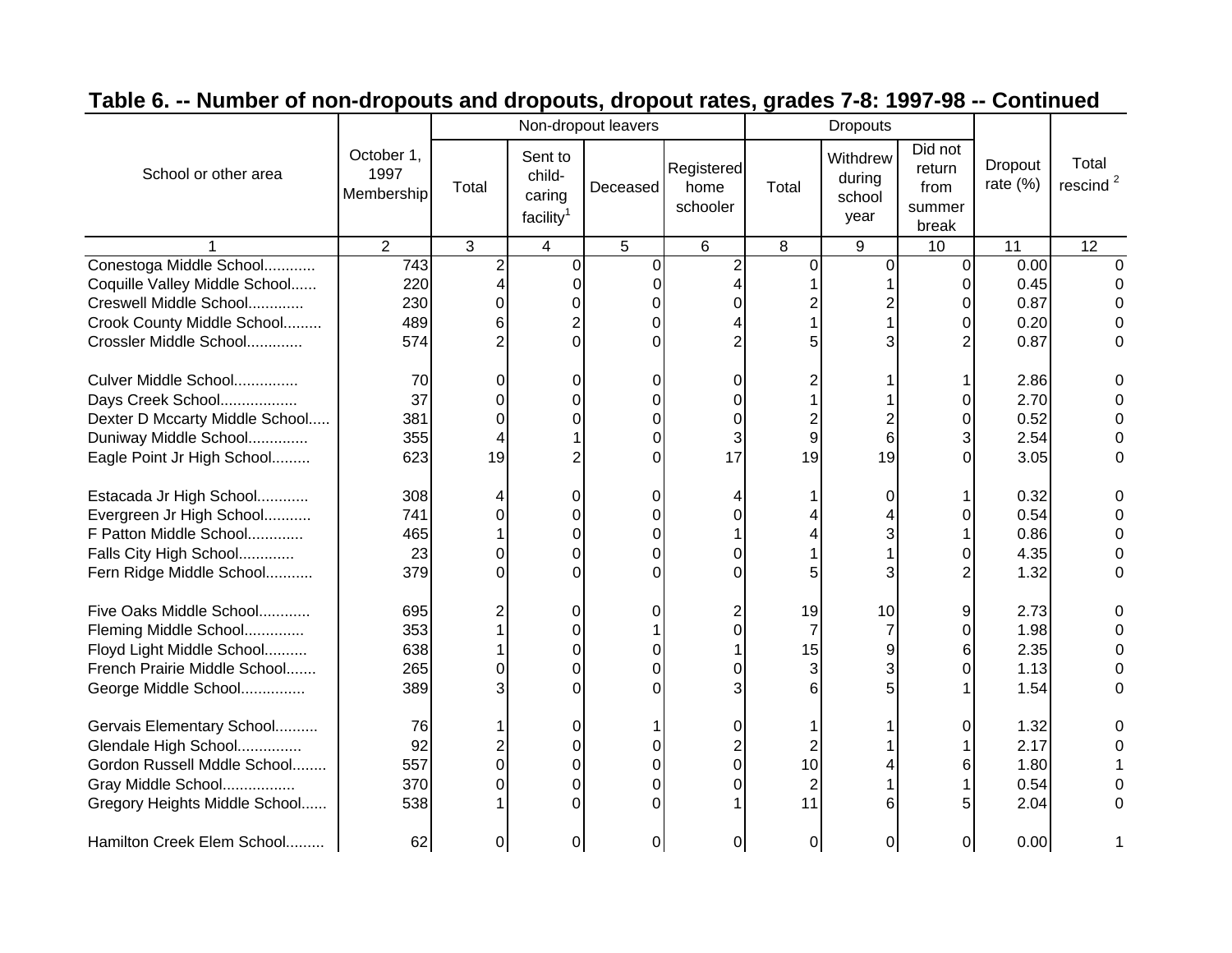## Table 6. -- Number of non-dropouts and dropouts, dropout rates, grades 7-8: 1997-98 -- Continued

| School or other area | October 1, 1997 Membership | Non-dropout leavers | | | | Dropouts | | | Dropout rate (%) | Total rescind [2] |
|---|---|---|---|---|---|---|---|---|---|---|
| | | Total | Sent to child-caring facility[1] | Deceased | Registered home schooler | Total | Withdrew during school year | Did not return from summer break | | |
| 1 | 2 | 3 | 4 | 5 | 6 | 8 | 9 | 10 | 11 | 12 |
| Conestoga Middle School............ | 743 | 2 | 0 | 0 | 2 | 0 | 0 | 0 | 0.00 | 0 |
| Coquille Valley Middle School...... | 220 | 4 | 0 | 0 | 4 | 1 | 1 | 0 | 0.45 | 0 |
| Creswell Middle School............. | 230 | 0 | 0 | 0 | 0 | 2 | 2 | 0 | 0.87 | 0 |
| Crook County Middle School......... | 489 | 6 | 2 | 0 | 4 | 1 | 1 | 0 | 0.20 | 0 |
| Crossler Middle School............. | 574 | 2 | 0 | 0 | 2 | 5 | 3 | 2 | 0.87 | 0 |
| Culver Middle School............... | 70 | 0 | 0 | 0 | 0 | 2 | 1 | 1 | 2.86 | 0 |
| Days Creek School.................. | 37 | 0 | 0 | 0 | 0 | 1 | 1 | 0 | 2.70 | 0 |
| Dexter D Mccarty Middle School..... | 381 | 0 | 0 | 0 | 0 | 2 | 2 | 0 | 0.52 | 0 |
| Duniway Middle School.............. | 355 | 4 | 1 | 0 | 3 | 9 | 6 | 3 | 2.54 | 0 |
| Eagle Point Jr High School......... | 623 | 19 | 2 | 0 | 17 | 19 | 19 | 0 | 3.05 | 0 |
| Estacada Jr High School............ | 308 | 4 | 0 | 0 | 4 | 1 | 0 | 1 | 0.32 | 0 |
| Evergreen Jr High School........... | 741 | 0 | 0 | 0 | 0 | 4 | 4 | 0 | 0.54 | 0 |
| F Patton Middle School............. | 465 | 1 | 0 | 0 | 1 | 4 | 3 | 1 | 0.86 | 0 |
| Falls City High School............. | 23 | 0 | 0 | 0 | 0 | 1 | 1 | 0 | 4.35 | 0 |
| Fern Ridge Middle School........... | 379 | 0 | 0 | 0 | 0 | 5 | 3 | 2 | 1.32 | 0 |
| Five Oaks Middle School............ | 695 | 2 | 0 | 0 | 2 | 19 | 10 | 9 | 2.73 | 0 |
| Fleming Middle School.............. | 353 | 1 | 0 | 1 | 0 | 7 | 7 | 0 | 1.98 | 0 |
| Floyd Light Middle School.......... | 638 | 1 | 0 | 0 | 1 | 15 | 9 | 6 | 2.35 | 0 |
| French Prairie Middle School....... | 265 | 0 | 0 | 0 | 0 | 3 | 3 | 0 | 1.13 | 0 |
| George Middle School............... | 389 | 3 | 0 | 0 | 3 | 6 | 5 | 1 | 1.54 | 0 |
| Gervais Elementary School.......... | 76 | 1 | 0 | 1 | 0 | 1 | 1 | 0 | 1.32 | 0 |
| Glendale High School............... | 92 | 2 | 0 | 0 | 2 | 2 | 1 | 1 | 2.17 | 0 |
| Gordon Russell Mddle School........ | 557 | 0 | 0 | 0 | 0 | 10 | 4 | 6 | 1.80 | 1 |
| Gray Middle School................. | 370 | 0 | 0 | 0 | 0 | 2 | 1 | 1 | 0.54 | 0 |
| Gregory Heights Middle School...... | 538 | 1 | 0 | 0 | 1 | 11 | 6 | 5 | 2.04 | 0 |
| Hamilton Creek Elem School......... | 62 | 0 | 0 | 0 | 0 | 0 | 0 | 0 | 0.00 | 1 |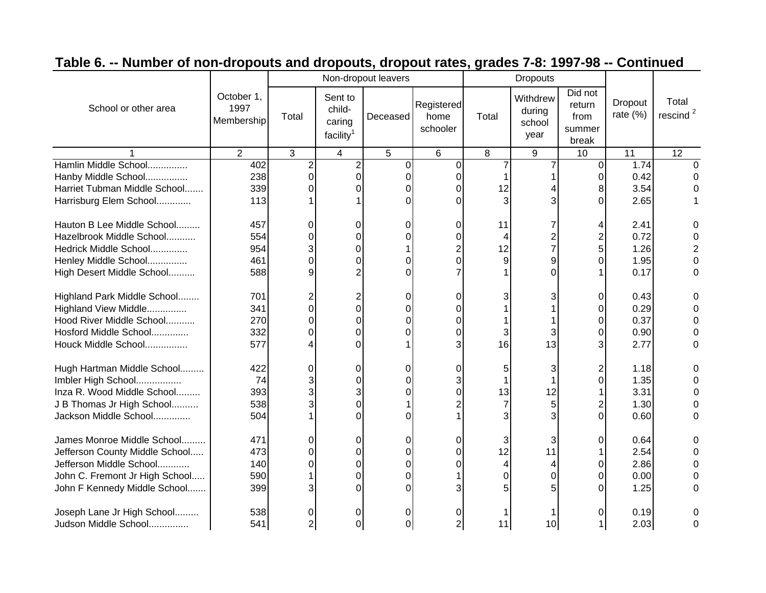## Table 6. -- Number of non-dropouts and dropouts, dropout rates, grades 7-8: 1997-98 -- Continued

| School or other area | October 1, 1997 Membership | Non-dropout leavers | | | | Dropouts | | | Dropout rate (%) | Total rescind [2] |
|---|---|---|---|---|---|---|---|---|---|---|
| | | Total | Sent to child-caring facility[1] | Deceased | Registered home schooler | Total | Withdrew during school year | Did not return from summer break | | |
| 1 | 2 | 3 | 4 | 5 | 6 | 8 | 9 | 10 | 11 | 12 |
| Hamlin Middle School............... | 402 | 2 | 2 | 0 | 0 | 7 | 7 | 0 | 1.74 | 0 |
| Hanby Middle School................ | 238 | 0 | 0 | 0 | 0 | 1 | 1 | 0 | 0.42 | 0 |
| Harriet Tubman Middle School....... | 339 | 0 | 0 | 0 | 0 | 12 | 4 | 8 | 3.54 | 0 |
| Harrisburg Elem School............. | 113 | 1 | 1 | 0 | 0 | 3 | 3 | 0 | 2.65 | 1 |
| Hauton B Lee Middle School......... | 457 | 0 | 0 | 0 | 0 | 11 | 7 | 4 | 2.41 | 0 |
| Hazelbrook Middle School........... | 554 | 0 | 0 | 0 | 0 | 4 | 2 | 2 | 0.72 | 0 |
| Hedrick Middle School.............. | 954 | 3 | 0 | 1 | 2 | 12 | 7 | 5 | 1.26 | 2 |
| Henley Middle School............... | 461 | 0 | 0 | 0 | 0 | 9 | 9 | 0 | 1.95 | 0 |
| High Desert Middle School.......... | 588 | 9 | 2 | 0 | 7 | 1 | 0 | 1 | 0.17 | 0 |
| Highland Park Middle School........ | 701 | 2 | 2 | 0 | 0 | 3 | 3 | 0 | 0.43 | 0 |
| Highland View Middle............... | 341 | 0 | 0 | 0 | 0 | 1 | 1 | 0 | 0.29 | 0 |
| Hood River Middle School........... | 270 | 0 | 0 | 0 | 0 | 1 | 1 | 0 | 0.37 | 0 |
| Hosford Middle School.............. | 332 | 0 | 0 | 0 | 0 | 3 | 3 | 0 | 0.90 | 0 |
| Houck Middle School................ | 577 | 4 | 0 | 1 | 3 | 16 | 13 | 3 | 2.77 | 0 |
| Hugh Hartman Middle School......... | 422 | 0 | 0 | 0 | 0 | 5 | 3 | 2 | 1.18 | 0 |
| Imbler High School................. | 74 | 3 | 0 | 0 | 3 | 1 | 1 | 0 | 1.35 | 0 |
| Inza R. Wood Middle School......... | 393 | 3 | 3 | 0 | 0 | 13 | 12 | 1 | 3.31 | 0 |
| J B Thomas Jr High School.......... | 538 | 3 | 0 | 1 | 2 | 7 | 5 | 2 | 1.30 | 0 |
| Jackson Middle School.............. | 504 | 1 | 0 | 0 | 1 | 3 | 3 | 0 | 0.60 | 0 |
| James Monroe Middle School......... | 471 | 0 | 0 | 0 | 0 | 3 | 3 | 0 | 0.64 | 0 |
| Jefferson County Middle School..... | 473 | 0 | 0 | 0 | 0 | 12 | 11 | 1 | 2.54 | 0 |
| Jefferson Middle School............ | 140 | 0 | 0 | 0 | 0 | 4 | 4 | 0 | 2.86 | 0 |
| John C. Fremont Jr High School..... | 590 | 1 | 0 | 0 | 1 | 0 | 0 | 0 | 0.00 | 0 |
| John F Kennedy Middle School....... | 399 | 3 | 0 | 0 | 3 | 5 | 5 | 0 | 1.25 | 0 |
| Joseph Lane Jr High School......... | 538 | 0 | 0 | 0 | 0 | 1 | 1 | 0 | 0.19 | 0 |
| Judson Middle School............... | 541 | 2 | 0 | 0 | 2 | 11 | 10 | 1 | 2.03 | 0 |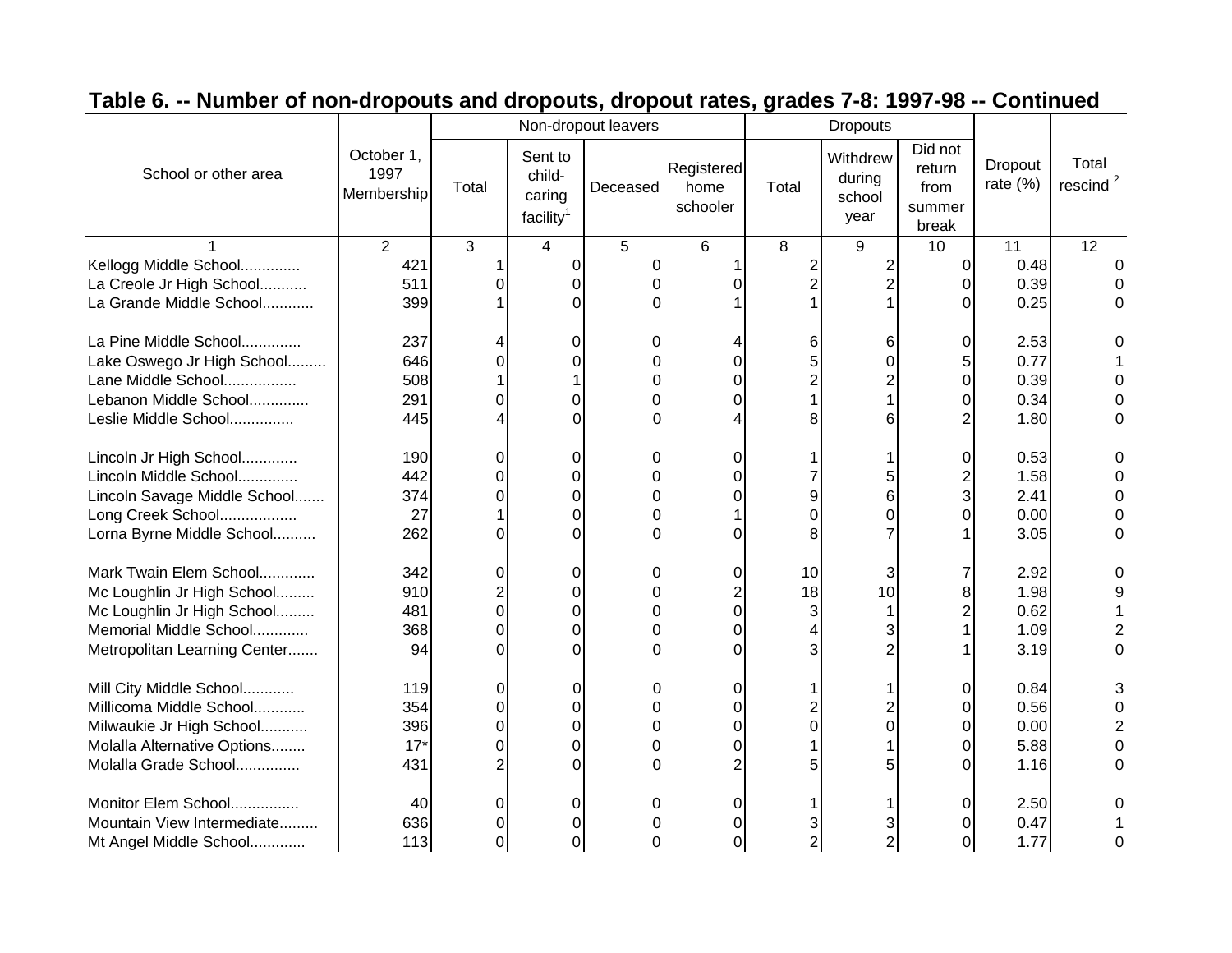## Table 6. -- Number of non-dropouts and dropouts, dropout rates, grades 7-8: 1997-98 -- Continued

| School or other area | October 1, 1997 Membership | Non-dropout leavers | | | | Dropouts | | | Dropout rate (%) | Total rescind [2] |
|---|---|---|---|---|---|---|---|---|---|---|
| | | Total | Sent to child-caring facility[1] | Deceased | Registered home schooler | Total | Withdrew during school year | Did not return from summer break | | |
| 1 | 2 | 3 | 4 | 5 | 6 | 8 | 9 | 10 | 11 | 12 |
| Kellogg Middle School............. | 421 | 1 | 0 | 0 | 1 | 2 | 2 | 0 | 0.48 | 0 |
| La Creole Jr High School........... | 511 | 0 | 0 | 0 | 0 | 2 | 2 | 0 | 0.39 | 0 |
| La Grande Middle School............ | 399 | 1 | 0 | 0 | 1 | 1 | 1 | 0 | 0.25 | 0 |
| La Pine Middle School.............. | 237 | 4 | 0 | 0 | 4 | 6 | 6 | 0 | 2.53 | 0 |
| Lake Oswego Jr High School......... | 646 | 0 | 0 | 0 | 0 | 5 | 0 | 5 | 0.77 | 1 |
| Lane Middle School................. | 508 | 1 | 1 | 0 | 0 | 2 | 2 | 0 | 0.39 | 0 |
| Lebanon Middle School............. | 291 | 0 | 0 | 0 | 0 | 1 | 1 | 0 | 0.34 | 0 |
| Leslie Middle School............... | 445 | 4 | 0 | 0 | 4 | 8 | 6 | 2 | 1.80 | 0 |
| Lincoln Jr High School............. | 190 | 0 | 0 | 0 | 0 | 1 | 1 | 0 | 0.53 | 0 |
| Lincoln Middle School.............. | 442 | 0 | 0 | 0 | 0 | 7 | 5 | 2 | 1.58 | 0 |
| Lincoln Savage Middle School....... | 374 | 0 | 0 | 0 | 0 | 9 | 6 | 3 | 2.41 | 0 |
| Long Creek School.................. | 27 | 1 | 0 | 0 | 1 | 0 | 0 | 0 | 0.00 | 0 |
| Lorna Byrne Middle School.......... | 262 | 0 | 0 | 0 | 0 | 8 | 7 | 1 | 3.05 | 0 |
| Mark Twain Elem School............. | 342 | 0 | 0 | 0 | 0 | 10 | 3 | 7 | 2.92 | 0 |
| Mc Loughlin Jr High School......... | 910 | 2 | 0 | 0 | 2 | 18 | 10 | 8 | 1.98 | 9 |
| Mc Loughlin Jr High School......... | 481 | 0 | 0 | 0 | 0 | 3 | 1 | 2 | 0.62 | 1 |
| Memorial Middle School............. | 368 | 0 | 0 | 0 | 0 | 4 | 3 | 1 | 1.09 | 2 |
| Metropolitan Learning Center....... | 94 | 0 | 0 | 0 | 0 | 3 | 2 | 1 | 3.19 | 0 |
| Mill City Middle School............ | 119 | 0 | 0 | 0 | 0 | 1 | 1 | 0 | 0.84 | 3 |
| Millicoma Middle School............ | 354 | 0 | 0 | 0 | 0 | 2 | 2 | 0 | 0.56 | 0 |
| Milwaukie Jr High School........... | 396 | 0 | 0 | 0 | 0 | 0 | 0 | 0 | 0.00 | 2 |
| Molalla Alternative Options........ | 17* | 0 | 0 | 0 | 0 | 1 | 1 | 0 | 5.88 | 0 |
| Molalla Grade School............... | 431 | 2 | 0 | 0 | 2 | 5 | 5 | 0 | 1.16 | 0 |
| Monitor Elem School................ | 40 | 0 | 0 | 0 | 0 | 1 | 1 | 0 | 2.50 | 0 |
| Mountain View Intermediate......... | 636 | 0 | 0 | 0 | 0 | 3 | 3 | 0 | 0.47 | 1 |
| Mt Angel Middle School............. | 113 | 0 | 0 | 0 | 0 | 2 | 2 | 0 | 1.77 | 0 |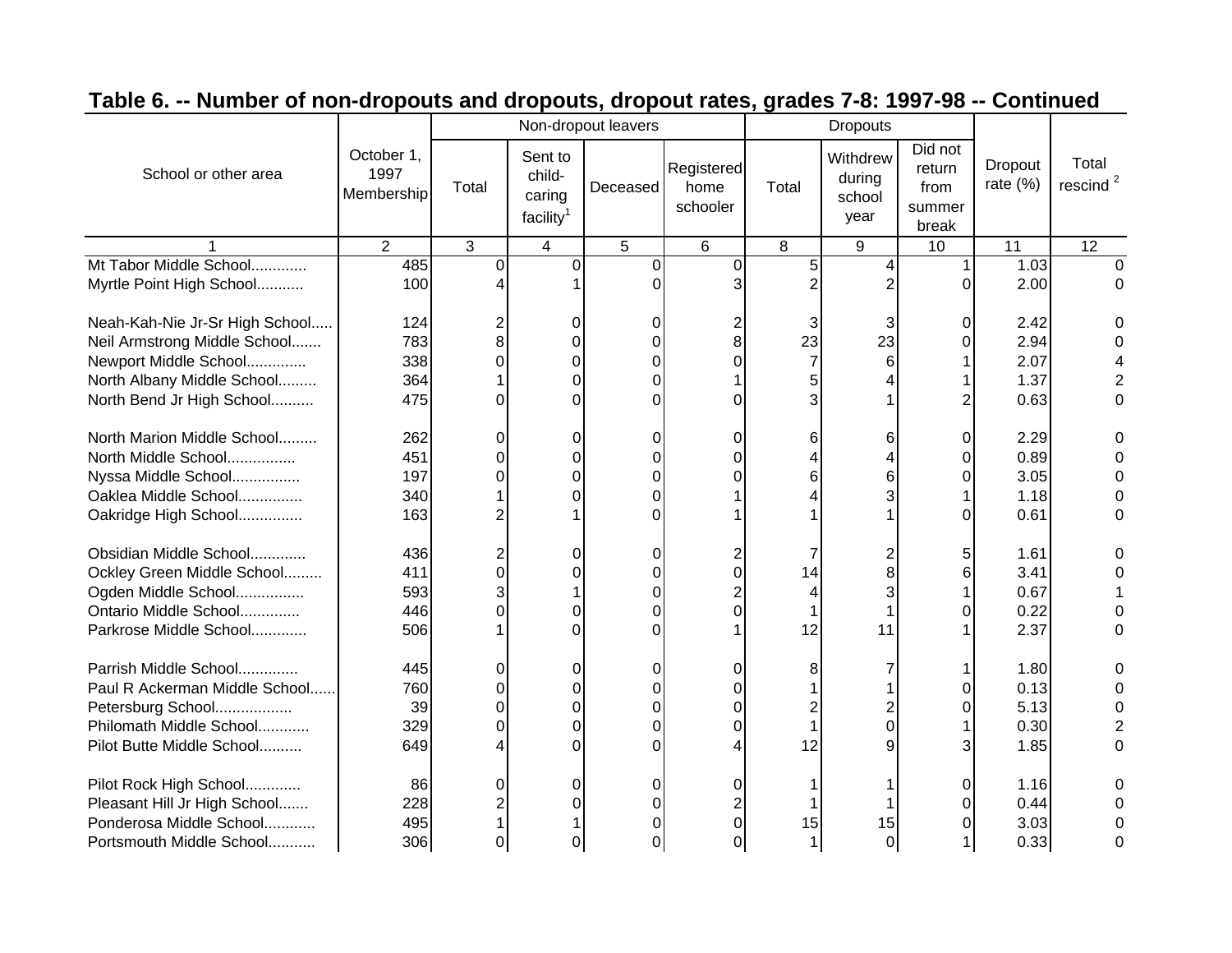## Table 6. -- Number of non-dropouts and dropouts, dropout rates, grades 7-8: 1997-98 -- Continued

| School or other area | October 1, 1997 Membership | Non-dropout leavers | | | | Dropouts | | | Dropout rate (%) | Total rescind [2] |
|---|---|---|---|---|---|---|---|---|---|---|
| | | Total | Sent to child-caring facility[1] | Deceased | Registered home schooler | Total | Withdrew during school year | Did not return from summer break | | |
| 1 | 2 | 3 | 4 | 5 | 6 | 8 | 9 | 10 | 11 | 12 |
| Mt Tabor Middle School............ | 485 | 0 | 0 | 0 | 0 | 5 | 4 | 1 | 1.03 | 0 |
| Myrtle Point High School........... | 100 | 4 | 1 | 0 | 3 | 2 | 2 | 0 | 2.00 | 0 |
| Neah-Kah-Nie Jr-Sr High School..... | 124 | 2 | 0 | 0 | 2 | 3 | 3 | 0 | 2.42 | 0 |
| Neil Armstrong Middle School....... | 783 | 8 | 0 | 0 | 8 | 23 | 23 | 0 | 2.94 | 0 |
| Newport Middle School............. | 338 | 0 | 0 | 0 | 0 | 7 | 6 | 1 | 2.07 | 4 |
| North Albany Middle School......... | 364 | 1 | 0 | 0 | 1 | 5 | 4 | 1 | 1.37 | 2 |
| North Bend Jr High School.......... | 475 | 0 | 0 | 0 | 0 | 3 | 1 | 2 | 0.63 | 0 |
| North Marion Middle School......... | 262 | 0 | 0 | 0 | 0 | 6 | 6 | 0 | 2.29 | 0 |
| North Middle School................ | 451 | 0 | 0 | 0 | 0 | 4 | 4 | 0 | 0.89 | 0 |
| Nyssa Middle School................ | 197 | 0 | 0 | 0 | 0 | 6 | 6 | 0 | 3.05 | 0 |
| Oaklea Middle School............... | 340 | 1 | 0 | 0 | 1 | 4 | 3 | 1 | 1.18 | 0 |
| Oakridge High School............... | 163 | 2 | 1 | 0 | 1 | 1 | 1 | 0 | 0.61 | 0 |
| Obsidian Middle School............. | 436 | 2 | 0 | 0 | 2 | 7 | 2 | 5 | 1.61 | 0 |
| Ockley Green Middle School......... | 411 | 0 | 0 | 0 | 0 | 14 | 8 | 6 | 3.41 | 0 |
| Ogden Middle School................ | 593 | 3 | 1 | 0 | 2 | 4 | 3 | 1 | 0.67 | 1 |
| Ontario Middle School............. | 446 | 0 | 0 | 0 | 0 | 1 | 1 | 0 | 0.22 | 0 |
| Parkrose Middle School............. | 506 | 1 | 0 | 0 | 1 | 12 | 11 | 1 | 2.37 | 0 |
| Parrish Middle School.............. | 445 | 0 | 0 | 0 | 0 | 8 | 7 | 1 | 1.80 | 0 |
| Paul R Ackerman Middle School...... | 760 | 0 | 0 | 0 | 0 | 1 | 1 | 0 | 0.13 | 0 |
| Petersburg School.................. | 39 | 0 | 0 | 0 | 0 | 2 | 2 | 0 | 5.13 | 0 |
| Philomath Middle School............ | 329 | 0 | 0 | 0 | 0 | 1 | 0 | 1 | 0.30 | 2 |
| Pilot Butte Middle School.......... | 649 | 4 | 0 | 0 | 4 | 12 | 9 | 3 | 1.85 | 0 |
| Pilot Rock High School............. | 86 | 0 | 0 | 0 | 0 | 1 | 1 | 0 | 1.16 | 0 |
| Pleasant Hill Jr High School....... | 228 | 2 | 0 | 0 | 2 | 1 | 1 | 0 | 0.44 | 0 |
| Ponderosa Middle School............ | 495 | 1 | 1 | 0 | 0 | 15 | 15 | 0 | 3.03 | 0 |
| Portsmouth Middle School........... | 306 | 0 | 0 | 0 | 0 | 1 | 0 | 1 | 0.33 | 0 |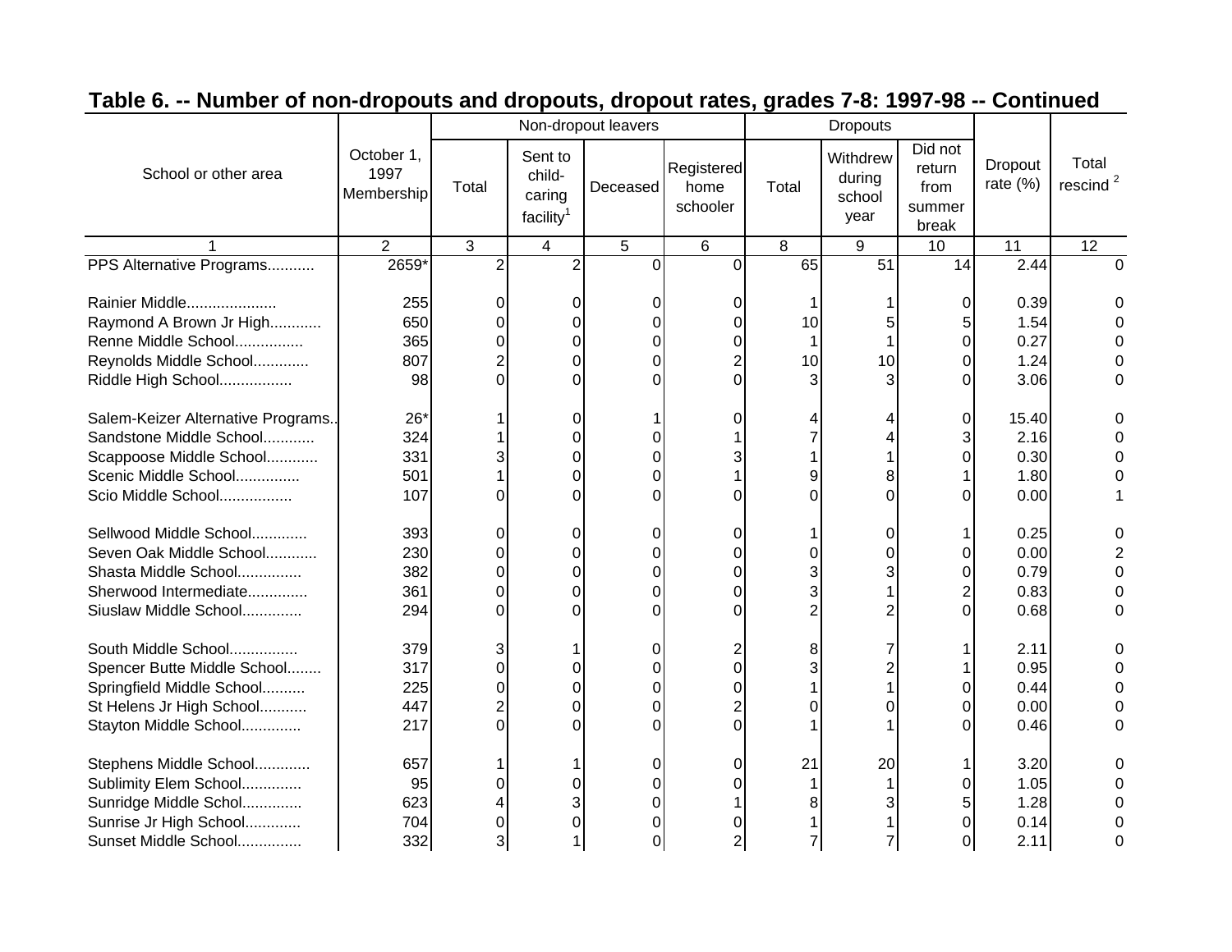## Table 6. -- Number of non-dropouts and dropouts, dropout rates, grades 7-8: 1997-98 -- Continued

| School or other area | October 1, 1997 Membership | Non-dropout leavers | | | | Dropouts | | | Dropout rate (%) | Total rescind [2] |
|---|---|---|---|---|---|---|---|---|---|---|
| | | Total | Sent to child-caring facility[1] | Deceased | Registered home schooler | Total | Withdrew during school year | Did not return from summer break | | |
| 1 | 2 | 3 | 4 | 5 | 6 | 8 | 9 | 10 | 11 | 12 |
| PPS Alternative Programs........... | 2659* | 2 | 2 | 0 | 0 | 65 | 51 | 14 | 2.44 | 0 |
| Rainier Middle..................... | 255 | 0 | 0 | 0 | 0 | 1 | 1 | 0 | 0.39 | 0 |
| Raymond A Brown Jr High............ | 650 | 0 | 0 | 0 | 0 | 10 | 5 | 5 | 1.54 | 0 |
| Renne Middle School................ | 365 | 0 | 0 | 0 | 0 | 1 | 1 | 0 | 0.27 | 0 |
| Reynolds Middle School............. | 807 | 2 | 0 | 0 | 2 | 10 | 10 | 0 | 1.24 | 0 |
| Riddle High School................. | 98 | 0 | 0 | 0 | 0 | 3 | 3 | 0 | 3.06 | 0 |
| Salem-Keizer Alternative Programs.. | 26* | 1 | 0 | 1 | 0 | 4 | 4 | 0 | 15.40 | 0 |
| Sandstone Middle School............ | 324 | 1 | 0 | 0 | 1 | 7 | 4 | 3 | 2.16 | 0 |
| Scappoose Middle School............ | 331 | 3 | 0 | 0 | 3 | 1 | 1 | 0 | 0.30 | 0 |
| Scenic Middle School............... | 501 | 1 | 0 | 0 | 1 | 9 | 8 | 1 | 1.80 | 0 |
| Scio Middle School................. | 107 | 0 | 0 | 0 | 0 | 0 | 0 | 0 | 0.00 | 1 |
| Sellwood Middle School............. | 393 | 0 | 0 | 0 | 0 | 1 | 0 | 1 | 0.25 | 0 |
| Seven Oak Middle School............ | 230 | 0 | 0 | 0 | 0 | 0 | 0 | 0 | 0.00 | 2 |
| Shasta Middle School............... | 382 | 0 | 0 | 0 | 0 | 3 | 3 | 0 | 0.79 | 0 |
| Sherwood Intermediate.............. | 361 | 0 | 0 | 0 | 0 | 3 | 1 | 2 | 0.83 | 0 |
| Siuslaw Middle School.............. | 294 | 0 | 0 | 0 | 0 | 2 | 2 | 0 | 0.68 | 0 |
| South Middle School................ | 379 | 3 | 1 | 0 | 2 | 8 | 7 | 1 | 2.11 | 0 |
| Spencer Butte Middle School........ | 317 | 0 | 0 | 0 | 0 | 3 | 2 | 1 | 0.95 | 0 |
| Springfield Middle School.......... | 225 | 0 | 0 | 0 | 0 | 1 | 1 | 0 | 0.44 | 0 |
| St Helens Jr High School........... | 447 | 2 | 0 | 0 | 2 | 0 | 0 | 0 | 0.00 | 0 |
| Stayton Middle School.............. | 217 | 0 | 0 | 0 | 0 | 1 | 1 | 0 | 0.46 | 0 |
| Stephens Middle School............. | 657 | 1 | 1 | 0 | 0 | 21 | 20 | 1 | 3.20 | 0 |
| Sublimity Elem School.............. | 95 | 0 | 0 | 0 | 0 | 1 | 1 | 0 | 1.05 | 0 |
| Sunridge Middle Schol.............. | 623 | 4 | 3 | 0 | 1 | 8 | 3 | 5 | 1.28 | 0 |
| Sunrise Jr High School............. | 704 | 0 | 0 | 0 | 0 | 1 | 1 | 0 | 0.14 | 0 |
| Sunset Middle School............... | 332 | 3 | 1 | 0 | 2 | 7 | 7 | 0 | 2.11 | 0 |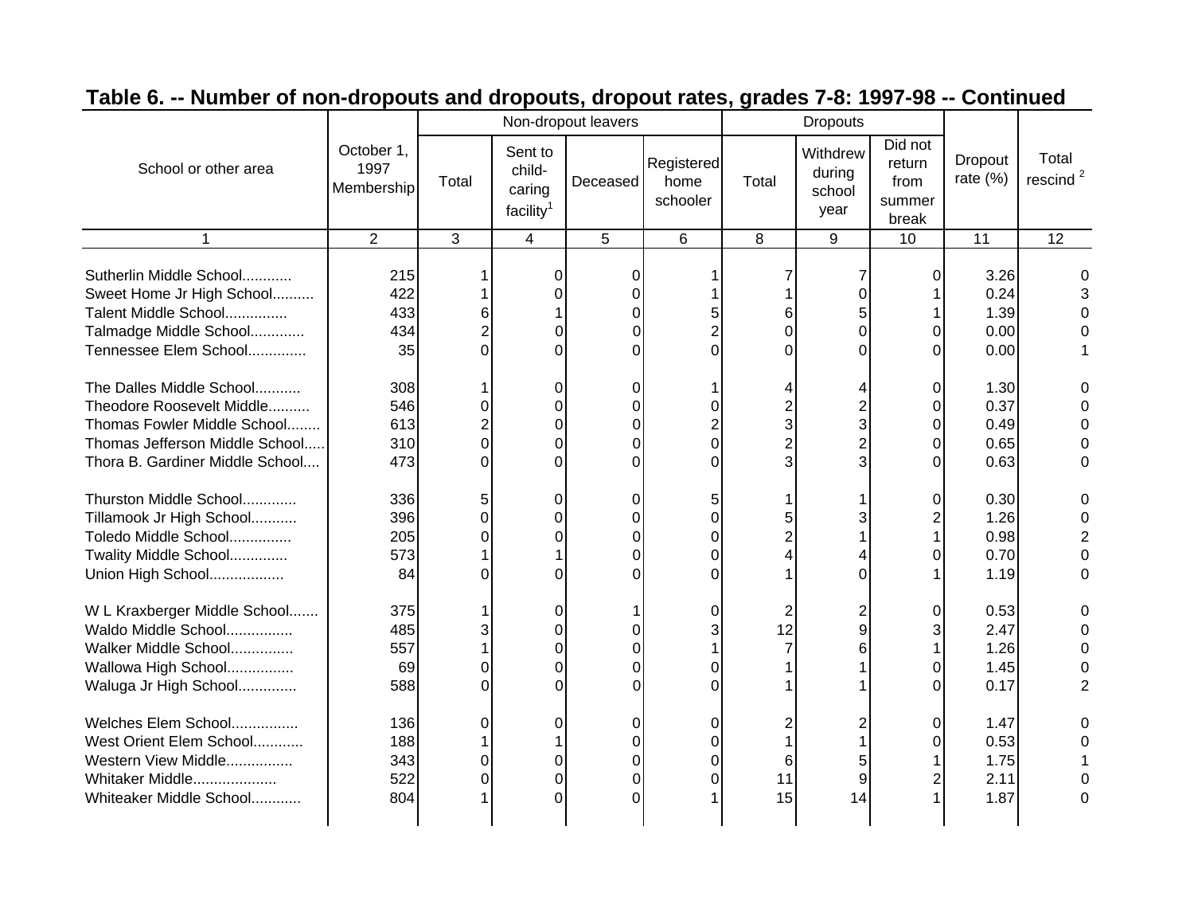## Table 6. -- Number of non-dropouts and dropouts, dropout rates, grades 7-8: 1997-98 -- Continued

| School or other area | October 1, 1997 Membership | Non-dropout leavers | | | | Dropouts | | | Dropout rate (%) | Total rescind [2] |
|---|---|---|---|---|---|---|---|---|---|---|
| | | Total | Sent to child-caring facility[1] | Deceased | Registered home schooler | Total | Withdrew during school year | Did not return from summer break | | |
| 1 | 2 | 3 | 4 | 5 | 6 | 8 | 9 | 10 | 11 | 12 |
| Sutherlin Middle School............ | 215 | 1 | 0 | 0 | 1 | 7 | 7 | 0 | 3.26 | 0 |
| Sweet Home Jr High School.......... | 422 | 1 | 0 | 0 | 1 | 1 | 0 | 1 | 0.24 | 3 |
| Talent Middle School............... | 433 | 6 | 1 | 0 | 5 | 6 | 5 | 1 | 1.39 | 0 |
| Talmadge Middle School............. | 434 | 2 | 0 | 0 | 2 | 0 | 0 | 0 | 0.00 | 0 |
| Tennessee Elem School.............. | 35 | 0 | 0 | 0 | 0 | 0 | 0 | 0 | 0.00 | 1 |
| The Dalles Middle School........... | 308 | 1 | 0 | 0 | 1 | 4 | 4 | 0 | 1.30 | 0 |
| Theodore Roosevelt Middle.......... | 546 | 0 | 0 | 0 | 0 | 2 | 2 | 0 | 0.37 | 0 |
| Thomas Fowler Middle School........ | 613 | 2 | 0 | 0 | 2 | 3 | 3 | 0 | 0.49 | 0 |
| Thomas Jefferson Middle School..... | 310 | 0 | 0 | 0 | 0 | 2 | 2 | 0 | 0.65 | 0 |
| Thora B. Gardiner Middle School.... | 473 | 0 | 0 | 0 | 0 | 3 | 3 | 0 | 0.63 | 0 |
| Thurston Middle School............. | 336 | 5 | 0 | 0 | 5 | 1 | 1 | 0 | 0.30 | 0 |
| Tillamook Jr High School........... | 396 | 0 | 0 | 0 | 0 | 5 | 3 | 2 | 1.26 | 0 |
| Toledo Middle School............... | 205 | 0 | 0 | 0 | 0 | 2 | 1 | 1 | 0.98 | 2 |
| Twality Middle School............. | 573 | 1 | 1 | 0 | 0 | 4 | 4 | 0 | 0.70 | 0 |
| Union High School.................. | 84 | 0 | 0 | 0 | 0 | 1 | 0 | 1 | 1.19 | 0 |
| W L Kraxberger Middle School....... | 375 | 1 | 0 | 1 | 0 | 2 | 2 | 0 | 0.53 | 0 |
| Waldo Middle School................ | 485 | 3 | 0 | 0 | 3 | 12 | 9 | 3 | 2.47 | 0 |
| Walker Middle School............... | 557 | 1 | 0 | 0 | 1 | 7 | 6 | 1 | 1.26 | 0 |
| Wallowa High School................ | 69 | 0 | 0 | 0 | 0 | 1 | 1 | 0 | 1.45 | 0 |
| Waluga Jr High School............. | 588 | 0 | 0 | 0 | 0 | 1 | 1 | 0 | 0.17 | 2 |
| Welches Elem School................ | 136 | 0 | 0 | 0 | 0 | 2 | 2 | 0 | 1.47 | 0 |
| West Orient Elem School............ | 188 | 1 | 1 | 0 | 0 | 1 | 1 | 0 | 0.53 | 0 |
| Western View Middle................ | 343 | 0 | 0 | 0 | 0 | 6 | 5 | 1 | 1.75 | 1 |
| Whitaker Middle.................... | 522 | 0 | 0 | 0 | 0 | 11 | 9 | 2 | 2.11 | 0 |
| Whiteaker Middle School............ | 804 | 1 | 0 | 0 | 1 | 15 | 14 | 1 | 1.87 | 0 |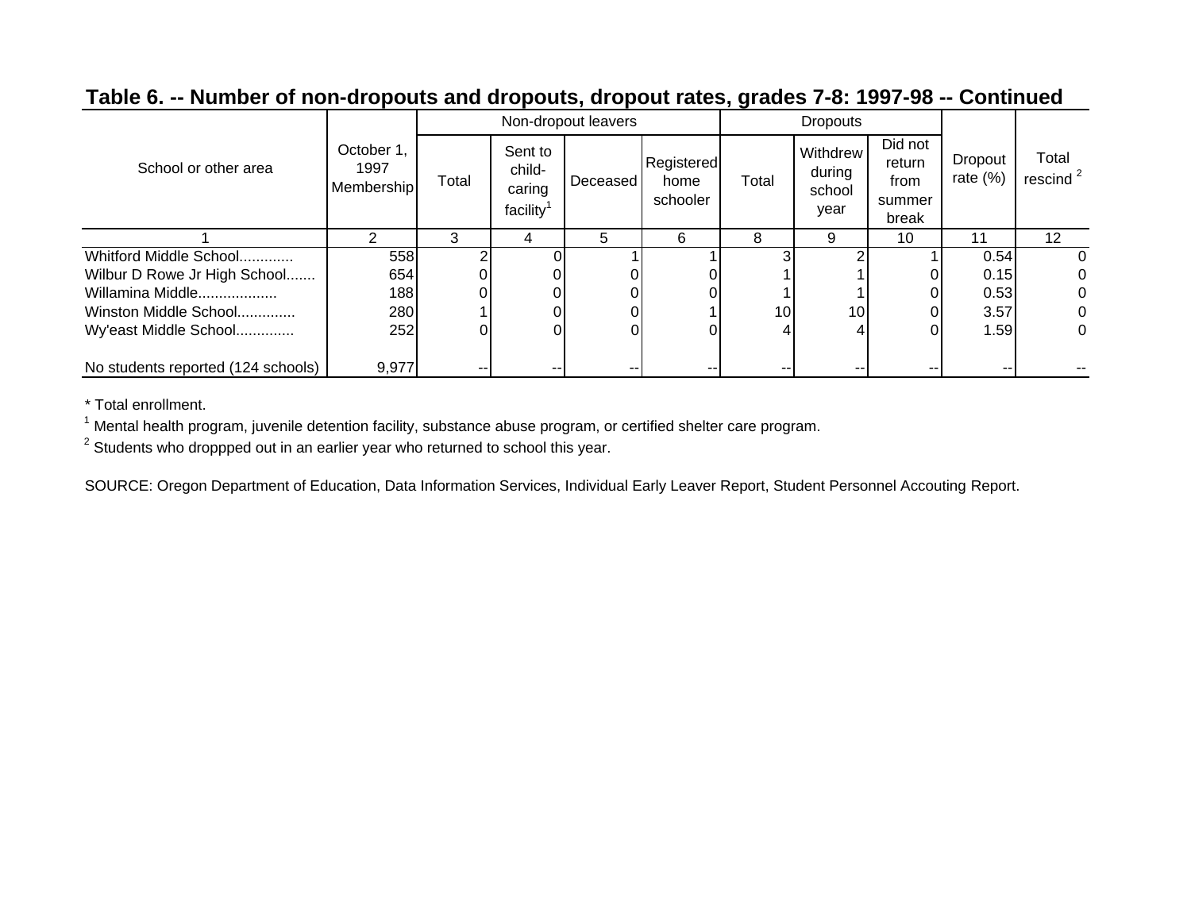## Table 6. -- Number of non-dropouts and dropouts, dropout rates, grades 7-8: 1997-98 -- Continued

| School or other area | October 1, 1997 Membership | Non-dropout leavers | | | | Dropouts | | | Dropout rate (%) | Total rescind [2] |
|---|---|---|---|---|---|---|---|---|---|---|
| | | Total | Sent to child-caring facility[1] | Deceased | Registered home schooler | Total | Withdrew during school year | Did not return from summer break | | |
| 1 | 2 | 3 | 4 | 5 | 6 | 8 | 9 | 10 | 11 | 12 |
| Whitford Middle School............ | 558 | 2 | 0 | 1 | 1 | 3 | 2 | 1 | 0.54 | 0 |
| Wilbur D Rowe Jr High School....... | 654 | 0 | 0 | 0 | 0 | 1 | 1 | 0 | 0.15 | 0 |
| Willamina Middle.................. | 188 | 0 | 0 | 0 | 0 | 1 | 1 | 0 | 0.53 | 0 |
| Winston Middle School............. | 280 | 1 | 0 | 0 | 1 | 10 | 10 | 0 | 3.57 | 0 |
| Wy'east Middle School............. | 252 | 0 | 0 | 0 | 0 | 4 | 4 | 0 | 1.59 | 0 |
| No students reported (124 schools) | 9,977 | -- | -- | -- | -- | -- | -- | -- | -- | -- |

* Total enrollment.

[1] Mental health program, juvenile detention facility, substance abuse program, or certified shelter care program.

[2] Students who droppped out in an earlier year who returned to school this year.

SOURCE: Oregon Department of Education, Data Information Services, Individual Early Leaver Report, Student Personnel Accouting Report.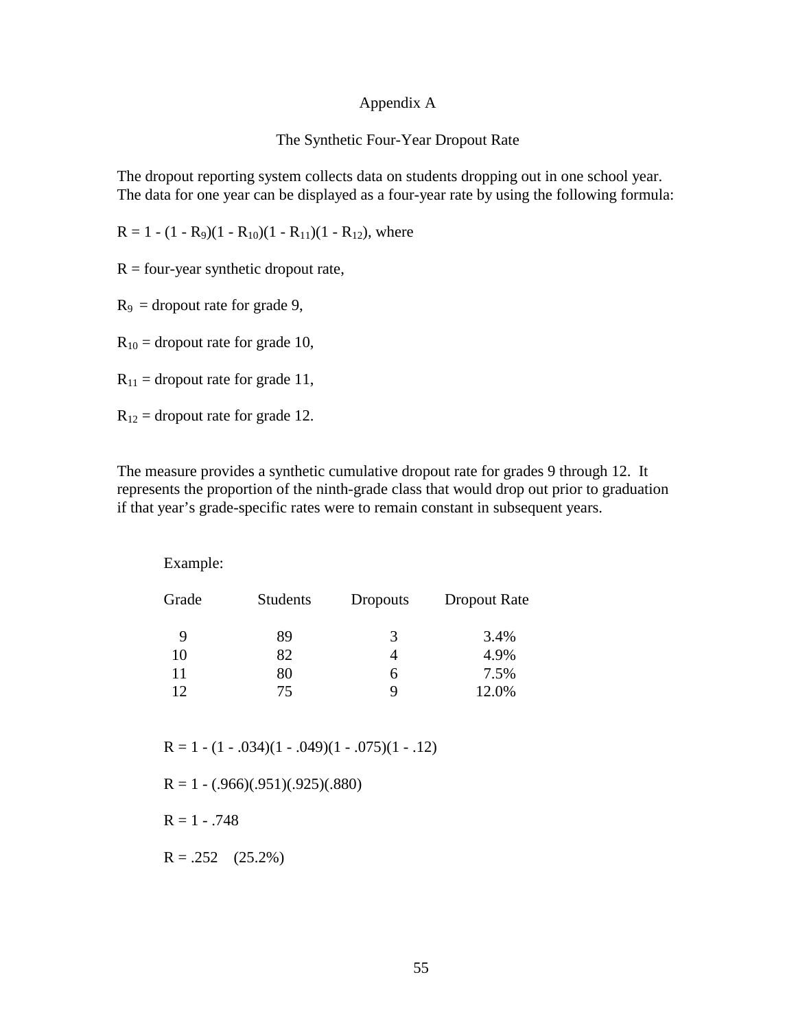# Appendix A

## The Synthetic Four-Year Dropout Rate

The dropout reporting system collects data on students dropping out in one school year. The data for one year can be displayed as a four-year rate by using the following formula:

$R = 1 - (1 - R_9)(1 - R_{10})(1 - R_{11})(1 - R_{12})$, where

$R$ = four-year synthetic dropout rate,

$R_9$ = dropout rate for grade 9,

$R_{10}$ = dropout rate for grade 10,

$R_{11}$ = dropout rate for grade 11,

$R_{12}$ = dropout rate for grade 12.

The measure provides a synthetic cumulative dropout rate for grades 9 through 12. It represents the proportion of the ninth-grade class that would drop out prior to graduation if that year's grade-specific rates were to remain constant in subsequent years.

Example:

| Grade | Students | Dropouts | Dropout Rate |
|---|---|---|---|
| 9 | 89 | 3 | 3.4% |
| 10 | 82 | 4 | 4.9% |
| 11 | 80 | 6 | 7.5% |
| 12 | 75 | 9 | 12.0% |

$R = 1 - (1 - .034)(1 - .049)(1 - .075)(1 - .12)$

$R = 1 - (.966)(.951)(.925)(.880)$

$R = 1 - .748$

$R = .252$ (25.2%)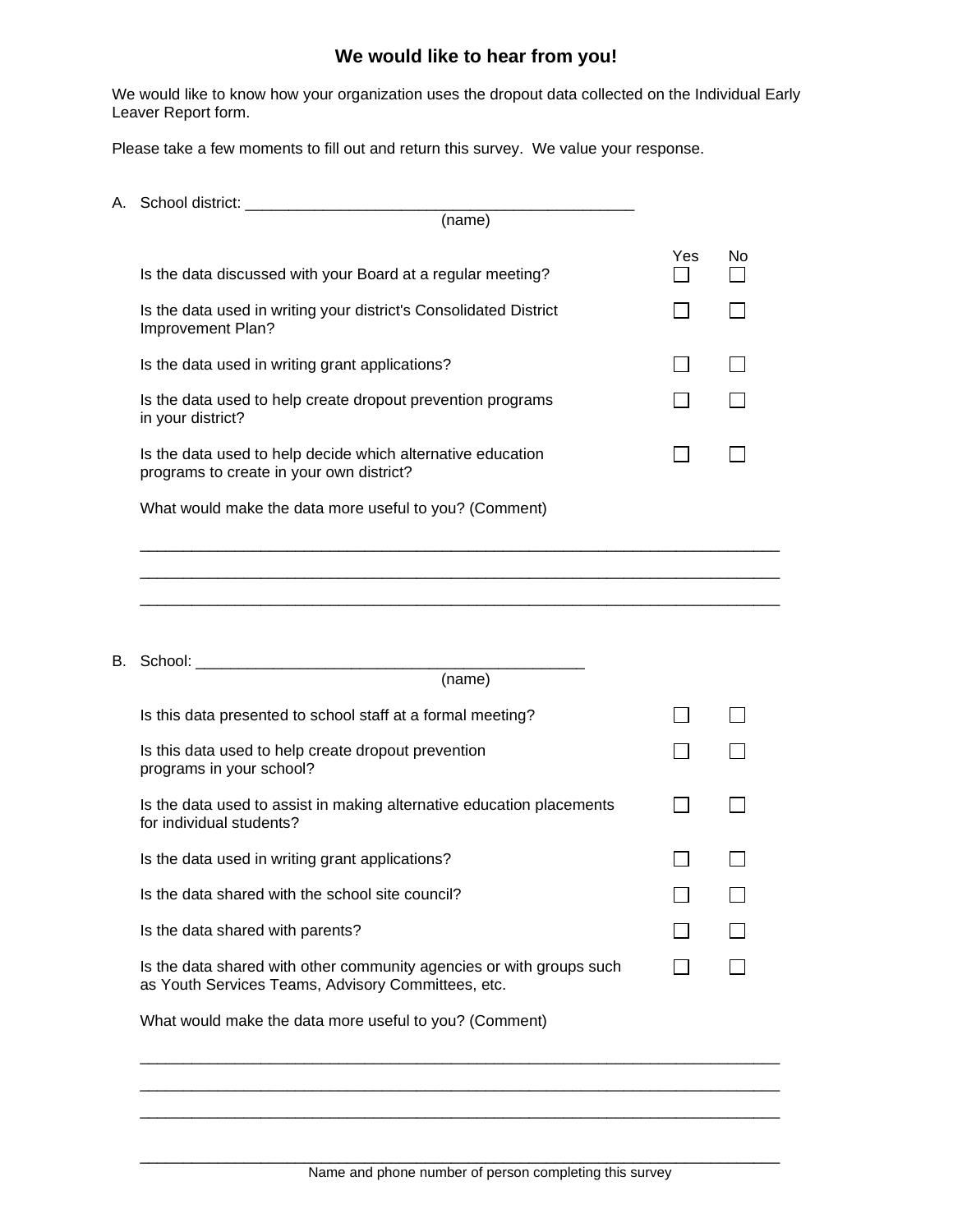## We would like to hear from you!

We would like to know how your organization uses the dropout data collected on the Individual Early Leaver Report form.

Please take a few moments to fill out and return this survey. We value your response.

A. School district: _____________________________________________
(name)

| | Yes | No |
|---|---|---|
| Is the data discussed with your Board at a regular meeting? | ☐ | ☐ |
| Is the data used in writing your district's Consolidated District Improvement Plan? | ☐ | ☐ |
| Is the data used in writing grant applications? | ☐ | ☐ |
| Is the data used to help create dropout prevention programs in your district? | ☐ | ☐ |
| Is the data used to help decide which alternative education programs to create in your own district? | ☐ | ☐ |

What would make the data more useful to you? (Comment)

___________________________________________________________________________

___________________________________________________________________________

___________________________________________________________________________

B. School: _____________________________________________
(name)

| | Yes | No |
|---|---|---|
| Is this data presented to school staff at a formal meeting? | ☐ | ☐ |
| Is this data used to help create dropout prevention programs in your school? | ☐ | ☐ |
| Is the data used to assist in making alternative education placements for individual students? | ☐ | ☐ |
| Is the data used in writing grant applications? | ☐ | ☐ |
| Is the data shared with the school site council? | ☐ | ☐ |
| Is the data shared with parents? | ☐ | ☐ |
| Is the data shared with other community agencies or with groups such as Youth Services Teams, Advisory Committees, etc. | ☐ | ☐ |

What would make the data more useful to you? (Comment)

___________________________________________________________________________

___________________________________________________________________________

___________________________________________________________________________

___________________________________________________________________________
Name and phone number of person completing this survey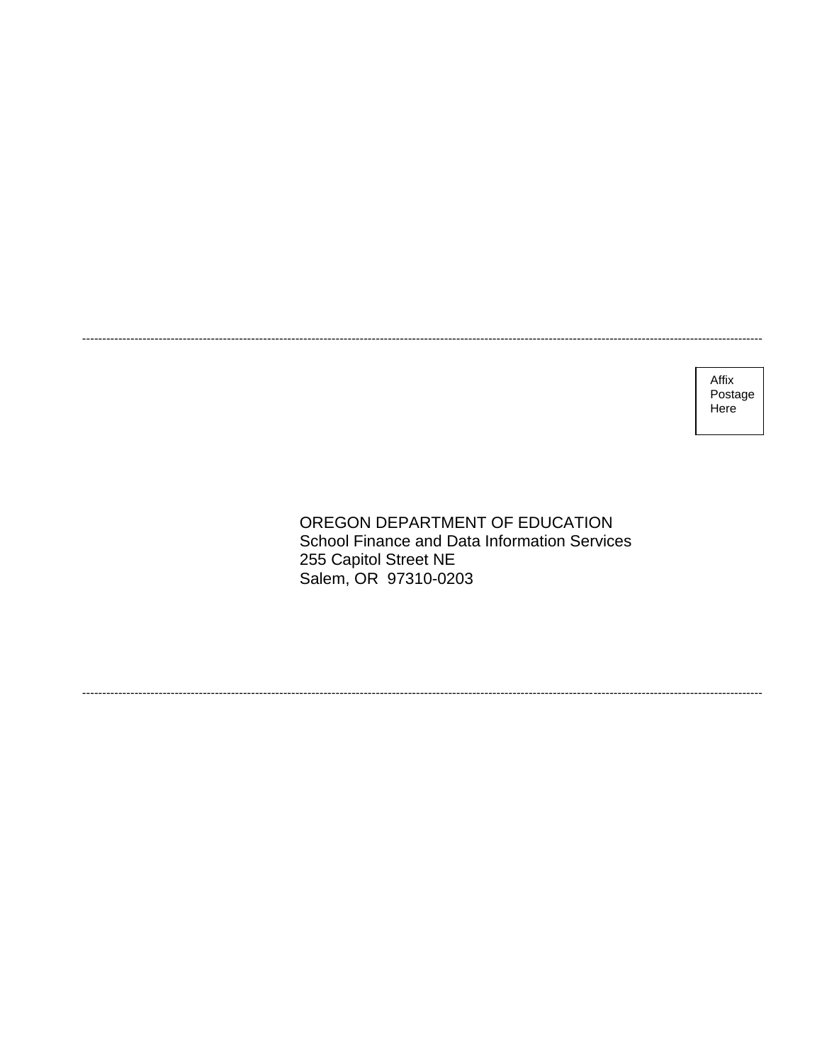Affix
Postage
Here

OREGON DEPARTMENT OF EDUCATION
School Finance and Data Information Services
255 Capitol Street NE
Salem, OR  97310-0203